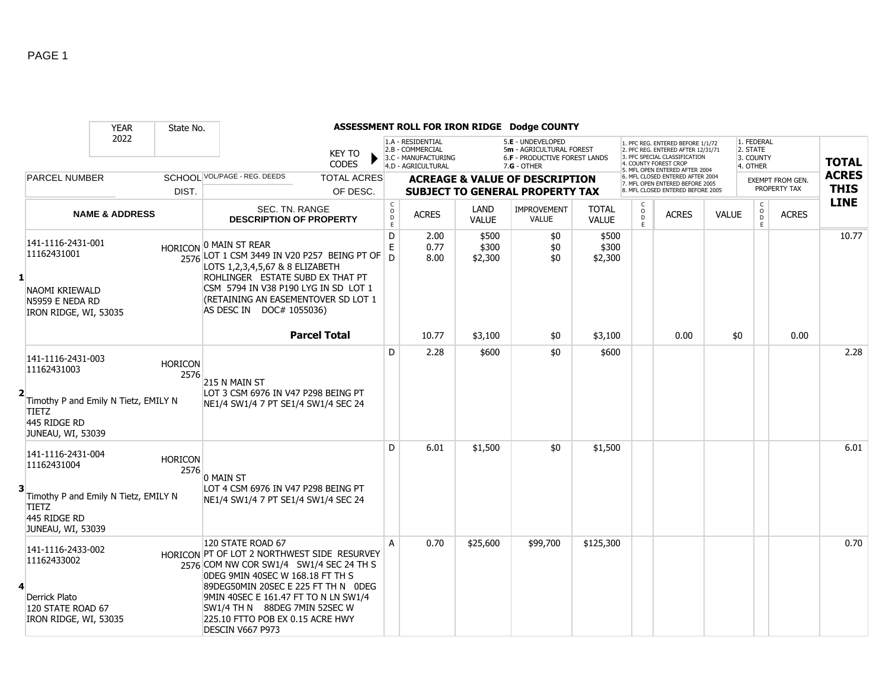# ASSESSMENT ROLL FOR IRON RIDGE Dodge COUNTY

| YEAR | State No. |
|---|---|
| 2022 | |

**KEY TO CODES**

- 1.A - RESIDENTIAL
- 2.B - COMMERCIAL
- 3.C - MANUFACTURING
- 4.D - AGRICULTURAL
- 5.E - UNDEVELOPED
- 5m - AGRICULTURAL FOREST
- 6.F - PRODUCTIVE FOREST LANDS
- 7.G - OTHER

- 1. PFC REG. ENTERED BEFORE 1/1/72
- 2. PFC REG. ENTERED AFTER 12/31/71
- 3. PFC SPECIAL CLASSIFICATION
- 4. COUNTY FOREST CROP
- 5. MFL OPEN ENTERED AFTER 2004
- 6. MFL CLOSED ENTERED AFTER 2004
- 7. MFL OPEN ENTERED BEFORE 2005
- 8. MFL CLOSED ENTERED BEFORE 2005

- 1. FEDERAL
- 2. STATE
- 3. COUNTY
- 4. OTHER

| LINE | PARCEL NUMBER / NAME & ADDRESS | SCHOOL DIST. | VOL/PAGE - REG. DEEDS / SEC. TN. RANGE / DESCRIPTION OF PROPERTY | CODE | ACRES | LAND VALUE | IMPROVEMENT VALUE | TOTAL VALUE | CODE | ACRES | VALUE | CODE (EXEMPT FROM GEN. PROPERTY TAX) | ACRES | TOTAL ACRES THIS LINE |
|---|---|---|---|---|---|---|---|---|---|---|---|---|---|---|
| 1 | 141-1116-2431-001<br>11162431001<br><br>NAOMI KRIEWALD<br>N5959 E NEDA RD<br>IRON RIDGE, WI, 53035 | HORICON 2576 | 0 MAIN ST REAR<br>LOT 1 CSM 3449 IN V20 P257 BEING PT OF LOTS 1,2,3,4,5,67 & 8 ELIZABETH ROHLINGER ESTATE SUBD EX THAT PT CSM 5794 IN V38 P190 LYG IN SD LOT 1 (RETAINING AN EASEMENTOVER SD LOT 1 AS DESC IN DOC# 1055036) | D<br>E<br>D | 2.00<br>0.77<br>8.00 | $500<br>$300<br>$2,300 | $0<br>$0<br>$0 | $500<br>$300<br>$2,300 | | | | | | 10.77 |
| | | | **Parcel Total** | | 10.77 | $3,100 | $0 | $3,100 | | 0.00 | $0 | | 0.00 | |
| 2 | 141-1116-2431-003<br>11162431003<br><br>Timothy P and Emily N Tietz, EMILY N TIETZ<br>445 RIDGE RD<br>JUNEAU, WI, 53039 | HORICON 2576 | 215 N MAIN ST<br>LOT 3 CSM 6976 IN V47 P298 BEING PT NE1/4 SW1/4 7 PT SE1/4 SW1/4 SEC 24 | D | 2.28 | $600 | $0 | $600 | | | | | | 2.28 |
| 3 | 141-1116-2431-004<br>11162431004<br><br>Timothy P and Emily N Tietz, EMILY N TIETZ<br>445 RIDGE RD<br>JUNEAU, WI, 53039 | HORICON 2576 | 0 MAIN ST<br>LOT 4 CSM 6976 IN V47 P298 BEING PT NE1/4 SW1/4 7 PT SE1/4 SW1/4 SEC 24 | D | 6.01 | $1,500 | $0 | $1,500 | | | | | | 6.01 |
| 4 | 141-1116-2433-002<br>11162433002<br><br>Derrick Plato<br>120 STATE ROAD 67<br>IRON RIDGE, WI, 53035 | HORICON 2576 | 120 STATE ROAD 67<br>PT OF LOT 2 NORTHWEST SIDE RESURVEY COM NW COR SW1/4 SW1/4 SEC 24 TH S 0DEG 9MIN 40SEC W 168.18 FT TH S 89DEG50MIN 20SEC E 225 FT TH N 0DEG 9MIN 40SEC E 161.47 FT TO N LN SW1/4 SW1/4 TH N 88DEG 7MIN 52SEC W 225.10 FTTO POB EX 0.15 ACRE HWY DESCIN V667 P973 | A | 0.70 | $25,600 | $99,700 | $125,300 | | | | | | 0.70 |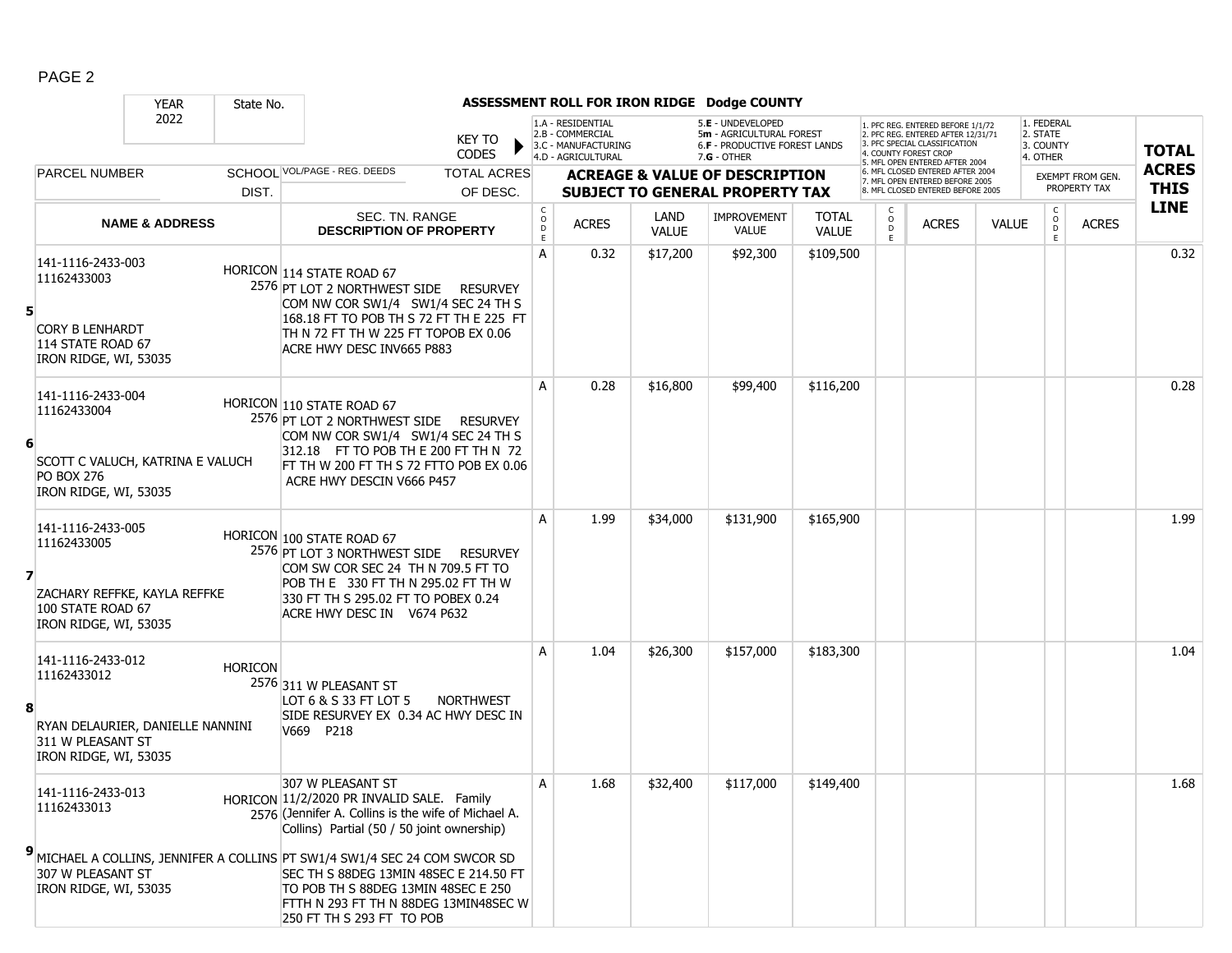**ASSESSMENT ROLL FOR IRON RIDGE Dodge COUNTY**

| YEAR | State No. |
|---|---|
| 2022 | |

KEY TO CODES: 1.A - RESIDENTIAL, 2.B - COMMERCIAL, 3.C - MANUFACTURING, 4.D - AGRICULTURAL, 5.E - UNDEVELOPED, 5m - AGRICULTURAL FOREST, 6.F - PRODUCTIVE FOREST LANDS, 7.G - OTHER

1. PFC REG. ENTERED BEFORE 1/1/72, 2. PFC REG. ENTERED AFTER 12/31/71, 3. PFC SPECIAL CLASSIFICATION, 4. COUNTY FOREST CROP, 5. MFL OPEN ENTERED AFTER 2004, 6. MFL CLOSED ENTERED AFTER 2004, 7. MFL OPEN ENTERED BEFORE 2005, 8. MFL CLOSED ENTERED BEFORE 2005

1. FEDERAL, 2. STATE, 3. COUNTY, 4. OTHER

| | PARCEL NUMBER / NAME & ADDRESS | SCHOOL DIST. | VOL/PAGE - REG. DEEDS / SEC. TN. RANGE DESCRIPTION OF PROPERTY | TOTAL ACRES OF DESC. | CODE | ACRES | LAND VALUE | IMPROVEMENT VALUE | TOTAL VALUE | CODE | ACRES | VALUE | CODE | EXEMPT FROM GEN. PROPERTY TAX ACRES | TOTAL ACRES THIS LINE |
|---|---|---|---|---|---|---|---|---|---|---|---|---|---|---|---|
| 5 | 141-1116-2433-003<br>11162433003<br><br>CORY B LENHARDT<br>114 STATE ROAD 67<br>IRON RIDGE, WI, 53035 | HORICON<br>2576 | 114 STATE ROAD 67<br>PT LOT 2 NORTHWEST SIDE RESURVEY COM NW COR SW1/4 SW1/4 SEC 24 TH S 168.18 FT TO POB TH S 72 FT TH E 225 FT TH N 72 FT TH W 225 FT TOPOB EX 0.06 ACRE HWY DESC INV665 P883 | | A | 0.32 | $17,200 | $92,300 | $109,500 | | | | | | 0.32 |
| 6 | 141-1116-2433-004<br>11162433004<br><br>SCOTT C VALUCH, KATRINA E VALUCH<br>PO BOX 276<br>IRON RIDGE, WI, 53035 | HORICON<br>2576 | 110 STATE ROAD 67<br>PT LOT 2 NORTHWEST SIDE RESURVEY COM NW COR SW1/4 SW1/4 SEC 24 TH S 312.18 FT TO POB TH E 200 FT TH N 72 FT TH W 200 FT TH S 72 FTTO POB EX 0.06 ACRE HWY DESCIN V666 P457 | | A | 0.28 | $16,800 | $99,400 | $116,200 | | | | | | 0.28 |
| 7 | 141-1116-2433-005<br>11162433005<br><br>ZACHARY REFFKE, KAYLA REFFKE<br>100 STATE ROAD 67<br>IRON RIDGE, WI, 53035 | HORICON<br>2576 | 100 STATE ROAD 67<br>PT LOT 3 NORTHWEST SIDE RESURVEY COM SW COR SEC 24 TH N 709.5 FT TO POB TH E 330 FT TH N 295.02 FT TH W 330 FT TH S 295.02 FT TO POBEX 0.24 ACRE HWY DESC IN V674 P632 | | A | 1.99 | $34,000 | $131,900 | $165,900 | | | | | | 1.99 |
| 8 | 141-1116-2433-012<br>11162433012<br><br>RYAN DELAURIER, DANIELLE NANNINI<br>311 W PLEASANT ST<br>IRON RIDGE, WI, 53035 | HORICON<br>2576 | 311 W PLEASANT ST<br>LOT 6 & S 33 FT LOT 5 NORTHWEST SIDE RESURVEY EX 0.34 AC HWY DESC IN V669 P218 | | A | 1.04 | $26,300 | $157,000 | $183,300 | | | | | | 1.04 |
| 9 | 141-1116-2433-013<br>11162433013<br><br>MICHAEL A COLLINS, JENNIFER A COLLINS<br>307 W PLEASANT ST<br>IRON RIDGE, WI, 53035 | HORICON<br>2576 | 307 W PLEASANT ST<br>11/2/2020 PR INVALID SALE. Family (Jennifer A. Collins is the wife of Michael A. Collins) Partial (50 / 50 joint ownership)<br>PT SW1/4 SW1/4 SEC 24 COM SWCOR SD SEC TH S 88DEG 13MIN 48SEC E 214.50 FT TO POB TH S 88DEG 13MIN 48SEC E 250 FTTH N 293 FT TH N 88DEG 13MIN48SEC W 250 FT TH S 293 FT TO POB | | A | 1.68 | $32,400 | $117,000 | $149,400 | | | | | | 1.68 |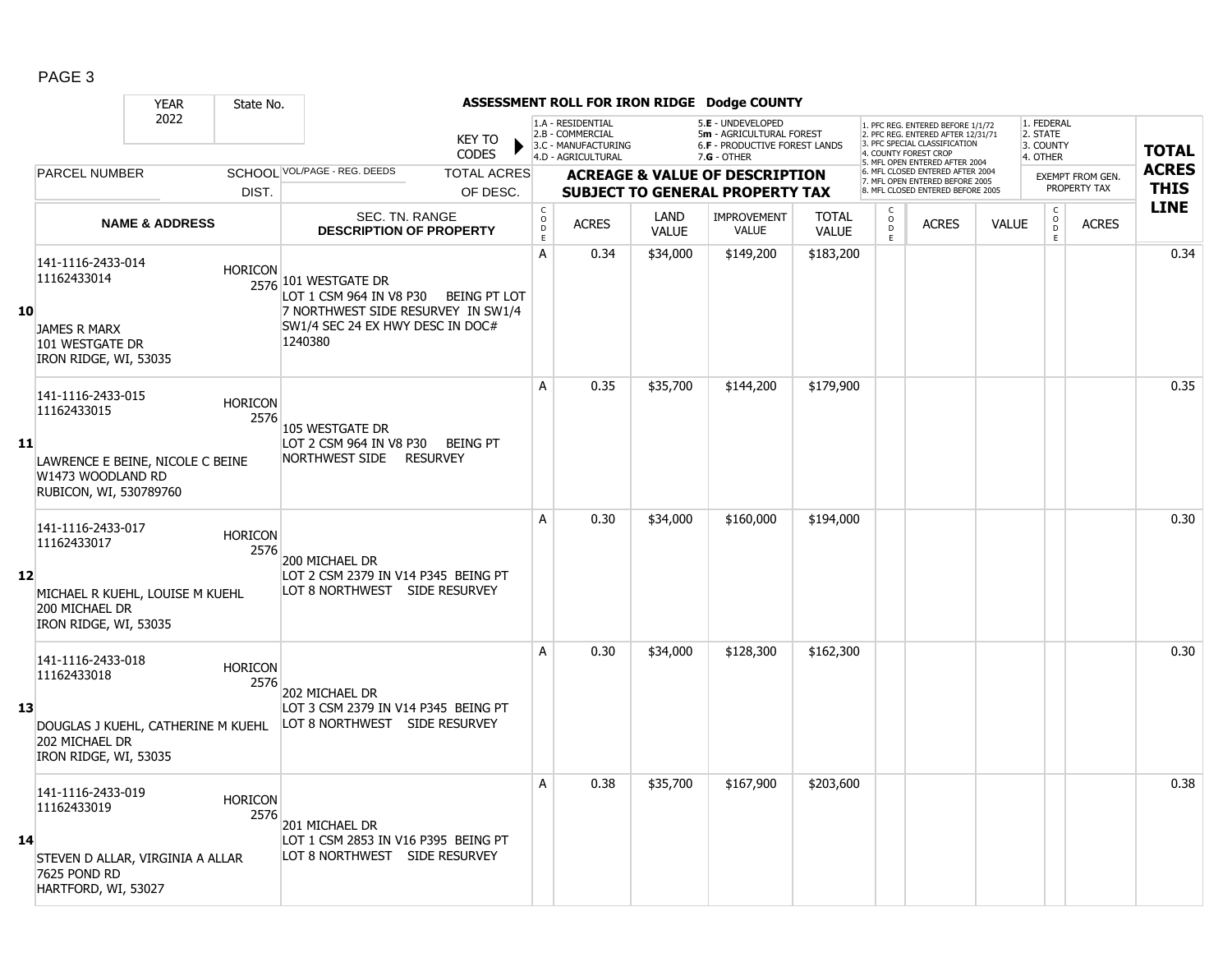# ASSESSMENT ROLL FOR IRON RIDGE Dodge COUNTY

| YEAR | State No. |
|---|---|
| 2022 | |

KEY TO CODES:
- 1.A - RESIDENTIAL
- 2.B - COMMERCIAL
- 3.C - MANUFACTURING
- 4.D - AGRICULTURAL
- 5.E - UNDEVELOPED
- 5m - AGRICULTURAL FOREST
- 6.F - PRODUCTIVE FOREST LANDS
- 7.G - OTHER

1. PFC REG. ENTERED BEFORE 1/1/72
2. PFC REG. ENTERED AFTER 12/31/71
3. PFC SPECIAL CLASSIFICATION
4. COUNTY FOREST CROP
5. MFL OPEN ENTERED AFTER 2004
6. MFL CLOSED ENTERED AFTER 2004
7. MFL OPEN ENTERED BEFORE 2005
8. MFL CLOSED ENTERED BEFORE 2005

1. FEDERAL
2. STATE
3. COUNTY
4. OTHER

| | PARCEL NUMBER / NAME & ADDRESS | SCHOOL DIST. | VOL/PAGE - REG. DEEDS / SEC. TN. RANGE / DESCRIPTION OF PROPERTY | CODE | ACRES | LAND VALUE | IMPROVEMENT VALUE | TOTAL VALUE | CODE | ACRES | VALUE | CODE | EXEMPT ACRES | TOTAL ACRES THIS LINE |
|---|---|---|---|---|---|---|---|---|---|---|---|---|---|---|
| 10 | 141-1116-2433-014<br>11162433014<br><br>JAMES R MARX<br>101 WESTGATE DR<br>IRON RIDGE, WI, 53035 | HORICON 2576 | 101 WESTGATE DR<br>LOT 1 CSM 964 IN V8 P30 BEING PT LOT 7 NORTHWEST SIDE RESURVEY IN SW1/4 SW1/4 SEC 24 EX HWY DESC IN DOC# 1240380 | A | 0.34 | $34,000 | $149,200 | $183,200 | | | | | | 0.34 |
| 11 | 141-1116-2433-015<br>11162433015<br><br>LAWRENCE E BEINE, NICOLE C BEINE<br>W1473 WOODLAND RD<br>RUBICON, WI, 530789760 | HORICON 2576 | 105 WESTGATE DR<br>LOT 2 CSM 964 IN V8 P30 BEING PT NORTHWEST SIDE RESURVEY | A | 0.35 | $35,700 | $144,200 | $179,900 | | | | | | 0.35 |
| 12 | 141-1116-2433-017<br>11162433017<br><br>MICHAEL R KUEHL, LOUISE M KUEHL<br>200 MICHAEL DR<br>IRON RIDGE, WI, 53035 | HORICON 2576 | 200 MICHAEL DR<br>LOT 2 CSM 2379 IN V14 P345 BEING PT LOT 8 NORTHWEST SIDE RESURVEY | A | 0.30 | $34,000 | $160,000 | $194,000 | | | | | | 0.30 |
| 13 | 141-1116-2433-018<br>11162433018<br><br>DOUGLAS J KUEHL, CATHERINE M KUEHL<br>202 MICHAEL DR<br>IRON RIDGE, WI, 53035 | HORICON 2576 | 202 MICHAEL DR<br>LOT 3 CSM 2379 IN V14 P345 BEING PT LOT 8 NORTHWEST SIDE RESURVEY | A | 0.30 | $34,000 | $128,300 | $162,300 | | | | | | 0.30 |
| 14 | 141-1116-2433-019<br>11162433019<br><br>STEVEN D ALLAR, VIRGINIA A ALLAR<br>7625 POND RD<br>HARTFORD, WI, 53027 | HORICON 2576 | 201 MICHAEL DR<br>LOT 1 CSM 2853 IN V16 P395 BEING PT LOT 8 NORTHWEST SIDE RESURVEY | A | 0.38 | $35,700 | $167,900 | $203,600 | | | | | | 0.38 |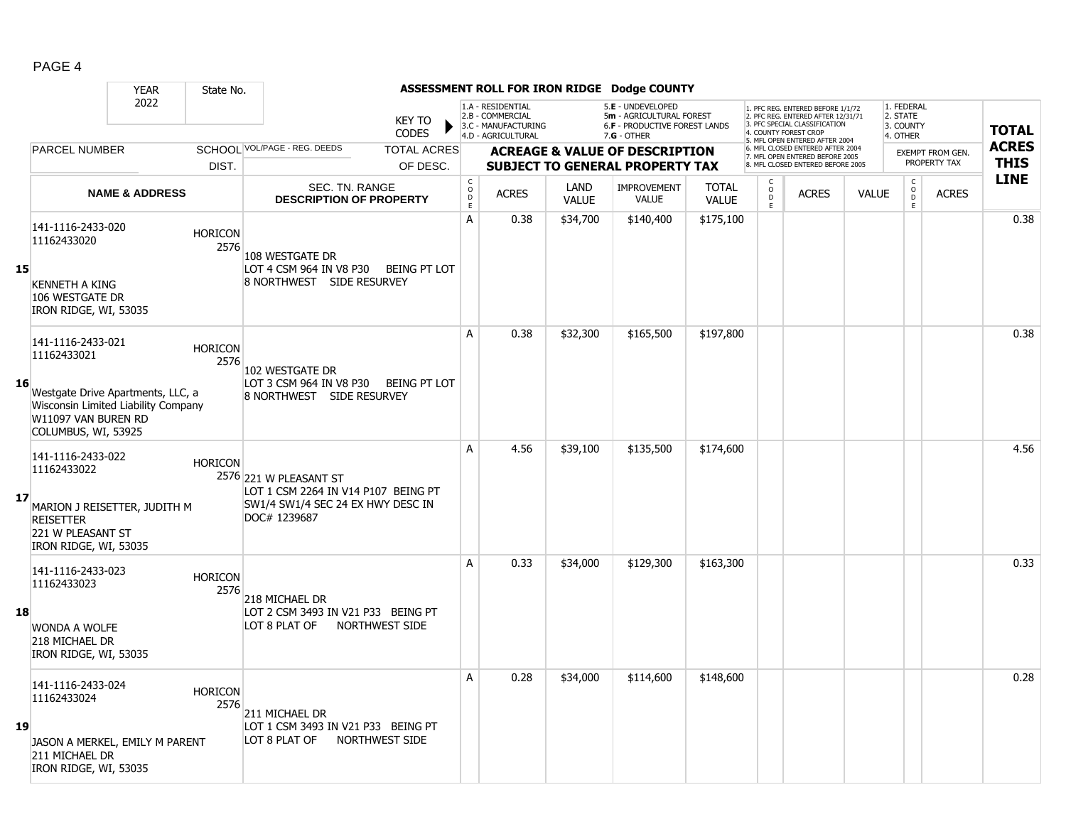# ASSESSMENT ROLL FOR IRON RIDGE Dodge COUNTY

YEAR 2022 | State No.

KEY TO CODES: 1.A - RESIDENTIAL, 2.B - COMMERCIAL, 3.C - MANUFACTURING, 4.D - AGRICULTURAL, 5.E - UNDEVELOPED, 5m - AGRICULTURAL FOREST, 6.F - PRODUCTIVE FOREST LANDS, 7.G - OTHER

1. PFC REG. ENTERED BEFORE 1/1/72, 2. PFC REG. ENTERED AFTER 12/31/71, 3. PFC SPECIAL CLASSIFICATION, 4. COUNTY FOREST CROP, 5. MFL OPEN ENTERED AFTER 2004, 6. MFL CLOSED ENTERED AFTER 2004, 7. MFL OPEN ENTERED BEFORE 2005, 8. MFL CLOSED ENTERED BEFORE 2005

1. FEDERAL, 2. STATE, 3. COUNTY, 4. OTHER

| LINE | PARCEL NUMBER / NAME & ADDRESS | SCHOOL DIST. | VOL/PAGE - REG. DEEDS / SEC. TN. RANGE / DESCRIPTION OF PROPERTY | TOTAL ACRES OF DESC. | CODE | ACRES | LAND VALUE | IMPROVEMENT VALUE | TOTAL VALUE | CODE | ACRES | VALUE | CODE | EXEMPT FROM GEN. PROPERTY TAX ACRES | TOTAL ACRES THIS LINE |
|---|---|---|---|---|---|---|---|---|---|---|---|---|---|---|---|
| 15 | 141-1116-2433-020<br>11162433020<br><br>KENNETH A KING<br>106 WESTGATE DR<br>IRON RIDGE, WI, 53035 | HORICON 2576 | 108 WESTGATE DR<br>LOT 4 CSM 964 IN V8 P30 BEING PT LOT 8 NORTHWEST SIDE RESURVEY | | A | 0.38 | $34,700 | $140,400 | $175,100 | | | | | | 0.38 |
| 16 | 141-1116-2433-021<br>11162433021<br><br>Westgate Drive Apartments, LLC, a Wisconsin Limited Liability Company<br>W11097 VAN BUREN RD<br>COLUMBUS, WI, 53925 | HORICON 2576 | 102 WESTGATE DR<br>LOT 3 CSM 964 IN V8 P30 BEING PT LOT 8 NORTHWEST SIDE RESURVEY | | A | 0.38 | $32,300 | $165,500 | $197,800 | | | | | | 0.38 |
| 17 | 141-1116-2433-022<br>11162433022<br><br>MARION J REISETTER, JUDITH M REISETTER<br>221 W PLEASANT ST<br>IRON RIDGE, WI, 53035 | HORICON 2576 | 221 W PLEASANT ST<br>LOT 1 CSM 2264 IN V14 P107 BEING PT SW1/4 SW1/4 SEC 24 EX HWY DESC IN DOC# 1239687 | | A | 4.56 | $39,100 | $135,500 | $174,600 | | | | | | 4.56 |
| 18 | 141-1116-2433-023<br>11162433023<br><br>WONDA A WOLFE<br>218 MICHAEL DR<br>IRON RIDGE, WI, 53035 | HORICON 2576 | 218 MICHAEL DR<br>LOT 2 CSM 3493 IN V21 P33 BEING PT LOT 8 PLAT OF NORTHWEST SIDE | | A | 0.33 | $34,000 | $129,300 | $163,300 | | | | | | 0.33 |
| 19 | 141-1116-2433-024<br>11162433024<br><br>JASON A MERKEL, EMILY M PARENT<br>211 MICHAEL DR<br>IRON RIDGE, WI, 53035 | HORICON 2576 | 211 MICHAEL DR<br>LOT 1 CSM 3493 IN V21 P33 BEING PT LOT 8 PLAT OF NORTHWEST SIDE | | A | 0.28 | $34,000 | $114,600 | $148,600 | | | | | | 0.28 |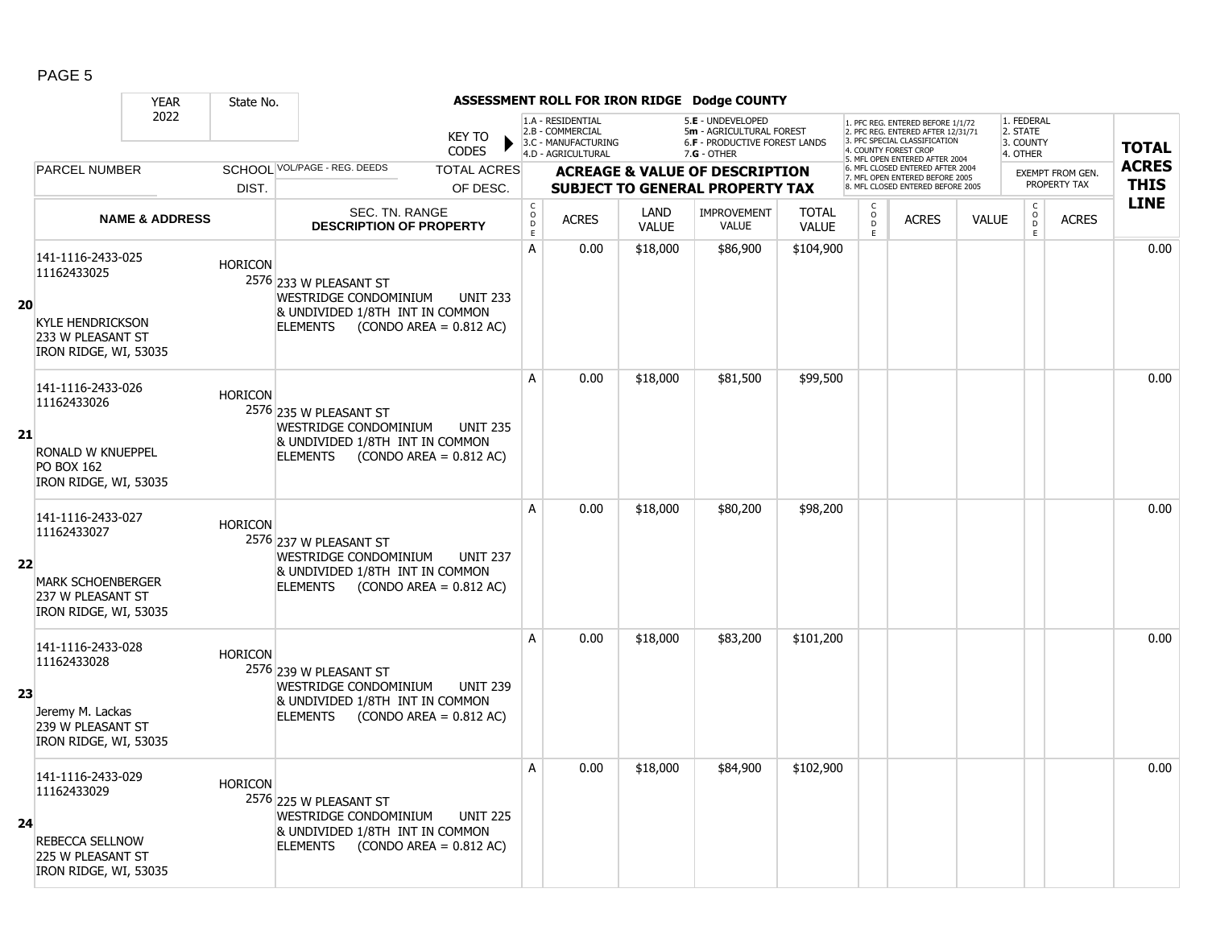# ASSESSMENT ROLL FOR IRON RIDGE Dodge COUNTY

| YEAR | State No. |
|---|---|
| 2022 | |

KEY TO CODES:
- 1.A - RESIDENTIAL
- 2.B - COMMERCIAL
- 3.C - MANUFACTURING
- 4.D - AGRICULTURAL
- 5.E - UNDEVELOPED
- 5m - AGRICULTURAL FOREST
- 6.F - PRODUCTIVE FOREST LANDS
- 7.G - OTHER

- 1. PFC REG. ENTERED BEFORE 1/1/72
- 2. PFC REG. ENTERED AFTER 12/31/71
- 3. PFC SPECIAL CLASSIFICATION
- 4. COUNTY FOREST CROP
- 5. MFL OPEN ENTERED AFTER 2004
- 6. MFL CLOSED ENTERED AFTER 2004
- 7. MFL OPEN ENTERED BEFORE 2005
- 8. MFL CLOSED ENTERED BEFORE 2005

- 1. FEDERAL
- 2. STATE
- 3. COUNTY
- 4. OTHER

| LINE | PARCEL NUMBER / NAME & ADDRESS | SCHOOL DIST. | VOL/PAGE - REG. DEEDS / SEC. TN. RANGE / DESCRIPTION OF PROPERTY | TOTAL ACRES OF DESC. | CODE | ACRES | LAND VALUE | IMPROVEMENT VALUE | TOTAL VALUE | CODE | ACRES | VALUE | CODE (EXEMPT FROM GEN. PROPERTY TAX) | ACRES | TOTAL ACRES THIS LINE |
|---|---|---|---|---|---|---|---|---|---|---|---|---|---|---|---|
| 20 | 141-1116-2433-025<br>11162433025<br><br>KYLE HENDRICKSON<br>233 W PLEASANT ST<br>IRON RIDGE, WI, 53035 | HORICON<br>2576 | 233 W PLEASANT ST<br>WESTRIDGE CONDOMINIUM UNIT 233<br>& UNDIVIDED 1/8TH INT IN COMMON ELEMENTS (CONDO AREA = 0.812 AC) | | A | 0.00 | $18,000 | $86,900 | $104,900 | | | | | | 0.00 |
| 21 | 141-1116-2433-026<br>11162433026<br><br>RONALD W KNUEPPEL<br>PO BOX 162<br>IRON RIDGE, WI, 53035 | HORICON<br>2576 | 235 W PLEASANT ST<br>WESTRIDGE CONDOMINIUM UNIT 235<br>& UNDIVIDED 1/8TH INT IN COMMON ELEMENTS (CONDO AREA = 0.812 AC) | | A | 0.00 | $18,000 | $81,500 | $99,500 | | | | | | 0.00 |
| 22 | 141-1116-2433-027<br>11162433027<br><br>MARK SCHOENBERGER<br>237 W PLEASANT ST<br>IRON RIDGE, WI, 53035 | HORICON<br>2576 | 237 W PLEASANT ST<br>WESTRIDGE CONDOMINIUM UNIT 237<br>& UNDIVIDED 1/8TH INT IN COMMON ELEMENTS (CONDO AREA = 0.812 AC) | | A | 0.00 | $18,000 | $80,200 | $98,200 | | | | | | 0.00 |
| 23 | 141-1116-2433-028<br>11162433028<br><br>Jeremy M. Lackas<br>239 W PLEASANT ST<br>IRON RIDGE, WI, 53035 | HORICON<br>2576 | 239 W PLEASANT ST<br>WESTRIDGE CONDOMINIUM UNIT 239<br>& UNDIVIDED 1/8TH INT IN COMMON ELEMENTS (CONDO AREA = 0.812 AC) | | A | 0.00 | $18,000 | $83,200 | $101,200 | | | | | | 0.00 |
| 24 | 141-1116-2433-029<br>11162433029<br><br>REBECCA SELLNOW<br>225 W PLEASANT ST<br>IRON RIDGE, WI, 53035 | HORICON<br>2576 | 225 W PLEASANT ST<br>WESTRIDGE CONDOMINIUM UNIT 225<br>& UNDIVIDED 1/8TH INT IN COMMON ELEMENTS (CONDO AREA = 0.812 AC) | | A | 0.00 | $18,000 | $84,900 | $102,900 | | | | | | 0.00 |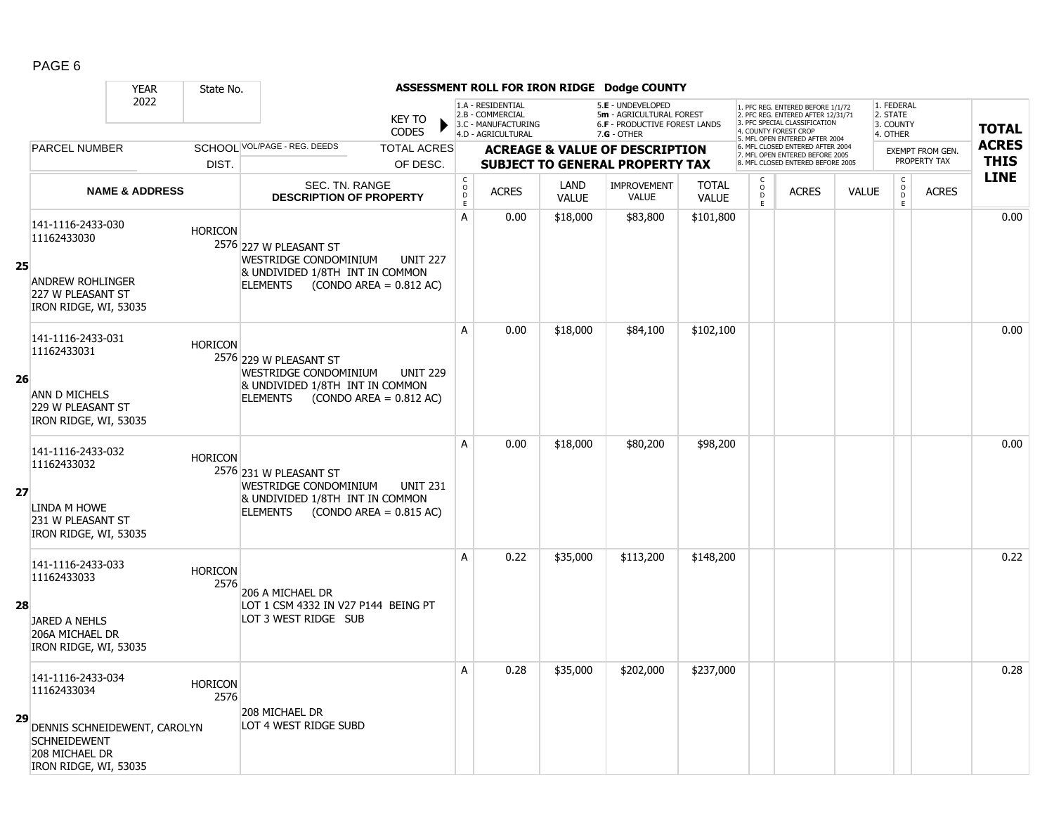## ASSESSMENT ROLL FOR IRON RIDGE Dodge COUNTY

YEAR 2022 | State No.

KEY TO CODES:
- 1.A - RESIDENTIAL
- 2.B - COMMERCIAL
- 3.C - MANUFACTURING
- 4.D - AGRICULTURAL
- 5.E - UNDEVELOPED
- 5m - AGRICULTURAL FOREST
- 6.F - PRODUCTIVE FOREST LANDS
- 7.G - OTHER

Forest crop / MFL codes:
1. PFC REG. ENTERED BEFORE 1/1/72
2. PFC REG. ENTERED AFTER 12/31/71
3. PFC SPECIAL CLASSIFICATION
4. COUNTY FOREST CROP
5. MFL OPEN ENTERED AFTER 2004
6. MFL CLOSED ENTERED AFTER 2004
7. MFL OPEN ENTERED BEFORE 2005
8. MFL CLOSED ENTERED BEFORE 2005

Exempt codes:
1. FEDERAL
2. STATE
3. COUNTY
4. OTHER

| Line | PARCEL NUMBER / NAME & ADDRESS | SCHOOL DIST. | VOL/PAGE - REG. DEEDS / SEC. TN. RANGE / DESCRIPTION OF PROPERTY | CODE | ACRES | LAND VALUE | IMPROVEMENT VALUE | TOTAL VALUE | CODE | ACRES | VALUE | CODE | EXEMPT ACRES | TOTAL ACRES THIS LINE |
|---|---|---|---|---|---|---|---|---|---|---|---|---|---|---|
| 25 | 141-1116-2433-030<br>11162433030<br><br>ANDREW ROHLINGER<br>227 W PLEASANT ST<br>IRON RIDGE, WI, 53035 | HORICON 2576 | 227 W PLEASANT ST<br>WESTRIDGE CONDOMINIUM UNIT 227<br>& UNDIVIDED 1/8TH INT IN COMMON ELEMENTS (CONDO AREA = 0.812 AC) | A | 0.00 | $18,000 | $83,800 | $101,800 | | | | | | 0.00 |
| 26 | 141-1116-2433-031<br>11162433031<br><br>ANN D MICHELS<br>229 W PLEASANT ST<br>IRON RIDGE, WI, 53035 | HORICON 2576 | 229 W PLEASANT ST<br>WESTRIDGE CONDOMINIUM UNIT 229<br>& UNDIVIDED 1/8TH INT IN COMMON ELEMENTS (CONDO AREA = 0.812 AC) | A | 0.00 | $18,000 | $84,100 | $102,100 | | | | | | 0.00 |
| 27 | 141-1116-2433-032<br>11162433032<br><br>LINDA M HOWE<br>231 W PLEASANT ST<br>IRON RIDGE, WI, 53035 | HORICON 2576 | 231 W PLEASANT ST<br>WESTRIDGE CONDOMINIUM UNIT 231<br>& UNDIVIDED 1/8TH INT IN COMMON ELEMENTS (CONDO AREA = 0.815 AC) | A | 0.00 | $18,000 | $80,200 | $98,200 | | | | | | 0.00 |
| 28 | 141-1116-2433-033<br>11162433033<br><br>JARED A NEHLS<br>206A MICHAEL DR<br>IRON RIDGE, WI, 53035 | HORICON 2576 | 206 A MICHAEL DR<br>LOT 1 CSM 4332 IN V27 P144 BEING PT LOT 3 WEST RIDGE SUB | A | 0.22 | $35,000 | $113,200 | $148,200 | | | | | | 0.22 |
| 29 | 141-1116-2433-034<br>11162433034<br><br>DENNIS SCHNEIDEWENT, CAROLYN SCHNEIDEWENT<br>208 MICHAEL DR<br>IRON RIDGE, WI, 53035 | HORICON 2576 | 208 MICHAEL DR<br>LOT 4 WEST RIDGE SUBD | A | 0.28 | $35,000 | $202,000 | $237,000 | | | | | | 0.28 |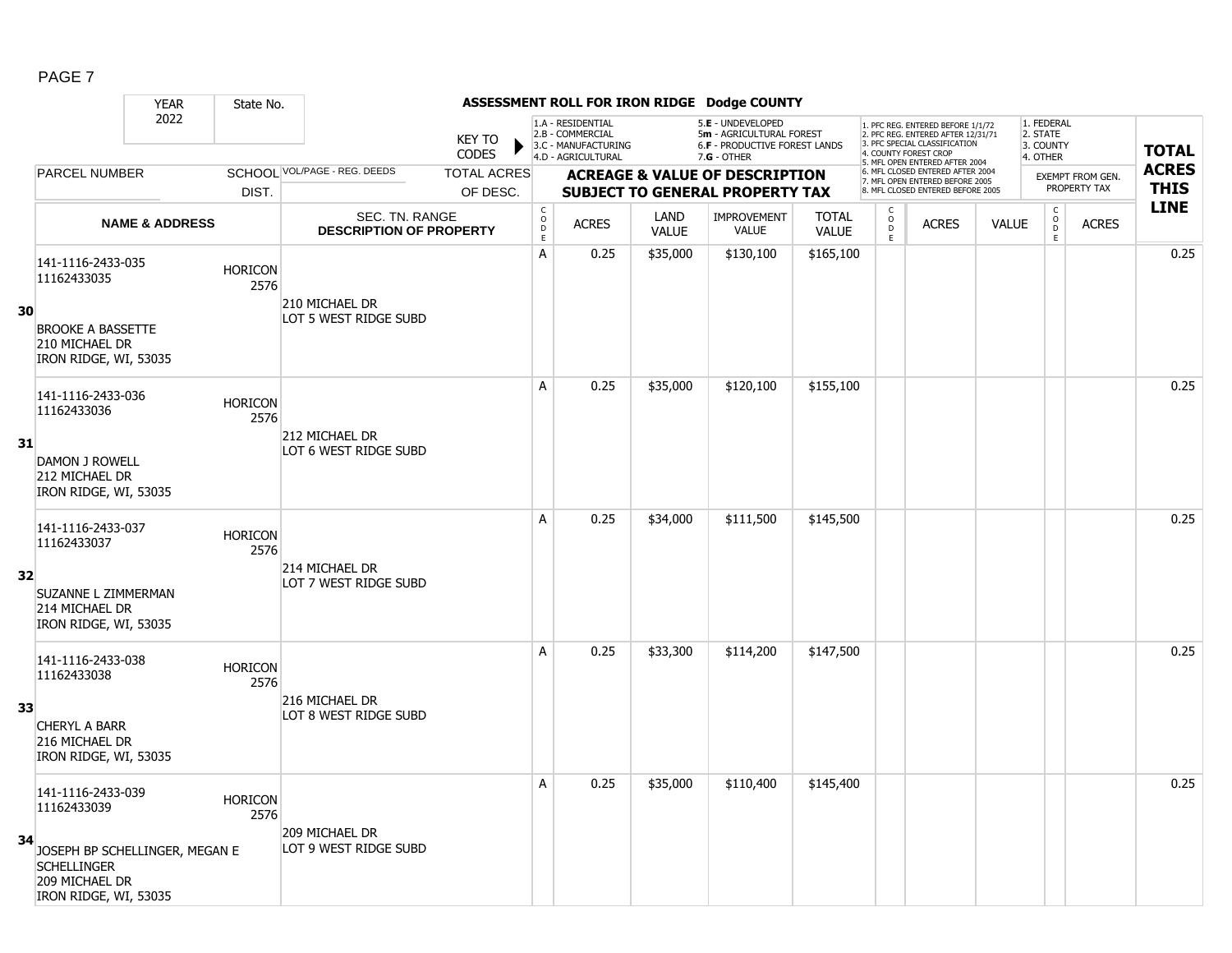## ASSESSMENT ROLL FOR IRON RIDGE Dodge COUNTY

YEAR: 2022 | State No.

KEY TO CODES: 1.A - RESIDENTIAL, 2.B - COMMERCIAL, 3.C - MANUFACTURING, 4.D - AGRICULTURAL, 5.E - UNDEVELOPED, 5m - AGRICULTURAL FOREST, 6.F - PRODUCTIVE FOREST LANDS, 7.G - OTHER

1. PFC REG. ENTERED BEFORE 1/1/72, 2. PFC REG. ENTERED AFTER 12/31/71, 3. PFC SPECIAL CLASSIFICATION, 4. COUNTY FOREST CROP, 5. MFL OPEN ENTERED AFTER 2004, 6. MFL CLOSED ENTERED AFTER 2004, 7. MFL OPEN ENTERED BEFORE 2005, 8. MFL CLOSED ENTERED BEFORE 2005

1. FEDERAL, 2. STATE, 3. COUNTY, 4. OTHER

| LINE | PARCEL NUMBER / NAME & ADDRESS | SCHOOL DIST. | VOL/PAGE - REG. DEEDS / SEC. TN. RANGE / DESCRIPTION OF PROPERTY | TOTAL ACRES OF DESC. | CODE | ACRES | LAND VALUE | IMPROVEMENT VALUE | TOTAL VALUE | CODE | ACRES | VALUE | CODE | ACRES (EXEMPT FROM GEN. PROPERTY TAX) | TOTAL ACRES THIS LINE |
|---|---|---|---|---|---|---|---|---|---|---|---|---|---|---|---|
| 30 | 141-1116-2433-035<br>11162433035<br>BROOKE A BASSETTE<br>210 MICHAEL DR<br>IRON RIDGE, WI, 53035 | HORICON 2576 | 210 MICHAEL DR<br>LOT 5 WEST RIDGE SUBD | | A | 0.25 | $35,000 | $130,100 | $165,100 | | | | | | 0.25 |
| 31 | 141-1116-2433-036<br>11162433036<br>DAMON J ROWELL<br>212 MICHAEL DR<br>IRON RIDGE, WI, 53035 | HORICON 2576 | 212 MICHAEL DR<br>LOT 6 WEST RIDGE SUBD | | A | 0.25 | $35,000 | $120,100 | $155,100 | | | | | | 0.25 |
| 32 | 141-1116-2433-037<br>11162433037<br>SUZANNE L ZIMMERMAN<br>214 MICHAEL DR<br>IRON RIDGE, WI, 53035 | HORICON 2576 | 214 MICHAEL DR<br>LOT 7 WEST RIDGE SUBD | | A | 0.25 | $34,000 | $111,500 | $145,500 | | | | | | 0.25 |
| 33 | 141-1116-2433-038<br>11162433038<br>CHERYL A BARR<br>216 MICHAEL DR<br>IRON RIDGE, WI, 53035 | HORICON 2576 | 216 MICHAEL DR<br>LOT 8 WEST RIDGE SUBD | | A | 0.25 | $33,300 | $114,200 | $147,500 | | | | | | 0.25 |
| 34 | 141-1116-2433-039<br>11162433039<br>JOSEPH BP SCHELLINGER, MEGAN E SCHELLINGER<br>209 MICHAEL DR<br>IRON RIDGE, WI, 53035 | HORICON 2576 | 209 MICHAEL DR<br>LOT 9 WEST RIDGE SUBD | | A | 0.25 | $35,000 | $110,400 | $145,400 | | | | | | 0.25 |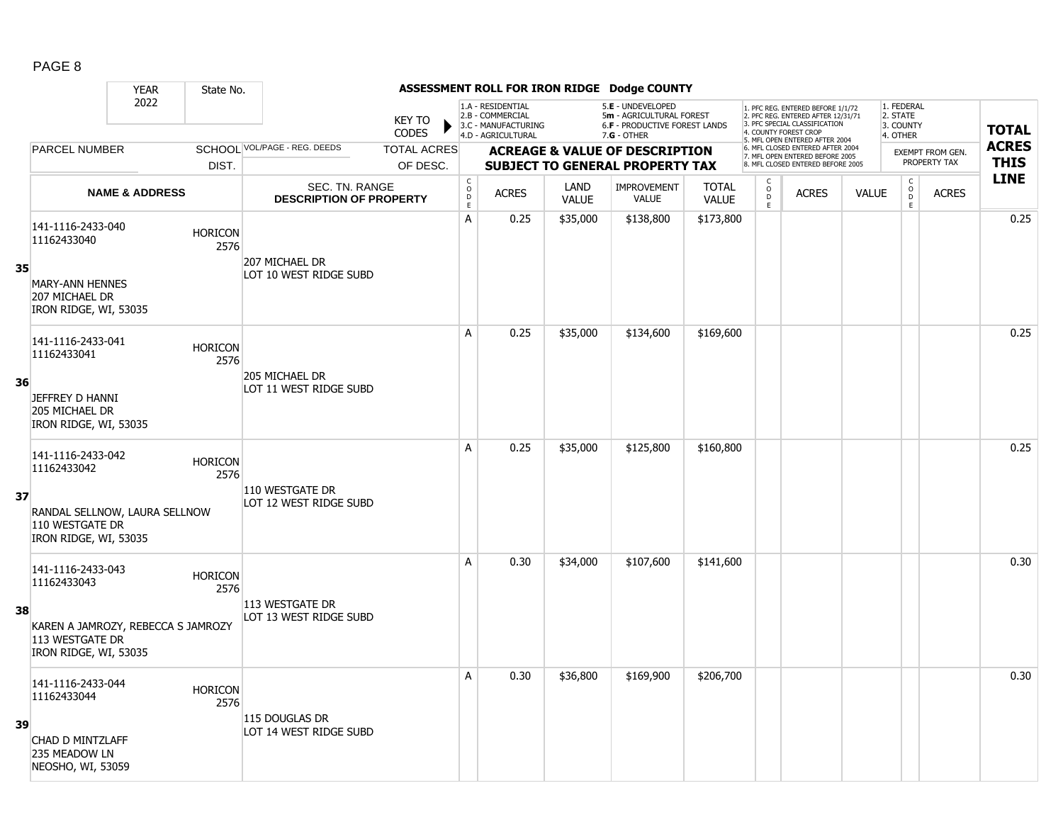| | YEAR 2022 | State No. | | | ASSESSMENT ROLL FOR IRON RIDGE Dodge COUNTY | | | | | | | | | | | |
|---|---|---|---|---|---|---|---|---|---|---|---|---|---|---|---|---|
| | | | | KEY TO CODES | 1.A - RESIDENTIAL 2.B - COMMERCIAL 3.C - MANUFACTURING 4.D - AGRICULTURAL | | | 5.E - UNDEVELOPED 5m - AGRICULTURAL FOREST 6.F - PRODUCTIVE FOREST LANDS 7.G - OTHER | | 1. PFC REG. ENTERED BEFORE 1/1/72 2. PFC REG. ENTERED AFTER 12/31/71 3. PFC SPECIAL CLASSIFICATION 4. COUNTY FOREST CROP 5. MFL OPEN ENTERED AFTER 2004 6. MFL CLOSED ENTERED AFTER 2004 7. MFL OPEN ENTERED BEFORE 2005 8. MFL CLOSED ENTERED BEFORE 2005 | | | 1. FEDERAL 2. STATE 3. COUNTY 4. OTHER | | TOTAL ACRES THIS LINE |
| | PARCEL NUMBER | SCHOOL DIST. | VOL/PAGE - REG. DEEDS | TOTAL ACRES OF DESC. | ACREAGE & VALUE OF DESCRIPTION SUBJECT TO GENERAL PROPERTY TAX | | | | | | | | EXEMPT FROM GEN. PROPERTY TAX | | |
| | NAME & ADDRESS | | SEC. TN. RANGE DESCRIPTION OF PROPERTY | | CODE | ACRES | LAND VALUE | IMPROVEMENT VALUE | TOTAL VALUE | CODE | ACRES | VALUE | CODE | ACRES | |
| 35 | 141-1116-2433-040 11162433040 MARY-ANN HENNES 207 MICHAEL DR IRON RIDGE, WI, 53035 | HORICON 2576 | 207 MICHAEL DR LOT 10 WEST RIDGE SUBD | | A | 0.25 | $35,000 | $138,800 | $173,800 | | | | | | 0.25 |
| 36 | 141-1116-2433-041 11162433041 JEFFREY D HANNI 205 MICHAEL DR IRON RIDGE, WI, 53035 | HORICON 2576 | 205 MICHAEL DR LOT 11 WEST RIDGE SUBD | | A | 0.25 | $35,000 | $134,600 | $169,600 | | | | | | 0.25 |
| 37 | 141-1116-2433-042 11162433042 RANDAL SELLNOW, LAURA SELLNOW 110 WESTGATE DR IRON RIDGE, WI, 53035 | HORICON 2576 | 110 WESTGATE DR LOT 12 WEST RIDGE SUBD | | A | 0.25 | $35,000 | $125,800 | $160,800 | | | | | | 0.25 |
| 38 | 141-1116-2433-043 11162433043 KAREN A JAMROZY, REBECCA S JAMROZY 113 WESTGATE DR IRON RIDGE, WI, 53035 | HORICON 2576 | 113 WESTGATE DR LOT 13 WEST RIDGE SUBD | | A | 0.30 | $34,000 | $107,600 | $141,600 | | | | | | 0.30 |
| 39 | 141-1116-2433-044 11162433044 CHAD D MINTZLAFF 235 MEADOW LN NEOSHO, WI, 53059 | HORICON 2576 | 115 DOUGLAS DR LOT 14 WEST RIDGE SUBD | | A | 0.30 | $36,800 | $169,900 | $206,700 | | | | | | 0.30 |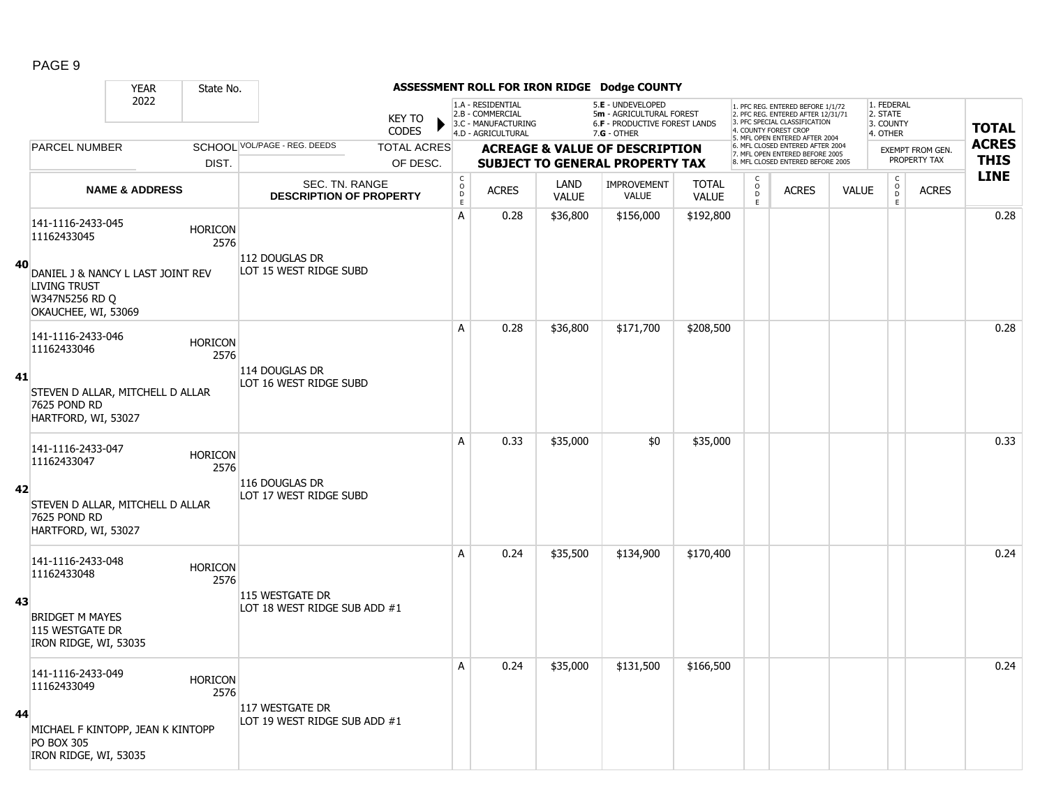# ASSESSMENT ROLL FOR IRON RIDGE Dodge COUNTY

YEAR 2022 | State No.

KEY TO CODES:
- 1.A - RESIDENTIAL
- 2.B - COMMERCIAL
- 3.C - MANUFACTURING
- 4.D - AGRICULTURAL
- 5.E - UNDEVELOPED
- 5m - AGRICULTURAL FOREST
- 6.F - PRODUCTIVE FOREST LANDS
- 7.G - OTHER

- 1. PFC REG. ENTERED BEFORE 1/1/72
- 2. PFC REG. ENTERED AFTER 12/31/71
- 3. PFC SPECIAL CLASSIFICATION
- 4. COUNTY FOREST CROP
- 5. MFL OPEN ENTERED AFTER 2004
- 6. MFL CLOSED ENTERED AFTER 2004
- 7. MFL OPEN ENTERED BEFORE 2005
- 8. MFL CLOSED ENTERED BEFORE 2005

- 1. FEDERAL
- 2. STATE
- 3. COUNTY
- 4. OTHER

| | PARCEL NUMBER / NAME & ADDRESS | SCHOOL DIST. | VOL/PAGE - REG. DEEDS / SEC. TN. RANGE / DESCRIPTION OF PROPERTY | CODE | ACRES | LAND VALUE | IMPROVEMENT VALUE | TOTAL VALUE | CODE | ACRES | VALUE | CODE | ACRES (EXEMPT FROM GEN. PROPERTY TAX) | TOTAL ACRES THIS LINE |
|---|---|---|---|---|---|---|---|---|---|---|---|---|---|---|
| 40 | 141-1116-2433-045<br>11162433045<br>DANIEL J & NANCY L LAST JOINT REV LIVING TRUST<br>W347N5256 RD Q<br>OKAUCHEE, WI, 53069 | HORICON 2576 | 112 DOUGLAS DR<br>LOT 15 WEST RIDGE SUBD | A | 0.28 | $36,800 | $156,000 | $192,800 | | | | | | 0.28 |
| 41 | 141-1116-2433-046<br>11162433046<br>STEVEN D ALLAR, MITCHELL D ALLAR<br>7625 POND RD<br>HARTFORD, WI, 53027 | HORICON 2576 | 114 DOUGLAS DR<br>LOT 16 WEST RIDGE SUBD | A | 0.28 | $36,800 | $171,700 | $208,500 | | | | | | 0.28 |
| 42 | 141-1116-2433-047<br>11162433047<br>STEVEN D ALLAR, MITCHELL D ALLAR<br>7625 POND RD<br>HARTFORD, WI, 53027 | HORICON 2576 | 116 DOUGLAS DR<br>LOT 17 WEST RIDGE SUBD | A | 0.33 | $35,000 | $0 | $35,000 | | | | | | 0.33 |
| 43 | 141-1116-2433-048<br>11162433048<br>BRIDGET M MAYES<br>115 WESTGATE DR<br>IRON RIDGE, WI, 53035 | HORICON 2576 | 115 WESTGATE DR<br>LOT 18 WEST RIDGE SUB ADD #1 | A | 0.24 | $35,500 | $134,900 | $170,400 | | | | | | 0.24 |
| 44 | 141-1116-2433-049<br>11162433049<br>MICHAEL F KINTOPP, JEAN K KINTOPP<br>PO BOX 305<br>IRON RIDGE, WI, 53035 | HORICON 2576 | 117 WESTGATE DR<br>LOT 19 WEST RIDGE SUB ADD #1 | A | 0.24 | $35,000 | $131,500 | $166,500 | | | | | | 0.24 |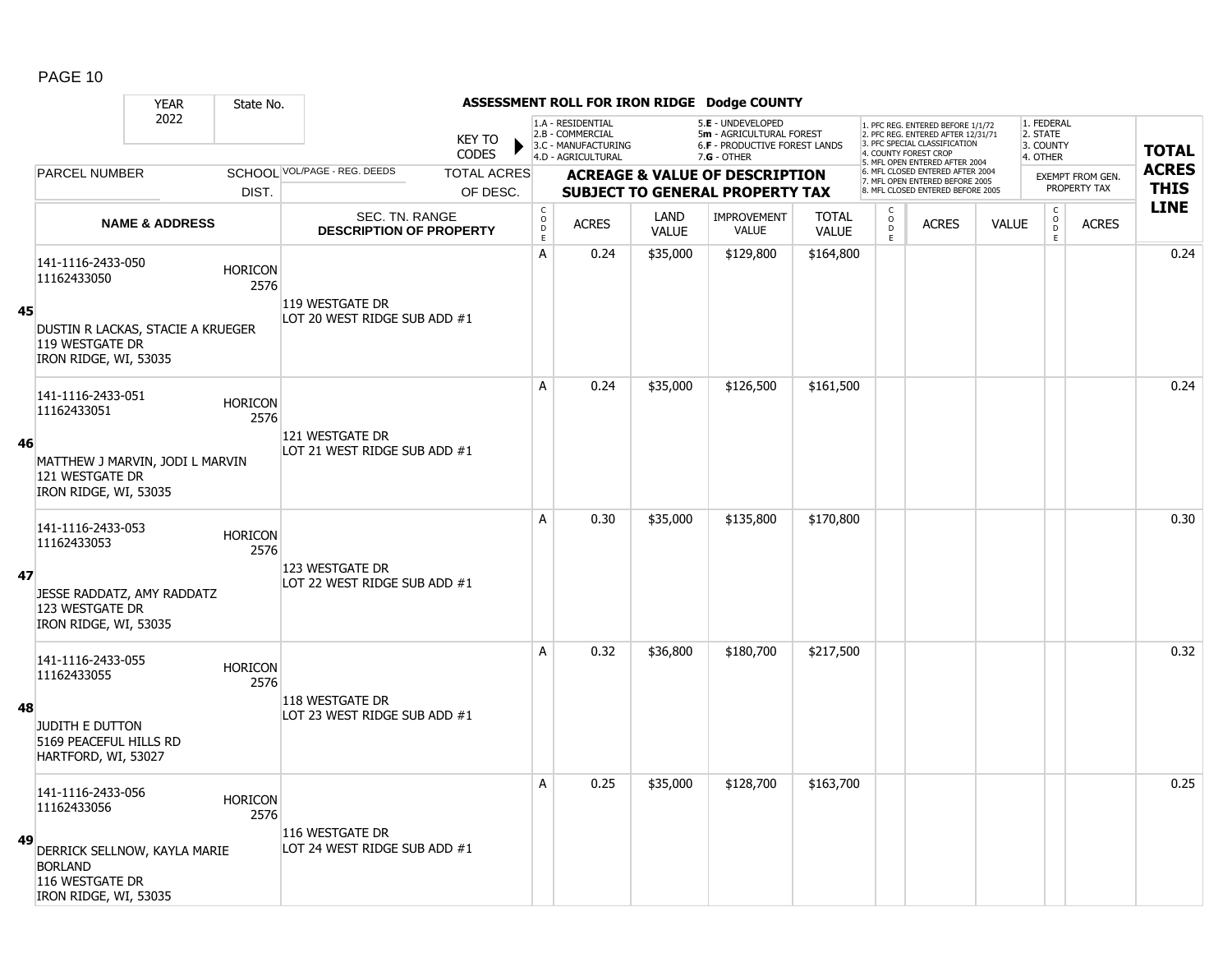# ASSESSMENT ROLL FOR IRON RIDGE Dodge COUNTY

| YEAR | State No. | | | | | | | | | | | | | | |
|---|---|---|---|---|---|---|---|---|---|---|---|---|---|---|---|
| 2022 | | | | | | | | | | | | | | | |

KEY TO CODES:
1.A - RESIDENTIAL, 2.B - COMMERCIAL, 3.C - MANUFACTURING, 4.D - AGRICULTURAL, 5.E - UNDEVELOPED, 5m - AGRICULTURAL FOREST, 6.F - PRODUCTIVE FOREST LANDS, 7.G - OTHER

1. PFC REG. ENTERED BEFORE 1/1/72, 2. PFC REG. ENTERED AFTER 12/31/71, 3. PFC SPECIAL CLASSIFICATION, 4. COUNTY FOREST CROP, 5. MFL OPEN ENTERED AFTER 2004, 6. MFL CLOSED ENTERED AFTER 2004, 7. MFL OPEN ENTERED BEFORE 2005, 8. MFL CLOSED ENTERED BEFORE 2005

1. FEDERAL, 2. STATE, 3. COUNTY, 4. OTHER

| | PARCEL NUMBER / NAME & ADDRESS | SCHOOL DIST. | VOL/PAGE - REG. DEEDS / SEC. TN. RANGE / DESCRIPTION OF PROPERTY | TOTAL ACRES OF DESC. | CODE | ACRES | LAND VALUE | IMPROVEMENT VALUE | TOTAL VALUE | CODE | ACRES | VALUE | CODE | ACRES (EXEMPT FROM GEN. PROPERTY TAX) | TOTAL ACRES THIS LINE |
|---|---|---|---|---|---|---|---|---|---|---|---|---|---|---|---|
| 45 | 141-1116-2433-050<br>11162433050<br>DUSTIN R LACKAS, STACIE A KRUEGER<br>119 WESTGATE DR<br>IRON RIDGE, WI, 53035 | HORICON 2576 | 119 WESTGATE DR<br>LOT 20 WEST RIDGE SUB ADD #1 | | A | 0.24 | $35,000 | $129,800 | $164,800 | | | | | | 0.24 |
| 46 | 141-1116-2433-051<br>11162433051<br>MATTHEW J MARVIN, JODI L MARVIN<br>121 WESTGATE DR<br>IRON RIDGE, WI, 53035 | HORICON 2576 | 121 WESTGATE DR<br>LOT 21 WEST RIDGE SUB ADD #1 | | A | 0.24 | $35,000 | $126,500 | $161,500 | | | | | | 0.24 |
| 47 | 141-1116-2433-053<br>11162433053<br>JESSE RADDATZ, AMY RADDATZ<br>123 WESTGATE DR<br>IRON RIDGE, WI, 53035 | HORICON 2576 | 123 WESTGATE DR<br>LOT 22 WEST RIDGE SUB ADD #1 | | A | 0.30 | $35,000 | $135,800 | $170,800 | | | | | | 0.30 |
| 48 | 141-1116-2433-055<br>11162433055<br>JUDITH E DUTTON<br>5169 PEACEFUL HILLS RD<br>HARTFORD, WI, 53027 | HORICON 2576 | 118 WESTGATE DR<br>LOT 23 WEST RIDGE SUB ADD #1 | | A | 0.32 | $36,800 | $180,700 | $217,500 | | | | | | 0.32 |
| 49 | 141-1116-2433-056<br>11162433056<br>DERRICK SELLNOW, KAYLA MARIE BORLAND<br>116 WESTGATE DR<br>IRON RIDGE, WI, 53035 | HORICON 2576 | 116 WESTGATE DR<br>LOT 24 WEST RIDGE SUB ADD #1 | | A | 0.25 | $35,000 | $128,700 | $163,700 | | | | | | 0.25 |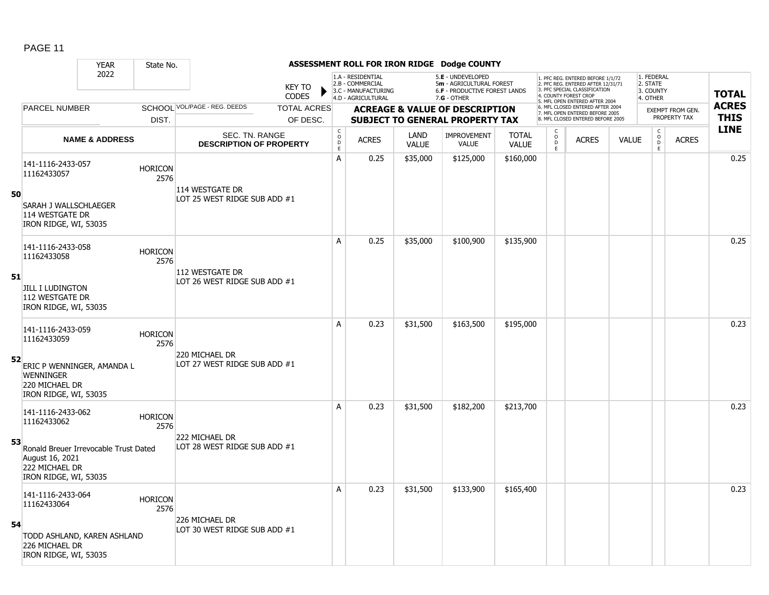# ASSESSMENT ROLL FOR IRON RIDGE Dodge COUNTY

| YEAR 2022 | State No. | KEY TO CODES | | 1.A - RESIDENTIAL<br>2.B - COMMERCIAL<br>3.C - MANUFACTURING<br>4.D - AGRICULTURAL | | 5.E - UNDEVELOPED<br>5m - AGRICULTURAL FOREST<br>6.F - PRODUCTIVE FOREST LANDS<br>7.G - OTHER | | | 1. PFC REG. ENTERED BEFORE 1/1/72<br>2. PFC REG. ENTERED AFTER 12/31/71<br>3. PFC SPECIAL CLASSIFICATION<br>4. COUNTY FOREST CROP<br>5. MFL OPEN ENTERED AFTER 2004<br>6. MFL CLOSED ENTERED AFTER 2004<br>7. MFL OPEN ENTERED BEFORE 2005<br>8. MFL CLOSED ENTERED BEFORE 2005 | | | 1. FEDERAL<br>2. STATE<br>3. COUNTY<br>4. OTHER | | |
|---|---|---|---|---|---|---|---|---|---|---|---|---|---|---|
| PARCEL NUMBER | SCHOOL DIST. | VOL/PAGE - REG. DEEDS | TOTAL ACRES OF DESC. | ACREAGE & VALUE OF DESCRIPTION SUBJECT TO GENERAL PROPERTY TAX | | | | | | | | EXEMPT FROM GEN. PROPERTY TAX | | TOTAL ACRES THIS LINE |
| NAME & ADDRESS | | SEC. TN. RANGE DESCRIPTION OF PROPERTY | | CODE | ACRES | LAND VALUE | IMPROVEMENT VALUE | TOTAL VALUE | CODE | ACRES | VALUE | CODE | ACRES | |
| **50** 141-1116-2433-057<br>11162433057<br>SARAH J WALLSCHLAEGER<br>114 WESTGATE DR<br>IRON RIDGE, WI, 53035 | HORICON 2576 | 114 WESTGATE DR<br>LOT 25 WEST RIDGE SUB ADD #1 | | A | 0.25 | $35,000 | $125,000 | $160,000 | | | | | | 0.25 |
| **51** 141-1116-2433-058<br>11162433058<br>JILL I LUDINGTON<br>112 WESTGATE DR<br>IRON RIDGE, WI, 53035 | HORICON 2576 | 112 WESTGATE DR<br>LOT 26 WEST RIDGE SUB ADD #1 | | A | 0.25 | $35,000 | $100,900 | $135,900 | | | | | | 0.25 |
| **52** 141-1116-2433-059<br>11162433059<br>ERIC P WENNINGER, AMANDA L WENNINGER<br>220 MICHAEL DR<br>IRON RIDGE, WI, 53035 | HORICON 2576 | 220 MICHAEL DR<br>LOT 27 WEST RIDGE SUB ADD #1 | | A | 0.23 | $31,500 | $163,500 | $195,000 | | | | | | 0.23 |
| **53** 141-1116-2433-062<br>11162433062<br>Ronald Breuer Irrevocable Trust Dated August 16, 2021<br>222 MICHAEL DR<br>IRON RIDGE, WI, 53035 | HORICON 2576 | 222 MICHAEL DR<br>LOT 28 WEST RIDGE SUB ADD #1 | | A | 0.23 | $31,500 | $182,200 | $213,700 | | | | | | 0.23 |
| **54** 141-1116-2433-064<br>11162433064<br>TODD ASHLAND, KAREN ASHLAND<br>226 MICHAEL DR<br>IRON RIDGE, WI, 53035 | HORICON 2576 | 226 MICHAEL DR<br>LOT 30 WEST RIDGE SUB ADD #1 | | A | 0.23 | $31,500 | $133,900 | $165,400 | | | | | | 0.23 |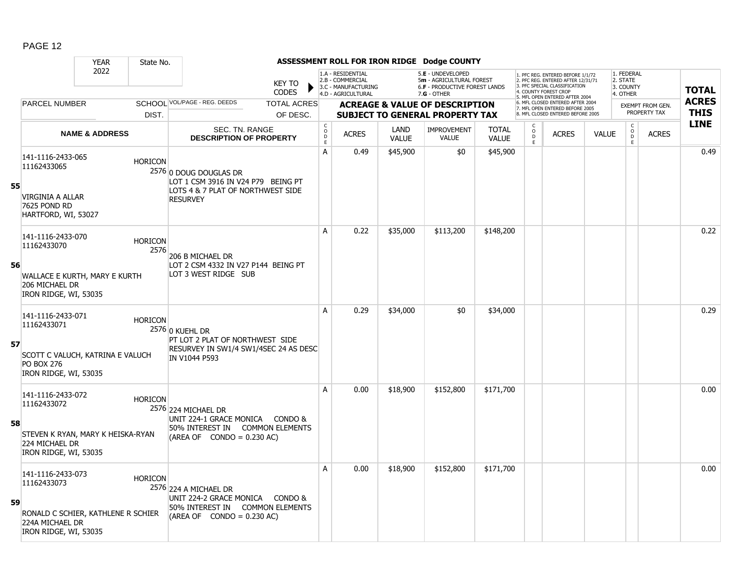# ASSESSMENT ROLL FOR IRON RIDGE Dodge COUNTY

YEAR 2022 | State No.

KEY TO CODES:
- 1.A - RESIDENTIAL
- 2.B - COMMERCIAL
- 3.C - MANUFACTURING
- 4.D - AGRICULTURAL
- 5.E - UNDEVELOPED
- 5m - AGRICULTURAL FOREST
- 6.F - PRODUCTIVE FOREST LANDS
- 7.G - OTHER

1. PFC REG. ENTERED BEFORE 1/1/72
2. PFC REG. ENTERED AFTER 12/31/71
3. PFC SPECIAL CLASSIFICATION
4. COUNTY FOREST CROP
5. MFL OPEN ENTERED AFTER 2004
6. MFL CLOSED ENTERED AFTER 2004
7. MFL OPEN ENTERED BEFORE 2005
8. MFL CLOSED ENTERED BEFORE 2005

1. FEDERAL
2. STATE
3. COUNTY
4. OTHER

| LINE | PARCEL NUMBER / NAME & ADDRESS | SCHOOL DIST. | VOL/PAGE - REG. DEEDS / SEC. TN. RANGE / DESCRIPTION OF PROPERTY | CODE | ACRES | LAND VALUE | IMPROVEMENT VALUE | TOTAL VALUE | CODE | ACRES | VALUE | CODE | EXEMPT ACRES | TOTAL ACRES THIS LINE |
|---|---|---|---|---|---|---|---|---|---|---|---|---|---|---|
| 55 | 141-1116-2433-065<br>11162433065<br><br>VIRGINIA A ALLAR<br>7625 POND RD<br>HARTFORD, WI, 53027 | HORICON 2576 | 0 DOUG DOUGLAS DR<br>LOT 1 CSM 3916 IN V24 P79 BEING PT LOTS 4 & 7 PLAT OF NORTHWEST SIDE RESURVEY | A | 0.49 | $45,900 | $0 | $45,900 | | | | | | 0.49 |
| 56 | 141-1116-2433-070<br>11162433070<br><br>WALLACE E KURTH, MARY E KURTH<br>206 MICHAEL DR<br>IRON RIDGE, WI, 53035 | HORICON 2576 | 206 B MICHAEL DR<br>LOT 2 CSM 4332 IN V27 P144 BEING PT LOT 3 WEST RIDGE SUB | A | 0.22 | $35,000 | $113,200 | $148,200 | | | | | | 0.22 |
| 57 | 141-1116-2433-071<br>11162433071<br><br>SCOTT C VALUCH, KATRINA E VALUCH<br>PO BOX 276<br>IRON RIDGE, WI, 53035 | HORICON 2576 | 0 KUEHL DR<br>PT LOT 2 PLAT OF NORTHWEST SIDE RESURVEY IN SW1/4 SW1/4SEC 24 AS DESC IN V1044 P593 | A | 0.29 | $34,000 | $0 | $34,000 | | | | | | 0.29 |
| 58 | 141-1116-2433-072<br>11162433072<br><br>STEVEN K RYAN, MARY K HEISKA-RYAN<br>224 MICHAEL DR<br>IRON RIDGE, WI, 53035 | HORICON 2576 | 224 MICHAEL DR<br>UNIT 224-1 GRACE MONICA CONDO & 50% INTEREST IN COMMON ELEMENTS (AREA OF CONDO = 0.230 AC) | A | 0.00 | $18,900 | $152,800 | $171,700 | | | | | | 0.00 |
| 59 | 141-1116-2433-073<br>11162433073<br><br>RONALD C SCHIER, KATHLENE R SCHIER<br>224A MICHAEL DR<br>IRON RIDGE, WI, 53035 | HORICON 2576 | 224 A MICHAEL DR<br>UNIT 224-2 GRACE MONICA CONDO & 50% INTEREST IN COMMON ELEMENTS (AREA OF CONDO = 0.230 AC) | A | 0.00 | $18,900 | $152,800 | $171,700 | | | | | | 0.00 |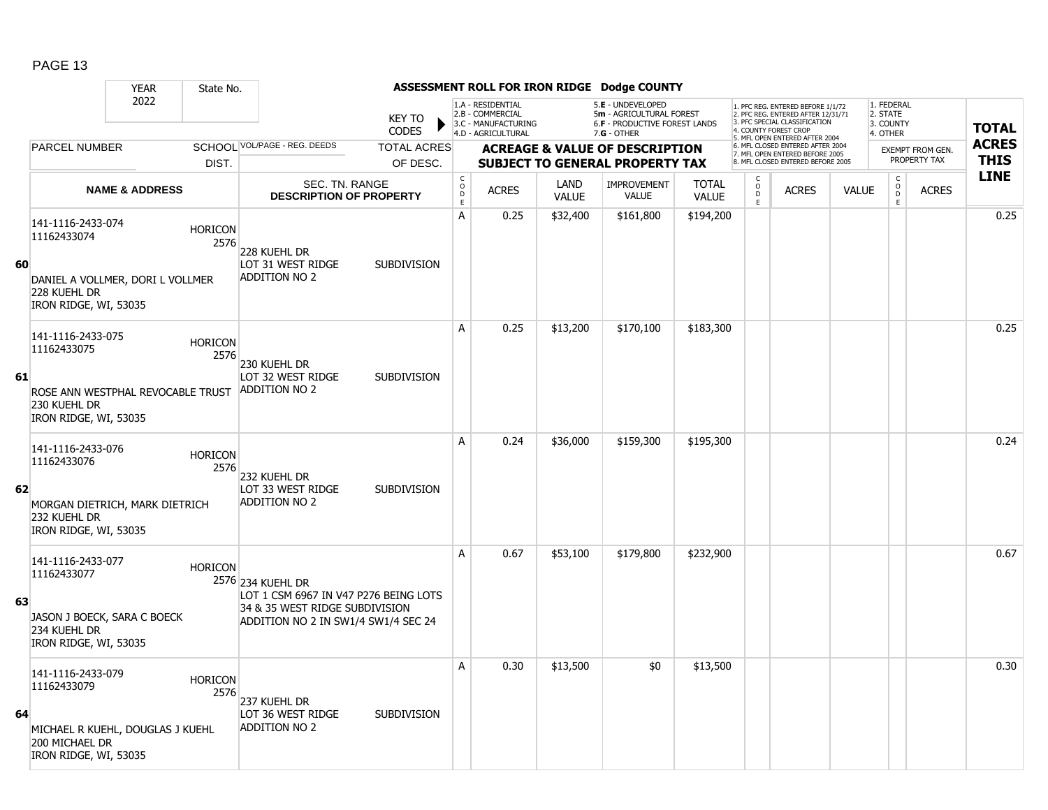# ASSESSMENT ROLL FOR IRON RIDGE Dodge COUNTY

YEAR 2022 | State No.

KEY TO CODES:
- 1.A - RESIDENTIAL
- 2.B - COMMERCIAL
- 3.C - MANUFACTURING
- 4.D - AGRICULTURAL
- 5.E - UNDEVELOPED
- 5m - AGRICULTURAL FOREST
- 6.F - PRODUCTIVE FOREST LANDS
- 7.G - OTHER

- 1. PFC REG. ENTERED BEFORE 1/1/72
- 2. PFC REG. ENTERED AFTER 12/31/71
- 3. PFC SPECIAL CLASSIFICATION
- 4. COUNTY FOREST CROP
- 5. MFL OPEN ENTERED AFTER 2004
- 6. MFL CLOSED ENTERED AFTER 2004
- 7. MFL OPEN ENTERED BEFORE 2005
- 8. MFL CLOSED ENTERED BEFORE 2005

- 1. FEDERAL
- 2. STATE
- 3. COUNTY
- 4. OTHER

| LINE | PARCEL NUMBER / NAME & ADDRESS | SCHOOL DIST. | VOL/PAGE - REG. DEEDS / SEC. TN. RANGE / DESCRIPTION OF PROPERTY | TOTAL ACRES OF DESC. | CODE | ACRES | LAND VALUE | IMPROVEMENT VALUE | TOTAL VALUE | CODE | ACRES | VALUE | CODE (EXEMPT) | ACRES (EXEMPT) | TOTAL ACRES THIS LINE |
|---|---|---|---|---|---|---|---|---|---|---|---|---|---|---|---|
| 60 | 141-1116-2433-074<br>11162433074<br>DANIEL A VOLLMER, DORI L VOLLMER<br>228 KUEHL DR<br>IRON RIDGE, WI, 53035 | HORICON 2576 | 228 KUEHL DR<br>LOT 31 WEST RIDGE SUBDIVISION ADDITION NO 2 | | A | 0.25 | $32,400 | $161,800 | $194,200 | | | | | | 0.25 |
| 61 | 141-1116-2433-075<br>11162433075<br>ROSE ANN WESTPHAL REVOCABLE TRUST<br>230 KUEHL DR<br>IRON RIDGE, WI, 53035 | HORICON 2576 | 230 KUEHL DR<br>LOT 32 WEST RIDGE SUBDIVISION ADDITION NO 2 | | A | 0.25 | $13,200 | $170,100 | $183,300 | | | | | | 0.25 |
| 62 | 141-1116-2433-076<br>11162433076<br>MORGAN DIETRICH, MARK DIETRICH<br>232 KUEHL DR<br>IRON RIDGE, WI, 53035 | HORICON 2576 | 232 KUEHL DR<br>LOT 33 WEST RIDGE SUBDIVISION ADDITION NO 2 | | A | 0.24 | $36,000 | $159,300 | $195,300 | | | | | | 0.24 |
| 63 | 141-1116-2433-077<br>11162433077<br>JASON J BOECK, SARA C BOECK<br>234 KUEHL DR<br>IRON RIDGE, WI, 53035 | HORICON 2576 | 234 KUEHL DR<br>LOT 1 CSM 6967 IN V47 P276 BEING LOTS 34 & 35 WEST RIDGE SUBDIVISION ADDITION NO 2 IN SW1/4 SW1/4 SEC 24 | | A | 0.67 | $53,100 | $179,800 | $232,900 | | | | | | 0.67 |
| 64 | 141-1116-2433-079<br>11162433079<br>MICHAEL R KUEHL, DOUGLAS J KUEHL<br>200 MICHAEL DR<br>IRON RIDGE, WI, 53035 | HORICON 2576 | 237 KUEHL DR<br>LOT 36 WEST RIDGE SUBDIVISION ADDITION NO 2 | | A | 0.30 | $13,500 | $0 | $13,500 | | | | | | 0.30 |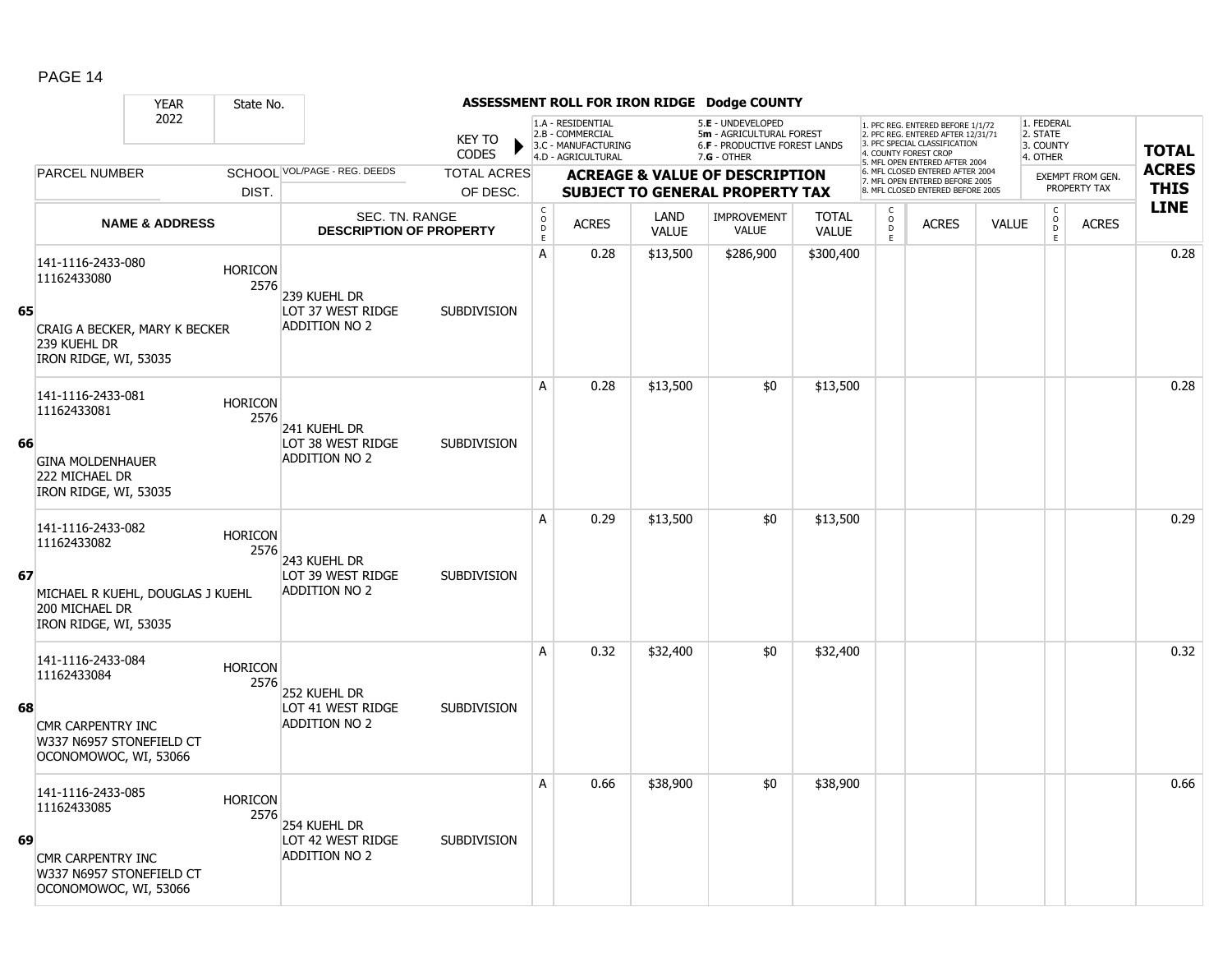# ASSESSMENT ROLL FOR IRON RIDGE Dodge COUNTY

YEAR 2022 | State No.

KEY TO CODES:
- 1.A - RESIDENTIAL
- 2.B - COMMERCIAL
- 3.C - MANUFACTURING
- 4.D - AGRICULTURAL
- 5.E - UNDEVELOPED
- 5m - AGRICULTURAL FOREST
- 6.F - PRODUCTIVE FOREST LANDS
- 7.G - OTHER

Forest codes:
1. PFC REG. ENTERED BEFORE 1/1/72
2. PFC REG. ENTERED AFTER 12/31/71
3. PFC SPECIAL CLASSIFICATION
4. COUNTY FOREST CROP
5. MFL OPEN ENTERED AFTER 2004
6. MFL CLOSED ENTERED AFTER 2004
7. MFL OPEN ENTERED BEFORE 2005
8. MFL CLOSED ENTERED BEFORE 2005

Exempt codes:
1. FEDERAL
2. STATE
3. COUNTY
4. OTHER

| LINE | PARCEL NUMBER / NAME & ADDRESS | SCHOOL DIST. | VOL/PAGE - REG. DEEDS / SEC. TN. RANGE / DESCRIPTION OF PROPERTY | TOTAL ACRES OF DESC. | CODE | ACRES | LAND VALUE | IMPROVEMENT VALUE | TOTAL VALUE | CODE | ACRES | VALUE | CODE | EXEMPT FROM GEN. PROPERTY TAX ACRES | TOTAL ACRES THIS LINE |
|---|---|---|---|---|---|---|---|---|---|---|---|---|---|---|---|
| 65 | 141-1116-2433-080<br>11162433080<br>CRAIG A BECKER, MARY K BECKER<br>239 KUEHL DR<br>IRON RIDGE, WI, 53035 | HORICON 2576 | 239 KUEHL DR<br>LOT 37 WEST RIDGE ADDITION NO 2 | SUBDIVISION | A | 0.28 | $13,500 | $286,900 | $300,400 | | | | | | 0.28 |
| 66 | 141-1116-2433-081<br>11162433081<br>GINA MOLDENHAUER<br>222 MICHAEL DR<br>IRON RIDGE, WI, 53035 | HORICON 2576 | 241 KUEHL DR<br>LOT 38 WEST RIDGE ADDITION NO 2 | SUBDIVISION | A | 0.28 | $13,500 | $0 | $13,500 | | | | | | 0.28 |
| 67 | 141-1116-2433-082<br>11162433082<br>MICHAEL R KUEHL, DOUGLAS J KUEHL<br>200 MICHAEL DR<br>IRON RIDGE, WI, 53035 | HORICON 2576 | 243 KUEHL DR<br>LOT 39 WEST RIDGE ADDITION NO 2 | SUBDIVISION | A | 0.29 | $13,500 | $0 | $13,500 | | | | | | 0.29 |
| 68 | 141-1116-2433-084<br>11162433084<br>CMR CARPENTRY INC<br>W337 N6957 STONEFIELD CT<br>OCONOMOWOC, WI, 53066 | HORICON 2576 | 252 KUEHL DR<br>LOT 41 WEST RIDGE ADDITION NO 2 | SUBDIVISION | A | 0.32 | $32,400 | $0 | $32,400 | | | | | | 0.32 |
| 69 | 141-1116-2433-085<br>11162433085<br>CMR CARPENTRY INC<br>W337 N6957 STONEFIELD CT<br>OCONOMOWOC, WI, 53066 | HORICON 2576 | 254 KUEHL DR<br>LOT 42 WEST RIDGE ADDITION NO 2 | SUBDIVISION | A | 0.66 | $38,900 | $0 | $38,900 | | | | | | 0.66 |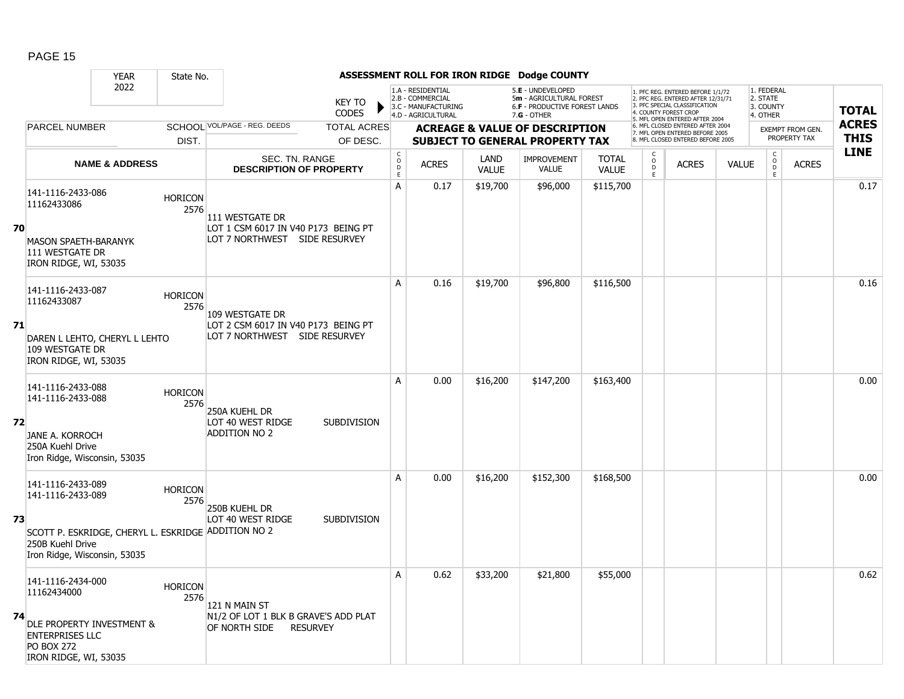PAGE 15

| YEAR 2022 | State No. | | ASSESSMENT ROLL FOR IRON RIDGE Dodge COUNTY | | | | | | | | | | | | |
|---|---|---|---|---|---|---|---|---|---|---|---|---|---|---|---|
| | | KEY TO CODES | 1.A - RESIDENTIAL 2.B - COMMERCIAL 3.C - MANUFACTURING 4.D - AGRICULTURAL | | 5.E - UNDEVELOPED 5m - AGRICULTURAL FOREST 6.F - PRODUCTIVE FOREST LANDS 7.G - OTHER | | | 1. PFC REG. ENTERED BEFORE 1/1/72 2. PFC REG. ENTERED AFTER 12/31/71 3. PFC SPECIAL CLASSIFICATION 4. COUNTY FOREST CROP 5. MFL OPEN ENTERED AFTER 2004 6. MFL CLOSED ENTERED AFTER 2004 7. MFL OPEN ENTERED BEFORE 2005 8. MFL CLOSED ENTERED BEFORE 2005 | | | 1. FEDERAL 2. STATE 3. COUNTY 4. OTHER | | TOTAL ACRES THIS LINE |
| PARCEL NUMBER | SCHOOL DIST. | VOL/PAGE - REG. DEEDS | TOTAL ACRES OF DESC. | ACREAGE & VALUE OF DESCRIPTION SUBJECT TO GENERAL PROPERTY TAX | | | | | | | | EXEMPT FROM GEN. PROPERTY TAX | | | |
| NAME & ADDRESS | | SEC. TN. RANGE DESCRIPTION OF PROPERTY | CODE | ACRES | LAND VALUE | IMPROVEMENT VALUE | TOTAL VALUE | CODE | ACRES | VALUE | CODE | ACRES | |
| **70** 141-1116-2433-086 11162433086 MASON SPAETH-BARANYK 111 WESTGATE DR IRON RIDGE, WI, 53035 | HORICON 2576 | 111 WESTGATE DR LOT 1 CSM 6017 IN V40 P173 BEING PT LOT 7 NORTHWEST SIDE RESURVEY | A | 0.17 | $19,700 | $96,000 | $115,700 | | | | | | 0.17 |
| **71** 141-1116-2433-087 11162433087 DAREN L LEHTO, CHERYL L LEHTO 109 WESTGATE DR IRON RIDGE, WI, 53035 | HORICON 2576 | 109 WESTGATE DR LOT 2 CSM 6017 IN V40 P173 BEING PT LOT 7 NORTHWEST SIDE RESURVEY | A | 0.16 | $19,700 | $96,800 | $116,500 | | | | | | 0.16 |
| **72** 141-1116-2433-088 141-1116-2433-088 JANE A. KORROCH 250A Kuehl Drive Iron Ridge, Wisconsin, 53035 | HORICON 2576 | 250A KUEHL DR LOT 40 WEST RIDGE SUBDIVISION ADDITION NO 2 | A | 0.00 | $16,200 | $147,200 | $163,400 | | | | | | 0.00 |
| **73** 141-1116-2433-089 141-1116-2433-089 SCOTT P. ESKRIDGE, CHERYL L. ESKRIDGE 250B Kuehl Drive Iron Ridge, Wisconsin, 53035 | HORICON 2576 | 250B KUEHL DR LOT 40 WEST RIDGE SUBDIVISION ADDITION NO 2 | A | 0.00 | $16,200 | $152,300 | $168,500 | | | | | | 0.00 |
| **74** 141-1116-2434-000 11162434000 DLE PROPERTY INVESTMENT & ENTERPRISES LLC PO BOX 272 IRON RIDGE, WI, 53035 | HORICON 2576 | 121 N MAIN ST N1/2 OF LOT 1 BLK B GRAVE'S ADD PLAT OF NORTH SIDE RESURVEY | A | 0.62 | $33,200 | $21,800 | $55,000 | | | | | | 0.62 |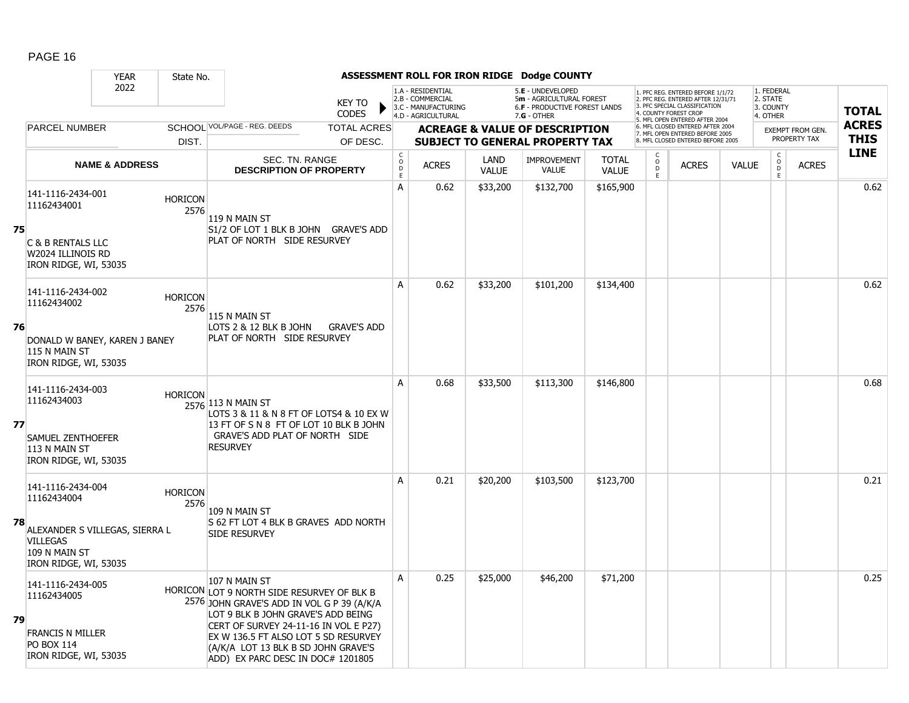# ASSESSMENT ROLL FOR IRON RIDGE Dodge COUNTY

| YEAR 2022 | State No. | KEY TO CODES | 1.A - RESIDENTIAL<br>2.B - COMMERCIAL<br>3.C - MANUFACTURING<br>4.D - AGRICULTURAL | 5.E - UNDEVELOPED<br>5m - AGRICULTURAL FOREST<br>6.F - PRODUCTIVE FOREST LANDS<br>7.G - OTHER | 1. PFC REG. ENTERED BEFORE 1/1/72<br>2. PFC REG. ENTERED AFTER 12/31/71<br>3. PFC SPECIAL CLASSIFICATION<br>4. COUNTY FOREST CROP<br>5. MFL OPEN ENTERED AFTER 2004<br>6. MFL CLOSED ENTERED AFTER 2004<br>7. MFL OPEN ENTERED BEFORE 2005<br>8. MFL CLOSED ENTERED BEFORE 2005 | 1. FEDERAL<br>2. STATE<br>3. COUNTY<br>4. OTHER |
|---|---|---|---|---|---|---|

| | PARCEL NUMBER / NAME & ADDRESS | SCHOOL DIST. | VOL/PAGE - REG. DEEDS / SEC. TN. RANGE / DESCRIPTION OF PROPERTY | CODE | ACRES | LAND VALUE | IMPROVEMENT VALUE | TOTAL VALUE | CODE | ACRES | VALUE | CODE | ACRES (EXEMPT FROM GEN. PROPERTY TAX) | TOTAL ACRES THIS LINE |
|---|---|---|---|---|---|---|---|---|---|---|---|---|---|---|
| 75 | 141-1116-2434-001<br>11162434001<br><br>C & B RENTALS LLC<br>W2024 ILLINOIS RD<br>IRON RIDGE, WI, 53035 | HORICON 2576 | 119 N MAIN ST<br>S1/2 OF LOT 1 BLK B JOHN GRAVE'S ADD PLAT OF NORTH SIDE RESURVEY | A | 0.62 | $33,200 | $132,700 | $165,900 | | | | | | 0.62 |
| 76 | 141-1116-2434-002<br>11162434002<br><br>DONALD W BANEY, KAREN J BANEY<br>115 N MAIN ST<br>IRON RIDGE, WI, 53035 | HORICON 2576 | 115 N MAIN ST<br>LOTS 2 & 12 BLK B JOHN GRAVE'S ADD PLAT OF NORTH SIDE RESURVEY | A | 0.62 | $33,200 | $101,200 | $134,400 | | | | | | 0.62 |
| 77 | 141-1116-2434-003<br>11162434003<br><br>SAMUEL ZENTHOEFER<br>113 N MAIN ST<br>IRON RIDGE, WI, 53035 | HORICON 2576 | 113 N MAIN ST<br>LOTS 3 & 11 & N 8 FT OF LOTS4 & 10 EX W 13 FT OF S N 8 FT OF LOT 10 BLK B JOHN GRAVE'S ADD PLAT OF NORTH SIDE RESURVEY | A | 0.68 | $33,500 | $113,300 | $146,800 | | | | | | 0.68 |
| 78 | 141-1116-2434-004<br>11162434004<br><br>ALEXANDER S VILLEGAS, SIERRA L VILLEGAS<br>109 N MAIN ST<br>IRON RIDGE, WI, 53035 | HORICON 2576 | 109 N MAIN ST<br>S 62 FT LOT 4 BLK B GRAVES ADD NORTH SIDE RESURVEY | A | 0.21 | $20,200 | $103,500 | $123,700 | | | | | | 0.21 |
| 79 | 141-1116-2434-005<br>11162434005<br><br>FRANCIS N MILLER<br>PO BOX 114<br>IRON RIDGE, WI, 53035 | HORICON 2576 | 107 N MAIN ST<br>LOT 9 NORTH SIDE RESURVEY OF BLK B JOHN GRAVE'S ADD IN VOL G P 39 (A/K/A LOT 9 BLK B JOHN GRAVE'S ADD BEING CERT OF SURVEY 24-11-16 IN VOL E P27) EX W 136.5 FT ALSO LOT 5 SD RESURVEY (A/K/A LOT 13 BLK B SD JOHN GRAVE'S ADD) EX PARC DESC IN DOC# 1201805 | A | 0.25 | $25,000 | $46,200 | $71,200 | | | | | | 0.25 |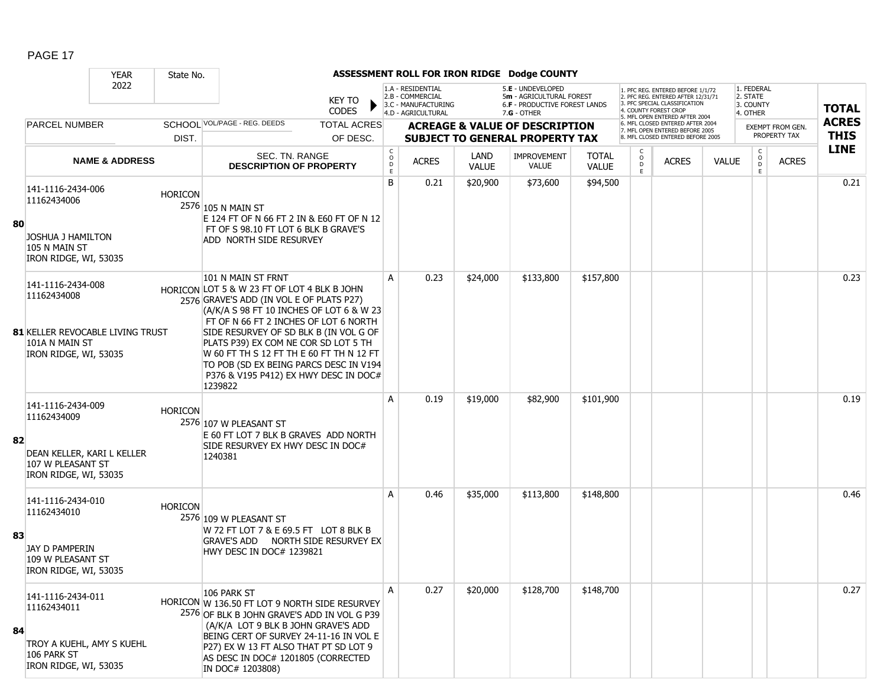# ASSESSMENT ROLL FOR IRON RIDGE Dodge COUNTY

| YEAR | State No. |
|---|---|
| 2022 | |

KEY TO CODES: 1.A - RESIDENTIAL, 2.B - COMMERCIAL, 3.C - MANUFACTURING, 4.D - AGRICULTURAL, 5.E - UNDEVELOPED, 5m - AGRICULTURAL FOREST, 6.F - PRODUCTIVE FOREST LANDS, 7.G - OTHER

1. PFC REG. ENTERED BEFORE 1/1/72, 2. PFC REG. ENTERED AFTER 12/31/71, 3. PFC SPECIAL CLASSIFICATION, 4. COUNTY FOREST CROP, 5. MFL OPEN ENTERED AFTER 2004, 6. MFL CLOSED ENTERED AFTER 2004, 7. MFL OPEN ENTERED BEFORE 2005, 8. MFL CLOSED ENTERED BEFORE 2005

1. FEDERAL, 2. STATE, 3. COUNTY, 4. OTHER

| LINE | PARCEL NUMBER / NAME & ADDRESS | SCHOOL DIST. | VOL/PAGE - REG. DEEDS / SEC. TN. RANGE / DESCRIPTION OF PROPERTY | CODE | ACRES | LAND VALUE | IMPROVEMENT VALUE | TOTAL VALUE | CODE | ACRES | VALUE | CODE | ACRES | TOTAL ACRES THIS LINE |
|---|---|---|---|---|---|---|---|---|---|---|---|---|---|---|
| 80 | 141-1116-2434-006 11162434006 JOSHUA J HAMILTON 105 N MAIN ST IRON RIDGE, WI, 53035 | HORICON 2576 | 105 N MAIN ST E 124 FT OF N 66 FT 2 IN & E60 FT OF N 12 FT OF S 98.10 FT LOT 6 BLK B GRAVE'S ADD NORTH SIDE RESURVEY | B | 0.21 | $20,900 | $73,600 | $94,500 | | | | | | 0.21 |
| 81 | 141-1116-2434-008 11162434008 KELLER REVOCABLE LIVING TRUST 101A N MAIN ST IRON RIDGE, WI, 53035 | HORICON 2576 | 101 N MAIN ST FRNT LOT 5 & W 23 FT OF LOT 4 BLK B JOHN GRAVE'S ADD (IN VOL E OF PLATS P27) (A/K/A S 98 FT 10 INCHES OF LOT 6 & W 23 FT OF N 66 FT 2 INCHES OF LOT 6 NORTH SIDE RESURVEY OF SD BLK B (IN VOL G OF PLATS P39) EX COM NE COR SD LOT 5 TH W 60 FT TH S 12 FT TH E 60 FT TH N 12 FT TO POB (SD EX BEING PARCS DESC IN V194 P376 & V195 P412) EX HWY DESC IN DOC# 1239822 | A | 0.23 | $24,000 | $133,800 | $157,800 | | | | | | 0.23 |
| 82 | 141-1116-2434-009 11162434009 DEAN KELLER, KARI L KELLER 107 W PLEASANT ST IRON RIDGE, WI, 53035 | HORICON 2576 | 107 W PLEASANT ST E 60 FT LOT 7 BLK B GRAVES ADD NORTH SIDE RESURVEY EX HWY DESC IN DOC# 1240381 | A | 0.19 | $19,000 | $82,900 | $101,900 | | | | | | 0.19 |
| 83 | 141-1116-2434-010 11162434010 JAY D PAMPERIN 109 W PLEASANT ST IRON RIDGE, WI, 53035 | HORICON 2576 | 109 W PLEASANT ST W 72 FT LOT 7 & E 69.5 FT LOT 8 BLK B GRAVE'S ADD NORTH SIDE RESURVEY EX HWY DESC IN DOC# 1239821 | A | 0.46 | $35,000 | $113,800 | $148,800 | | | | | | 0.46 |
| 84 | 141-1116-2434-011 11162434011 TROY A KUEHL, AMY S KUEHL 106 PARK ST IRON RIDGE, WI, 53035 | HORICON 2576 | 106 PARK ST W 136.50 FT LOT 9 NORTH SIDE RESURVEY OF BLK B JOHN GRAVE'S ADD IN VOL G P39 (A/K/A LOT 9 BLK B JOHN GRAVE'S ADD BEING CERT OF SURVEY 24-11-16 IN VOL E P27) EX W 13 FT ALSO THAT PT SD LOT 9 AS DESC IN DOC# 1201805 (CORRECTED IN DOC# 1203808) | A | 0.27 | $20,000 | $128,700 | $148,700 | | | | | | 0.27 |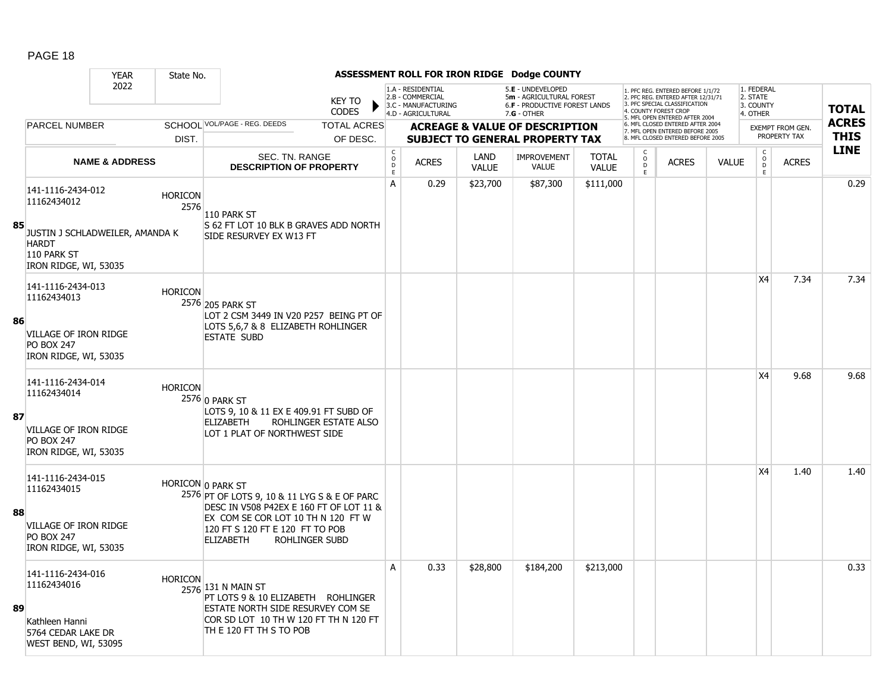# ASSESSMENT ROLL FOR IRON RIDGE Dodge COUNTY

YEAR 2022 | State No.

KEY TO CODES:
- 1.A - RESIDENTIAL
- 2.B - COMMERCIAL
- 3.C - MANUFACTURING
- 4.D - AGRICULTURAL
- 5.E - UNDEVELOPED
- 5m - AGRICULTURAL FOREST
- 6.F - PRODUCTIVE FOREST LANDS
- 7.G - OTHER

PFC/MFL CODES:
1. PFC REG. ENTERED BEFORE 1/1/72
2. PFC REG. ENTERED AFTER 12/31/71
3. PFC SPECIAL CLASSIFICATION
4. COUNTY FOREST CROP
5. MFL OPEN ENTERED AFTER 2004
6. MFL CLOSED ENTERED AFTER 2004
7. MFL OPEN ENTERED BEFORE 2005
8. MFL CLOSED ENTERED BEFORE 2005

EXEMPT CODES:
1. FEDERAL
2. STATE
3. COUNTY
4. OTHER

| LINE | PARCEL NUMBER / NAME & ADDRESS | SCHOOL DIST. | VOL/PAGE - REG. DEEDS / SEC. TN. RANGE / DESCRIPTION OF PROPERTY | CODE | ACRES | LAND VALUE | IMPROVEMENT VALUE | TOTAL VALUE | CODE (PFC/MFL) | ACRES | VALUE | CODE (EXEMPT) | ACRES (EXEMPT FROM GEN. PROPERTY TAX) | TOTAL ACRES THIS LINE |
|---|---|---|---|---|---|---|---|---|---|---|---|---|---|---|
| 85 | 141-1116-2434-012<br>11162434012<br>JUSTIN J SCHLADWEILER, AMANDA K HARDT<br>110 PARK ST<br>IRON RIDGE, WI, 53035 | HORICON 2576 | 110 PARK ST<br>S 62 FT LOT 10 BLK B GRAVES ADD NORTH SIDE RESURVEY EX W13 FT | A | 0.29 | $23,700 | $87,300 | $111,000 | | | | | | 0.29 |
| 86 | 141-1116-2434-013<br>11162434013<br>VILLAGE OF IRON RIDGE<br>PO BOX 247<br>IRON RIDGE, WI, 53035 | HORICON 2576 | 205 PARK ST<br>LOT 2 CSM 3449 IN V20 P257 BEING PT OF LOTS 5,6,7 & 8 ELIZABETH ROHLINGER ESTATE SUBD | | | | | | | | | X4 | 7.34 | 7.34 |
| 87 | 141-1116-2434-014<br>11162434014<br>VILLAGE OF IRON RIDGE<br>PO BOX 247<br>IRON RIDGE, WI, 53035 | HORICON 2576 | 0 PARK ST<br>LOTS 9, 10 & 11 EX E 409.91 FT SUBD OF ELIZABETH ROHLINGER ESTATE ALSO LOT 1 PLAT OF NORTHWEST SIDE | | | | | | | | | X4 | 9.68 | 9.68 |
| 88 | 141-1116-2434-015<br>11162434015<br>VILLAGE OF IRON RIDGE<br>PO BOX 247<br>IRON RIDGE, WI, 53035 | HORICON 2576 | 0 PARK ST<br>PT OF LOTS 9, 10 & 11 LYG S & E OF PARC DESC IN V508 P42EX E 160 FT OF LOT 11 & EX COM SE COR LOT 10 TH N 120 FT W 120 FT S 120 FT E 120 FT TO POB ELIZABETH ROHLINGER SUBD | | | | | | | | | X4 | 1.40 | 1.40 |
| 89 | 141-1116-2434-016<br>11162434016<br>Kathleen Hanni<br>5764 CEDAR LAKE DR<br>WEST BEND, WI, 53095 | HORICON 2576 | 131 N MAIN ST<br>PT LOTS 9 & 10 ELIZABETH ROHLINGER ESTATE NORTH SIDE RESURVEY COM SE COR SD LOT 10 TH W 120 FT TH N 120 FT TH E 120 FT TH S TO POB | A | 0.33 | $28,800 | $184,200 | $213,000 | | | | | | 0.33 |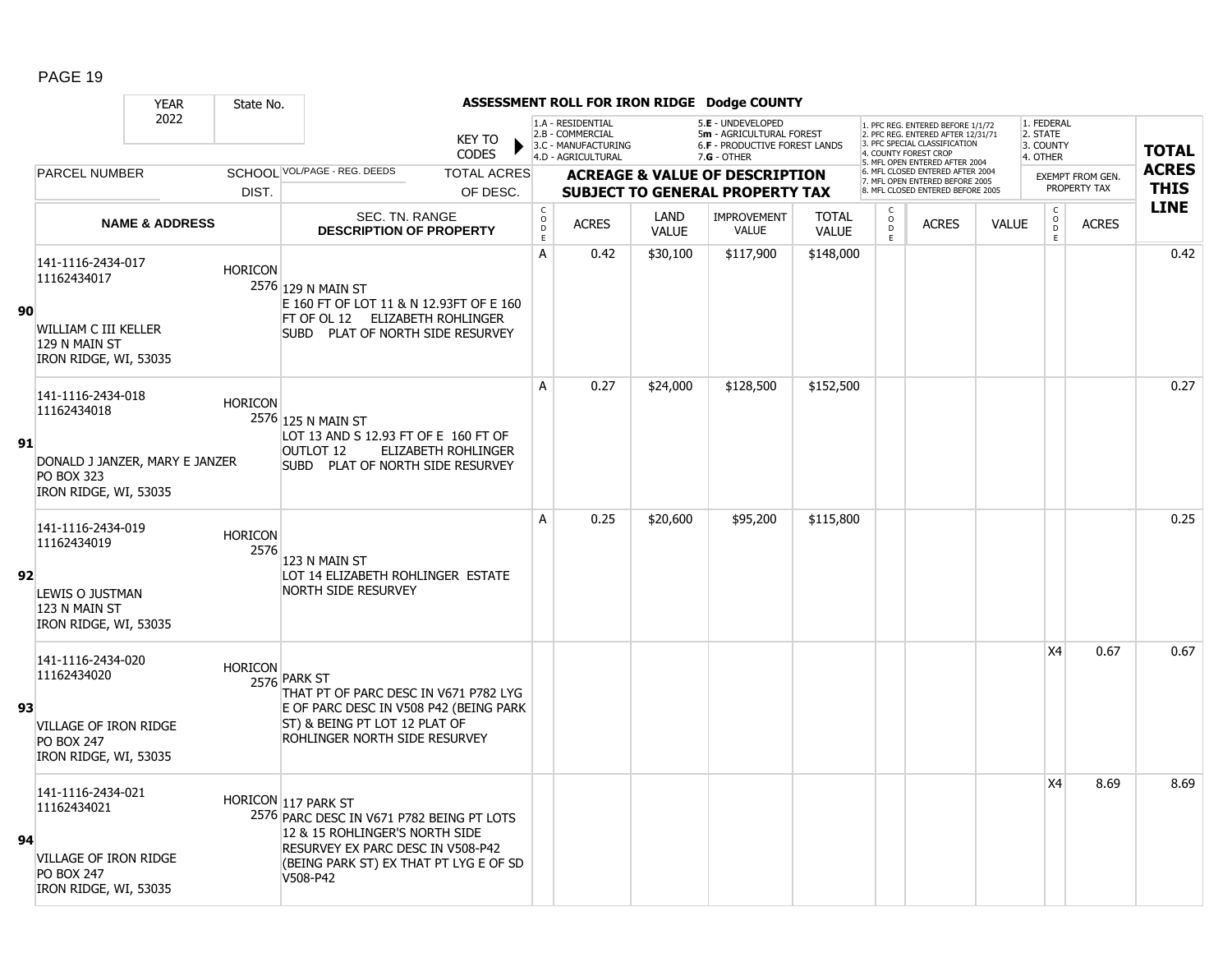# ASSESSMENT ROLL FOR IRON RIDGE Dodge COUNTY

| YEAR | State No. | | |
|---|---|---|---|
| 2022 | | | |

KEY TO CODES:
- 1.A - RESIDENTIAL
- 2.B - COMMERCIAL
- 3.C - MANUFACTURING
- 4.D - AGRICULTURAL
- 5.E - UNDEVELOPED
- 5m - AGRICULTURAL FOREST
- 6.F - PRODUCTIVE FOREST LANDS
- 7.G - OTHER

- 1. PFC REG. ENTERED BEFORE 1/1/72
- 2. PFC REG. ENTERED AFTER 12/31/71
- 3. PFC SPECIAL CLASSIFICATION
- 4. COUNTY FOREST CROP
- 5. MFL OPEN ENTERED AFTER 2004
- 6. MFL CLOSED ENTERED AFTER 2004
- 7. MFL OPEN ENTERED BEFORE 2005
- 8. MFL CLOSED ENTERED BEFORE 2005

- 1. FEDERAL
- 2. STATE
- 3. COUNTY
- 4. OTHER

| | PARCEL NUMBER / NAME & ADDRESS | SCHOOL DIST. | VOL/PAGE - REG. DEEDS / SEC. TN. RANGE / DESCRIPTION OF PROPERTY | CODE | ACRES | LAND VALUE | IMPROVEMENT VALUE | TOTAL VALUE | CODE | ACRES | VALUE | CODE (EXEMPT FROM GEN. PROPERTY TAX) | ACRES | TOTAL ACRES THIS LINE |
|---|---|---|---|---|---|---|---|---|---|---|---|---|---|---|
| 90 | 141-1116-2434-017<br>11162434017<br><br>WILLIAM C III KELLER<br>129 N MAIN ST<br>IRON RIDGE, WI, 53035 | HORICON 2576 | 129 N MAIN ST<br>E 160 FT OF LOT 11 & N 12.93FT OF E 160 FT OF OL 12 ELIZABETH ROHLINGER SUBD PLAT OF NORTH SIDE RESURVEY | A | 0.42 | $30,100 | $117,900 | $148,000 | | | | | | 0.42 |
| 91 | 141-1116-2434-018<br>11162434018<br><br>DONALD J JANZER, MARY E JANZER<br>PO BOX 323<br>IRON RIDGE, WI, 53035 | HORICON 2576 | 125 N MAIN ST<br>LOT 13 AND S 12.93 FT OF E 160 FT OF OUTLOT 12 ELIZABETH ROHLINGER SUBD PLAT OF NORTH SIDE RESURVEY | A | 0.27 | $24,000 | $128,500 | $152,500 | | | | | | 0.27 |
| 92 | 141-1116-2434-019<br>11162434019<br><br>LEWIS O JUSTMAN<br>123 N MAIN ST<br>IRON RIDGE, WI, 53035 | HORICON 2576 | 123 N MAIN ST<br>LOT 14 ELIZABETH ROHLINGER ESTATE NORTH SIDE RESURVEY | A | 0.25 | $20,600 | $95,200 | $115,800 | | | | | | 0.25 |
| 93 | 141-1116-2434-020<br>11162434020<br><br>VILLAGE OF IRON RIDGE<br>PO BOX 247<br>IRON RIDGE, WI, 53035 | HORICON 2576 | PARK ST<br>THAT PT OF PARC DESC IN V671 P782 LYG E OF PARC DESC IN V508 P42 (BEING PARK ST) & BEING PT LOT 12 PLAT OF ROHLINGER NORTH SIDE RESURVEY | | | | | | | | | X4 | 0.67 | 0.67 |
| 94 | 141-1116-2434-021<br>11162434021<br><br>VILLAGE OF IRON RIDGE<br>PO BOX 247<br>IRON RIDGE, WI, 53035 | HORICON 2576 | 117 PARK ST<br>PARC DESC IN V671 P782 BEING PT LOTS 12 & 15 ROHLINGER'S NORTH SIDE RESURVEY EX PARC DESC IN V508-P42 (BEING PARK ST) EX THAT PT LYG E OF SD V508-P42 | | | | | | | | | X4 | 8.69 | 8.69 |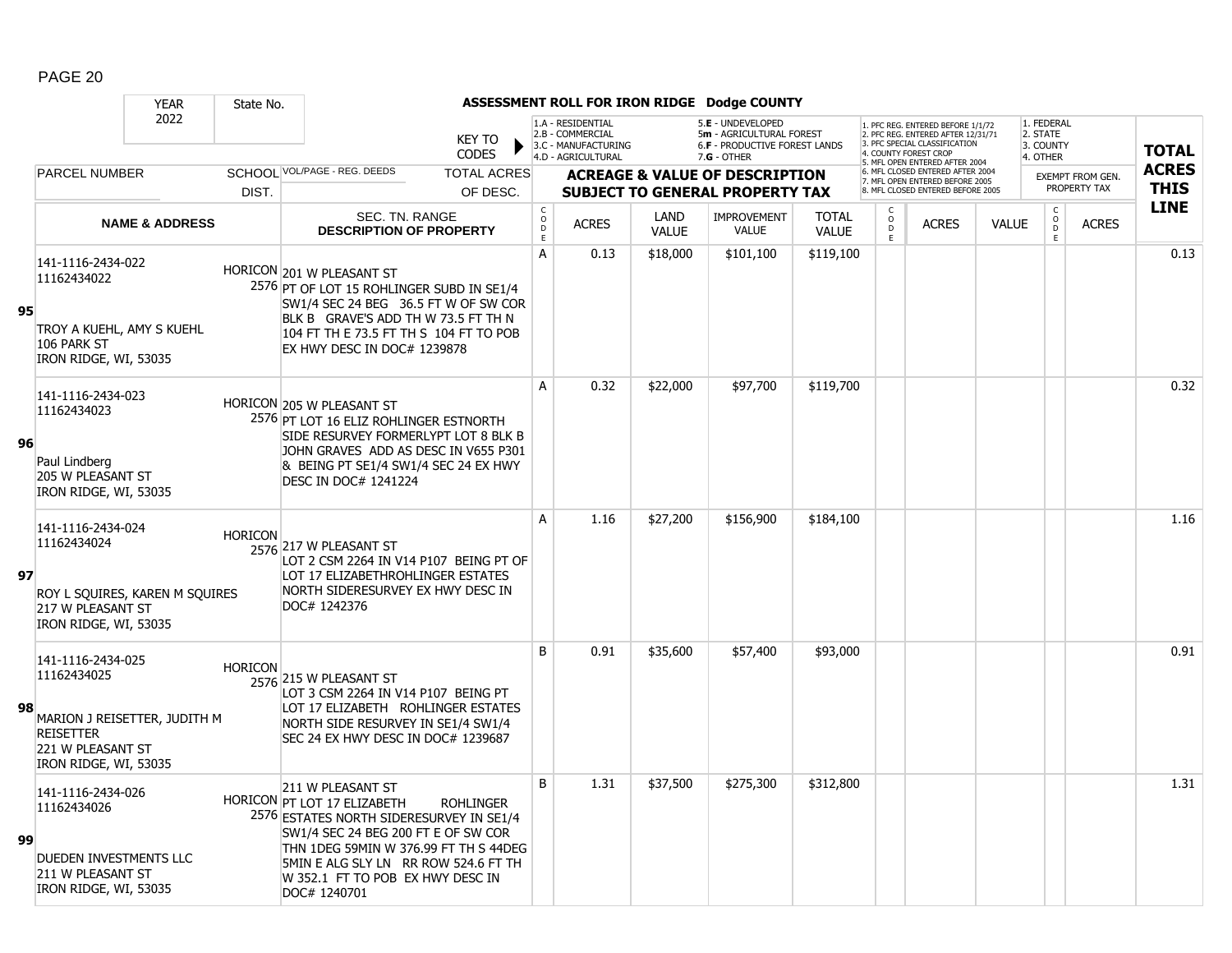# ASSESSMENT ROLL FOR IRON RIDGE Dodge COUNTY

| YEAR | State No. | | |
|---|---|---|---|
| 2022 | | | |

KEY TO CODES: 1.A - RESIDENTIAL, 2.B - COMMERCIAL, 3.C - MANUFACTURING, 4.D - AGRICULTURAL, 5.E - UNDEVELOPED, 5m - AGRICULTURAL FOREST, 6.F - PRODUCTIVE FOREST LANDS, 7.G - OTHER

1. PFC REG. ENTERED BEFORE 1/1/72, 2. PFC REG. ENTERED AFTER 12/31/71, 3. PFC SPECIAL CLASSIFICATION, 4. COUNTY FOREST CROP, 5. MFL OPEN ENTERED AFTER 2004, 6. MFL CLOSED ENTERED AFTER 2004, 7. MFL OPEN ENTERED BEFORE 2005, 8. MFL CLOSED ENTERED BEFORE 2005

1. FEDERAL, 2. STATE, 3. COUNTY, 4. OTHER

| LINE | PARCEL NUMBER / NAME & ADDRESS | SCHOOL DIST. | VOL/PAGE - REG. DEEDS / SEC. TN. RANGE DESCRIPTION OF PROPERTY | CODE | ACRES | LAND VALUE | IMPROVEMENT VALUE | TOTAL VALUE | CODE | ACRES | VALUE | CODE | EXEMPT ACRES | TOTAL ACRES THIS LINE |
|---|---|---|---|---|---|---|---|---|---|---|---|---|---|---|
| 95 | 141-1116-2434-022<br>11162434022<br>TROY A KUEHL, AMY S KUEHL<br>106 PARK ST<br>IRON RIDGE, WI, 53035 | HORICON 2576 | 201 W PLEASANT ST<br>PT OF LOT 15 ROHLINGER SUBD IN SE1/4 SW1/4 SEC 24 BEG 36.5 FT W OF SW COR BLK B GRAVE'S ADD TH W 73.5 FT TH N 104 FT TH E 73.5 FT TH S 104 FT TO POB EX HWY DESC IN DOC# 1239878 | A | 0.13 | $18,000 | $101,100 | $119,100 | | | | | | 0.13 |
| 96 | 141-1116-2434-023<br>11162434023<br>Paul Lindberg<br>205 W PLEASANT ST<br>IRON RIDGE, WI, 53035 | HORICON 2576 | 205 W PLEASANT ST<br>PT LOT 16 ELIZ ROHLINGER ESTNORTH SIDE RESURVEY FORMERLYPT LOT 8 BLK B JOHN GRAVES ADD AS DESC IN V655 P301 & BEING PT SE1/4 SW1/4 SEC 24 EX HWY DESC IN DOC# 1241224 | A | 0.32 | $22,000 | $97,700 | $119,700 | | | | | | 0.32 |
| 97 | 141-1116-2434-024<br>11162434024<br>ROY L SQUIRES, KAREN M SQUIRES<br>217 W PLEASANT ST<br>IRON RIDGE, WI, 53035 | HORICON 2576 | 217 W PLEASANT ST<br>LOT 2 CSM 2264 IN V14 P107 BEING PT OF LOT 17 ELIZABETHROHLINGER ESTATES NORTH SIDERESURVEY EX HWY DESC IN DOC# 1242376 | A | 1.16 | $27,200 | $156,900 | $184,100 | | | | | | 1.16 |
| 98 | 141-1116-2434-025<br>11162434025<br>MARION J REISETTER, JUDITH M REISETTER<br>221 W PLEASANT ST<br>IRON RIDGE, WI, 53035 | HORICON 2576 | 215 W PLEASANT ST<br>LOT 3 CSM 2264 IN V14 P107 BEING PT LOT 17 ELIZABETH ROHLINGER ESTATES NORTH SIDE RESURVEY IN SE1/4 SW1/4 SEC 24 EX HWY DESC IN DOC# 1239687 | B | 0.91 | $35,600 | $57,400 | $93,000 | | | | | | 0.91 |
| 99 | 141-1116-2434-026<br>11162434026<br>DUEDEN INVESTMENTS LLC<br>211 W PLEASANT ST<br>IRON RIDGE, WI, 53035 | HORICON 2576 | 211 W PLEASANT ST<br>PT LOT 17 ELIZABETH ROHLINGER ESTATES NORTH SIDERESURVEY IN SE1/4 SW1/4 SEC 24 BEG 200 FT E OF SW COR THN 1DEG 59MIN W 376.99 FT TH S 44DEG 5MIN E ALG SLY LN RR ROW 524.6 FT TH W 352.1 FT TO POB EX HWY DESC IN DOC# 1240701 | B | 1.31 | $37,500 | $275,300 | $312,800 | | | | | | 1.31 |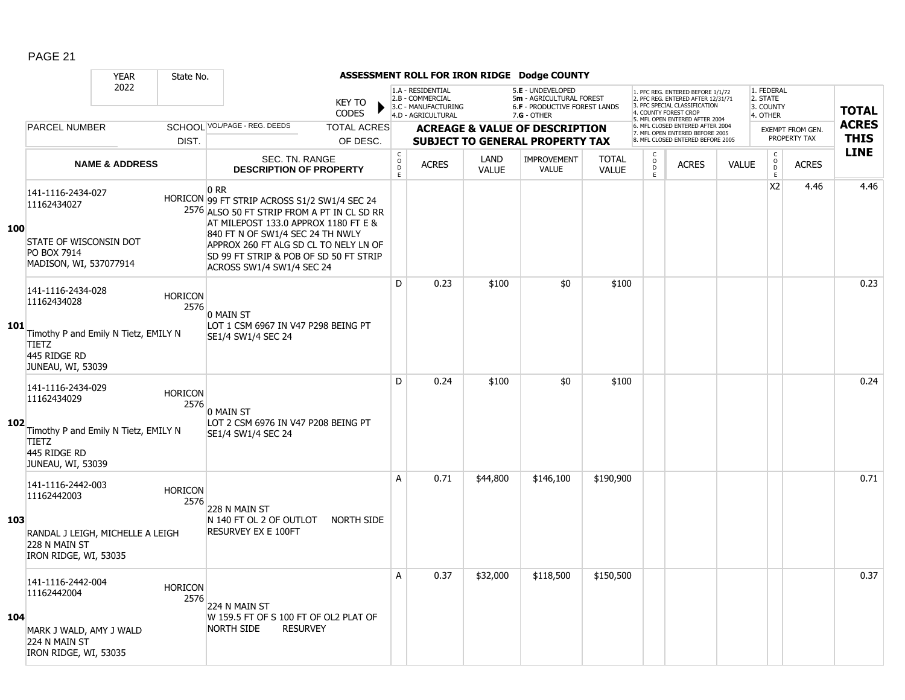# ASSESSMENT ROLL FOR IRON RIDGE Dodge COUNTY

YEAR 2022 | State No.

KEY TO CODES:
- 1.A - RESIDENTIAL
- 2.B - COMMERCIAL
- 3.C - MANUFACTURING
- 4.D - AGRICULTURAL
- 5.E - UNDEVELOPED
- 5m - AGRICULTURAL FOREST
- 6.F - PRODUCTIVE FOREST LANDS
- 7.G - OTHER

- 1. PFC REG. ENTERED BEFORE 1/1/72
- 2. PFC REG. ENTERED AFTER 12/31/71
- 3. PFC SPECIAL CLASSIFICATION
- 4. COUNTY FOREST CROP
- 5. MFL OPEN ENTERED AFTER 2004
- 6. MFL CLOSED ENTERED AFTER 2004
- 7. MFL OPEN ENTERED BEFORE 2005
- 8. MFL CLOSED ENTERED BEFORE 2005

- 1. FEDERAL
- 2. STATE
- 3. COUNTY
- 4. OTHER

| LINE | PARCEL NUMBER / NAME & ADDRESS | SCHOOL DIST. | VOL/PAGE - REG. DEEDS / SEC. TN. RANGE / DESCRIPTION OF PROPERTY | CODE | ACRES | LAND VALUE | IMPROVEMENT VALUE | TOTAL VALUE | CODE | ACRES | VALUE | CODE | EXEMPT ACRES | TOTAL ACRES THIS LINE |
|---|---|---|---|---|---|---|---|---|---|---|---|---|---|---|
| 100 | 141-1116-2434-027<br>11162434027<br><br>STATE OF WISCONSIN DOT<br>PO BOX 7914<br>MADISON, WI, 537077914 | HORICON 2576 | 0 RR<br>99 FT STRIP ACROSS S1/2 SW1/4 SEC 24 ALSO 50 FT STRIP FROM A PT IN CL SD RR AT MILEPOST 133.0 APPROX 1180 FT E & 840 FT N OF SW1/4 SEC 24 TH NWLY APPROX 260 FT ALG SD CL TO NELY LN OF SD 99 FT STRIP & POB OF SD 50 FT STRIP ACROSS SW1/4 SW1/4 SEC 24 | | | | | | | | | X2 | 4.46 | 4.46 |
| 101 | 141-1116-2434-028<br>11162434028<br><br>Timothy P and Emily N Tietz, EMILY N TIETZ<br>445 RIDGE RD<br>JUNEAU, WI, 53039 | HORICON 2576 | 0 MAIN ST<br>LOT 1 CSM 6967 IN V47 P298 BEING PT SE1/4 SW1/4 SEC 24 | D | 0.23 | $100 | $0 | $100 | | | | | | 0.23 |
| 102 | 141-1116-2434-029<br>11162434029<br><br>Timothy P and Emily N Tietz, EMILY N TIETZ<br>445 RIDGE RD<br>JUNEAU, WI, 53039 | HORICON 2576 | 0 MAIN ST<br>LOT 2 CSM 6976 IN V47 P208 BEING PT SE1/4 SW1/4 SEC 24 | D | 0.24 | $100 | $0 | $100 | | | | | | 0.24 |
| 103 | 141-1116-2442-003<br>11162442003<br><br>RANDAL J LEIGH, MICHELLE A LEIGH<br>228 N MAIN ST<br>IRON RIDGE, WI, 53035 | HORICON 2576 | 228 N MAIN ST<br>N 140 FT OL 2 OF OUTLOT NORTH SIDE RESURVEY EX E 100FT | A | 0.71 | $44,800 | $146,100 | $190,900 | | | | | | 0.71 |
| 104 | 141-1116-2442-004<br>11162442004<br><br>MARK J WALD, AMY J WALD<br>224 N MAIN ST<br>IRON RIDGE, WI, 53035 | HORICON 2576 | 224 N MAIN ST<br>W 159.5 FT OF S 100 FT OF OL2 PLAT OF NORTH SIDE RESURVEY | A | 0.37 | $32,000 | $118,500 | $150,500 | | | | | | 0.37 |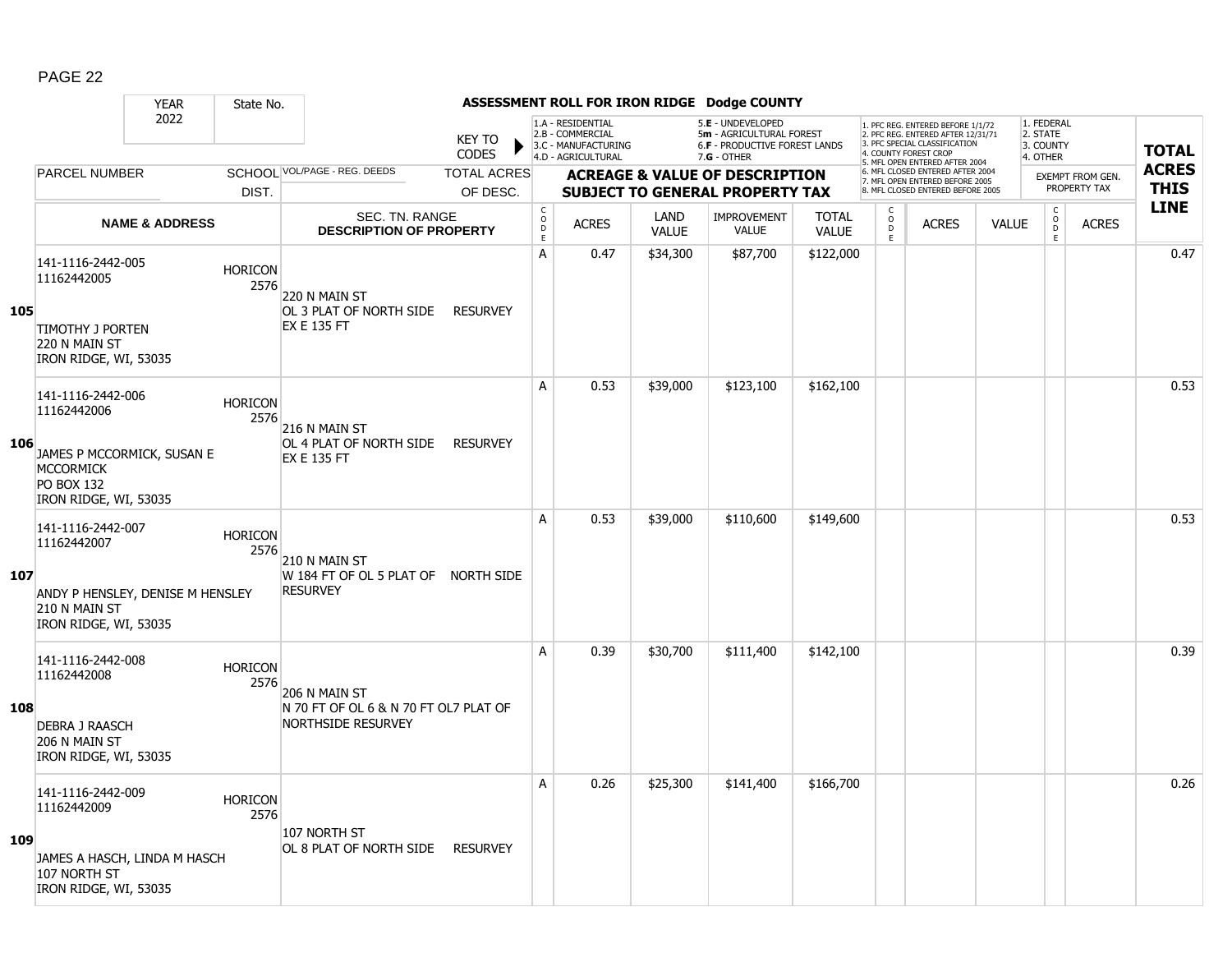# ASSESSMENT ROLL FOR IRON RIDGE Dodge COUNTY

| YEAR | State No. | | |
|---|---|---|---|
| 2022 | | | |

KEY TO CODES:
- 1.A - RESIDENTIAL
- 2.B - COMMERCIAL
- 3.C - MANUFACTURING
- 4.D - AGRICULTURAL
- 5.E - UNDEVELOPED
- 5m - AGRICULTURAL FOREST
- 6.F - PRODUCTIVE FOREST LANDS
- 7.G - OTHER

EXEMPT CODES:
1. PFC REG. ENTERED BEFORE 1/1/72
2. PFC REG. ENTERED AFTER 12/31/71
3. PFC SPECIAL CLASSIFICATION
4. COUNTY FOREST CROP
5. MFL OPEN ENTERED AFTER 2004
6. MFL CLOSED ENTERED AFTER 2004
7. MFL OPEN ENTERED BEFORE 2005
8. MFL CLOSED ENTERED BEFORE 2005

EXEMPT FROM GEN. PROPERTY TAX:
1. FEDERAL
2. STATE
3. COUNTY
4. OTHER

| LINE | PARCEL NUMBER / NAME & ADDRESS | SCHOOL DIST. | VOL/PAGE - REG. DEEDS / SEC. TN. RANGE / DESCRIPTION OF PROPERTY | TOTAL ACRES OF DESC. | CODE | ACRES | LAND VALUE | IMPROVEMENT VALUE | TOTAL VALUE | CODE | ACRES | VALUE | CODE | ACRES | TOTAL ACRES THIS LINE |
|---|---|---|---|---|---|---|---|---|---|---|---|---|---|---|---|
| 105 | 141-1116-2442-005 11162442005 TIMOTHY J PORTEN 220 N MAIN ST IRON RIDGE, WI, 53035 | HORICON 2576 | 220 N MAIN ST OL 3 PLAT OF NORTH SIDE RESURVEY EX E 135 FT | | A | 0.47 | $34,300 | $87,700 | $122,000 | | | | | | 0.47 |
| 106 | 141-1116-2442-006 11162442006 JAMES P MCCORMICK, SUSAN E MCCORMICK PO BOX 132 IRON RIDGE, WI, 53035 | HORICON 2576 | 216 N MAIN ST OL 4 PLAT OF NORTH SIDE RESURVEY EX E 135 FT | | A | 0.53 | $39,000 | $123,100 | $162,100 | | | | | | 0.53 |
| 107 | 141-1116-2442-007 11162442007 ANDY P HENSLEY, DENISE M HENSLEY 210 N MAIN ST IRON RIDGE, WI, 53035 | HORICON 2576 | 210 N MAIN ST W 184 FT OF OL 5 PLAT OF NORTH SIDE RESURVEY | | A | 0.53 | $39,000 | $110,600 | $149,600 | | | | | | 0.53 |
| 108 | 141-1116-2442-008 11162442008 DEBRA J RAASCH 206 N MAIN ST IRON RIDGE, WI, 53035 | HORICON 2576 | 206 N MAIN ST N 70 FT OF OL 6 & N 70 FT OL7 PLAT OF NORTHSIDE RESURVEY | | A | 0.39 | $30,700 | $111,400 | $142,100 | | | | | | 0.39 |
| 109 | 141-1116-2442-009 11162442009 JAMES A HASCH, LINDA M HASCH 107 NORTH ST IRON RIDGE, WI, 53035 | HORICON 2576 | 107 NORTH ST OL 8 PLAT OF NORTH SIDE RESURVEY | | A | 0.26 | $25,300 | $141,400 | $166,700 | | | | | | 0.26 |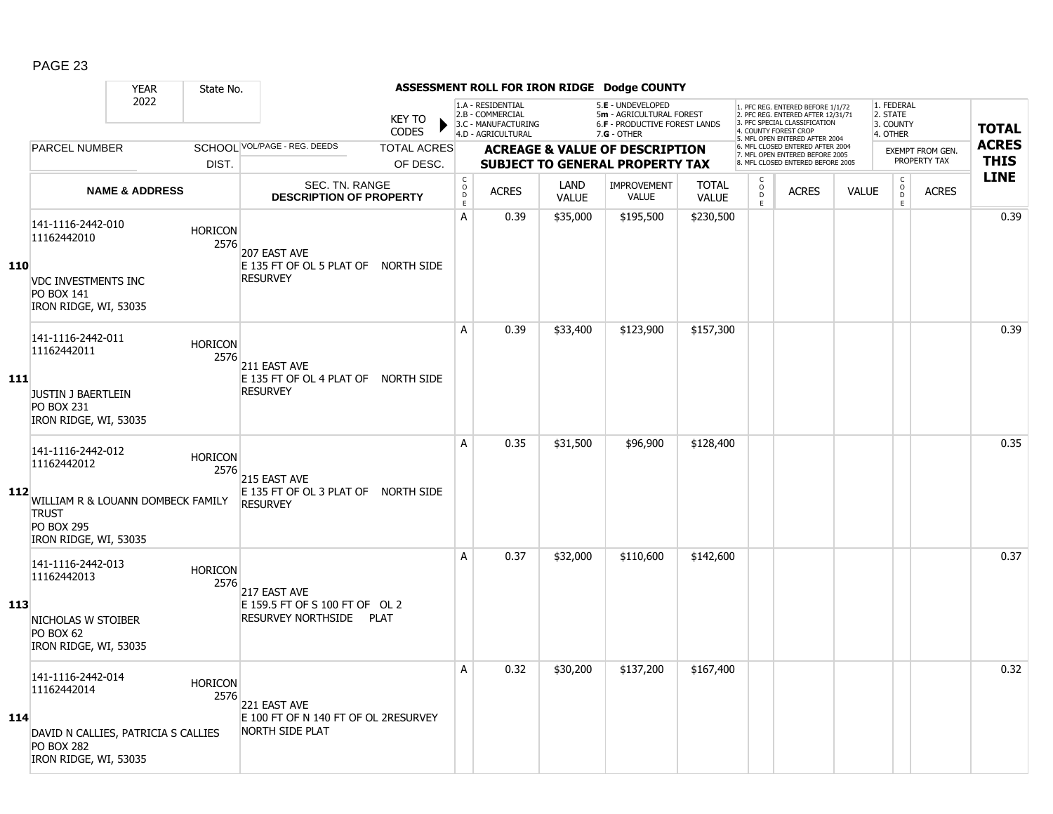PAGE 23

## ASSESSMENT ROLL FOR IRON RIDGE Dodge COUNTY

| YEAR | State No. | | | | | | | | | | | | | | |
|---|---|---|---|---|---|---|---|---|---|---|---|---|---|---|---|
| 2022 | | | | | | | | | | | | | | | |

KEY TO CODES: 1.A - RESIDENTIAL, 2.B - COMMERCIAL, 3.C - MANUFACTURING, 4.D - AGRICULTURAL, 5.E - UNDEVELOPED, 5m - AGRICULTURAL FOREST, 6.F - PRODUCTIVE FOREST LANDS, 7.G - OTHER

1. PFC REG. ENTERED BEFORE 1/1/72, 2. PFC REG. ENTERED AFTER 12/31/71, 3. PFC SPECIAL CLASSIFICATION, 4. COUNTY FOREST CROP, 5. MFL OPEN ENTERED AFTER 2004, 6. MFL CLOSED ENTERED AFTER 2004, 7. MFL OPEN ENTERED BEFORE 2005, 8. MFL CLOSED ENTERED BEFORE 2005

1. FEDERAL, 2. STATE, 3. COUNTY, 4. OTHER

| | PARCEL NUMBER / NAME & ADDRESS | SCHOOL DIST. | VOL/PAGE - REG. DEEDS / SEC. TN. RANGE / DESCRIPTION OF PROPERTY | TOTAL ACRES OF DESC. | CODE | ACRES | LAND VALUE | IMPROVEMENT VALUE | TOTAL VALUE | CODE | ACRES | VALUE | CODE | ACRES (EXEMPT FROM GEN. PROPERTY TAX) | TOTAL ACRES THIS LINE |
|---|---|---|---|---|---|---|---|---|---|---|---|---|---|---|---|
| 110 | 141-1116-2442-010<br>11162442010<br><br>VDC INVESTMENTS INC<br>PO BOX 141<br>IRON RIDGE, WI, 53035 | HORICON 2576 | 207 EAST AVE<br>E 135 FT OF OL 5 PLAT OF NORTH SIDE RESURVEY | | A | 0.39 | $35,000 | $195,500 | $230,500 | | | | | | 0.39 |
| 111 | 141-1116-2442-011<br>11162442011<br><br>JUSTIN J BAERTLEIN<br>PO BOX 231<br>IRON RIDGE, WI, 53035 | HORICON 2576 | 211 EAST AVE<br>E 135 FT OF OL 4 PLAT OF NORTH SIDE RESURVEY | | A | 0.39 | $33,400 | $123,900 | $157,300 | | | | | | 0.39 |
| 112 | 141-1116-2442-012<br>11162442012<br><br>WILLIAM R & LOUANN DOMBECK FAMILY TRUST<br>PO BOX 295<br>IRON RIDGE, WI, 53035 | HORICON 2576 | 215 EAST AVE<br>E 135 FT OF OL 3 PLAT OF NORTH SIDE RESURVEY | | A | 0.35 | $31,500 | $96,900 | $128,400 | | | | | | 0.35 |
| 113 | 141-1116-2442-013<br>11162442013<br><br>NICHOLAS W STOIBER<br>PO BOX 62<br>IRON RIDGE, WI, 53035 | HORICON 2576 | 217 EAST AVE<br>E 159.5 FT OF S 100 FT OF OL 2 RESURVEY NORTHSIDE PLAT | | A | 0.37 | $32,000 | $110,600 | $142,600 | | | | | | 0.37 |
| 114 | 141-1116-2442-014<br>11162442014<br><br>DAVID N CALLIES, PATRICIA S CALLIES<br>PO BOX 282<br>IRON RIDGE, WI, 53035 | HORICON 2576 | 221 EAST AVE<br>E 100 FT OF N 140 FT OF OL 2RESURVEY NORTH SIDE PLAT | | A | 0.32 | $30,200 | $137,200 | $167,400 | | | | | | 0.32 |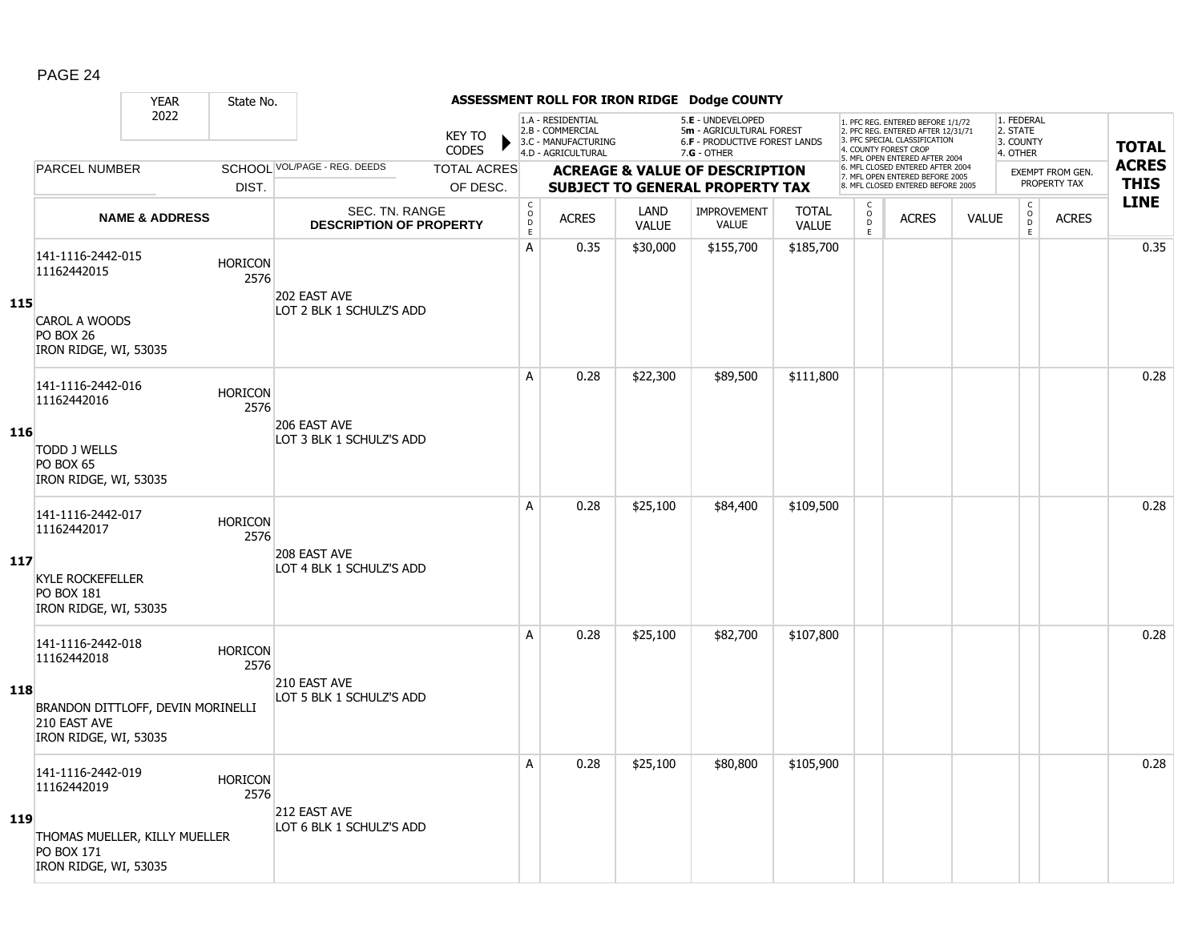# ASSESSMENT ROLL FOR IRON RIDGE Dodge COUNTY

| YEAR | State No. |
|---|---|
| 2022 | |

KEY TO CODES:
- 1.A - RESIDENTIAL
- 2.B - COMMERCIAL
- 3.C - MANUFACTURING
- 4.D - AGRICULTURAL
- 5.E - UNDEVELOPED
- 5m - AGRICULTURAL FOREST
- 6.F - PRODUCTIVE FOREST LANDS
- 7.G - OTHER

- 1. PFC REG. ENTERED BEFORE 1/1/72
- 2. PFC REG. ENTERED AFTER 12/31/71
- 3. PFC SPECIAL CLASSIFICATION
- 4. COUNTY FOREST CROP
- 5. MFL OPEN ENTERED AFTER 2004
- 6. MFL CLOSED ENTERED AFTER 2004
- 7. MFL OPEN ENTERED BEFORE 2005
- 8. MFL CLOSED ENTERED BEFORE 2005

- 1. FEDERAL
- 2. STATE
- 3. COUNTY
- 4. OTHER

| LINE | PARCEL NUMBER / NAME & ADDRESS | SCHOOL DIST. | VOL/PAGE - REG. DEEDS / SEC. TN. RANGE / DESCRIPTION OF PROPERTY | TOTAL ACRES OF DESC. | CODE | ACRES | LAND VALUE | IMPROVEMENT VALUE | TOTAL VALUE | CODE | ACRES | VALUE | CODE | EXEMPT FROM GEN. PROPERTY TAX ACRES | TOTAL ACRES THIS LINE |
|---|---|---|---|---|---|---|---|---|---|---|---|---|---|---|---|
| 115 | 141-1116-2442-015<br>11162442015<br><br>CAROL A WOODS<br>PO BOX 26<br>IRON RIDGE, WI, 53035 | HORICON 2576 | 202 EAST AVE<br>LOT 2 BLK 1 SCHULZ'S ADD | | A | 0.35 | $30,000 | $155,700 | $185,700 | | | | | | 0.35 |
| 116 | 141-1116-2442-016<br>11162442016<br><br>TODD J WELLS<br>PO BOX 65<br>IRON RIDGE, WI, 53035 | HORICON 2576 | 206 EAST AVE<br>LOT 3 BLK 1 SCHULZ'S ADD | | A | 0.28 | $22,300 | $89,500 | $111,800 | | | | | | 0.28 |
| 117 | 141-1116-2442-017<br>11162442017<br><br>KYLE ROCKEFELLER<br>PO BOX 181<br>IRON RIDGE, WI, 53035 | HORICON 2576 | 208 EAST AVE<br>LOT 4 BLK 1 SCHULZ'S ADD | | A | 0.28 | $25,100 | $84,400 | $109,500 | | | | | | 0.28 |
| 118 | 141-1116-2442-018<br>11162442018<br><br>BRANDON DITTLOFF, DEVIN MORINELLI<br>210 EAST AVE<br>IRON RIDGE, WI, 53035 | HORICON 2576 | 210 EAST AVE<br>LOT 5 BLK 1 SCHULZ'S ADD | | A | 0.28 | $25,100 | $82,700 | $107,800 | | | | | | 0.28 |
| 119 | 141-1116-2442-019<br>11162442019<br><br>THOMAS MUELLER, KILLY MUELLER<br>PO BOX 171<br>IRON RIDGE, WI, 53035 | HORICON 2576 | 212 EAST AVE<br>LOT 6 BLK 1 SCHULZ'S ADD | | A | 0.28 | $25,100 | $80,800 | $105,900 | | | | | | 0.28 |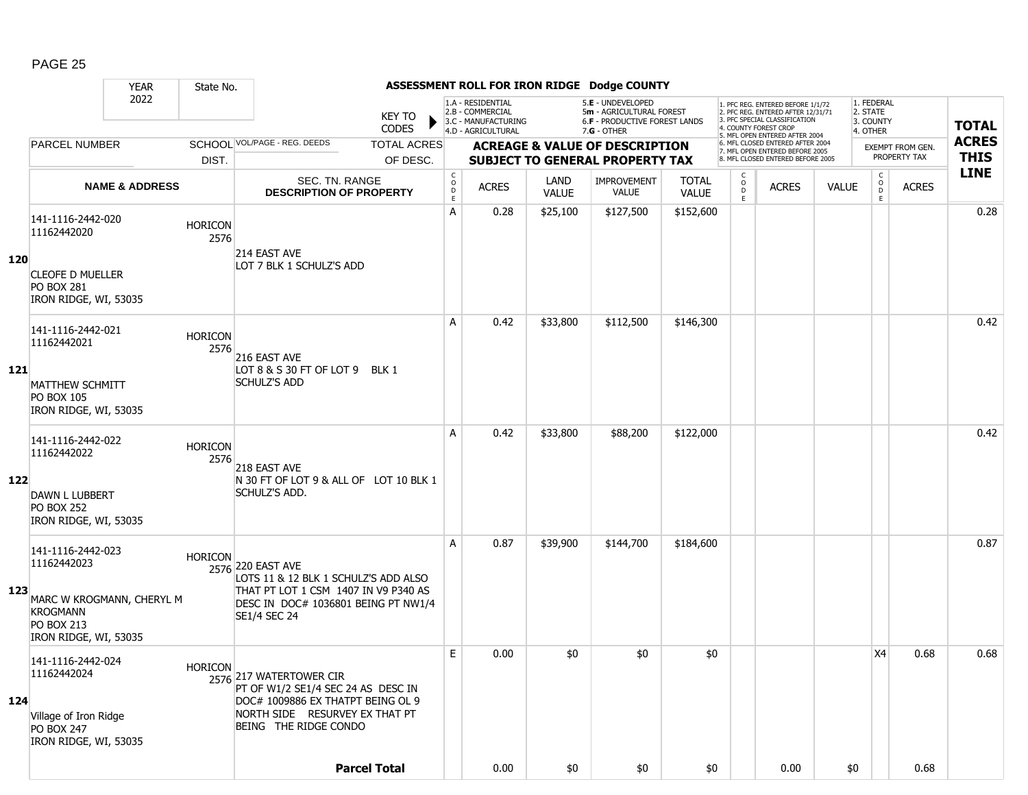**ASSESSMENT ROLL FOR IRON RIDGE Dodge COUNTY**

| YEAR 2022 | State No. | | | | | | | | | | | | | |
|---|---|---|---|---|---|---|---|---|---|---|---|---|---|---|

KEY TO CODES: 1.A - RESIDENTIAL, 2.B - COMMERCIAL, 3.C - MANUFACTURING, 4.D - AGRICULTURAL, 5.E - UNDEVELOPED, 5m - AGRICULTURAL FOREST, 6.F - PRODUCTIVE FOREST LANDS, 7.G - OTHER

1. PFC REG. ENTERED BEFORE 1/1/72, 2. PFC REG. ENTERED AFTER 12/31/71, 3. PFC SPECIAL CLASSIFICATION, 4. COUNTY FOREST CROP, 5. MFL OPEN ENTERED AFTER 2004, 6. MFL CLOSED ENTERED AFTER 2004, 7. MFL OPEN ENTERED BEFORE 2005, 8. MFL CLOSED ENTERED BEFORE 2005

1. FEDERAL, 2. STATE, 3. COUNTY, 4. OTHER

| LINE | PARCEL NUMBER / NAME & ADDRESS | SCHOOL DIST. | VOL/PAGE - REG. DEEDS / SEC. TN. RANGE / DESCRIPTION OF PROPERTY | TOTAL ACRES OF DESC. | CODE | ACRES | LAND VALUE | IMPROVEMENT VALUE | TOTAL VALUE | CODE | ACRES | VALUE | CODE | EXEMPT FROM GEN. PROPERTY TAX ACRES | TOTAL ACRES THIS LINE |
|---|---|---|---|---|---|---|---|---|---|---|---|---|---|---|---|
| 120 | 141-1116-2442-020<br>11162442020<br>CLEOFE D MUELLER<br>PO BOX 281<br>IRON RIDGE, WI, 53035 | HORICON 2576 | 214 EAST AVE<br>LOT 7 BLK 1 SCHULZ'S ADD | | A | 0.28 | $25,100 | $127,500 | $152,600 | | | | | | 0.28 |
| 121 | 141-1116-2442-021<br>11162442021<br>MATTHEW SCHMITT<br>PO BOX 105<br>IRON RIDGE, WI, 53035 | HORICON 2576 | 216 EAST AVE<br>LOT 8 & S 30 FT OF LOT 9 BLK 1 SCHULZ'S ADD | | A | 0.42 | $33,800 | $112,500 | $146,300 | | | | | | 0.42 |
| 122 | 141-1116-2442-022<br>11162442022<br>DAWN L LUBBERT<br>PO BOX 252<br>IRON RIDGE, WI, 53035 | HORICON 2576 | 218 EAST AVE<br>N 30 FT OF LOT 9 & ALL OF LOT 10 BLK 1 SCHULZ'S ADD. | | A | 0.42 | $33,800 | $88,200 | $122,000 | | | | | | 0.42 |
| 123 | 141-1116-2442-023<br>11162442023<br>MARC W KROGMANN, CHERYL M KROGMANN<br>PO BOX 213<br>IRON RIDGE, WI, 53035 | HORICON 2576 | 220 EAST AVE<br>LOTS 11 & 12 BLK 1 SCHULZ'S ADD ALSO THAT PT LOT 1 CSM 1407 IN V9 P340 AS DESC IN DOC# 1036801 BEING PT NW1/4 SE1/4 SEC 24 | | A | 0.87 | $39,900 | $144,700 | $184,600 | | | | | | 0.87 |
| 124 | 141-1116-2442-024<br>11162442024<br>Village of Iron Ridge<br>PO BOX 247<br>IRON RIDGE, WI, 53035 | HORICON 2576 | 217 WATERTOWER CIR<br>PT OF W1/2 SE1/4 SEC 24 AS DESC IN DOC# 1009886 EX THATPT BEING OL 9 NORTH SIDE RESURVEY EX THAT PT BEING THE RIDGE CONDO | | E | 0.00 | $0 | $0 | $0 | | | | X4 | 0.68 | 0.68 |
| | | | | **Parcel Total** | | 0.00 | $0 | $0 | $0 | | 0.00 | $0 | | 0.68 | |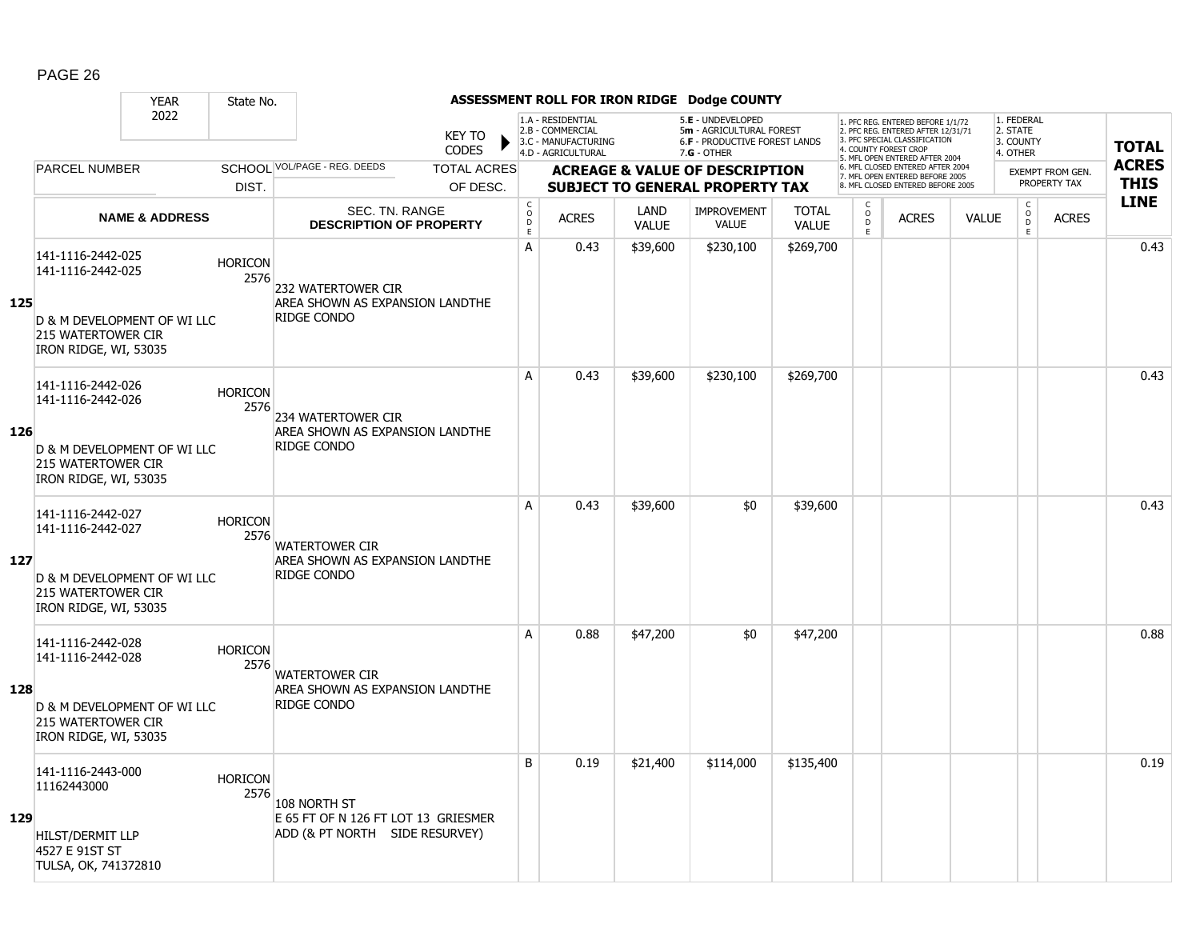## ASSESSMENT ROLL FOR IRON RIDGE Dodge COUNTY

| YEAR 2022 | State No. | KEY TO CODES | 1.A - RESIDENTIAL 2.B - COMMERCIAL 3.C - MANUFACTURING 4.D - AGRICULTURAL | 5.E - UNDEVELOPED 5m - AGRICULTURAL FOREST 6.F - PRODUCTIVE FOREST LANDS 7.G - OTHER | 1. PFC REG. ENTERED BEFORE 1/1/72 2. PFC REG. ENTERED AFTER 12/31/71 3. PFC SPECIAL CLASSIFICATION 4. COUNTY FOREST CROP 5. MFL OPEN ENTERED AFTER 2004 6. MFL CLOSED ENTERED AFTER 2004 7. MFL OPEN ENTERED BEFORE 2005 8. MFL CLOSED ENTERED BEFORE 2005 | 1. FEDERAL 2. STATE 3. COUNTY 4. OTHER |
|---|---|---|---|---|---|---|

| | PARCEL NUMBER / NAME & ADDRESS | SCHOOL DIST. | VOL/PAGE - REG. DEEDS / SEC. TN. RANGE DESCRIPTION OF PROPERTY | TOTAL ACRES OF DESC. | CODE | ACRES | LAND VALUE | IMPROVEMENT VALUE | TOTAL VALUE | CODE | ACRES | VALUE | CODE | EXEMPT FROM GEN. PROPERTY TAX ACRES | TOTAL ACRES THIS LINE |
|---|---|---|---|---|---|---|---|---|---|---|---|---|---|---|---|
| 125 | 141-1116-2442-025<br>141-1116-2442-025<br><br>D & M DEVELOPMENT OF WI LLC<br>215 WATERTOWER CIR<br>IRON RIDGE, WI, 53035 | HORICON 2576 | 232 WATERTOWER CIR<br>AREA SHOWN AS EXPANSION LANDTHE RIDGE CONDO | | A | 0.43 | $39,600 | $230,100 | $269,700 | | | | | | 0.43 |
| 126 | 141-1116-2442-026<br>141-1116-2442-026<br><br>D & M DEVELOPMENT OF WI LLC<br>215 WATERTOWER CIR<br>IRON RIDGE, WI, 53035 | HORICON 2576 | 234 WATERTOWER CIR<br>AREA SHOWN AS EXPANSION LANDTHE RIDGE CONDO | | A | 0.43 | $39,600 | $230,100 | $269,700 | | | | | | 0.43 |
| 127 | 141-1116-2442-027<br>141-1116-2442-027<br><br>D & M DEVELOPMENT OF WI LLC<br>215 WATERTOWER CIR<br>IRON RIDGE, WI, 53035 | HORICON 2576 | WATERTOWER CIR<br>AREA SHOWN AS EXPANSION LANDTHE RIDGE CONDO | | A | 0.43 | $39,600 | $0 | $39,600 | | | | | | 0.43 |
| 128 | 141-1116-2442-028<br>141-1116-2442-028<br><br>D & M DEVELOPMENT OF WI LLC<br>215 WATERTOWER CIR<br>IRON RIDGE, WI, 53035 | HORICON 2576 | WATERTOWER CIR<br>AREA SHOWN AS EXPANSION LANDTHE RIDGE CONDO | | A | 0.88 | $47,200 | $0 | $47,200 | | | | | | 0.88 |
| 129 | 141-1116-2443-000<br>11162443000<br><br>HILST/DERMIT LLP<br>4527 E 91ST ST<br>TULSA, OK, 741372810 | HORICON 2576 | 108 NORTH ST<br>E 65 FT OF N 126 FT LOT 13 GRIESMER ADD (& PT NORTH SIDE RESURVEY) | | B | 0.19 | $21,400 | $114,000 | $135,400 | | | | | | 0.19 |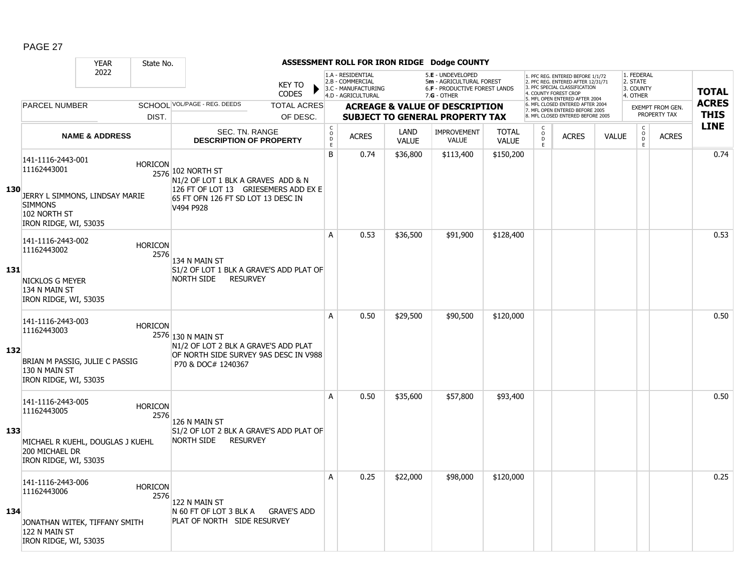# ASSESSMENT ROLL FOR IRON RIDGE Dodge COUNTY

YEAR 2022 | State No.

KEY TO CODES: 1.A - RESIDENTIAL, 2.B - COMMERCIAL, 3.C - MANUFACTURING, 4.D - AGRICULTURAL, 5.E - UNDEVELOPED, 5m - AGRICULTURAL FOREST, 6.F - PRODUCTIVE FOREST LANDS, 7.G - OTHER

1. PFC REG. ENTERED BEFORE 1/1/72, 2. PFC REG. ENTERED AFTER 12/31/71, 3. PFC SPECIAL CLASSIFICATION, 4. COUNTY FOREST CROP, 5. MFL OPEN ENTERED AFTER 2004, 6. MFL CLOSED ENTERED AFTER 2004, 7. MFL OPEN ENTERED BEFORE 2005, 8. MFL CLOSED ENTERED BEFORE 2005

1. FEDERAL, 2. STATE, 3. COUNTY, 4. OTHER

| Line | PARCEL NUMBER / NAME & ADDRESS | SCHOOL DIST. | VOL/PAGE - REG. DEEDS / SEC. TN. RANGE / DESCRIPTION OF PROPERTY | CODE | ACRES | LAND VALUE | IMPROVEMENT VALUE | TOTAL VALUE | CODE | ACRES | VALUE | CODE | EXEMPT ACRES | TOTAL ACRES THIS LINE |
|---|---|---|---|---|---|---|---|---|---|---|---|---|---|---|
| 130 | 141-1116-2443-001 11162443001 JERRY L SIMMONS, LINDSAY MARIE SIMMONS 102 NORTH ST IRON RIDGE, WI, 53035 | HORICON 2576 | 102 NORTH ST N1/2 OF LOT 1 BLK A GRAVES ADD & N 126 FT OF LOT 13 GRIESEMERS ADD EX E 65 FT OFN 126 FT SD LOT 13 DESC IN V494 P928 | B | 0.74 | $36,800 | $113,400 | $150,200 | | | | | | 0.74 |
| 131 | 141-1116-2443-002 11162443002 NICKLOS G MEYER 134 N MAIN ST IRON RIDGE, WI, 53035 | HORICON 2576 | 134 N MAIN ST S1/2 OF LOT 1 BLK A GRAVE'S ADD PLAT OF NORTH SIDE RESURVEY | A | 0.53 | $36,500 | $91,900 | $128,400 | | | | | | 0.53 |
| 132 | 141-1116-2443-003 11162443003 BRIAN M PASSIG, JULIE C PASSIG 130 N MAIN ST IRON RIDGE, WI, 53035 | HORICON 2576 | 130 N MAIN ST N1/2 OF LOT 2 BLK A GRAVE'S ADD PLAT OF NORTH SIDE SURVEY 9AS DESC IN V988 P70 & DOC# 1240367 | A | 0.50 | $29,500 | $90,500 | $120,000 | | | | | | 0.50 |
| 133 | 141-1116-2443-005 11162443005 MICHAEL R KUEHL, DOUGLAS J KUEHL 200 MICHAEL DR IRON RIDGE, WI, 53035 | HORICON 2576 | 126 N MAIN ST S1/2 OF LOT 2 BLK A GRAVE'S ADD PLAT OF NORTH SIDE RESURVEY | A | 0.50 | $35,600 | $57,800 | $93,400 | | | | | | 0.50 |
| 134 | 141-1116-2443-006 11162443006 JONATHAN WITEK, TIFFANY SMITH 122 N MAIN ST IRON RIDGE, WI, 53035 | HORICON 2576 | 122 N MAIN ST N 60 FT OF LOT 3 BLK A GRAVE'S ADD PLAT OF NORTH SIDE RESURVEY | A | 0.25 | $22,000 | $98,000 | $120,000 | | | | | | 0.25 |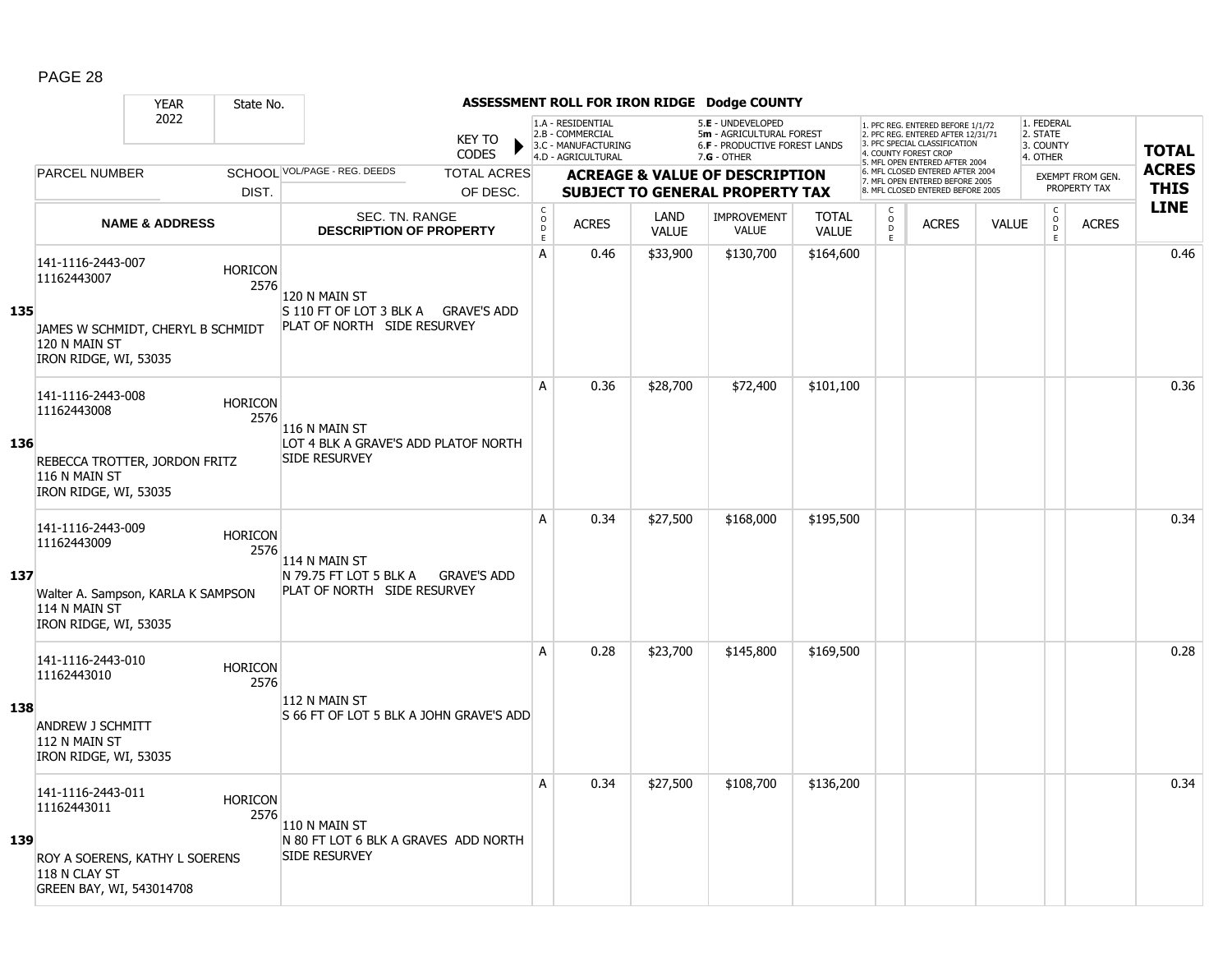# ASSESSMENT ROLL FOR IRON RIDGE Dodge COUNTY

YEAR: 2022 | State No.

KEY TO CODES:
- 1.A - RESIDENTIAL
- 2.B - COMMERCIAL
- 3.C - MANUFACTURING
- 4.D - AGRICULTURAL
- 5.E - UNDEVELOPED
- 5m - AGRICULTURAL FOREST
- 6.F - PRODUCTIVE FOREST LANDS
- 7.G - OTHER

- 1. PFC REG. ENTERED BEFORE 1/1/72
- 2. PFC REG. ENTERED AFTER 12/31/71
- 3. PFC SPECIAL CLASSIFICATION
- 4. COUNTY FOREST CROP
- 5. MFL OPEN ENTERED AFTER 2004
- 6. MFL CLOSED ENTERED AFTER 2004
- 7. MFL OPEN ENTERED BEFORE 2005
- 8. MFL CLOSED ENTERED BEFORE 2005

- 1. FEDERAL
- 2. STATE
- 3. COUNTY
- 4. OTHER

| Line | PARCEL NUMBER / NAME & ADDRESS | SCHOOL DIST. | VOL/PAGE - REG. DEEDS / SEC. TN. RANGE / DESCRIPTION OF PROPERTY | TOTAL ACRES OF DESC. | CODE | ACRES | LAND VALUE | IMPROVEMENT VALUE | TOTAL VALUE | CODE | ACRES | VALUE | CODE | EXEMPT FROM GEN. PROPERTY TAX ACRES | TOTAL ACRES THIS LINE |
|---|---|---|---|---|---|---|---|---|---|---|---|---|---|---|---|
| 135 | 141-1116-2443-007<br>11162443007<br>JAMES W SCHMIDT, CHERYL B SCHMIDT<br>120 N MAIN ST<br>IRON RIDGE, WI, 53035 | HORICON 2576 | 120 N MAIN ST<br>S 110 FT OF LOT 3 BLK A GRAVE'S ADD PLAT OF NORTH SIDE RESURVEY | | A | 0.46 | $33,900 | $130,700 | $164,600 | | | | | | 0.46 |
| 136 | 141-1116-2443-008<br>11162443008<br>REBECCA TROTTER, JORDON FRITZ<br>116 N MAIN ST<br>IRON RIDGE, WI, 53035 | HORICON 2576 | 116 N MAIN ST<br>LOT 4 BLK A GRAVE'S ADD PLATOF NORTH SIDE RESURVEY | | A | 0.36 | $28,700 | $72,400 | $101,100 | | | | | | 0.36 |
| 137 | 141-1116-2443-009<br>11162443009<br>Walter A. Sampson, KARLA K SAMPSON<br>114 N MAIN ST<br>IRON RIDGE, WI, 53035 | HORICON 2576 | 114 N MAIN ST<br>N 79.75 FT LOT 5 BLK A GRAVE'S ADD PLAT OF NORTH SIDE RESURVEY | | A | 0.34 | $27,500 | $168,000 | $195,500 | | | | | | 0.34 |
| 138 | 141-1116-2443-010<br>11162443010<br>ANDREW J SCHMITT<br>112 N MAIN ST<br>IRON RIDGE, WI, 53035 | HORICON 2576 | 112 N MAIN ST<br>S 66 FT OF LOT 5 BLK A JOHN GRAVE'S ADD | | A | 0.28 | $23,700 | $145,800 | $169,500 | | | | | | 0.28 |
| 139 | 141-1116-2443-011<br>11162443011<br>ROY A SOERENS, KATHY L SOERENS<br>118 N CLAY ST<br>GREEN BAY, WI, 543014708 | HORICON 2576 | 110 N MAIN ST<br>N 80 FT LOT 6 BLK A GRAVES ADD NORTH SIDE RESURVEY | | A | 0.34 | $27,500 | $108,700 | $136,200 | | | | | | 0.34 |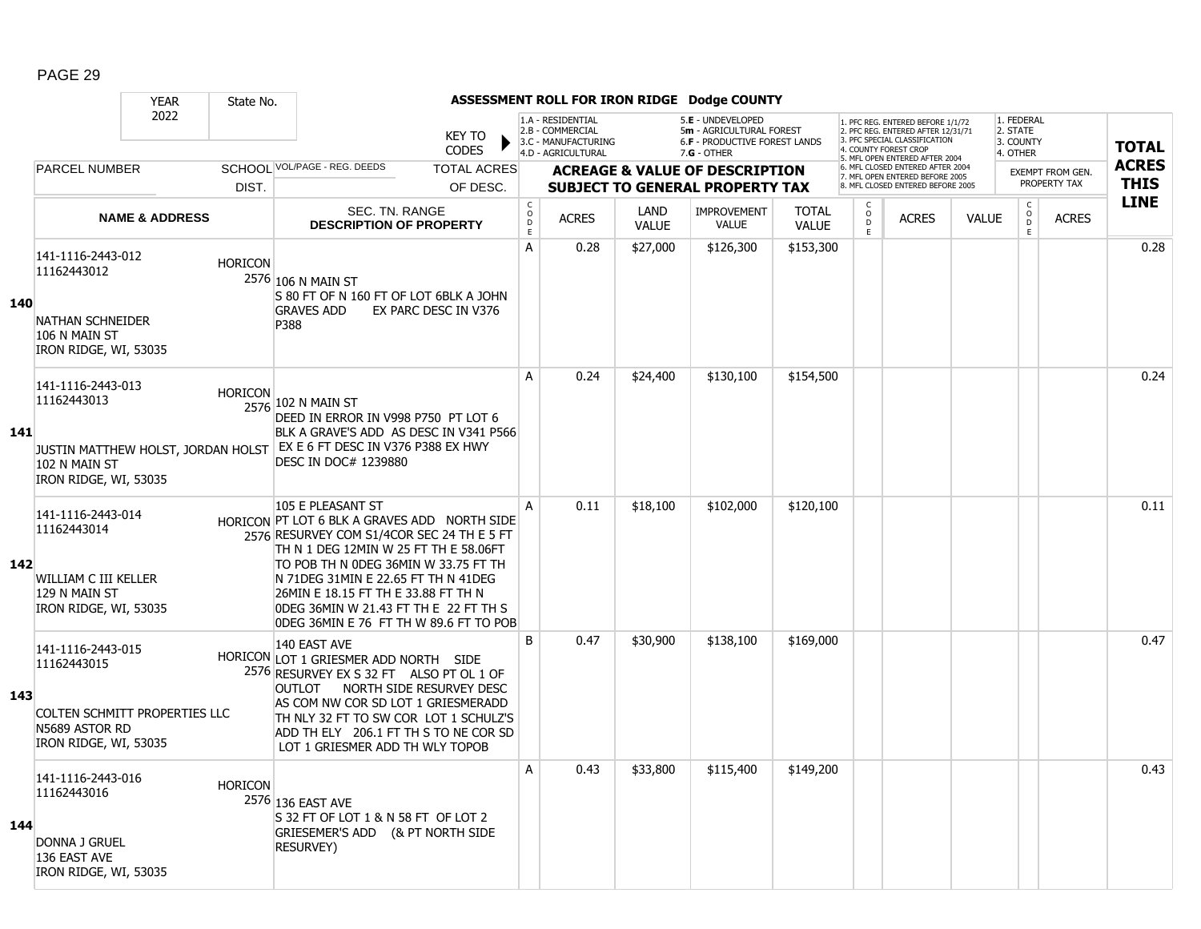## ASSESSMENT ROLL FOR IRON RIDGE Dodge COUNTY

| YEAR 2022 | State No. | KEY TO CODES | | | | | | | | | | | | | |
|---|---|---|---|---|---|---|---|---|---|---|---|---|---|---|---|
| | | | 1.A - RESIDENTIAL 2.B - COMMERCIAL 3.C - MANUFACTURING 4.D - AGRICULTURAL | | 5.E - UNDEVELOPED 5m - AGRICULTURAL FOREST 6.F - PRODUCTIVE FOREST LANDS 7.G - OTHER | | | 1. PFC REG. ENTERED BEFORE 1/1/72 2. PFC REG. ENTERED AFTER 12/31/71 3. PFC SPECIAL CLASSIFICATION 4. COUNTY FOREST CROP 5. MFL OPEN ENTERED AFTER 2004 6. MFL CLOSED ENTERED AFTER 2004 7. MFL OPEN ENTERED BEFORE 2005 8. MFL CLOSED ENTERED BEFORE 2005 | | | 1. FEDERAL 2. STATE 3. COUNTY 4. OTHER | | | |

| LINE | PARCEL NUMBER / NAME & ADDRESS | SCHOOL DIST. | VOL/PAGE - REG. DEEDS / SEC. TN. RANGE / DESCRIPTION OF PROPERTY | CODE | ACRES | LAND VALUE | IMPROVEMENT VALUE | TOTAL VALUE | CODE | ACRES | VALUE | CODE | ACRES (EXEMPT FROM GEN. PROPERTY TAX) | TOTAL ACRES THIS LINE |
|---|---|---|---|---|---|---|---|---|---|---|---|---|---|---|
| 140 | 141-1116-2443-012 11162443012 NATHAN SCHNEIDER 106 N MAIN ST IRON RIDGE, WI, 53035 | HORICON 2576 | 106 N MAIN ST S 80 FT OF N 160 FT OF LOT 6BLK A JOHN GRAVES ADD EX PARC DESC IN V376 P388 | A | 0.28 | $27,000 | $126,300 | $153,300 | | | | | | 0.28 |
| 141 | 141-1116-2443-013 11162443013 JUSTIN MATTHEW HOLST, JORDAN HOLST 102 N MAIN ST IRON RIDGE, WI, 53035 | HORICON 2576 | 102 N MAIN ST DEED IN ERROR IN V998 P750 PT LOT 6 BLK A GRAVE'S ADD AS DESC IN V341 P566 EX E 6 FT DESC IN V376 P388 EX HWY DESC IN DOC# 1239880 | A | 0.24 | $24,400 | $130,100 | $154,500 | | | | | | 0.24 |
| 142 | 141-1116-2443-014 11162443014 WILLIAM C III KELLER 129 N MAIN ST IRON RIDGE, WI, 53035 | HORICON 2576 | 105 E PLEASANT ST PT LOT 6 BLK A GRAVES ADD NORTH SIDE RESURVEY COM S1/4COR SEC 24 TH E 5 FT TH N 1 DEG 12MIN W 25 FT TH E 58.06FT TO POB TH N 0DEG 36MIN W 33.75 FT TH N 71DEG 31MIN E 22.65 FT TH N 41DEG 26MIN E 18.15 FT TH E 33.88 FT TH N 0DEG 36MIN W 21.43 FT TH E 22 FT TH S 0DEG 36MIN E 76 FT TH W 89.6 FT TO POB | A | 0.11 | $18,100 | $102,000 | $120,100 | | | | | | 0.11 |
| 143 | 141-1116-2443-015 11162443015 COLTEN SCHMITT PROPERTIES LLC N5689 ASTOR RD IRON RIDGE, WI, 53035 | HORICON 2576 | 140 EAST AVE LOT 1 GRIESMER ADD NORTH SIDE RESURVEY EX S 32 FT ALSO PT OL 1 OF OUTLOT NORTH SIDE RESURVEY DESC AS COM NW COR SD LOT 1 GRIESMERADD TH NLY 32 FT TO SW COR LOT 1 SCHULZ'S ADD TH ELY 206.1 FT TH S TO NE COR SD LOT 1 GRIESMER ADD TH WLY TOPOB | B | 0.47 | $30,900 | $138,100 | $169,000 | | | | | | 0.47 |
| 144 | 141-1116-2443-016 11162443016 DONNA J GRUEL 136 EAST AVE IRON RIDGE, WI, 53035 | HORICON 2576 | 136 EAST AVE S 32 FT OF LOT 1 & N 58 FT OF LOT 2 GRIESEMER'S ADD (& PT NORTH SIDE RESURVEY) | A | 0.43 | $33,800 | $115,400 | $149,200 | | | | | | 0.43 |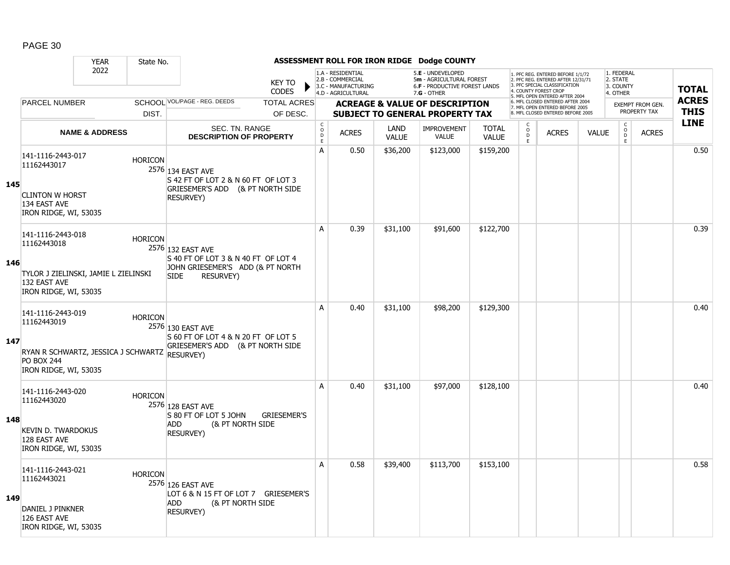# ASSESSMENT ROLL FOR IRON RIDGE Dodge COUNTY

YEAR 2022 | State No.

KEY TO CODES: 1.A - RESIDENTIAL, 2.B - COMMERCIAL, 3.C - MANUFACTURING, 4.D - AGRICULTURAL, 5.E - UNDEVELOPED, 5m - AGRICULTURAL FOREST, 6.F - PRODUCTIVE FOREST LANDS, 7.G - OTHER

1. PFC REG. ENTERED BEFORE 1/1/72, 2. PFC REG. ENTERED AFTER 12/31/71, 3. PFC SPECIAL CLASSIFICATION, 4. COUNTY FOREST CROP, 5. MFL OPEN ENTERED AFTER 2004, 6. MFL CLOSED ENTERED AFTER 2004, 7. MFL OPEN ENTERED BEFORE 2005, 8. MFL CLOSED ENTERED BEFORE 2005

1. FEDERAL, 2. STATE, 3. COUNTY, 4. OTHER

| Line | PARCEL NUMBER / NAME & ADDRESS | SCHOOL DIST. | VOL/PAGE - REG. DEEDS / SEC. TN. RANGE / DESCRIPTION OF PROPERTY | CODE | ACRES | LAND VALUE | IMPROVEMENT VALUE | TOTAL VALUE | CODE | ACRES | VALUE | CODE | EXEMPT ACRES | TOTAL ACRES THIS LINE |
|---|---|---|---|---|---|---|---|---|---|---|---|---|---|---|
| 145 | 141-1116-2443-017 11162443017 CLINTON W HORST 134 EAST AVE IRON RIDGE, WI, 53035 | HORICON 2576 | 134 EAST AVE S 42 FT OF LOT 2 & N 60 FT OF LOT 3 GRIESEMER'S ADD (& PT NORTH SIDE RESURVEY) | A | 0.50 | $36,200 | $123,000 | $159,200 | | | | | | 0.50 |
| 146 | 141-1116-2443-018 11162443018 TYLOR J ZIELINSKI, JAMIE L ZIELINSKI 132 EAST AVE IRON RIDGE, WI, 53035 | HORICON 2576 | 132 EAST AVE S 40 FT OF LOT 3 & N 40 FT OF LOT 4 JOHN GRIESEMER'S ADD (& PT NORTH SIDE RESURVEY) | A | 0.39 | $31,100 | $91,600 | $122,700 | | | | | | 0.39 |
| 147 | 141-1116-2443-019 11162443019 RYAN R SCHWARTZ, JESSICA J SCHWARTZ PO BOX 244 IRON RIDGE, WI, 53035 | HORICON 2576 | 130 EAST AVE S 60 FT OF LOT 4 & N 20 FT OF LOT 5 GRIESEMER'S ADD (& PT NORTH SIDE RESURVEY) | A | 0.40 | $31,100 | $98,200 | $129,300 | | | | | | 0.40 |
| 148 | 141-1116-2443-020 11162443020 KEVIN D. TWARDOKUS 128 EAST AVE IRON RIDGE, WI, 53035 | HORICON 2576 | 128 EAST AVE S 80 FT OF LOT 5 JOHN GRIESEMER'S ADD (& PT NORTH SIDE RESURVEY) | A | 0.40 | $31,100 | $97,000 | $128,100 | | | | | | 0.40 |
| 149 | 141-1116-2443-021 11162443021 DANIEL J PINKNER 126 EAST AVE IRON RIDGE, WI, 53035 | HORICON 2576 | 126 EAST AVE LOT 6 & N 15 FT OF LOT 7 GRIESEMER'S ADD (& PT NORTH SIDE RESURVEY) | A | 0.58 | $39,400 | $113,700 | $153,100 | | | | | | 0.58 |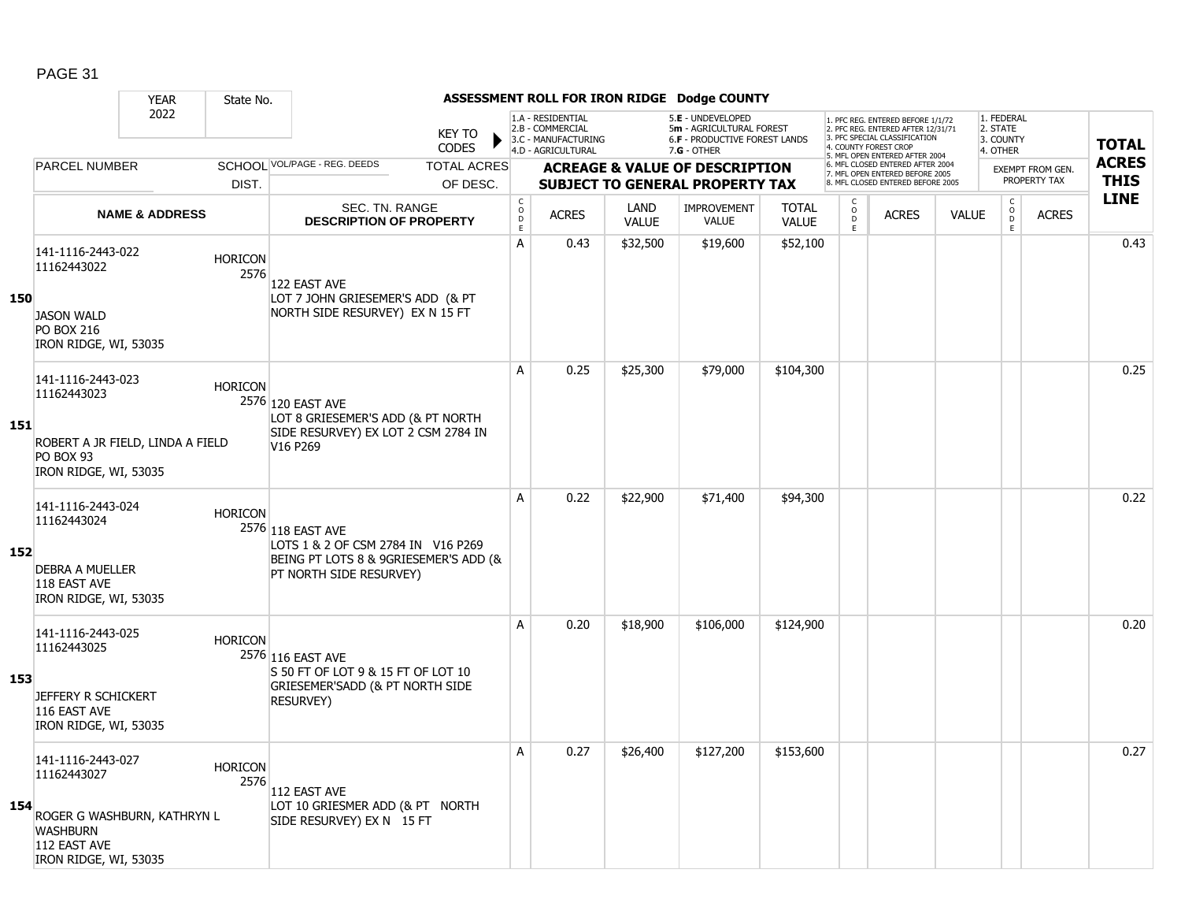**ASSESSMENT ROLL FOR IRON RIDGE Dodge COUNTY**

| | YEAR 2022 | State No. | | KEY TO CODES | 1.A - RESIDENTIAL 2.B - COMMERCIAL 3.C - MANUFACTURING 4.D - AGRICULTURAL | | 5.E - UNDEVELOPED 5m - AGRICULTURAL FOREST 6.F - PRODUCTIVE FOREST LANDS 7.G - OTHER | | | 1. PFC REG. ENTERED BEFORE 1/1/72 2. PFC REG. ENTERED AFTER 12/31/71 3. PFC SPECIAL CLASSIFICATION 4. COUNTY FOREST CROP 5. MFL OPEN ENTERED AFTER 2004 6. MFL CLOSED ENTERED AFTER 2004 7. MFL OPEN ENTERED BEFORE 2005 8. MFL CLOSED ENTERED BEFORE 2005 | | | 1. FEDERAL 2. STATE 3. COUNTY 4. OTHER | | TOTAL ACRES THIS LINE |
|---|---|---|---|---|---|---|---|---|---|---|---|---|---|---|---|
| | PARCEL NUMBER | SCHOOL DIST. | VOL/PAGE - REG. DEEDS | TOTAL ACRES OF DESC. | ACREAGE & VALUE OF DESCRIPTION SUBJECT TO GENERAL PROPERTY TAX | | | | | | | | EXEMPT FROM GEN. PROPERTY TAX | | |
| | NAME & ADDRESS | | SEC. TN. RANGE DESCRIPTION OF PROPERTY | | CODE | ACRES | LAND VALUE | IMPROVEMENT VALUE | TOTAL VALUE | CODE | ACRES | VALUE | CODE | ACRES | |
| 150 | 141-1116-2443-022 11162443022 JASON WALD PO BOX 216 IRON RIDGE, WI, 53035 | HORICON 2576 | 122 EAST AVE LOT 7 JOHN GRIESEMER'S ADD (& PT NORTH SIDE RESURVEY) EX N 15 FT | | A | 0.43 | $32,500 | $19,600 | $52,100 | | | | | | 0.43 |
| 151 | 141-1116-2443-023 11162443023 ROBERT A JR FIELD, LINDA A FIELD PO BOX 93 IRON RIDGE, WI, 53035 | HORICON 2576 | 120 EAST AVE LOT 8 GRIESEMER'S ADD (& PT NORTH SIDE RESURVEY) EX LOT 2 CSM 2784 IN V16 P269 | | A | 0.25 | $25,300 | $79,000 | $104,300 | | | | | | 0.25 |
| 152 | 141-1116-2443-024 11162443024 DEBRA A MUELLER 118 EAST AVE IRON RIDGE, WI, 53035 | HORICON 2576 | 118 EAST AVE LOTS 1 & 2 OF CSM 2784 IN V16 P269 BEING PT LOTS 8 & 9GRIESEMER'S ADD (& PT NORTH SIDE RESURVEY) | | A | 0.22 | $22,900 | $71,400 | $94,300 | | | | | | 0.22 |
| 153 | 141-1116-2443-025 11162443025 JEFFERY R SCHICKERT 116 EAST AVE IRON RIDGE, WI, 53035 | HORICON 2576 | 116 EAST AVE S 50 FT OF LOT 9 & 15 FT OF LOT 10 GRIESEMER'SADD (& PT NORTH SIDE RESURVEY) | | A | 0.20 | $18,900 | $106,000 | $124,900 | | | | | | 0.20 |
| 154 | 141-1116-2443-027 11162443027 ROGER G WASHBURN, KATHRYN L WASHBURN 112 EAST AVE IRON RIDGE, WI, 53035 | HORICON 2576 | 112 EAST AVE LOT 10 GRIESMER ADD (& PT NORTH SIDE RESURVEY) EX N 15 FT | | A | 0.27 | $26,400 | $127,200 | $153,600 | | | | | | 0.27 |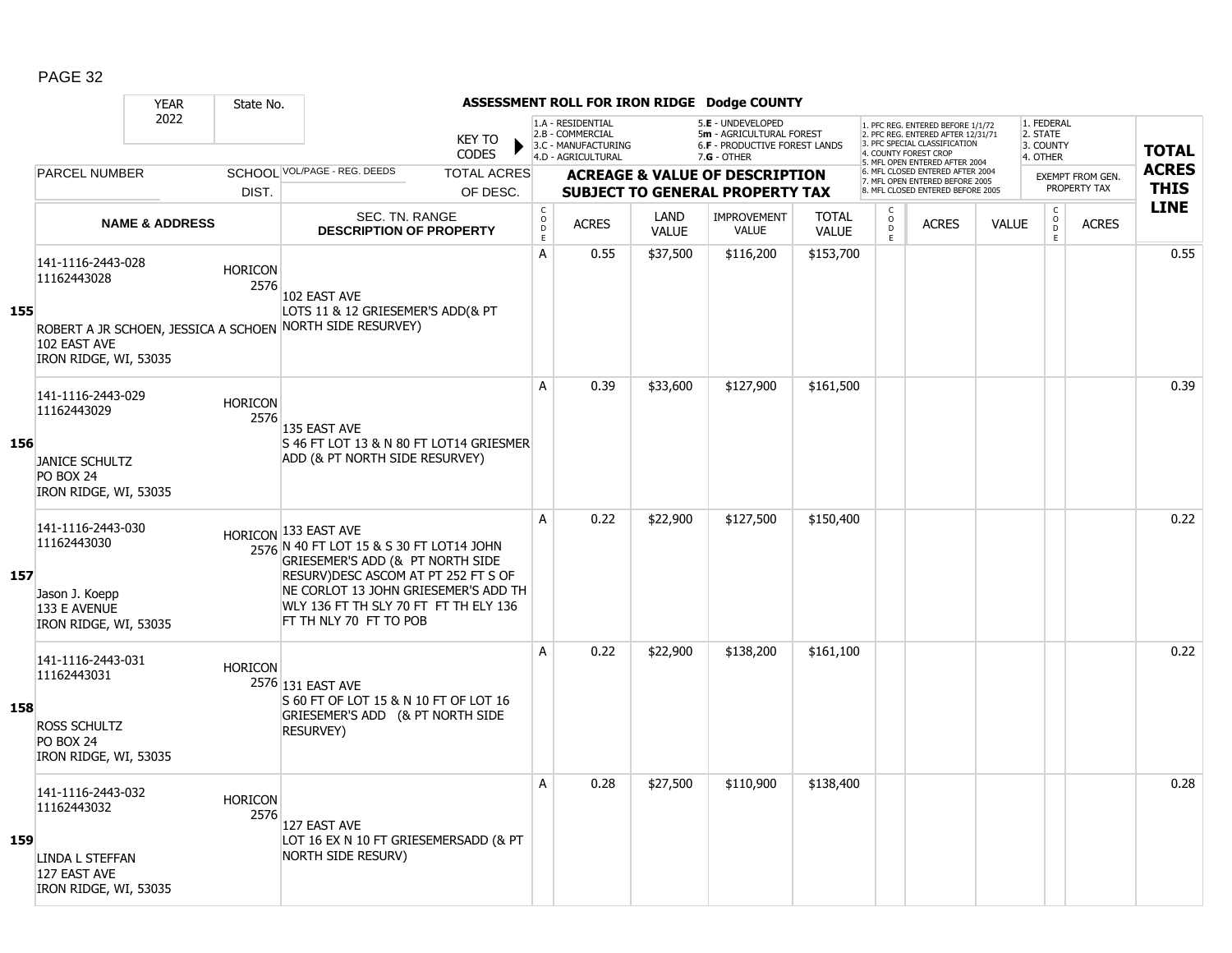PAGE 32

| YEAR 2022 | State No. | | | ASSESSMENT ROLL FOR IRON RIDGE Dodge COUNTY | | | | | | | | | | | |
|---|---|---|---|---|---|---|---|---|---|---|---|---|---|---|---|
| | | KEY TO CODES | | 1.A - RESIDENTIAL 2.B - COMMERCIAL 3.C - MANUFACTURING 4.D - AGRICULTURAL | | 5.E - UNDEVELOPED 5m - AGRICULTURAL FOREST 6.F - PRODUCTIVE FOREST LANDS 7.G - OTHER | | | 1. PFC REG. ENTERED BEFORE 1/1/72 2. PFC REG. ENTERED AFTER 12/31/71 3. PFC SPECIAL CLASSIFICATION 4. COUNTY FOREST CROP 5. MFL OPEN ENTERED AFTER 2004 6. MFL CLOSED ENTERED AFTER 2004 7. MFL OPEN ENTERED BEFORE 2005 8. MFL CLOSED ENTERED BEFORE 2005 | | | 1. FEDERAL 2. STATE 3. COUNTY 4. OTHER | | TOTAL |
| PARCEL NUMBER | SCHOOL DIST. | VOL/PAGE - REG. DEEDS | TOTAL ACRES OF DESC. | ACREAGE & VALUE OF DESCRIPTION SUBJECT TO GENERAL PROPERTY TAX | | | | | | | | EXEMPT FROM GEN. PROPERTY TAX | | ACRES THIS LINE |
| NAME & ADDRESS | | SEC. TN. RANGE DESCRIPTION OF PROPERTY | | CODE | ACRES | LAND VALUE | IMPROVEMENT VALUE | TOTAL VALUE | CODE | ACRES | VALUE | CODE | ACRES | |
| **155** 141-1116-2443-028 11162443028 ROBERT A JR SCHOEN, JESSICA A SCHOEN 102 EAST AVE IRON RIDGE, WI, 53035 | HORICON 2576 | 102 EAST AVE LOTS 11 & 12 GRIESEMER'S ADD(& PT NORTH SIDE RESURVEY) | | A | 0.55 | $37,500 | $116,200 | $153,700 | | | | | | 0.55 |
| **156** 141-1116-2443-029 11162443029 JANICE SCHULTZ PO BOX 24 IRON RIDGE, WI, 53035 | HORICON 2576 | 135 EAST AVE S 46 FT LOT 13 & N 80 FT LOT14 GRIESMER ADD (& PT NORTH SIDE RESURVEY) | | A | 0.39 | $33,600 | $127,900 | $161,500 | | | | | | 0.39 |
| **157** 141-1116-2443-030 11162443030 Jason J. Koepp 133 E AVENUE IRON RIDGE, WI, 53035 | HORICON 2576 | 133 EAST AVE N 40 FT LOT 15 & S 30 FT LOT14 JOHN GRIESEMER'S ADD (& PT NORTH SIDE RESURV)DESC ASCOM AT PT 252 FT S OF NE CORLOT 13 JOHN GRIESEMER'S ADD TH WLY 136 FT TH SLY 70 FT FT TH ELY 136 FT TH NLY 70 FT TO POB | | A | 0.22 | $22,900 | $127,500 | $150,400 | | | | | | 0.22 |
| **158** 141-1116-2443-031 11162443031 ROSS SCHULTZ PO BOX 24 IRON RIDGE, WI, 53035 | HORICON 2576 | 131 EAST AVE S 60 FT OF LOT 15 & N 10 FT OF LOT 16 GRIESEMER'S ADD (& PT NORTH SIDE RESURVEY) | | A | 0.22 | $22,900 | $138,200 | $161,100 | | | | | | 0.22 |
| **159** 141-1116-2443-032 11162443032 LINDA L STEFFAN 127 EAST AVE IRON RIDGE, WI, 53035 | HORICON 2576 | 127 EAST AVE LOT 16 EX N 10 FT GRIESEMERSADD (& PT NORTH SIDE RESURV) | | A | 0.28 | $27,500 | $110,900 | $138,400 | | | | | | 0.28 |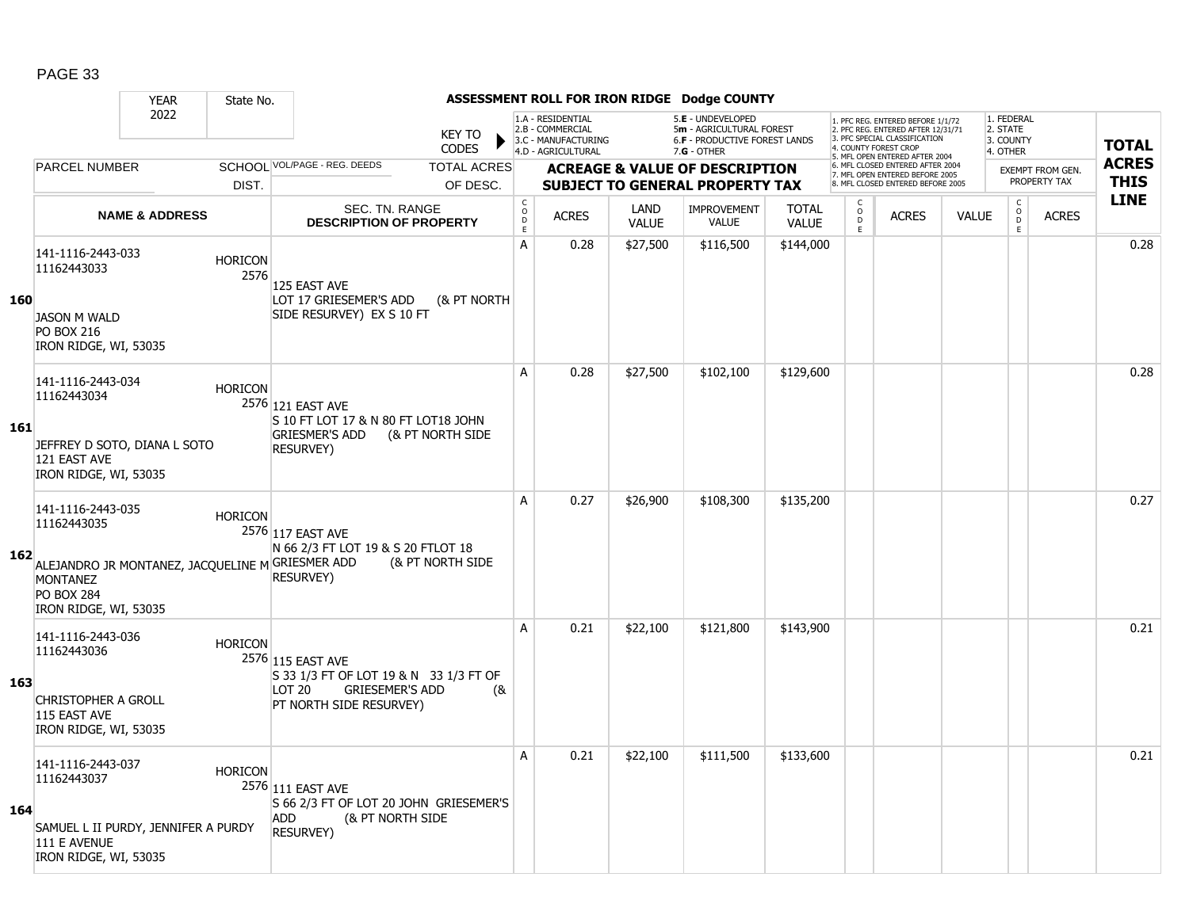# ASSESSMENT ROLL FOR IRON RIDGE Dodge COUNTY

YEAR 2022 | State No.

KEY TO CODES:
- 1.A - RESIDENTIAL
- 2.B - COMMERCIAL
- 3.C - MANUFACTURING
- 4.D - AGRICULTURAL
- 5.E - UNDEVELOPED
- 5m - AGRICULTURAL FOREST
- 6.F - PRODUCTIVE FOREST LANDS
- 7.G - OTHER

- 1. PFC REG. ENTERED BEFORE 1/1/72
- 2. PFC REG. ENTERED AFTER 12/31/71
- 3. PFC SPECIAL CLASSIFICATION
- 4. COUNTY FOREST CROP
- 5. MFL OPEN ENTERED AFTER 2004
- 6. MFL CLOSED ENTERED AFTER 2004
- 7. MFL OPEN ENTERED BEFORE 2005
- 8. MFL CLOSED ENTERED BEFORE 2005

- 1. FEDERAL
- 2. STATE
- 3. COUNTY
- 4. OTHER

| LINE | PARCEL NUMBER / NAME & ADDRESS | SCHOOL DIST. | VOL/PAGE - REG. DEEDS / SEC. TN. RANGE / DESCRIPTION OF PROPERTY | CODE | ACRES | LAND VALUE | IMPROVEMENT VALUE | TOTAL VALUE | CODE | ACRES | VALUE | CODE | EXEMPT FROM GEN. PROPERTY TAX ACRES | TOTAL ACRES THIS LINE |
|---|---|---|---|---|---|---|---|---|---|---|---|---|---|---|
| 160 | 141-1116-2443-033<br>11162443033<br>JASON M WALD<br>PO BOX 216<br>IRON RIDGE, WI, 53035 | HORICON 2576 | 125 EAST AVE<br>LOT 17 GRIESEMER'S ADD (& PT NORTH SIDE RESURVEY) EX S 10 FT | A | 0.28 | $27,500 | $116,500 | $144,000 | | | | | | 0.28 |
| 161 | 141-1116-2443-034<br>11162443034<br>JEFFREY D SOTO, DIANA L SOTO<br>121 EAST AVE<br>IRON RIDGE, WI, 53035 | HORICON 2576 | 121 EAST AVE<br>S 10 FT LOT 17 & N 80 FT LOT18 JOHN GRIESMER'S ADD (& PT NORTH SIDE RESURVEY) | A | 0.28 | $27,500 | $102,100 | $129,600 | | | | | | 0.28 |
| 162 | 141-1116-2443-035<br>11162443035<br>ALEJANDRO JR MONTANEZ, JACQUELINE M MONTANEZ<br>PO BOX 284<br>IRON RIDGE, WI, 53035 | HORICON 2576 | 117 EAST AVE<br>N 66 2/3 FT LOT 19 & S 20 FTLOT 18 GRIESMER ADD (& PT NORTH SIDE RESURVEY) | A | 0.27 | $26,900 | $108,300 | $135,200 | | | | | | 0.27 |
| 163 | 141-1116-2443-036<br>11162443036<br>CHRISTOPHER A GROLL<br>115 EAST AVE<br>IRON RIDGE, WI, 53035 | HORICON 2576 | 115 EAST AVE<br>S 33 1/3 FT OF LOT 19 & N 33 1/3 FT OF LOT 20 GRIESEMER'S ADD (& PT NORTH SIDE RESURVEY) | A | 0.21 | $22,100 | $121,800 | $143,900 | | | | | | 0.21 |
| 164 | 141-1116-2443-037<br>11162443037<br>SAMUEL L II PURDY, JENNIFER A PURDY<br>111 E AVENUE<br>IRON RIDGE, WI, 53035 | HORICON 2576 | 111 EAST AVE<br>S 66 2/3 FT OF LOT 20 JOHN GRIESEMER'S ADD (& PT NORTH SIDE RESURVEY) | A | 0.21 | $22,100 | $111,500 | $133,600 | | | | | | 0.21 |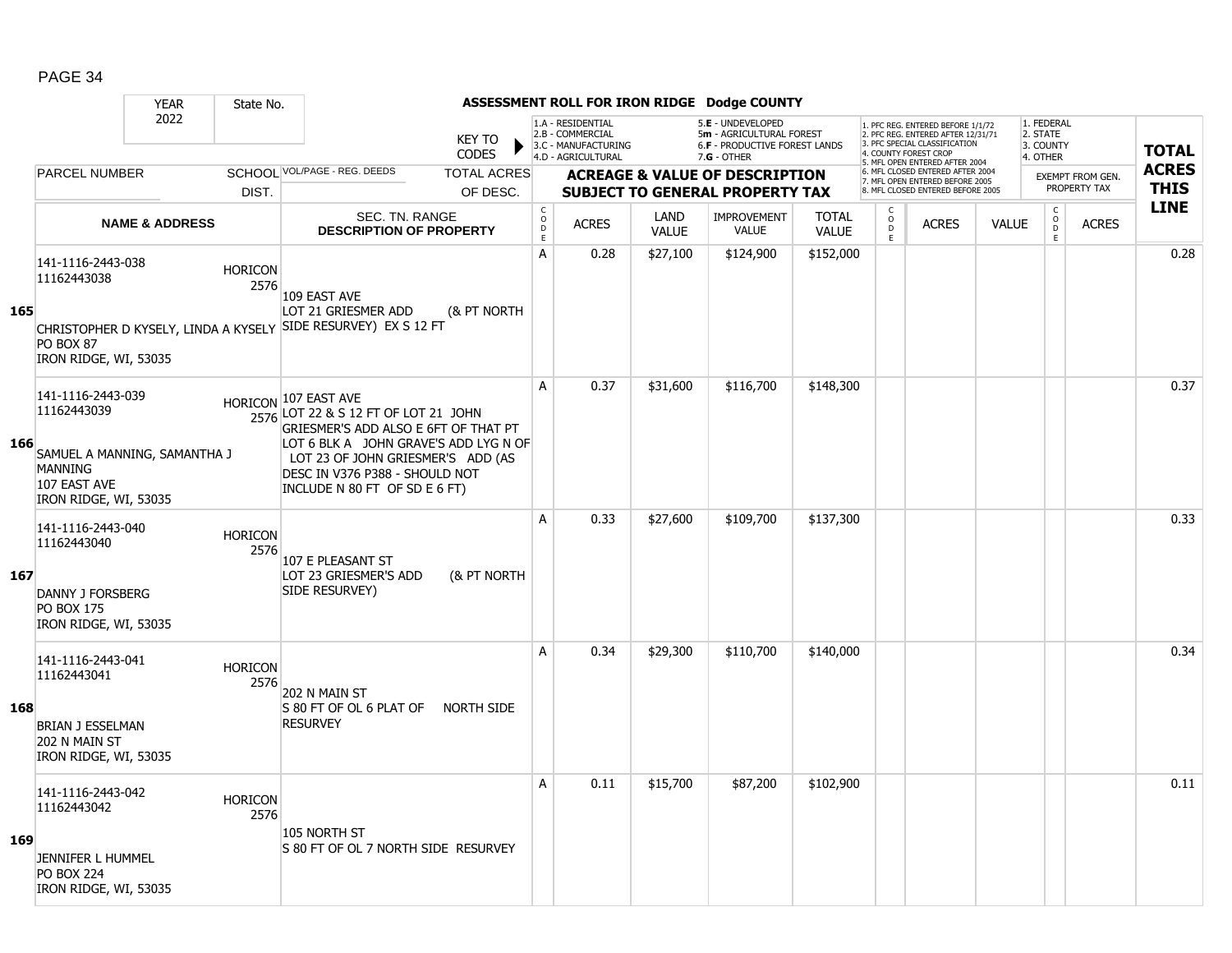## ASSESSMENT ROLL FOR IRON RIDGE Dodge COUNTY

YEAR 2022 | State No.

KEY TO CODES: 1.A - RESIDENTIAL, 2.B - COMMERCIAL, 3.C - MANUFACTURING, 4.D - AGRICULTURAL, 5.E - UNDEVELOPED, 5m - AGRICULTURAL FOREST, 6.F - PRODUCTIVE FOREST LANDS, 7.G - OTHER

1. PFC REG. ENTERED BEFORE 1/1/72, 2. PFC REG. ENTERED AFTER 12/31/71, 3. PFC SPECIAL CLASSIFICATION, 4. COUNTY FOREST CROP, 5. MFL OPEN ENTERED AFTER 2004, 6. MFL CLOSED ENTERED AFTER 2004, 7. MFL OPEN ENTERED BEFORE 2005, 8. MFL CLOSED ENTERED BEFORE 2005

1. FEDERAL, 2. STATE, 3. COUNTY, 4. OTHER

| LINE | PARCEL NUMBER / NAME & ADDRESS | SCHOOL DIST. | VOL/PAGE - REG. DEEDS / SEC. TN. RANGE / DESCRIPTION OF PROPERTY | TOTAL ACRES OF DESC. | CODE | ACRES | LAND VALUE | IMPROVEMENT VALUE | TOTAL VALUE | CODE | ACRES | VALUE | CODE | EXEMPT FROM GEN. PROPERTY TAX ACRES | TOTAL ACRES THIS LINE |
|---|---|---|---|---|---|---|---|---|---|---|---|---|---|---|---|
| 165 | 141-1116-2443-038<br>11162443038<br>CHRISTOPHER D KYSELY, LINDA A KYSELY<br>PO BOX 87<br>IRON RIDGE, WI, 53035 | HORICON 2576 | 109 EAST AVE<br>LOT 21 GRIESMER ADD (& PT NORTH SIDE RESURVEY) EX S 12 FT | | A | 0.28 | $27,100 | $124,900 | $152,000 | | | | | | 0.28 |
| 166 | 141-1116-2443-039<br>11162443039<br>SAMUEL A MANNING, SAMANTHA J MANNING<br>107 EAST AVE<br>IRON RIDGE, WI, 53035 | HORICON 2576 | 107 EAST AVE<br>LOT 22 & S 12 FT OF LOT 21 JOHN GRIESMER'S ADD ALSO E 6FT OF THAT PT LOT 6 BLK A JOHN GRAVE'S ADD LYG N OF LOT 23 OF JOHN GRIESMER'S ADD (AS DESC IN V376 P388 - SHOULD NOT INCLUDE N 80 FT OF SD E 6 FT) | | A | 0.37 | $31,600 | $116,700 | $148,300 | | | | | | 0.37 |
| 167 | 141-1116-2443-040<br>11162443040<br>DANNY J FORSBERG<br>PO BOX 175<br>IRON RIDGE, WI, 53035 | HORICON 2576 | 107 E PLEASANT ST<br>LOT 23 GRIESMER'S ADD (& PT NORTH SIDE RESURVEY) | | A | 0.33 | $27,600 | $109,700 | $137,300 | | | | | | 0.33 |
| 168 | 141-1116-2443-041<br>11162443041<br>BRIAN J ESSELMAN<br>202 N MAIN ST<br>IRON RIDGE, WI, 53035 | HORICON 2576 | 202 N MAIN ST<br>S 80 FT OF OL 6 PLAT OF NORTH SIDE RESURVEY | | A | 0.34 | $29,300 | $110,700 | $140,000 | | | | | | 0.34 |
| 169 | 141-1116-2443-042<br>11162443042<br>JENNIFER L HUMMEL<br>PO BOX 224<br>IRON RIDGE, WI, 53035 | HORICON 2576 | 105 NORTH ST<br>S 80 FT OF OL 7 NORTH SIDE RESURVEY | | A | 0.11 | $15,700 | $87,200 | $102,900 | | | | | | 0.11 |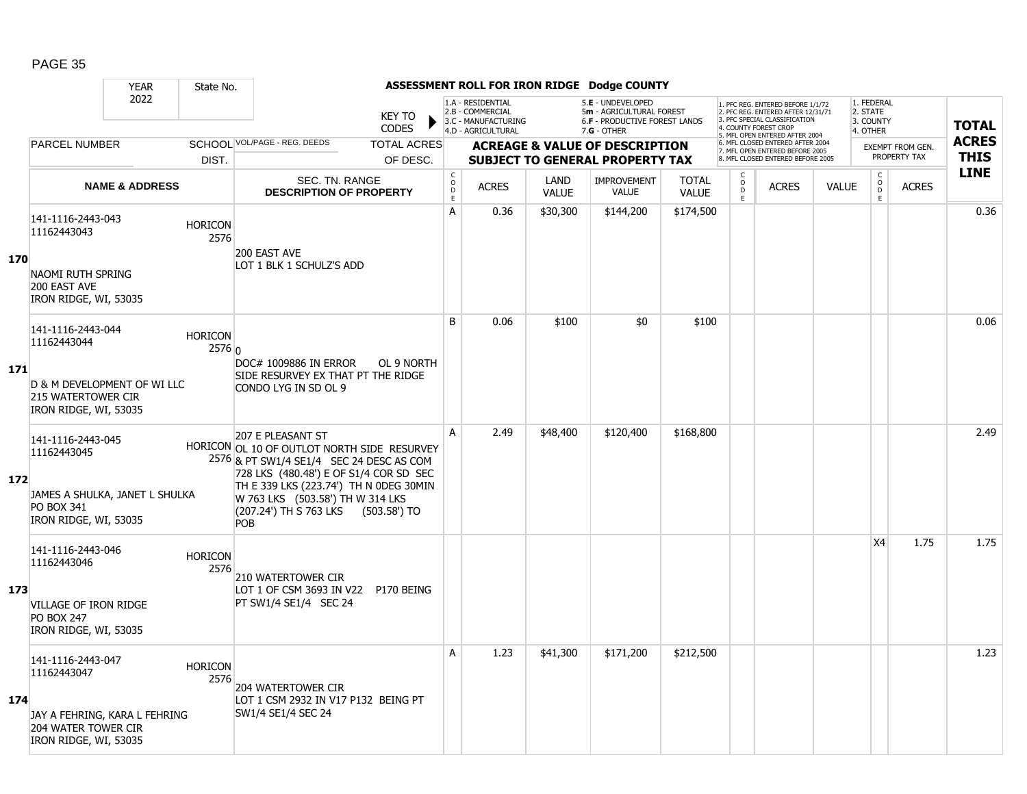## ASSESSMENT ROLL FOR IRON RIDGE Dodge COUNTY

| YEAR | State No. |
|---|---|
| 2022 | |

KEY TO CODES:
1.A - RESIDENTIAL, 2.B - COMMERCIAL, 3.C - MANUFACTURING, 4.D - AGRICULTURAL, 5.E - UNDEVELOPED, 5m - AGRICULTURAL FOREST, 6.F - PRODUCTIVE FOREST LANDS, 7.G - OTHER

1. PFC REG. ENTERED BEFORE 1/1/72, 2. PFC REG. ENTERED AFTER 12/31/71, 3. PFC SPECIAL CLASSIFICATION, 4. COUNTY FOREST CROP, 5. MFL OPEN ENTERED AFTER 2004, 6. MFL CLOSED ENTERED AFTER 2004, 7. MFL OPEN ENTERED BEFORE 2005, 8. MFL CLOSED ENTERED BEFORE 2005

1. FEDERAL, 2. STATE, 3. COUNTY, 4. OTHER

| LINE | PARCEL NUMBER / NAME & ADDRESS | SCHOOL DIST. | VOL/PAGE - REG. DEEDS / SEC. TN. RANGE / DESCRIPTION OF PROPERTY | CODE | ACRES | LAND VALUE | IMPROVEMENT VALUE | TOTAL VALUE | CODE | ACRES | VALUE | CODE (EXEMPT) | ACRES (EXEMPT) | TOTAL ACRES THIS LINE |
|---|---|---|---|---|---|---|---|---|---|---|---|---|---|---|
| 170 | 141-1116-2443-043<br>11162443043<br>NAOMI RUTH SPRING<br>200 EAST AVE<br>IRON RIDGE, WI, 53035 | HORICON 2576 | 200 EAST AVE<br>LOT 1 BLK 1 SCHULZ'S ADD | A | 0.36 | $30,300 | $144,200 | $174,500 | | | | | | 0.36 |
| 171 | 141-1116-2443-044<br>11162443044<br>D & M DEVELOPMENT OF WI LLC<br>215 WATERTOWER CIR<br>IRON RIDGE, WI, 53035 | HORICON 2576 | 0<br>DOC# 1009886 IN ERROR OL 9 NORTH SIDE RESURVEY EX THAT PT THE RIDGE CONDO LYG IN SD OL 9 | B | 0.06 | $100 | $0 | $100 | | | | | | 0.06 |
| 172 | 141-1116-2443-045<br>11162443045<br>JAMES A SHULKA, JANET L SHULKA<br>PO BOX 341<br>IRON RIDGE, WI, 53035 | HORICON 2576 | 207 E PLEASANT ST<br>OL 10 OF OUTLOT NORTH SIDE RESURVEY & PT SW1/4 SE1/4 SEC 24 DESC AS COM 728 LKS (480.48') E OF S1/4 COR SD SEC TH E 339 LKS (223.74') TH N 0DEG 30MIN W 763 LKS (503.58') TH W 314 LKS (207.24') TH S 763 LKS (503.58') TO POB | A | 2.49 | $48,400 | $120,400 | $168,800 | | | | | | 2.49 |
| 173 | 141-1116-2443-046<br>11162443046<br>VILLAGE OF IRON RIDGE<br>PO BOX 247<br>IRON RIDGE, WI, 53035 | HORICON 2576 | 210 WATERTOWER CIR<br>LOT 1 OF CSM 3693 IN V22 P170 BEING PT SW1/4 SE1/4 SEC 24 | | | | | | | | | X4 | 1.75 | 1.75 |
| 174 | 141-1116-2443-047<br>11162443047<br>JAY A FEHRING, KARA L FEHRING<br>204 WATER TOWER CIR<br>IRON RIDGE, WI, 53035 | HORICON 2576 | 204 WATERTOWER CIR<br>LOT 1 CSM 2932 IN V17 P132 BEING PT SW1/4 SE1/4 SEC 24 | A | 1.23 | $41,300 | $171,200 | $212,500 | | | | | | 1.23 |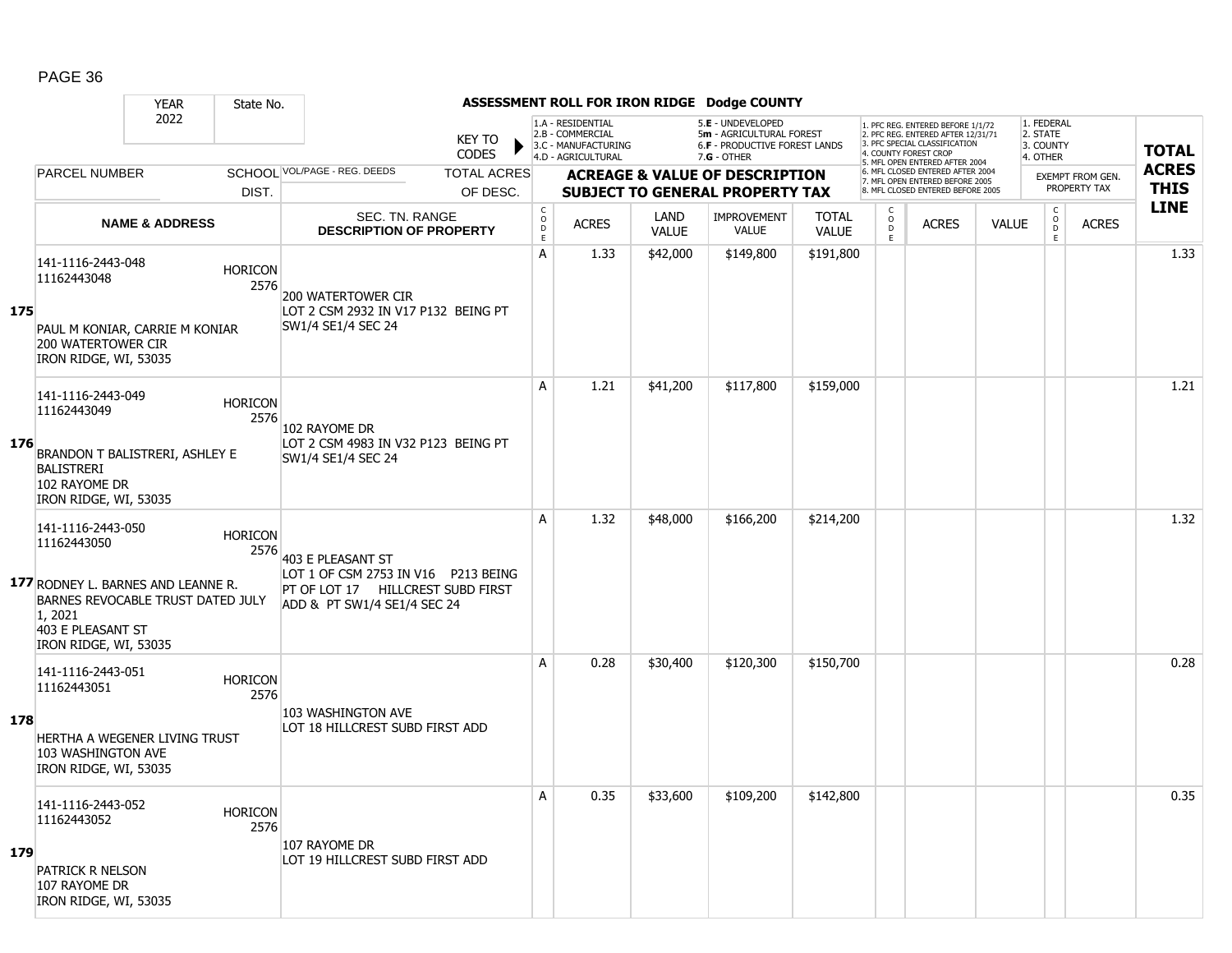## ASSESSMENT ROLL FOR IRON RIDGE Dodge COUNTY

| YEAR | State No. | | | |
|---|---|---|---|---|
| 2022 | | | | |

KEY TO CODES:
- 1.A - RESIDENTIAL
- 2.B - COMMERCIAL
- 3.C - MANUFACTURING
- 4.D - AGRICULTURAL
- 5.E - UNDEVELOPED
- 5m - AGRICULTURAL FOREST
- 6.F - PRODUCTIVE FOREST LANDS
- 7.G - OTHER

- 1. PFC REG. ENTERED BEFORE 1/1/72
- 2. PFC REG. ENTERED AFTER 12/31/71
- 3. PFC SPECIAL CLASSIFICATION
- 4. COUNTY FOREST CROP
- 5. MFL OPEN ENTERED AFTER 2004
- 6. MFL CLOSED ENTERED AFTER 2004
- 7. MFL OPEN ENTERED BEFORE 2005
- 8. MFL CLOSED ENTERED BEFORE 2005

- 1. FEDERAL
- 2. STATE
- 3. COUNTY
- 4. OTHER

| LINE | PARCEL NUMBER / NAME & ADDRESS | SCHOOL DIST. | VOL/PAGE - REG. DEEDS / SEC. TN. RANGE / DESCRIPTION OF PROPERTY | CODE | ACRES | LAND VALUE | IMPROVEMENT VALUE | TOTAL VALUE | CODE | ACRES | VALUE | CODE | EXEMPT ACRES | TOTAL ACRES THIS LINE |
|---|---|---|---|---|---|---|---|---|---|---|---|---|---|---|
| 175 | 141-1116-2443-048 11162443048 PAUL M KONIAR, CARRIE M KONIAR 200 WATERTOWER CIR IRON RIDGE, WI, 53035 | HORICON 2576 | 200 WATERTOWER CIR LOT 2 CSM 2932 IN V17 P132 BEING PT SW1/4 SE1/4 SEC 24 | A | 1.33 | $42,000 | $149,800 | $191,800 | | | | | | 1.33 |
| 176 | 141-1116-2443-049 11162443049 BRANDON T BALISTRERI, ASHLEY E BALISTRERI 102 RAYOME DR IRON RIDGE, WI, 53035 | HORICON 2576 | 102 RAYOME DR LOT 2 CSM 4983 IN V32 P123 BEING PT SW1/4 SE1/4 SEC 24 | A | 1.21 | $41,200 | $117,800 | $159,000 | | | | | | 1.21 |
| 177 | 141-1116-2443-050 11162443050 RODNEY L. BARNES AND LEANNE R. BARNES REVOCABLE TRUST DATED JULY 1, 2021 403 E PLEASANT ST IRON RIDGE, WI, 53035 | HORICON 2576 | 403 E PLEASANT ST LOT 1 OF CSM 2753 IN V16 P213 BEING PT OF LOT 17 HILLCREST SUBD FIRST ADD & PT SW1/4 SE1/4 SEC 24 | A | 1.32 | $48,000 | $166,200 | $214,200 | | | | | | 1.32 |
| 178 | 141-1116-2443-051 11162443051 HERTHA A WEGENER LIVING TRUST 103 WASHINGTON AVE IRON RIDGE, WI, 53035 | HORICON 2576 | 103 WASHINGTON AVE LOT 18 HILLCREST SUBD FIRST ADD | A | 0.28 | $30,400 | $120,300 | $150,700 | | | | | | 0.28 |
| 179 | 141-1116-2443-052 11162443052 PATRICK R NELSON 107 RAYOME DR IRON RIDGE, WI, 53035 | HORICON 2576 | 107 RAYOME DR LOT 19 HILLCREST SUBD FIRST ADD | A | 0.35 | $33,600 | $109,200 | $142,800 | | | | | | 0.35 |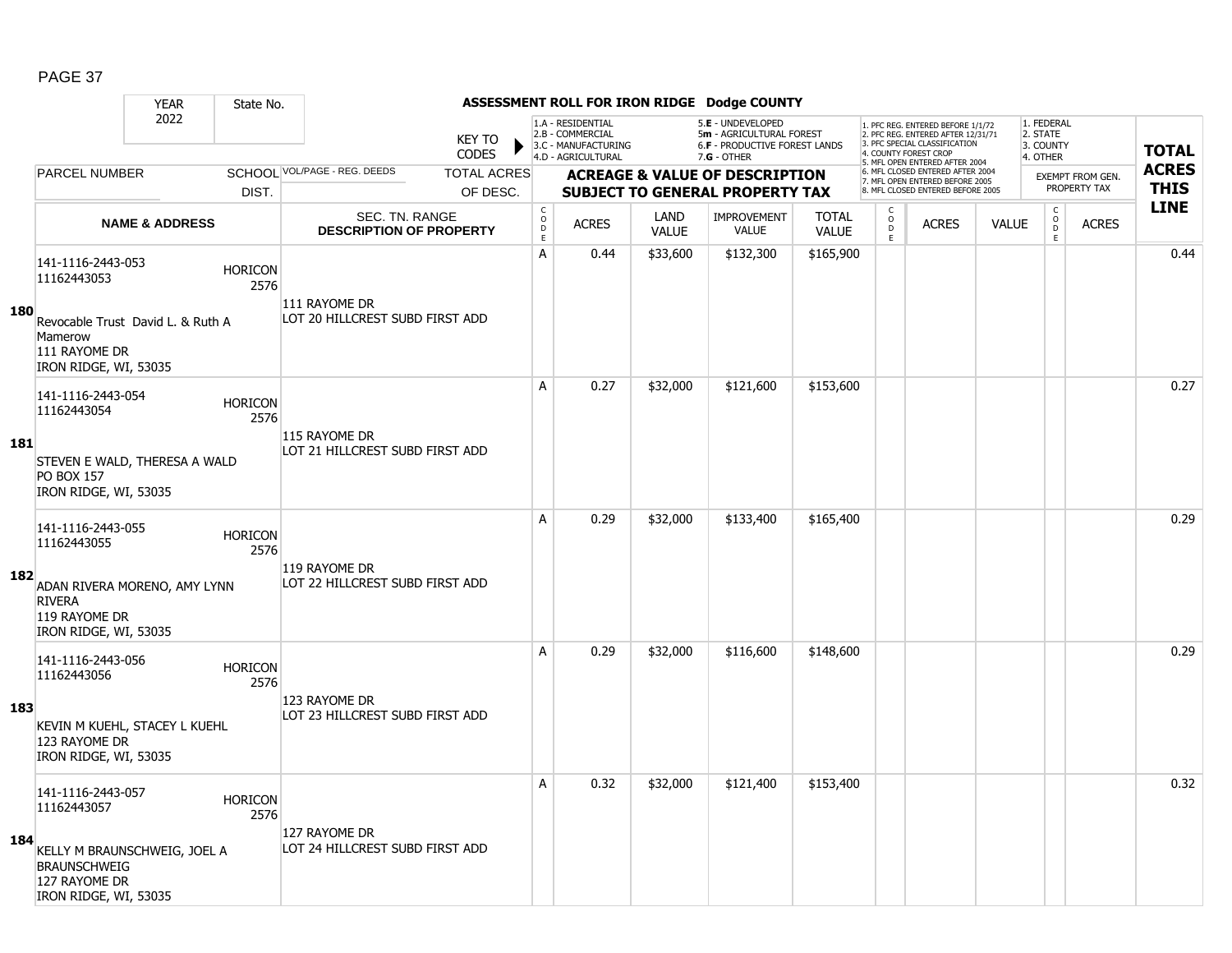## ASSESSMENT ROLL FOR IRON RIDGE Dodge COUNTY

YEAR 2022 | State No.

KEY TO CODES:
- 1.A - RESIDENTIAL
- 2.B - COMMERCIAL
- 3.C - MANUFACTURING
- 4.D - AGRICULTURAL
- 5.E - UNDEVELOPED
- 5m - AGRICULTURAL FOREST
- 6.F - PRODUCTIVE FOREST LANDS
- 7.G - OTHER

1. PFC REG. ENTERED BEFORE 1/1/72
2. PFC REG. ENTERED AFTER 12/31/71
3. PFC SPECIAL CLASSIFICATION
4. COUNTY FOREST CROP
5. MFL OPEN ENTERED AFTER 2004
6. MFL CLOSED ENTERED AFTER 2004
7. MFL OPEN ENTERED BEFORE 2005
8. MFL CLOSED ENTERED BEFORE 2005

1. FEDERAL
2. STATE
3. COUNTY
4. OTHER

| LINE | PARCEL NUMBER / NAME & ADDRESS | SCHOOL DIST. | VOL/PAGE - REG. DEEDS / SEC. TN. RANGE / DESCRIPTION OF PROPERTY | TOTAL ACRES OF DESC. | CODE | ACRES | LAND VALUE | IMPROVEMENT VALUE | TOTAL VALUE | CODE | ACRES | VALUE | CODE (EXEMPT) | ACRES (EXEMPT) | TOTAL ACRES THIS LINE |
|---|---|---|---|---|---|---|---|---|---|---|---|---|---|---|---|
| 180 | 141-1116-2443-053 11162443053 Revocable Trust David L. & Ruth A Mamerow 111 RAYOME DR IRON RIDGE, WI, 53035 | HORICON 2576 | 111 RAYOME DR LOT 20 HILLCREST SUBD FIRST ADD | | A | 0.44 | $33,600 | $132,300 | $165,900 | | | | | | 0.44 |
| 181 | 141-1116-2443-054 11162443054 STEVEN E WALD, THERESA A WALD PO BOX 157 IRON RIDGE, WI, 53035 | HORICON 2576 | 115 RAYOME DR LOT 21 HILLCREST SUBD FIRST ADD | | A | 0.27 | $32,000 | $121,600 | $153,600 | | | | | | 0.27 |
| 182 | 141-1116-2443-055 11162443055 ADAN RIVERA MORENO, AMY LYNN RIVERA 119 RAYOME DR IRON RIDGE, WI, 53035 | HORICON 2576 | 119 RAYOME DR LOT 22 HILLCREST SUBD FIRST ADD | | A | 0.29 | $32,000 | $133,400 | $165,400 | | | | | | 0.29 |
| 183 | 141-1116-2443-056 11162443056 KEVIN M KUEHL, STACEY L KUEHL 123 RAYOME DR IRON RIDGE, WI, 53035 | HORICON 2576 | 123 RAYOME DR LOT 23 HILLCREST SUBD FIRST ADD | | A | 0.29 | $32,000 | $116,600 | $148,600 | | | | | | 0.29 |
| 184 | 141-1116-2443-057 11162443057 KELLY M BRAUNSCHWEIG, JOEL A BRAUNSCHWEIG 127 RAYOME DR IRON RIDGE, WI, 53035 | HORICON 2576 | 127 RAYOME DR LOT 24 HILLCREST SUBD FIRST ADD | | A | 0.32 | $32,000 | $121,400 | $153,400 | | | | | | 0.32 |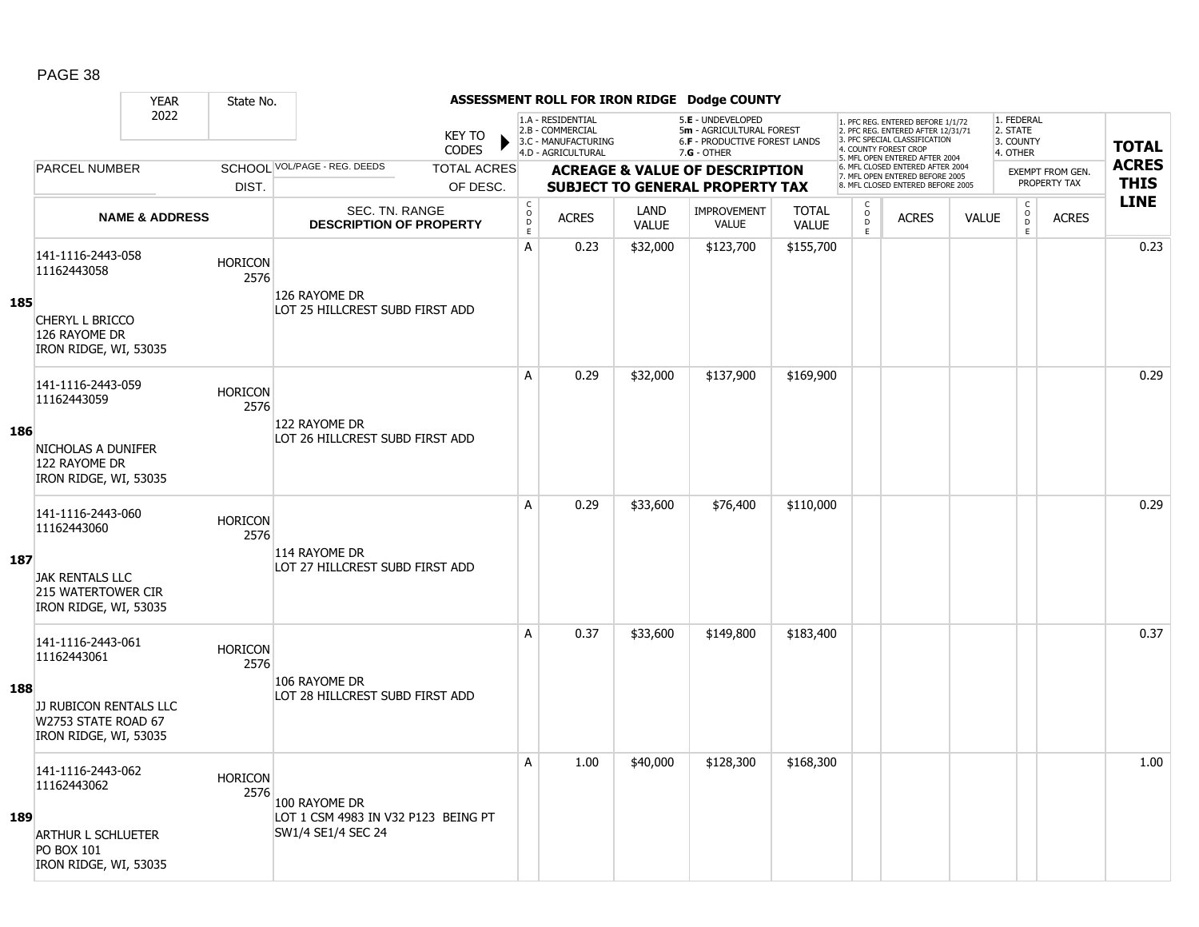PAGE 38

## ASSESSMENT ROLL FOR IRON RIDGE Dodge COUNTY

| YEAR | State No. | | |
|---|---|---|---|
| 2022 | | | |

KEY TO CODES: 1.A - RESIDENTIAL, 2.B - COMMERCIAL, 3.C - MANUFACTURING, 4.D - AGRICULTURAL, 5.E - UNDEVELOPED, 5m - AGRICULTURAL FOREST, 6.F - PRODUCTIVE FOREST LANDS, 7.G - OTHER

1. PFC REG. ENTERED BEFORE 1/1/72, 2. PFC REG. ENTERED AFTER 12/31/71, 3. PFC SPECIAL CLASSIFICATION, 4. COUNTY FOREST CROP, 5. MFL OPEN ENTERED AFTER 2004, 6. MFL CLOSED ENTERED AFTER 2004, 7. MFL OPEN ENTERED BEFORE 2005, 8. MFL CLOSED ENTERED BEFORE 2005

1. FEDERAL, 2. STATE, 3. COUNTY, 4. OTHER

| Line | PARCEL NUMBER / NAME & ADDRESS | SCHOOL DIST. | VOL/PAGE - REG. DEEDS / SEC. TN. RANGE / DESCRIPTION OF PROPERTY | TOTAL ACRES OF DESC. | CODE | ACRES | LAND VALUE | IMPROVEMENT VALUE | TOTAL VALUE | CODE | ACRES | VALUE | CODE | EXEMPT FROM GEN. PROPERTY TAX ACRES | TOTAL ACRES THIS LINE |
|---|---|---|---|---|---|---|---|---|---|---|---|---|---|---|---|
| 185 | 141-1116-2443-058<br>11162443058<br><br>CHERYL L BRICCO<br>126 RAYOME DR<br>IRON RIDGE, WI, 53035 | HORICON 2576 | 126 RAYOME DR<br>LOT 25 HILLCREST SUBD FIRST ADD | | A | 0.23 | $32,000 | $123,700 | $155,700 | | | | | | 0.23 |
| 186 | 141-1116-2443-059<br>11162443059<br><br>NICHOLAS A DUNIFER<br>122 RAYOME DR<br>IRON RIDGE, WI, 53035 | HORICON 2576 | 122 RAYOME DR<br>LOT 26 HILLCREST SUBD FIRST ADD | | A | 0.29 | $32,000 | $137,900 | $169,900 | | | | | | 0.29 |
| 187 | 141-1116-2443-060<br>11162443060<br><br>JAK RENTALS LLC<br>215 WATERTOWER CIR<br>IRON RIDGE, WI, 53035 | HORICON 2576 | 114 RAYOME DR<br>LOT 27 HILLCREST SUBD FIRST ADD | | A | 0.29 | $33,600 | $76,400 | $110,000 | | | | | | 0.29 |
| 188 | 141-1116-2443-061<br>11162443061<br><br>JJ RUBICON RENTALS LLC<br>W2753 STATE ROAD 67<br>IRON RIDGE, WI, 53035 | HORICON 2576 | 106 RAYOME DR<br>LOT 28 HILLCREST SUBD FIRST ADD | | A | 0.37 | $33,600 | $149,800 | $183,400 | | | | | | 0.37 |
| 189 | 141-1116-2443-062<br>11162443062<br><br>ARTHUR L SCHLUETER<br>PO BOX 101<br>IRON RIDGE, WI, 53035 | HORICON 2576 | 100 RAYOME DR<br>LOT 1 CSM 4983 IN V32 P123 BEING PT SW1/4 SE1/4 SEC 24 | | A | 1.00 | $40,000 | $128,300 | $168,300 | | | | | | 1.00 |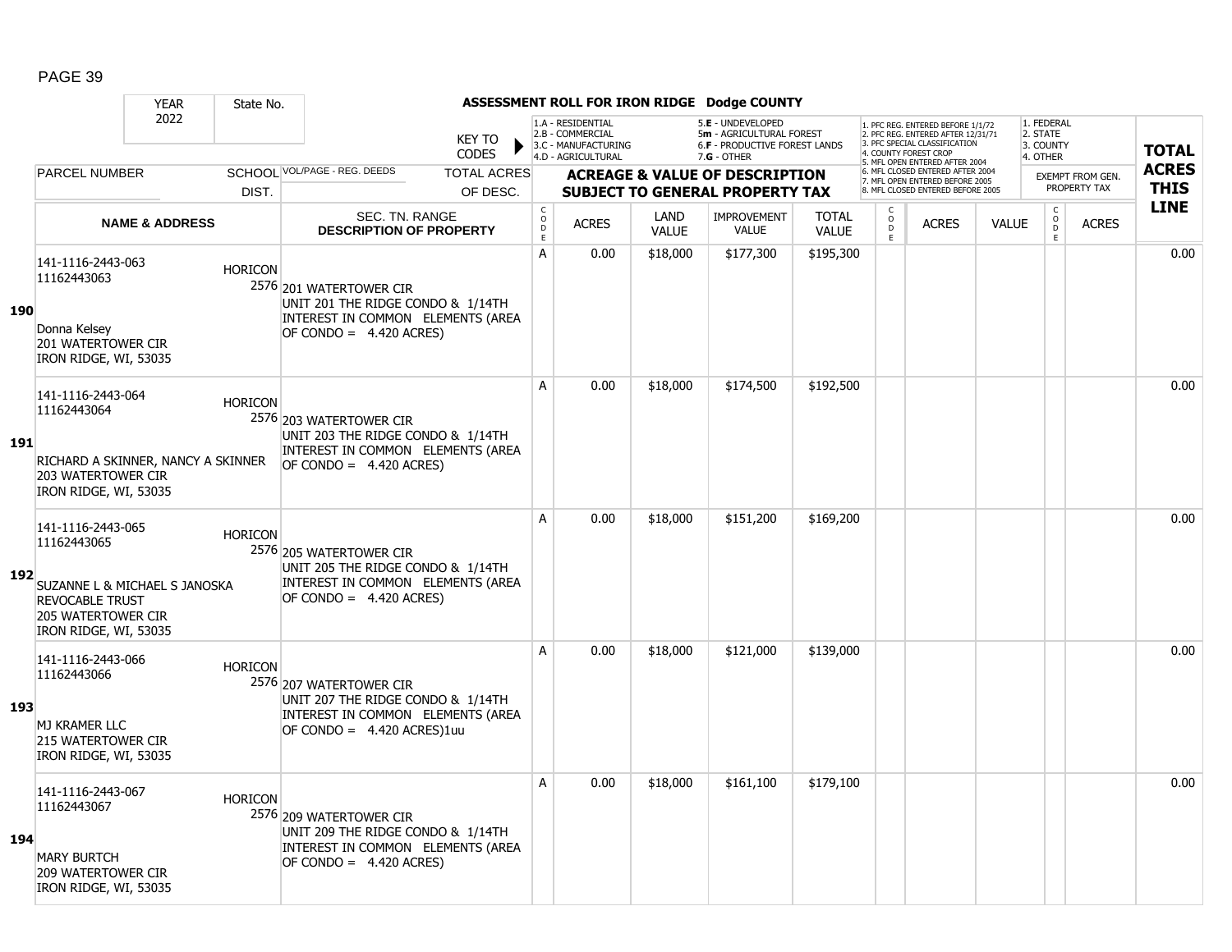## ASSESSMENT ROLL FOR IRON RIDGE Dodge COUNTY

| YEAR | State No. |
|---|---|
| 2022 | |

KEY TO CODES: 1.A - RESIDENTIAL, 2.B - COMMERCIAL, 3.C - MANUFACTURING, 4.D - AGRICULTURAL, 5.E - UNDEVELOPED, 5m - AGRICULTURAL FOREST, 6.F - PRODUCTIVE FOREST LANDS, 7.G - OTHER

1. PFC REG. ENTERED BEFORE 1/1/72, 2. PFC REG. ENTERED AFTER 12/31/71, 3. PFC SPECIAL CLASSIFICATION, 4. COUNTY FOREST CROP, 5. MFL OPEN ENTERED AFTER 2004, 6. MFL CLOSED ENTERED AFTER 2004, 7. MFL OPEN ENTERED BEFORE 2005, 8. MFL CLOSED ENTERED BEFORE 2005

1. FEDERAL, 2. STATE, 3. COUNTY, 4. OTHER

| | PARCEL NUMBER / NAME & ADDRESS | SCHOOL DIST. | VOL/PAGE - REG. DEEDS / SEC. TN. RANGE DESCRIPTION OF PROPERTY | TOTAL ACRES OF DESC. | CODE | ACRES | LAND VALUE | IMPROVEMENT VALUE | TOTAL VALUE | CODE | ACRES | VALUE | CODE | EXEMPT FROM GEN. PROPERTY TAX ACRES | TOTAL ACRES THIS LINE |
|---|---|---|---|---|---|---|---|---|---|---|---|---|---|---|---|
| 190 | 141-1116-2443-063 11162443063 Donna Kelsey 201 WATERTOWER CIR IRON RIDGE, WI, 53035 | HORICON 2576 | 201 WATERTOWER CIR UNIT 201 THE RIDGE CONDO & 1/14TH INTEREST IN COMMON ELEMENTS (AREA OF CONDO = 4.420 ACRES) | | A | 0.00 | $18,000 | $177,300 | $195,300 | | | | | | 0.00 |
| 191 | 141-1116-2443-064 11162443064 RICHARD A SKINNER, NANCY A SKINNER 203 WATERTOWER CIR IRON RIDGE, WI, 53035 | HORICON 2576 | 203 WATERTOWER CIR UNIT 203 THE RIDGE CONDO & 1/14TH INTEREST IN COMMON ELEMENTS (AREA OF CONDO = 4.420 ACRES) | | A | 0.00 | $18,000 | $174,500 | $192,500 | | | | | | 0.00 |
| 192 | 141-1116-2443-065 11162443065 SUZANNE L & MICHAEL S JANOSKA REVOCABLE TRUST 205 WATERTOWER CIR IRON RIDGE, WI, 53035 | HORICON 2576 | 205 WATERTOWER CIR UNIT 205 THE RIDGE CONDO & 1/14TH INTEREST IN COMMON ELEMENTS (AREA OF CONDO = 4.420 ACRES) | | A | 0.00 | $18,000 | $151,200 | $169,200 | | | | | | 0.00 |
| 193 | 141-1116-2443-066 11162443066 MJ KRAMER LLC 215 WATERTOWER CIR IRON RIDGE, WI, 53035 | HORICON 2576 | 207 WATERTOWER CIR UNIT 207 THE RIDGE CONDO & 1/14TH INTEREST IN COMMON ELEMENTS (AREA OF CONDO = 4.420 ACRES)1uu | | A | 0.00 | $18,000 | $121,000 | $139,000 | | | | | | 0.00 |
| 194 | 141-1116-2443-067 11162443067 MARY BURTCH 209 WATERTOWER CIR IRON RIDGE, WI, 53035 | HORICON 2576 | 209 WATERTOWER CIR UNIT 209 THE RIDGE CONDO & 1/14TH INTEREST IN COMMON ELEMENTS (AREA OF CONDO = 4.420 ACRES) | | A | 0.00 | $18,000 | $161,100 | $179,100 | | | | | | 0.00 |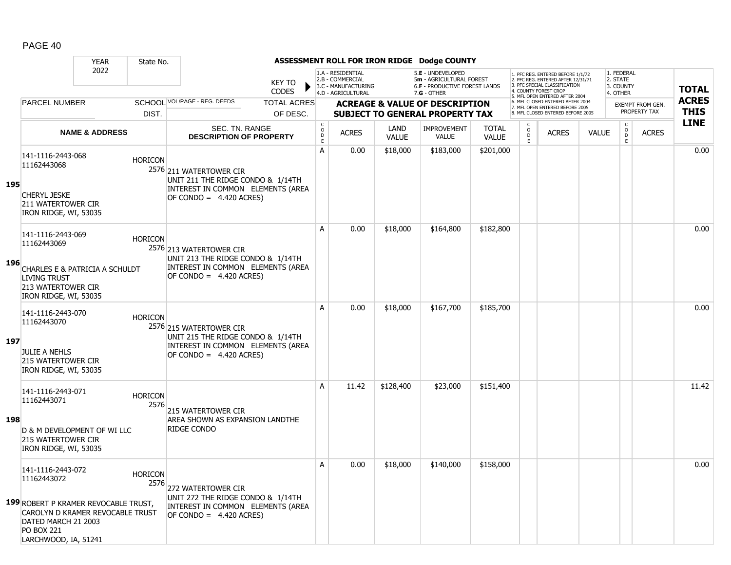## ASSESSMENT ROLL FOR IRON RIDGE Dodge COUNTY

| YEAR | State No. |
|---|---|
| 2022 | |

KEY TO CODES:
- 1.A - RESIDENTIAL
- 2.B - COMMERCIAL
- 3.C - MANUFACTURING
- 4.D - AGRICULTURAL
- 5.E - UNDEVELOPED
- 5m - AGRICULTURAL FOREST
- 6.F - PRODUCTIVE FOREST LANDS
- 7.G - OTHER

- 1. PFC REG. ENTERED BEFORE 1/1/72
- 2. PFC REG. ENTERED AFTER 12/31/71
- 3. PFC SPECIAL CLASSIFICATION
- 4. COUNTY FOREST CROP
- 5. MFL OPEN ENTERED AFTER 2004
- 6. MFL CLOSED ENTERED AFTER 2004
- 7. MFL OPEN ENTERED BEFORE 2005
- 8. MFL CLOSED ENTERED BEFORE 2005

- 1. FEDERAL
- 2. STATE
- 3. COUNTY
- 4. OTHER

| | PARCEL NUMBER / NAME & ADDRESS | SCHOOL DIST. | VOL/PAGE - REG. DEEDS / SEC. TN. RANGE / DESCRIPTION OF PROPERTY | CODE | ACRES | LAND VALUE | IMPROVEMENT VALUE | TOTAL VALUE | CODE | ACRES | VALUE | CODE | ACRES (EXEMPT FROM GEN. PROPERTY TAX) | TOTAL ACRES THIS LINE |
|---|---|---|---|---|---|---|---|---|---|---|---|---|---|---|
| 195 | 141-1116-2443-068<br>11162443068<br>CHERYL JESKE<br>211 WATERTOWER CIR<br>IRON RIDGE, WI, 53035 | HORICON 2576 | 211 WATERTOWER CIR<br>UNIT 211 THE RIDGE CONDO & 1/14TH INTEREST IN COMMON ELEMENTS (AREA OF CONDO = 4.420 ACRES) | A | 0.00 | $18,000 | $183,000 | $201,000 | | | | | | 0.00 |
| 196 | 141-1116-2443-069<br>11162443069<br>CHARLES E & PATRICIA A SCHULDT LIVING TRUST<br>213 WATERTOWER CIR<br>IRON RIDGE, WI, 53035 | HORICON 2576 | 213 WATERTOWER CIR<br>UNIT 213 THE RIDGE CONDO & 1/14TH INTEREST IN COMMON ELEMENTS (AREA OF CONDO = 4.420 ACRES) | A | 0.00 | $18,000 | $164,800 | $182,800 | | | | | | 0.00 |
| 197 | 141-1116-2443-070<br>11162443070<br>JULIE A NEHLS<br>215 WATERTOWER CIR<br>IRON RIDGE, WI, 53035 | HORICON 2576 | 215 WATERTOWER CIR<br>UNIT 215 THE RIDGE CONDO & 1/14TH INTEREST IN COMMON ELEMENTS (AREA OF CONDO = 4.420 ACRES) | A | 0.00 | $18,000 | $167,700 | $185,700 | | | | | | 0.00 |
| 198 | 141-1116-2443-071<br>11162443071<br>D & M DEVELOPMENT OF WI LLC<br>215 WATERTOWER CIR<br>IRON RIDGE, WI, 53035 | HORICON 2576 | 215 WATERTOWER CIR<br>AREA SHOWN AS EXPANSION LANDTHE RIDGE CONDO | A | 11.42 | $128,400 | $23,000 | $151,400 | | | | | | 11.42 |
| 199 | 141-1116-2443-072<br>11162443072<br>ROBERT P KRAMER REVOCABLE TRUST, CAROLYN D KRAMER REVOCABLE TRUST DATED MARCH 21 2003<br>PO BOX 221<br>LARCHWOOD, IA, 51241 | HORICON 2576 | 272 WATERTOWER CIR<br>UNIT 272 THE RIDGE CONDO & 1/14TH INTEREST IN COMMON ELEMENTS (AREA OF CONDO = 4.420 ACRES) | A | 0.00 | $18,000 | $140,000 | $158,000 | | | | | | 0.00 |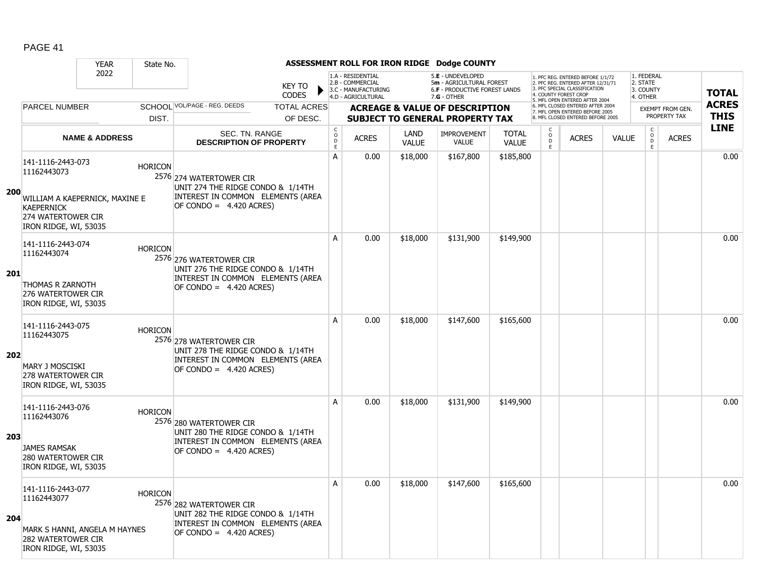# ASSESSMENT ROLL FOR IRON RIDGE Dodge COUNTY

| YEAR | State No. |
|---|---|
| 2022 | |

KEY TO CODES:
- 1.A - RESIDENTIAL
- 2.B - COMMERCIAL
- 3.C - MANUFACTURING
- 4.D - AGRICULTURAL
- 5.E - UNDEVELOPED
- 5m - AGRICULTURAL FOREST
- 6.F - PRODUCTIVE FOREST LANDS
- 7.G - OTHER

- 1. PFC REG. ENTERED BEFORE 1/1/72
- 2. PFC REG. ENTERED AFTER 12/31/71
- 3. PFC SPECIAL CLASSIFICATION
- 4. COUNTY FOREST CROP
- 5. MFL OPEN ENTERED AFTER 2004
- 6. MFL CLOSED ENTERED AFTER 2004
- 7. MFL OPEN ENTERED BEFORE 2005
- 8. MFL CLOSED ENTERED BEFORE 2005

- 1. FEDERAL
- 2. STATE
- 3. COUNTY
- 4. OTHER

| | PARCEL NUMBER / NAME & ADDRESS | SCHOOL DIST. | VOL/PAGE - REG. DEEDS / SEC. TN. RANGE / DESCRIPTION OF PROPERTY | TOTAL ACRES OF DESC. | CODE | ACRES | LAND VALUE | IMPROVEMENT VALUE | TOTAL VALUE | CODE | ACRES | VALUE | CODE | EXEMPT FROM GEN. PROPERTY TAX ACRES | TOTAL ACRES THIS LINE |
|---|---|---|---|---|---|---|---|---|---|---|---|---|---|---|---|
| 200 | 141-1116-2443-073<br>11162443073<br><br>WILLIAM A KAEPERNICK, MAXINE E KAEPERNICK<br>274 WATERTOWER CIR<br>IRON RIDGE, WI, 53035 | HORICON<br>2576 | 274 WATERTOWER CIR<br>UNIT 274 THE RIDGE CONDO & 1/14TH INTEREST IN COMMON ELEMENTS (AREA OF CONDO = 4.420 ACRES) | | A | 0.00 | $18,000 | $167,800 | $185,800 | | | | | | 0.00 |
| 201 | 141-1116-2443-074<br>11162443074<br><br>THOMAS R ZARNOTH<br>276 WATERTOWER CIR<br>IRON RIDGE, WI, 53035 | HORICON<br>2576 | 276 WATERTOWER CIR<br>UNIT 276 THE RIDGE CONDO & 1/14TH INTEREST IN COMMON ELEMENTS (AREA OF CONDO = 4.420 ACRES) | | A | 0.00 | $18,000 | $131,900 | $149,900 | | | | | | 0.00 |
| 202 | 141-1116-2443-075<br>11162443075<br><br>MARY J MOSCISKI<br>278 WATERTOWER CIR<br>IRON RIDGE, WI, 53035 | HORICON<br>2576 | 278 WATERTOWER CIR<br>UNIT 278 THE RIDGE CONDO & 1/14TH INTEREST IN COMMON ELEMENTS (AREA OF CONDO = 4.420 ACRES) | | A | 0.00 | $18,000 | $147,600 | $165,600 | | | | | | 0.00 |
| 203 | 141-1116-2443-076<br>11162443076<br><br>JAMES RAMSAK<br>280 WATERTOWER CIR<br>IRON RIDGE, WI, 53035 | HORICON<br>2576 | 280 WATERTOWER CIR<br>UNIT 280 THE RIDGE CONDO & 1/14TH INTEREST IN COMMON ELEMENTS (AREA OF CONDO = 4.420 ACRES) | | A | 0.00 | $18,000 | $131,900 | $149,900 | | | | | | 0.00 |
| 204 | 141-1116-2443-077<br>11162443077<br><br>MARK S HANNI, ANGELA M HAYNES<br>282 WATERTOWER CIR<br>IRON RIDGE, WI, 53035 | HORICON<br>2576 | 282 WATERTOWER CIR<br>UNIT 282 THE RIDGE CONDO & 1/14TH INTEREST IN COMMON ELEMENTS (AREA OF CONDO = 4.420 ACRES) | | A | 0.00 | $18,000 | $147,600 | $165,600 | | | | | | 0.00 |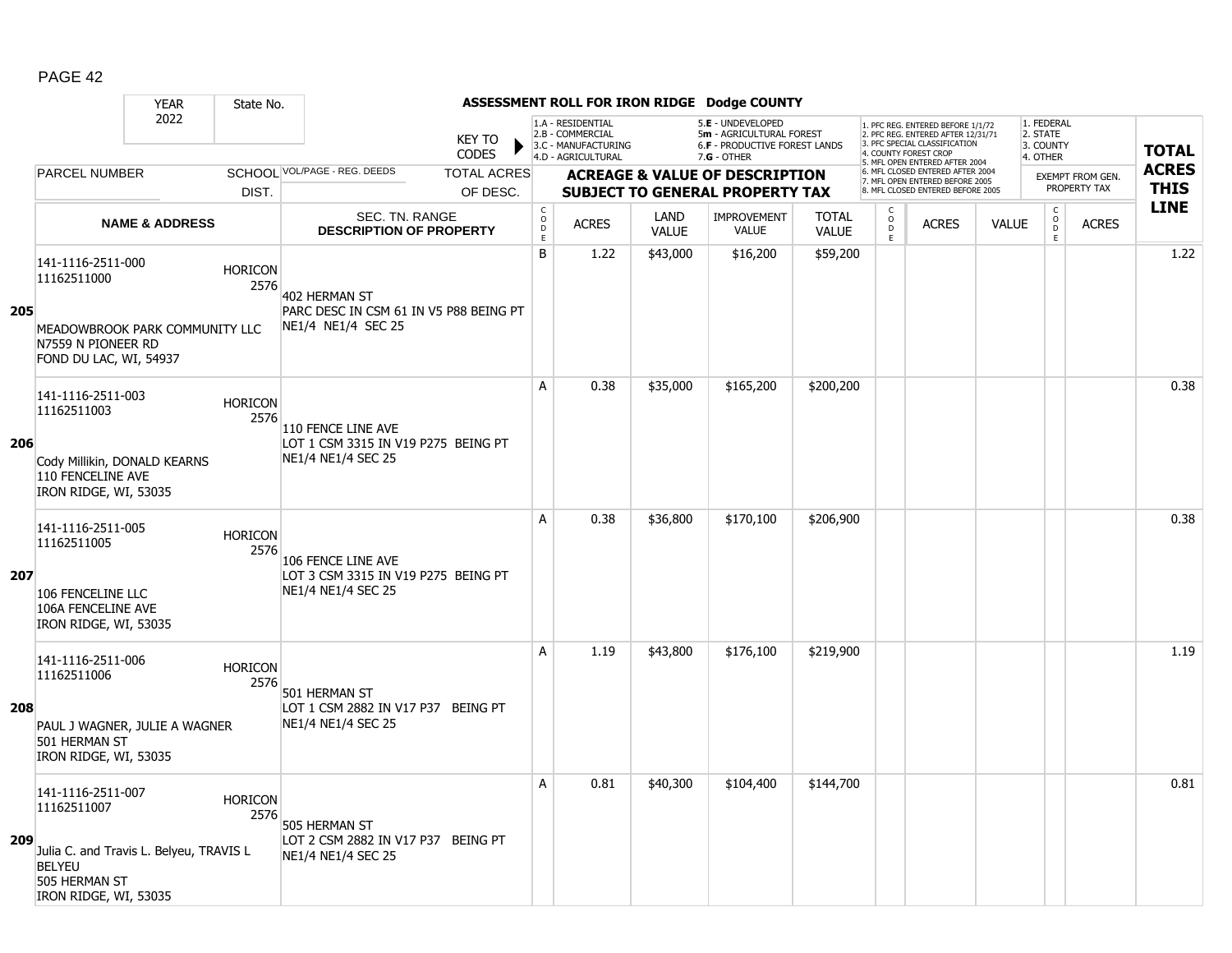**ASSESSMENT ROLL FOR IRON RIDGE Dodge COUNTY**

| YEAR 2022 | State No. | | | | | | | | | | | | | | |
|---|---|---|---|---|---|---|---|---|---|---|---|---|---|---|---|
| | | | **KEY TO CODES** | 1.A - RESIDENTIAL 2.B - COMMERCIAL 3.C - MANUFACTURING 4.D - AGRICULTURAL | | | 5.E - UNDEVELOPED 5m - AGRICULTURAL FOREST 6.F - PRODUCTIVE FOREST LANDS 7.G - OTHER | | 1. PFC REG. ENTERED BEFORE 1/1/72 2. PFC REG. ENTERED AFTER 12/31/71 3. PFC SPECIAL CLASSIFICATION 4. COUNTY FOREST CROP 5. MFL OPEN ENTERED AFTER 2004 6. MFL CLOSED ENTERED AFTER 2004 7. MFL OPEN ENTERED BEFORE 2005 8. MFL CLOSED ENTERED BEFORE 2005 | | | 1. FEDERAL 2. STATE 3. COUNTY 4. OTHER | | | |
| PARCEL NUMBER | SCHOOL DIST. | VOL/PAGE - REG. DEEDS | TOTAL ACRES OF DESC. | **ACREAGE & VALUE OF DESCRIPTION SUBJECT TO GENERAL PROPERTY TAX** | | | | | | | | EXEMPT FROM GEN. PROPERTY TAX | | | **TOTAL ACRES THIS LINE** |
| **NAME & ADDRESS** | | SEC. TN. RANGE **DESCRIPTION OF PROPERTY** | | CODE | ACRES | LAND VALUE | IMPROVEMENT VALUE | TOTAL VALUE | CODE | ACRES | VALUE | CODE | ACRES | | |
| **205** 141-1116-2511-000 11162511000 MEADOWBROOK PARK COMMUNITY LLC N7559 N PIONEER RD FOND DU LAC, WI, 54937 | HORICON 2576 | 402 HERMAN ST PARC DESC IN CSM 61 IN V5 P88 BEING PT NE1/4 NE1/4 SEC 25 | | B | 1.22 | $43,000 | $16,200 | $59,200 | | | | | | | 1.22 |
| **206** 141-1116-2511-003 11162511003 Cody Millikin, DONALD KEARNS 110 FENCELINE AVE IRON RIDGE, WI, 53035 | HORICON 2576 | 110 FENCE LINE AVE LOT 1 CSM 3315 IN V19 P275 BEING PT NE1/4 NE1/4 SEC 25 | | A | 0.38 | $35,000 | $165,200 | $200,200 | | | | | | | 0.38 |
| **207** 141-1116-2511-005 11162511005 106 FENCELINE LLC 106A FENCELINE AVE IRON RIDGE, WI, 53035 | HORICON 2576 | 106 FENCE LINE AVE LOT 3 CSM 3315 IN V19 P275 BEING PT NE1/4 NE1/4 SEC 25 | | A | 0.38 | $36,800 | $170,100 | $206,900 | | | | | | | 0.38 |
| **208** 141-1116-2511-006 11162511006 PAUL J WAGNER, JULIE A WAGNER 501 HERMAN ST IRON RIDGE, WI, 53035 | HORICON 2576 | 501 HERMAN ST LOT 1 CSM 2882 IN V17 P37 BEING PT NE1/4 NE1/4 SEC 25 | | A | 1.19 | $43,800 | $176,100 | $219,900 | | | | | | | 1.19 |
| **209** 141-1116-2511-007 11162511007 Julia C. and Travis L. Belyeu, TRAVIS L BELYEU 505 HERMAN ST IRON RIDGE, WI, 53035 | HORICON 2576 | 505 HERMAN ST LOT 2 CSM 2882 IN V17 P37 BEING PT NE1/4 NE1/4 SEC 25 | | A | 0.81 | $40,300 | $104,400 | $144,700 | | | | | | | 0.81 |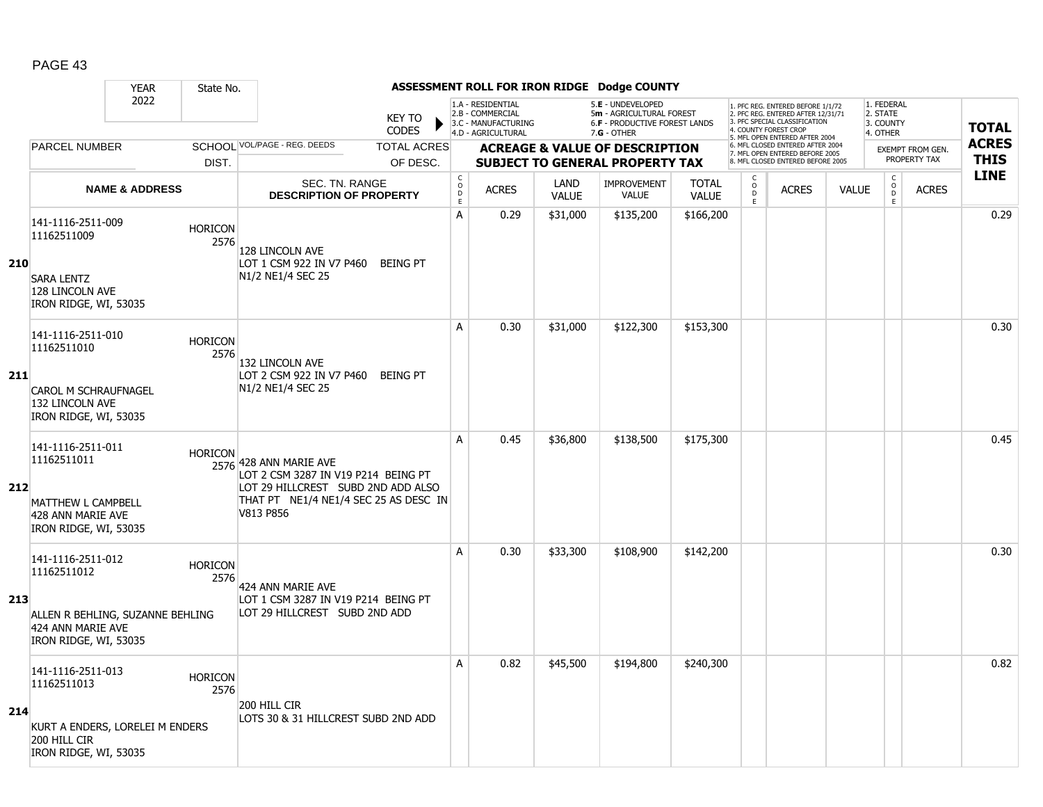## ASSESSMENT ROLL FOR IRON RIDGE Dodge COUNTY

| YEAR | State No. | | KEY TO CODES | 1.A - RESIDENTIAL 2.B - COMMERCIAL 3.C - MANUFACTURING 4.D - AGRICULTURAL | | 5.E - UNDEVELOPED 5m - AGRICULTURAL FOREST 6.F - PRODUCTIVE FOREST LANDS 7.G - OTHER | | | 1. PFC REG. ENTERED BEFORE 1/1/72 2. PFC REG. ENTERED AFTER 12/31/71 3. PFC SPECIAL CLASSIFICATION 4. COUNTY FOREST CROP 5. MFL OPEN ENTERED AFTER 2004 6. MFL CLOSED ENTERED AFTER 2004 7. MFL OPEN ENTERED BEFORE 2005 8. MFL CLOSED ENTERED BEFORE 2005 | | | 1. FEDERAL 2. STATE 3. COUNTY 4. OTHER | | TOTAL ACRES THIS LINE |
|---|---|---|---|---|---|---|---|---|---|---|---|---|---|---|
| 2022 | | | | | | | | | | | | | | |
| PARCEL NUMBER | SCHOOL DIST. | VOL/PAGE - REG. DEEDS | TOTAL ACRES OF DESC. | ACREAGE & VALUE OF DESCRIPTION SUBJECT TO GENERAL PROPERTY TAX | | | | | | | | EXEMPT FROM GEN. PROPERTY TAX | | |
| NAME & ADDRESS | | SEC. TN. RANGE DESCRIPTION OF PROPERTY | | CODE | ACRES | LAND VALUE | IMPROVEMENT VALUE | TOTAL VALUE | CODE | ACRES | VALUE | CODE | ACRES | |
| **210** 141-1116-2511-009 11162511009 SARA LENTZ 128 LINCOLN AVE IRON RIDGE, WI, 53035 | HORICON 2576 | 128 LINCOLN AVE LOT 1 CSM 922 IN V7 P460 BEING PT N1/2 NE1/4 SEC 25 | | A | 0.29 | $31,000 | $135,200 | $166,200 | | | | | | 0.29 |
| **211** 141-1116-2511-010 11162511010 CAROL M SCHRAUFNAGEL 132 LINCOLN AVE IRON RIDGE, WI, 53035 | HORICON 2576 | 132 LINCOLN AVE LOT 2 CSM 922 IN V7 P460 BEING PT N1/2 NE1/4 SEC 25 | | A | 0.30 | $31,000 | $122,300 | $153,300 | | | | | | 0.30 |
| **212** 141-1116-2511-011 11162511011 MATTHEW L CAMPBELL 428 ANN MARIE AVE IRON RIDGE, WI, 53035 | HORICON 2576 | 428 ANN MARIE AVE LOT 2 CSM 3287 IN V19 P214 BEING PT LOT 29 HILLCREST SUBD 2ND ADD ALSO THAT PT NE1/4 NE1/4 SEC 25 AS DESC IN V813 P856 | | A | 0.45 | $36,800 | $138,500 | $175,300 | | | | | | 0.45 |
| **213** 141-1116-2511-012 11162511012 ALLEN R BEHLING, SUZANNE BEHLING 424 ANN MARIE AVE IRON RIDGE, WI, 53035 | HORICON 2576 | 424 ANN MARIE AVE LOT 1 CSM 3287 IN V19 P214 BEING PT LOT 29 HILLCREST SUBD 2ND ADD | | A | 0.30 | $33,300 | $108,900 | $142,200 | | | | | | 0.30 |
| **214** 141-1116-2511-013 11162511013 KURT A ENDERS, LORELEI M ENDERS 200 HILL CIR IRON RIDGE, WI, 53035 | HORICON 2576 | 200 HILL CIR LOTS 30 & 31 HILLCREST SUBD 2ND ADD | | A | 0.82 | $45,500 | $194,800 | $240,300 | | | | | | 0.82 |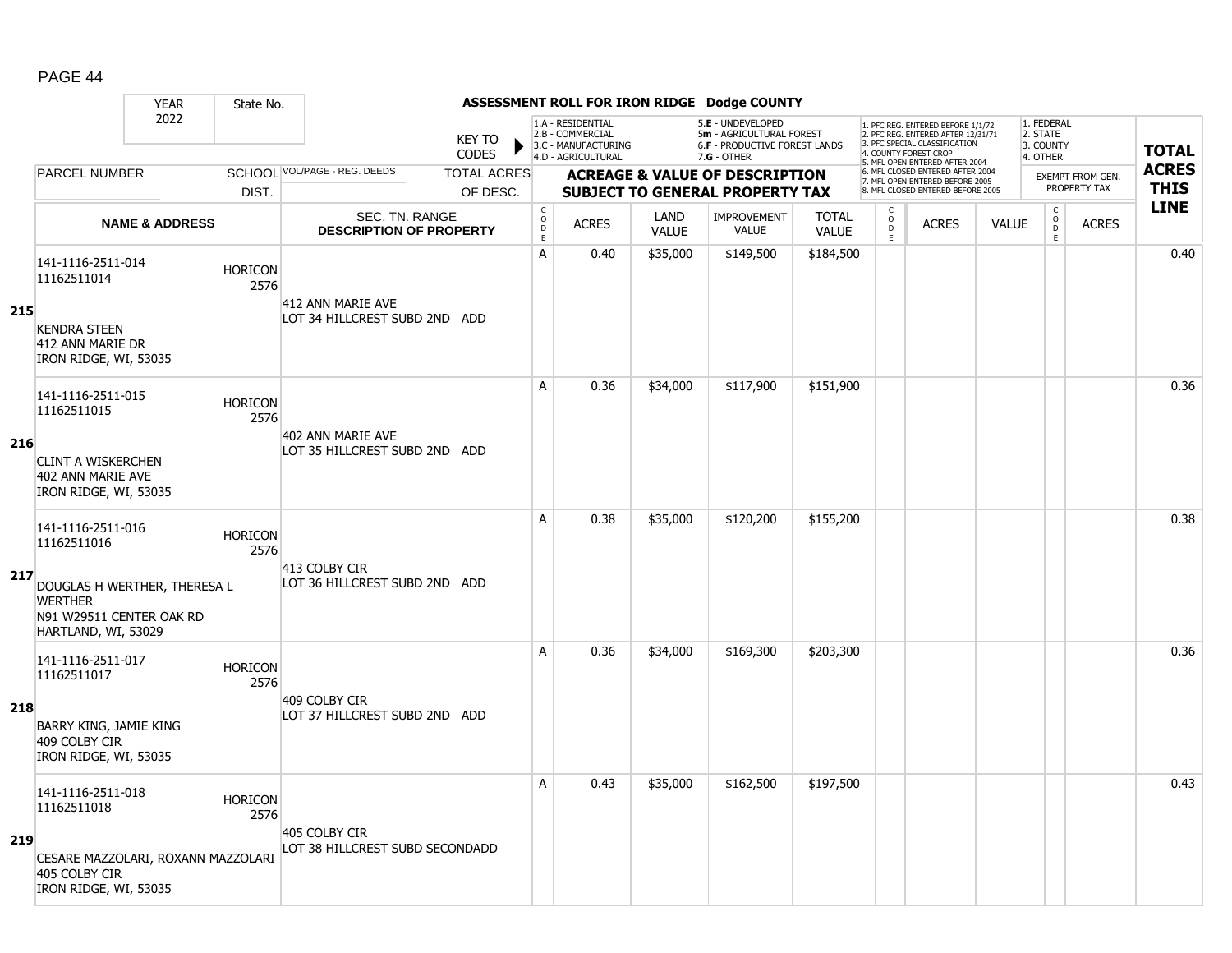## ASSESSMENT ROLL FOR IRON RIDGE Dodge COUNTY

| YEAR 2022 | State No. | | KEY TO CODES | 1.A - RESIDENTIAL 2.B - COMMERCIAL 3.C - MANUFACTURING 4.D - AGRICULTURAL | | 5.E - UNDEVELOPED 5m - AGRICULTURAL FOREST 6.F - PRODUCTIVE FOREST LANDS 7.G - OTHER | | | 1. PFC REG. ENTERED BEFORE 1/1/72 2. PFC REG. ENTERED AFTER 12/31/71 3. PFC SPECIAL CLASSIFICATION 4. COUNTY FOREST CROP 5. MFL OPEN ENTERED AFTER 2004 6. MFL CLOSED ENTERED AFTER 2004 7. MFL OPEN ENTERED BEFORE 2005 8. MFL CLOSED ENTERED BEFORE 2005 | | | 1. FEDERAL 2. STATE 3. COUNTY 4. OTHER | | TOTAL ACRES THIS LINE |
|---|---|---|---|---|---|---|---|---|---|---|---|---|---|---|
| PARCEL NUMBER | SCHOOL DIST. | VOL/PAGE - REG. DEEDS | TOTAL ACRES OF DESC. | ACREAGE & VALUE OF DESCRIPTION SUBJECT TO GENERAL PROPERTY TAX | | | | | | | | EXEMPT FROM GEN. PROPERTY TAX | | |
| NAME & ADDRESS | | SEC. TN. RANGE DESCRIPTION OF PROPERTY | | CODE | ACRES | LAND VALUE | IMPROVEMENT VALUE | TOTAL VALUE | CODE | ACRES | VALUE | CODE | ACRES | |
| **215** 141-1116-2511-014 11162511014 KENDRA STEEN 412 ANN MARIE DR IRON RIDGE, WI, 53035 | HORICON 2576 | 412 ANN MARIE AVE LOT 34 HILLCREST SUBD 2ND ADD | | A | 0.40 | $35,000 | $149,500 | $184,500 | | | | | | 0.40 |
| **216** 141-1116-2511-015 11162511015 CLINT A WISKERCHEN 402 ANN MARIE AVE IRON RIDGE, WI, 53035 | HORICON 2576 | 402 ANN MARIE AVE LOT 35 HILLCREST SUBD 2ND ADD | | A | 0.36 | $34,000 | $117,900 | $151,900 | | | | | | 0.36 |
| **217** 141-1116-2511-016 11162511016 DOUGLAS H WERTHER, THERESA L WERTHER N91 W29511 CENTER OAK RD HARTLAND, WI, 53029 | HORICON 2576 | 413 COLBY CIR LOT 36 HILLCREST SUBD 2ND ADD | | A | 0.38 | $35,000 | $120,200 | $155,200 | | | | | | 0.38 |
| **218** 141-1116-2511-017 11162511017 BARRY KING, JAMIE KING 409 COLBY CIR IRON RIDGE, WI, 53035 | HORICON 2576 | 409 COLBY CIR LOT 37 HILLCREST SUBD 2ND ADD | | A | 0.36 | $34,000 | $169,300 | $203,300 | | | | | | 0.36 |
| **219** 141-1116-2511-018 11162511018 CESARE MAZZOLARI, ROXANN MAZZOLARI 405 COLBY CIR IRON RIDGE, WI, 53035 | HORICON 2576 | 405 COLBY CIR LOT 38 HILLCREST SUBD SECONDADD | | A | 0.43 | $35,000 | $162,500 | $197,500 | | | | | | 0.43 |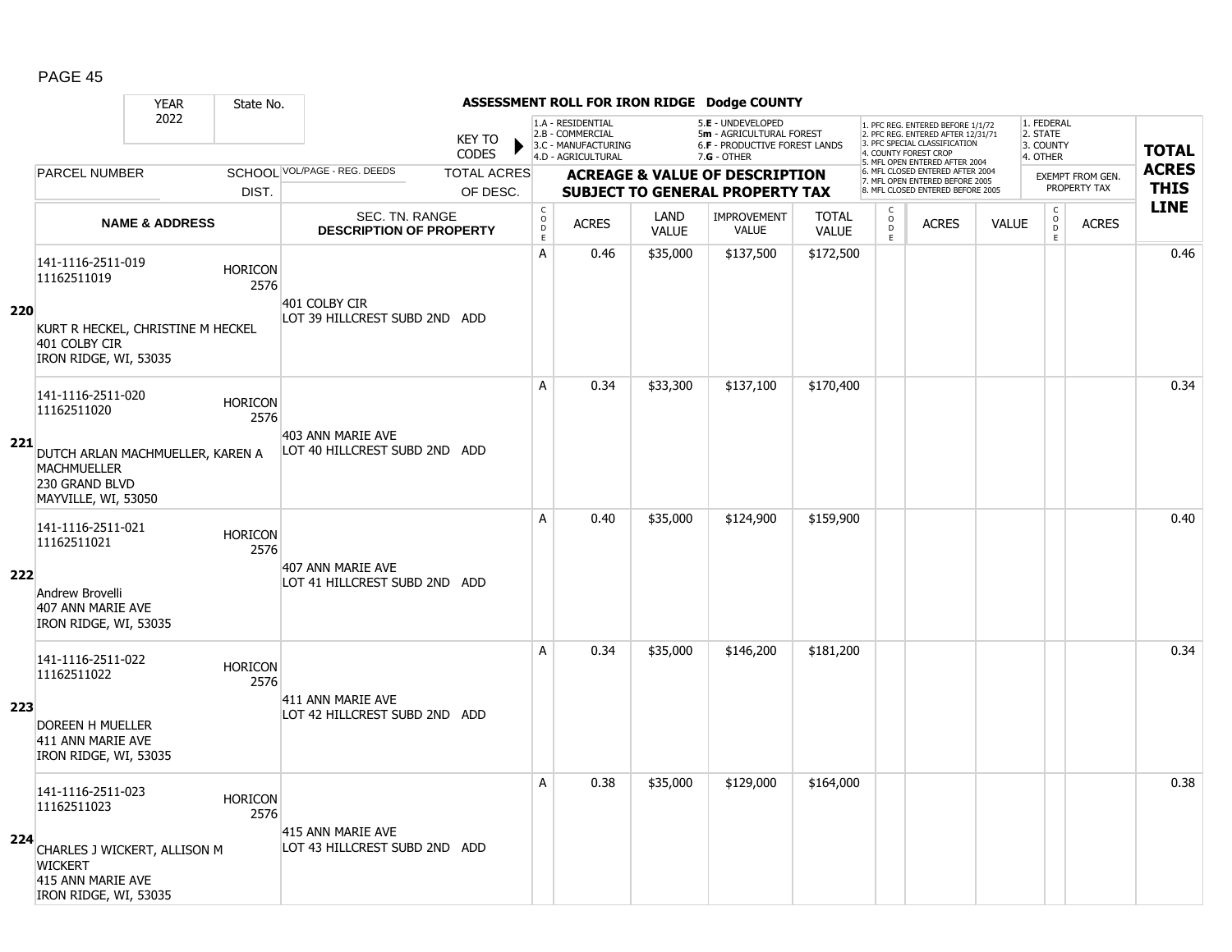## ASSESSMENT ROLL FOR IRON RIDGE Dodge COUNTY

YEAR: 2022 | State No.

KEY TO CODES: 1.A - RESIDENTIAL, 2.B - COMMERCIAL, 3.C - MANUFACTURING, 4.D - AGRICULTURAL, 5.E - UNDEVELOPED, 5m - AGRICULTURAL FOREST, 6.F - PRODUCTIVE FOREST LANDS, 7.G - OTHER

1. PFC REG. ENTERED BEFORE 1/1/72, 2. PFC REG. ENTERED AFTER 12/31/71, 3. PFC SPECIAL CLASSIFICATION, 4. COUNTY FOREST CROP, 5. MFL OPEN ENTERED AFTER 2004, 6. MFL CLOSED ENTERED AFTER 2004, 7. MFL OPEN ENTERED BEFORE 2005, 8. MFL CLOSED ENTERED BEFORE 2005

1. FEDERAL, 2. STATE, 3. COUNTY, 4. OTHER

| Line | PARCEL NUMBER / NAME & ADDRESS | SCHOOL DIST. | VOL/PAGE - REG. DEEDS / SEC. TN. RANGE / DESCRIPTION OF PROPERTY | TOTAL ACRES OF DESC. | CODE | ACRES | LAND VALUE | IMPROVEMENT VALUE | TOTAL VALUE | CODE | ACRES | VALUE | CODE | EXEMPT FROM GEN. PROPERTY TAX ACRES | TOTAL ACRES THIS LINE |
|---|---|---|---|---|---|---|---|---|---|---|---|---|---|---|---|
| 220 | 141-1116-2511-019<br>11162511019<br>KURT R HECKEL, CHRISTINE M HECKEL<br>401 COLBY CIR<br>IRON RIDGE, WI, 53035 | HORICON 2576 | 401 COLBY CIR<br>LOT 39 HILLCREST SUBD 2ND ADD | | A | 0.46 | $35,000 | $137,500 | $172,500 | | | | | | 0.46 |
| 221 | 141-1116-2511-020<br>11162511020<br>DUTCH ARLAN MACHMUELLER, KAREN A MACHMUELLER<br>230 GRAND BLVD<br>MAYVILLE, WI, 53050 | HORICON 2576 | 403 ANN MARIE AVE<br>LOT 40 HILLCREST SUBD 2ND ADD | | A | 0.34 | $33,300 | $137,100 | $170,400 | | | | | | 0.34 |
| 222 | 141-1116-2511-021<br>11162511021<br>Andrew Brovelli<br>407 ANN MARIE AVE<br>IRON RIDGE, WI, 53035 | HORICON 2576 | 407 ANN MARIE AVE<br>LOT 41 HILLCREST SUBD 2ND ADD | | A | 0.40 | $35,000 | $124,900 | $159,900 | | | | | | 0.40 |
| 223 | 141-1116-2511-022<br>11162511022<br>DOREEN H MUELLER<br>411 ANN MARIE AVE<br>IRON RIDGE, WI, 53035 | HORICON 2576 | 411 ANN MARIE AVE<br>LOT 42 HILLCREST SUBD 2ND ADD | | A | 0.34 | $35,000 | $146,200 | $181,200 | | | | | | 0.34 |
| 224 | 141-1116-2511-023<br>11162511023<br>CHARLES J WICKERT, ALLISON M WICKERT<br>415 ANN MARIE AVE<br>IRON RIDGE, WI, 53035 | HORICON 2576 | 415 ANN MARIE AVE<br>LOT 43 HILLCREST SUBD 2ND ADD | | A | 0.38 | $35,000 | $129,000 | $164,000 | | | | | | 0.38 |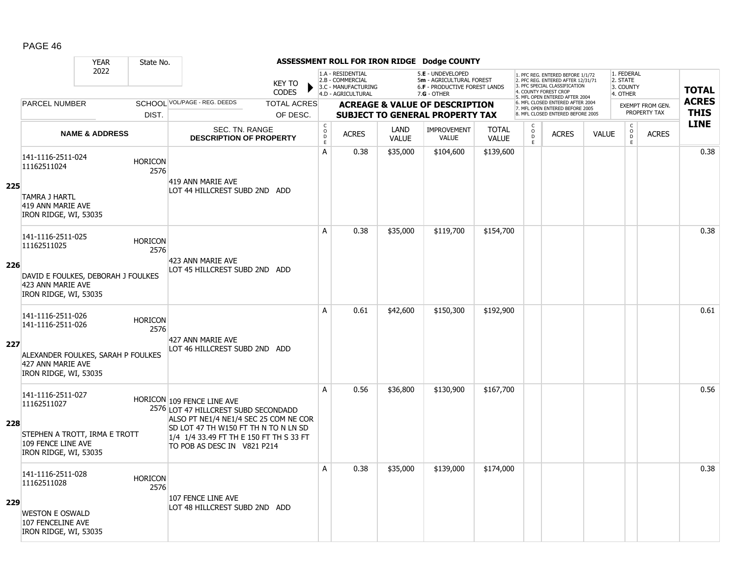# ASSESSMENT ROLL FOR IRON RIDGE Dodge COUNTY

YEAR 2022 | State No.

KEY TO CODES:
1.A - RESIDENTIAL
2.B - COMMERCIAL
3.C - MANUFACTURING
4.D - AGRICULTURAL
5.E - UNDEVELOPED
5m - AGRICULTURAL FOREST
6.F - PRODUCTIVE FOREST LANDS
7.G - OTHER

1. PFC REG. ENTERED BEFORE 1/1/72
2. PFC REG. ENTERED AFTER 12/31/71
3. PFC SPECIAL CLASSIFICATION
4. COUNTY FOREST CROP
5. MFL OPEN ENTERED AFTER 2004
6. MFL CLOSED ENTERED AFTER 2004
7. MFL OPEN ENTERED BEFORE 2005
8. MFL CLOSED ENTERED BEFORE 2005

1. FEDERAL
2. STATE
3. COUNTY
4. OTHER

| LINE | PARCEL NUMBER / NAME & ADDRESS | SCHOOL DIST. | VOL/PAGE - REG. DEEDS / SEC. TN. RANGE / DESCRIPTION OF PROPERTY | TOTAL ACRES OF DESC. | CODE | ACRES | LAND VALUE | IMPROVEMENT VALUE | TOTAL VALUE | CODE | ACRES | VALUE | CODE | EXEMPT FROM GEN. PROPERTY TAX ACRES | TOTAL ACRES THIS LINE |
|---|---|---|---|---|---|---|---|---|---|---|---|---|---|---|---|
| 225 | 141-1116-2511-024<br>11162511024<br>TAMRA J HARTL<br>419 ANN MARIE AVE<br>IRON RIDGE, WI, 53035 | HORICON 2576 | 419 ANN MARIE AVE<br>LOT 44 HILLCREST SUBD 2ND ADD | | A | 0.38 | $35,000 | $104,600 | $139,600 | | | | | | 0.38 |
| 226 | 141-1116-2511-025<br>11162511025<br>DAVID E FOULKES, DEBORAH J FOULKES<br>423 ANN MARIE AVE<br>IRON RIDGE, WI, 53035 | HORICON 2576 | 423 ANN MARIE AVE<br>LOT 45 HILLCREST SUBD 2ND ADD | | A | 0.38 | $35,000 | $119,700 | $154,700 | | | | | | 0.38 |
| 227 | 141-1116-2511-026<br>141-1116-2511-026<br>ALEXANDER FOULKES, SARAH P FOULKES<br>427 ANN MARIE AVE<br>IRON RIDGE, WI, 53035 | HORICON 2576 | 427 ANN MARIE AVE<br>LOT 46 HILLCREST SUBD 2ND ADD | | A | 0.61 | $42,600 | $150,300 | $192,900 | | | | | | 0.61 |
| 228 | 141-1116-2511-027<br>11162511027<br>STEPHEN A TROTT, IRMA E TROTT<br>109 FENCE LINE AVE<br>IRON RIDGE, WI, 53035 | HORICON 2576 | 109 FENCE LINE AVE<br>LOT 47 HILLCREST SUBD SECONDADD ALSO PT NE1/4 NE1/4 SEC 25 COM NE COR SD LOT 47 TH W150 FT TH N TO N LN SD 1/4 1/4 33.49 FT TH E 150 FT TH S 33 FT TO POB AS DESC IN V821 P214 | | A | 0.56 | $36,800 | $130,900 | $167,700 | | | | | | 0.56 |
| 229 | 141-1116-2511-028<br>11162511028<br>WESTON E OSWALD<br>107 FENCELINE AVE<br>IRON RIDGE, WI, 53035 | HORICON 2576 | 107 FENCE LINE AVE<br>LOT 48 HILLCREST SUBD 2ND ADD | | A | 0.38 | $35,000 | $139,000 | $174,000 | | | | | | 0.38 |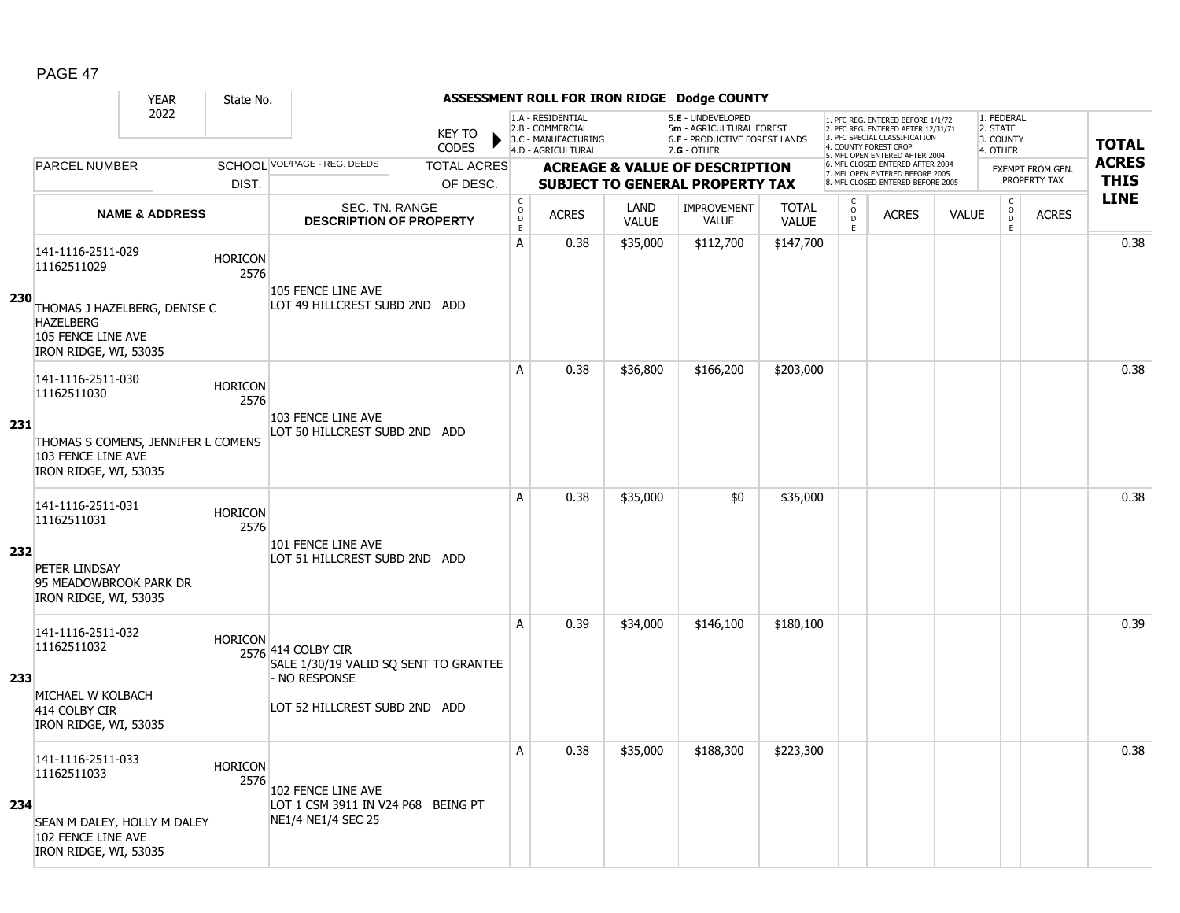## ASSESSMENT ROLL FOR IRON RIDGE Dodge COUNTY

YEAR 2022 | State No.

KEY TO CODES:
1.A - RESIDENTIAL
2.B - COMMERCIAL
3.C - MANUFACTURING
4.D - AGRICULTURAL
5.E - UNDEVELOPED
5m - AGRICULTURAL FOREST
6.F - PRODUCTIVE FOREST LANDS
7.G - OTHER

1. PFC REG. ENTERED BEFORE 1/1/72
2. PFC REG. ENTERED AFTER 12/31/71
3. PFC SPECIAL CLASSIFICATION
4. COUNTY FOREST CROP
5. MFL OPEN ENTERED AFTER 2004
6. MFL CLOSED ENTERED AFTER 2004
7. MFL OPEN ENTERED BEFORE 2005
8. MFL CLOSED ENTERED BEFORE 2005

1. FEDERAL
2. STATE
3. COUNTY
4. OTHER

| | PARCEL NUMBER / NAME & ADDRESS | SCHOOL DIST. | VOL/PAGE - REG. DEEDS / SEC. TN. RANGE / DESCRIPTION OF PROPERTY | CODE | ACRES | LAND VALUE | IMPROVEMENT VALUE | TOTAL VALUE | CODE | ACRES | VALUE | CODE | EXEMPT ACRES | TOTAL ACRES THIS LINE |
|---|---|---|---|---|---|---|---|---|---|---|---|---|---|---|
| 230 | 141-1116-2511-029<br>11162511029<br>THOMAS J HAZELBERG, DENISE C HAZELBERG<br>105 FENCE LINE AVE<br>IRON RIDGE, WI, 53035 | HORICON 2576 | 105 FENCE LINE AVE<br>LOT 49 HILLCREST SUBD 2ND ADD | A | 0.38 | $35,000 | $112,700 | $147,700 | | | | | | 0.38 |
| 231 | 141-1116-2511-030<br>11162511030<br>THOMAS S COMENS, JENNIFER L COMENS<br>103 FENCE LINE AVE<br>IRON RIDGE, WI, 53035 | HORICON 2576 | 103 FENCE LINE AVE<br>LOT 50 HILLCREST SUBD 2ND ADD | A | 0.38 | $36,800 | $166,200 | $203,000 | | | | | | 0.38 |
| 232 | 141-1116-2511-031<br>11162511031<br>PETER LINDSAY<br>95 MEADOWBROOK PARK DR<br>IRON RIDGE, WI, 53035 | HORICON 2576 | 101 FENCE LINE AVE<br>LOT 51 HILLCREST SUBD 2ND ADD | A | 0.38 | $35,000 | $0 | $35,000 | | | | | | 0.38 |
| 233 | 141-1116-2511-032<br>11162511032<br>MICHAEL W KOLBACH<br>414 COLBY CIR<br>IRON RIDGE, WI, 53035 | HORICON 2576 | 414 COLBY CIR<br>SALE 1/30/19 VALID SQ SENT TO GRANTEE - NO RESPONSE<br>LOT 52 HILLCREST SUBD 2ND ADD | A | 0.39 | $34,000 | $146,100 | $180,100 | | | | | | 0.39 |
| 234 | 141-1116-2511-033<br>11162511033<br>SEAN M DALEY, HOLLY M DALEY<br>102 FENCE LINE AVE<br>IRON RIDGE, WI, 53035 | HORICON 2576 | 102 FENCE LINE AVE<br>LOT 1 CSM 3911 IN V24 P68 BEING PT NE1/4 NE1/4 SEC 25 | A | 0.38 | $35,000 | $188,300 | $223,300 | | | | | | 0.38 |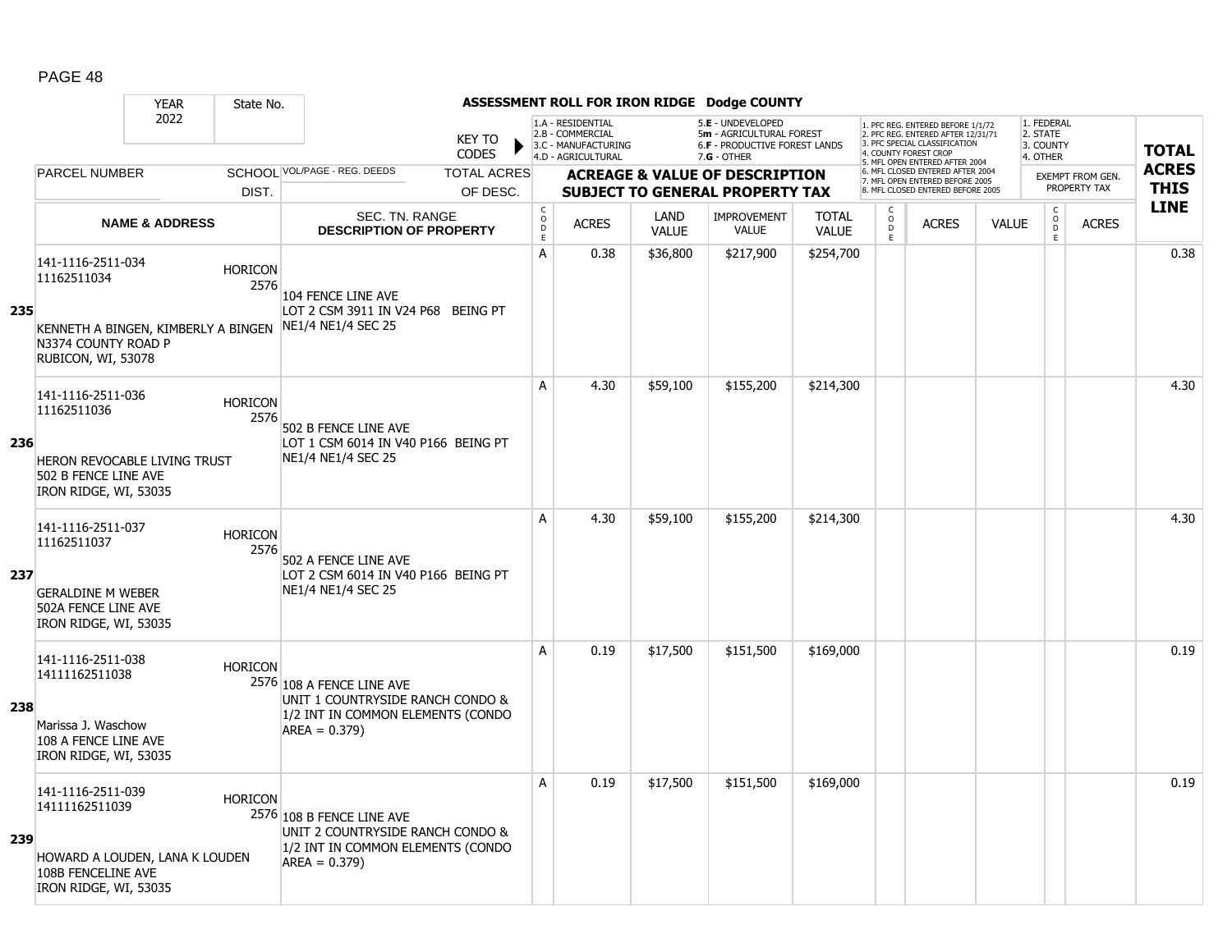# ASSESSMENT ROLL FOR IRON RIDGE Dodge COUNTY

YEAR: 2022 | State No.

KEY TO CODES:
- 1.A - RESIDENTIAL
- 2.B - COMMERCIAL
- 3.C - MANUFACTURING
- 4.D - AGRICULTURAL
- 5.E - UNDEVELOPED
- 5m - AGRICULTURAL FOREST
- 6.F - PRODUCTIVE FOREST LANDS
- 7.G - OTHER

- 1. PFC REG. ENTERED BEFORE 1/1/72
- 2. PFC REG. ENTERED AFTER 12/31/71
- 3. PFC SPECIAL CLASSIFICATION
- 4. COUNTY FOREST CROP
- 5. MFL OPEN ENTERED AFTER 2004
- 6. MFL CLOSED ENTERED AFTER 2004
- 7. MFL OPEN ENTERED BEFORE 2005
- 8. MFL CLOSED ENTERED BEFORE 2005

- 1. FEDERAL
- 2. STATE
- 3. COUNTY
- 4. OTHER

| LINE | PARCEL NUMBER / NAME & ADDRESS | SCHOOL DIST. | VOL/PAGE - REG. DEEDS / SEC. TN. RANGE / DESCRIPTION OF PROPERTY | TOTAL ACRES OF DESC. | CODE | ACRES | LAND VALUE | IMPROVEMENT VALUE | TOTAL VALUE | CODE | ACRES | VALUE | CODE | EXEMPT ACRES | TOTAL ACRES THIS LINE |
|---|---|---|---|---|---|---|---|---|---|---|---|---|---|---|---|
| 235 | 141-1116-2511-034<br>11162511034<br>KENNETH A BINGEN, KIMBERLY A BINGEN<br>N3374 COUNTY ROAD P<br>RUBICON, WI, 53078 | HORICON 2576 | 104 FENCE LINE AVE<br>LOT 2 CSM 3911 IN V24 P68 BEING PT NE1/4 NE1/4 SEC 25 | | A | 0.38 | $36,800 | $217,900 | $254,700 | | | | | | 0.38 |
| 236 | 141-1116-2511-036<br>11162511036<br>HERON REVOCABLE LIVING TRUST<br>502 B FENCE LINE AVE<br>IRON RIDGE, WI, 53035 | HORICON 2576 | 502 B FENCE LINE AVE<br>LOT 1 CSM 6014 IN V40 P166 BEING PT NE1/4 NE1/4 SEC 25 | | A | 4.30 | $59,100 | $155,200 | $214,300 | | | | | | 4.30 |
| 237 | 141-1116-2511-037<br>11162511037<br>GERALDINE M WEBER<br>502A FENCE LINE AVE<br>IRON RIDGE, WI, 53035 | HORICON 2576 | 502 A FENCE LINE AVE<br>LOT 2 CSM 6014 IN V40 P166 BEING PT NE1/4 NE1/4 SEC 25 | | A | 4.30 | $59,100 | $155,200 | $214,300 | | | | | | 4.30 |
| 238 | 141-1116-2511-038<br>14111162511038<br>Marissa J. Waschow<br>108 A FENCE LINE AVE<br>IRON RIDGE, WI, 53035 | HORICON 2576 | 108 A FENCE LINE AVE<br>UNIT 1 COUNTRYSIDE RANCH CONDO & 1/2 INT IN COMMON ELEMENTS (CONDO AREA = 0.379) | | A | 0.19 | $17,500 | $151,500 | $169,000 | | | | | | 0.19 |
| 239 | 141-1116-2511-039<br>14111162511039<br>HOWARD A LOUDEN, LANA K LOUDEN<br>108B FENCELINE AVE<br>IRON RIDGE, WI, 53035 | HORICON 2576 | 108 B FENCE LINE AVE<br>UNIT 2 COUNTRYSIDE RANCH CONDO & 1/2 INT IN COMMON ELEMENTS (CONDO AREA = 0.379) | | A | 0.19 | $17,500 | $151,500 | $169,000 | | | | | | 0.19 |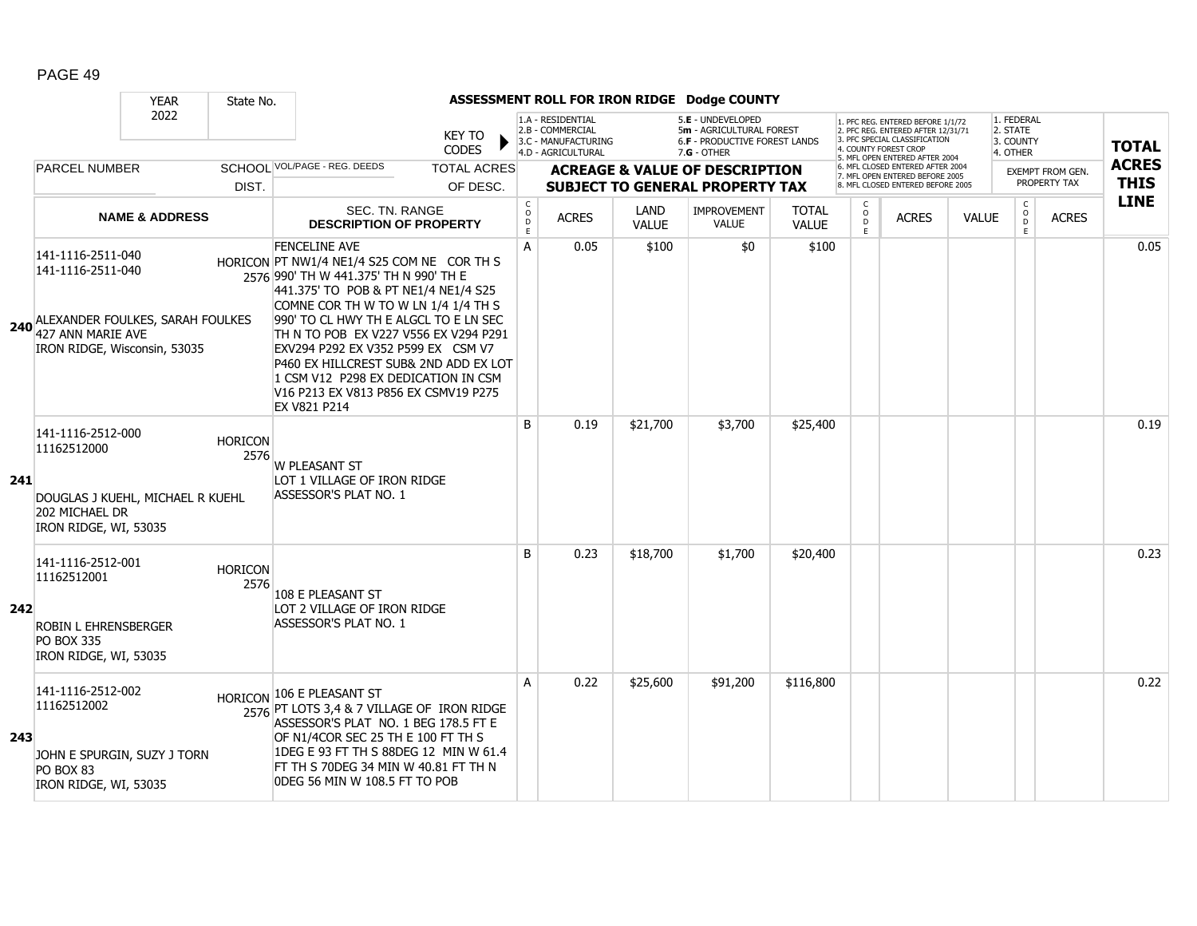# ASSESSMENT ROLL FOR IRON RIDGE Dodge COUNTY

YEAR 2022 | State No.

KEY TO CODES:
1.A - RESIDENTIAL, 2.B - COMMERCIAL, 3.C - MANUFACTURING, 4.D - AGRICULTURAL, 5.E - UNDEVELOPED, 5m - AGRICULTURAL FOREST, 6.F - PRODUCTIVE FOREST LANDS, 7.G - OTHER

1. PFC REG. ENTERED BEFORE 1/1/72, 2. PFC REG. ENTERED AFTER 12/31/71, 3. PFC SPECIAL CLASSIFICATION, 4. COUNTY FOREST CROP, 5. MFL OPEN ENTERED AFTER 2004, 6. MFL CLOSED ENTERED AFTER 2004, 7. MFL OPEN ENTERED BEFORE 2005, 8. MFL CLOSED ENTERED BEFORE 2005

1. FEDERAL, 2. STATE, 3. COUNTY, 4. OTHER

| LINE | PARCEL NUMBER / NAME & ADDRESS | SCHOOL DIST. | VOL/PAGE - REG. DEEDS / SEC. TN. RANGE / DESCRIPTION OF PROPERTY | CODE | ACRES | LAND VALUE | IMPROVEMENT VALUE | TOTAL VALUE | CODE | ACRES | VALUE | CODE | EXEMPT ACRES | TOTAL ACRES THIS LINE |
|---|---|---|---|---|---|---|---|---|---|---|---|---|---|---|
| 240 | 141-1116-2511-040<br>141-1116-2511-040<br>ALEXANDER FOULKES, SARAH FOULKES<br>427 ANN MARIE AVE<br>IRON RIDGE, Wisconsin, 53035 | HORICON 2576 | FENCELINE AVE<br>PT NW1/4 NE1/4 S25 COM NE COR TH S 990' TH W 441.375' TH N 990' TH E 441.375' TO POB & PT NE1/4 NE1/4 S25 COMNE COR TH W TO W LN 1/4 1/4 TH S 990' TO CL HWY TH E ALGCL TO E LN SEC TH N TO POB EX V227 V556 EX V294 P291 EXV294 P292 EX V352 P599 EX CSM V7 P460 EX HILLCREST SUB& 2ND ADD EX LOT 1 CSM V12 P298 EX DEDICATION IN CSM V16 P213 EX V813 P856 EX CSMV19 P275 EX V821 P214 | A | 0.05 | $100 | $0 | $100 | | | | | | 0.05 |
| 241 | 141-1116-2512-000<br>11162512000<br>DOUGLAS J KUEHL, MICHAEL R KUEHL<br>202 MICHAEL DR<br>IRON RIDGE, WI, 53035 | HORICON 2576 | W PLEASANT ST<br>LOT 1 VILLAGE OF IRON RIDGE ASSESSOR'S PLAT NO. 1 | B | 0.19 | $21,700 | $3,700 | $25,400 | | | | | | 0.19 |
| 242 | 141-1116-2512-001<br>11162512001<br>ROBIN L EHRENSBERGER<br>PO BOX 335<br>IRON RIDGE, WI, 53035 | HORICON 2576 | 108 E PLEASANT ST<br>LOT 2 VILLAGE OF IRON RIDGE ASSESSOR'S PLAT NO. 1 | B | 0.23 | $18,700 | $1,700 | $20,400 | | | | | | 0.23 |
| 243 | 141-1116-2512-002<br>11162512002<br>JOHN E SPURGIN, SUZY J TORN<br>PO BOX 83<br>IRON RIDGE, WI, 53035 | HORICON 2576 | 106 E PLEASANT ST<br>PT LOTS 3,4 & 7 VILLAGE OF IRON RIDGE ASSESSOR'S PLAT NO. 1 BEG 178.5 FT E OF N1/4COR SEC 25 TH E 100 FT TH S 1DEG E 93 FT TH S 88DEG 12 MIN W 61.4 FT TH S 70DEG 34 MIN W 40.81 FT TH N 0DEG 56 MIN W 108.5 FT TO POB | A | 0.22 | $25,600 | $91,200 | $116,800 | | | | | | 0.22 |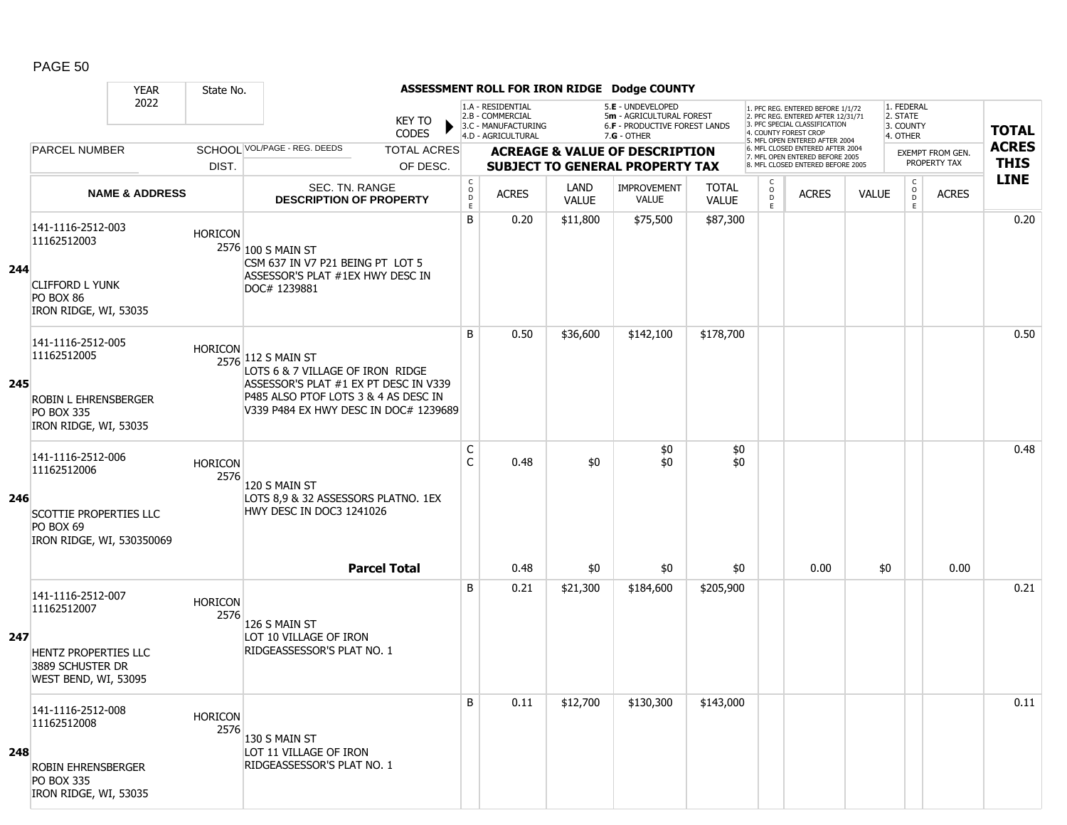**ASSESSMENT ROLL FOR IRON RIDGE Dodge COUNTY**

| YEAR | State No. | | | |
|---|---|---|---|---|
| 2022 | | | | |

KEY TO CODES: 1.A - RESIDENTIAL, 2.B - COMMERCIAL, 3.C - MANUFACTURING, 4.D - AGRICULTURAL, 5.E - UNDEVELOPED, 5m - AGRICULTURAL FOREST, 6.F - PRODUCTIVE FOREST LANDS, 7.G - OTHER

1. PFC REG. ENTERED BEFORE 1/1/72, 2. PFC REG. ENTERED AFTER 12/31/71, 3. PFC SPECIAL CLASSIFICATION, 4. COUNTY FOREST CROP, 5. MFL OPEN ENTERED AFTER 2004, 6. MFL CLOSED ENTERED AFTER 2004, 7. MFL OPEN ENTERED BEFORE 2005, 8. MFL CLOSED ENTERED BEFORE 2005

1. FEDERAL, 2. STATE, 3. COUNTY, 4. OTHER

| Line | PARCEL NUMBER / NAME & ADDRESS | SCHOOL DIST. | VOL/PAGE - REG. DEEDS / SEC. TN. RANGE / DESCRIPTION OF PROPERTY | TOTAL ACRES OF DESC. | CODE | ACRES | LAND VALUE | IMPROVEMENT VALUE | TOTAL VALUE | CODE | ACRES | VALUE | CODE | ACRES (EXEMPT FROM GEN. PROPERTY TAX) | TOTAL ACRES THIS LINE |
|---|---|---|---|---|---|---|---|---|---|---|---|---|---|---|---|
| 244 | 141-1116-2512-003<br>11162512003<br><br>CLIFFORD L YUNK<br>PO BOX 86<br>IRON RIDGE, WI, 53035 | HORICON 2576 | 100 S MAIN ST<br>CSM 637 IN V7 P21 BEING PT LOT 5 ASSESSOR'S PLAT #1EX HWY DESC IN DOC# 1239881 | | B | 0.20 | $11,800 | $75,500 | $87,300 | | | | | | 0.20 |
| 245 | 141-1116-2512-005<br>11162512005<br><br>ROBIN L EHRENSBERGER<br>PO BOX 335<br>IRON RIDGE, WI, 53035 | HORICON 2576 | 112 S MAIN ST<br>LOTS 6 & 7 VILLAGE OF IRON RIDGE ASSESSOR'S PLAT #1 EX PT DESC IN V339 P485 ALSO PTOF LOTS 3 & 4 AS DESC IN V339 P484 EX HWY DESC IN DOC# 1239689 | | B | 0.50 | $36,600 | $142,100 | $178,700 | | | | | | 0.50 |
| 246 | 141-1116-2512-006<br>11162512006<br><br>SCOTTIE PROPERTIES LLC<br>PO BOX 69<br>IRON RIDGE, WI, 530350069 | HORICON 2576 | 120 S MAIN ST<br>LOTS 8,9 & 32 ASSESSORS PLATNO. 1EX HWY DESC IN DOC3 1241026 | | C<br>C | 0.48 | $0 | $0<br>$0 | $0<br>$0 | | | | | | 0.48 |
| | | | **Parcel Total** | | | 0.48 | $0 | $0 | $0 | | 0.00 | $0 | | 0.00 | |
| 247 | 141-1116-2512-007<br>11162512007<br><br>HENTZ PROPERTIES LLC<br>3889 SCHUSTER DR<br>WEST BEND, WI, 53095 | HORICON 2576 | 126 S MAIN ST<br>LOT 10 VILLAGE OF IRON RIDGEASSESSOR'S PLAT NO. 1 | | B | 0.21 | $21,300 | $184,600 | $205,900 | | | | | | 0.21 |
| 248 | 141-1116-2512-008<br>11162512008<br><br>ROBIN EHRENSBERGER<br>PO BOX 335<br>IRON RIDGE, WI, 53035 | HORICON 2576 | 130 S MAIN ST<br>LOT 11 VILLAGE OF IRON RIDGEASSESSOR'S PLAT NO. 1 | | B | 0.11 | $12,700 | $130,300 | $143,000 | | | | | | 0.11 |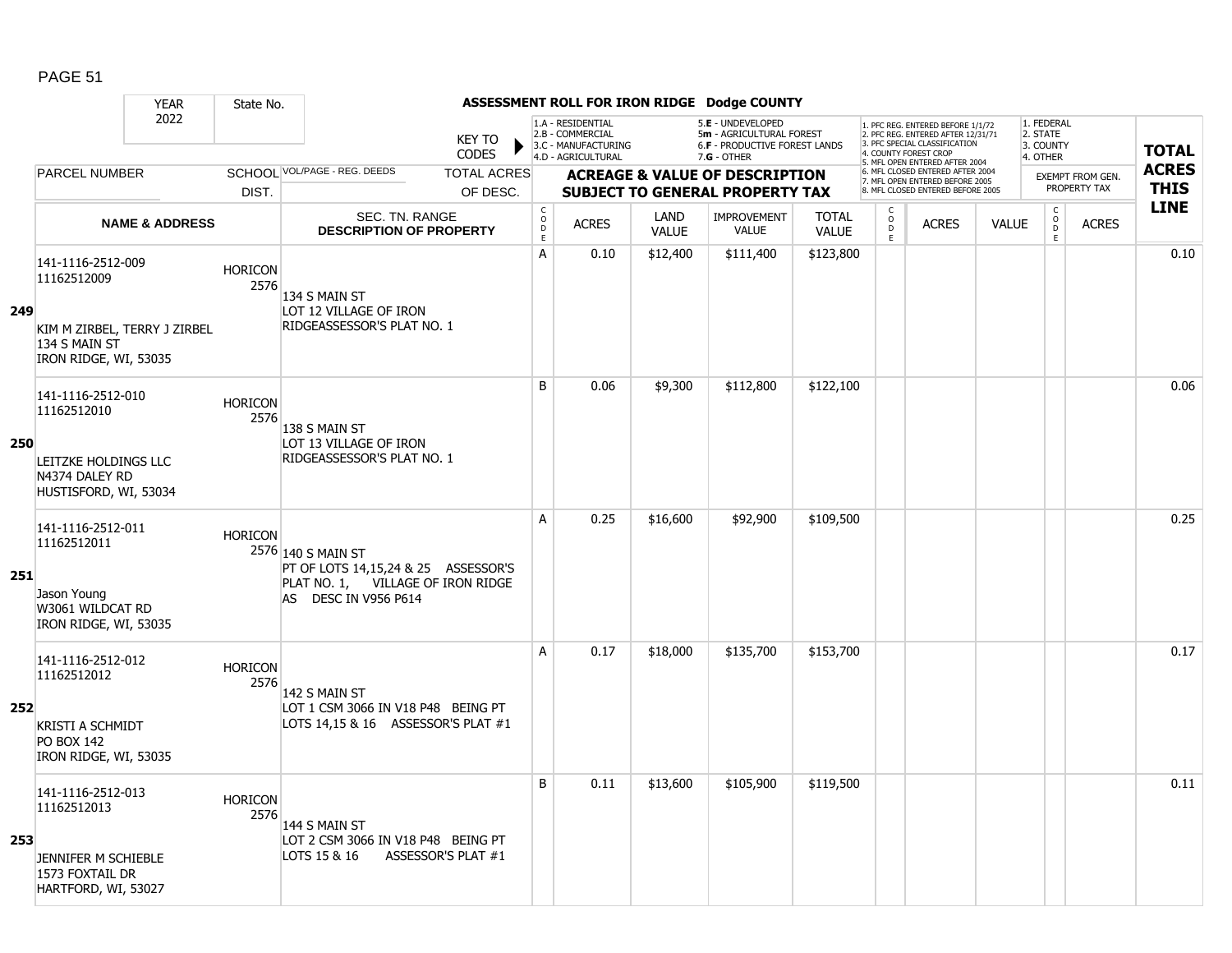## ASSESSMENT ROLL FOR IRON RIDGE Dodge COUNTY

YEAR 2022 | State No.

KEY TO CODES:
- 1.A - RESIDENTIAL
- 2.B - COMMERCIAL
- 3.C - MANUFACTURING
- 4.D - AGRICULTURAL
- 5.E - UNDEVELOPED
- 5m - AGRICULTURAL FOREST
- 6.F - PRODUCTIVE FOREST LANDS
- 7.G - OTHER

Forest codes:
1. PFC REG. ENTERED BEFORE 1/1/72
2. PFC REG. ENTERED AFTER 12/31/71
3. PFC SPECIAL CLASSIFICATION
4. COUNTY FOREST CROP
5. MFL OPEN ENTERED AFTER 2004
6. MFL CLOSED ENTERED AFTER 2004
7. MFL OPEN ENTERED BEFORE 2005
8. MFL CLOSED ENTERED BEFORE 2005

Exempt codes:
1. FEDERAL
2. STATE
3. COUNTY
4. OTHER

| LINE | PARCEL NUMBER / NAME & ADDRESS | SCHOOL DIST. | VOL/PAGE - REG. DEEDS / SEC. TN. RANGE / DESCRIPTION OF PROPERTY | TOTAL ACRES OF DESC. | CODE | ACRES | LAND VALUE | IMPROVEMENT VALUE | TOTAL VALUE | CODE | ACRES | VALUE | EXEMPT CODE | EXEMPT ACRES | TOTAL ACRES THIS LINE |
|---|---|---|---|---|---|---|---|---|---|---|---|---|---|---|---|
| 249 | 141-1116-2512-009<br>11162512009<br>KIM M ZIRBEL, TERRY J ZIRBEL<br>134 S MAIN ST<br>IRON RIDGE, WI, 53035 | HORICON 2576 | 134 S MAIN ST<br>LOT 12 VILLAGE OF IRON RIDGEASSESSOR'S PLAT NO. 1 | | A | 0.10 | $12,400 | $111,400 | $123,800 | | | | | | 0.10 |
| 250 | 141-1116-2512-010<br>11162512010<br>LEITZKE HOLDINGS LLC<br>N4374 DALEY RD<br>HUSTISFORD, WI, 53034 | HORICON 2576 | 138 S MAIN ST<br>LOT 13 VILLAGE OF IRON RIDGEASSESSOR'S PLAT NO. 1 | | B | 0.06 | $9,300 | $112,800 | $122,100 | | | | | | 0.06 |
| 251 | 141-1116-2512-011<br>11162512011<br>Jason Young<br>W3061 WILDCAT RD<br>IRON RIDGE, WI, 53035 | HORICON 2576 | 140 S MAIN ST<br>PT OF LOTS 14,15,24 & 25 ASSESSOR'S PLAT NO. 1, VILLAGE OF IRON RIDGE AS DESC IN V956 P614 | | A | 0.25 | $16,600 | $92,900 | $109,500 | | | | | | 0.25 |
| 252 | 141-1116-2512-012<br>11162512012<br>KRISTI A SCHMIDT<br>PO BOX 142<br>IRON RIDGE, WI, 53035 | HORICON 2576 | 142 S MAIN ST<br>LOT 1 CSM 3066 IN V18 P48 BEING PT LOTS 14,15 & 16 ASSESSOR'S PLAT #1 | | A | 0.17 | $18,000 | $135,700 | $153,700 | | | | | | 0.17 |
| 253 | 141-1116-2512-013<br>11162512013<br>JENNIFER M SCHIEBLE<br>1573 FOXTAIL DR<br>HARTFORD, WI, 53027 | HORICON 2576 | 144 S MAIN ST<br>LOT 2 CSM 3066 IN V18 P48 BEING PT LOTS 15 & 16 ASSESSOR'S PLAT #1 | | B | 0.11 | $13,600 | $105,900 | $119,500 | | | | | | 0.11 |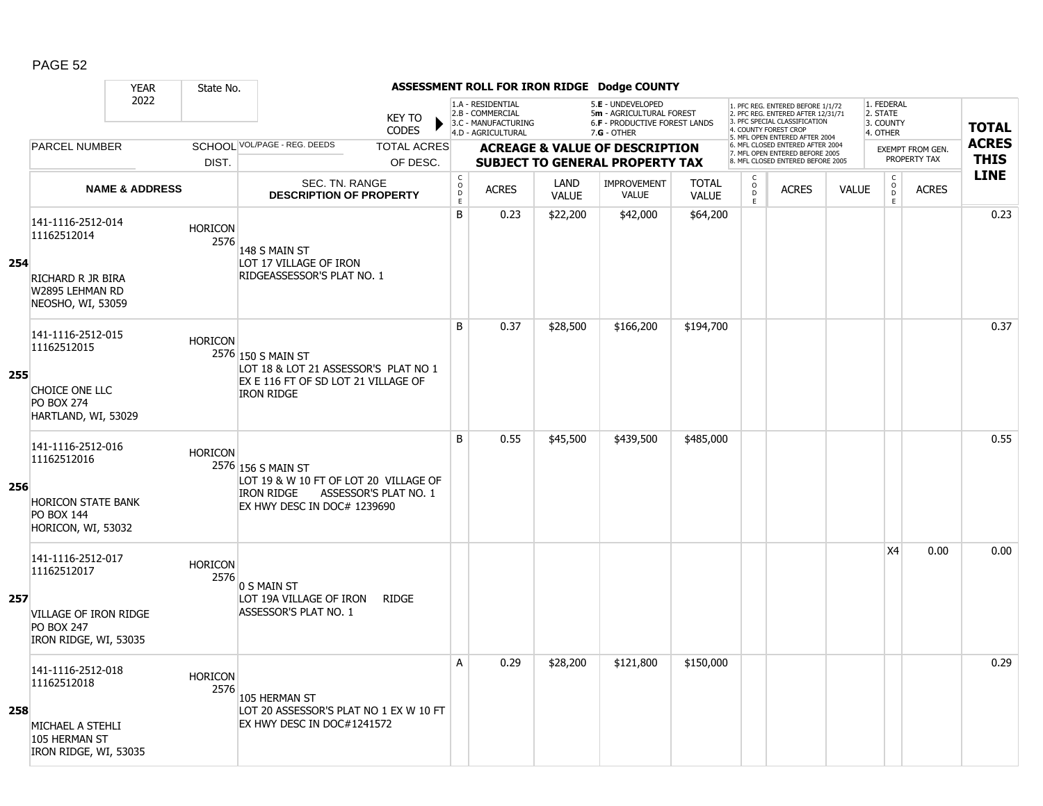# ASSESSMENT ROLL FOR IRON RIDGE Dodge COUNTY

| YEAR 2022 | State No. | | KEY TO CODES | 1.A - RESIDENTIAL 2.B - COMMERCIAL 3.C - MANUFACTURING 4.D - AGRICULTURAL | | 5.E - UNDEVELOPED 5m - AGRICULTURAL FOREST 6.F - PRODUCTIVE FOREST LANDS 7.G - OTHER | | | 1. PFC REG. ENTERED BEFORE 1/1/72 2. PFC REG. ENTERED AFTER 12/31/71 3. PFC SPECIAL CLASSIFICATION 4. COUNTY FOREST CROP 5. MFL OPEN ENTERED AFTER 2004 6. MFL CLOSED ENTERED AFTER 2004 7. MFL OPEN ENTERED BEFORE 2005 8. MFL CLOSED ENTERED BEFORE 2005 | | | 1. FEDERAL 2. STATE 3. COUNTY 4. OTHER | | TOTAL ACRES THIS LINE |
|---|---|---|---|---|---|---|---|---|---|---|---|---|---|---|
| PARCEL NUMBER | SCHOOL DIST. | VOL/PAGE - REG. DEEDS | TOTAL ACRES OF DESC. | ACREAGE & VALUE OF DESCRIPTION SUBJECT TO GENERAL PROPERTY TAX | | | | | | | | EXEMPT FROM GEN. PROPERTY TAX | | |
| NAME & ADDRESS | | SEC. TN. RANGE DESCRIPTION OF PROPERTY | CODE | ACRES | LAND VALUE | IMPROVEMENT VALUE | TOTAL VALUE | | CODE | ACRES | VALUE | CODE | ACRES | |
| **254** 141-1116-2512-014 11162512014 RICHARD R JR BIRA W2895 LEHMAN RD NEOSHO, WI, 53059 | HORICON 2576 | 148 S MAIN ST LOT 17 VILLAGE OF IRON RIDGEASSESSOR'S PLAT NO. 1 | B | 0.23 | $22,200 | $42,000 | $64,200 | | | | | | | 0.23 |
| **255** 141-1116-2512-015 11162512015 CHOICE ONE LLC PO BOX 274 HARTLAND, WI, 53029 | HORICON 2576 | 150 S MAIN ST LOT 18 & LOT 21 ASSESSOR'S PLAT NO 1 EX E 116 FT OF SD LOT 21 VILLAGE OF IRON RIDGE | B | 0.37 | $28,500 | $166,200 | $194,700 | | | | | | | 0.37 |
| **256** 141-1116-2512-016 11162512016 HORICON STATE BANK PO BOX 144 HORICON, WI, 53032 | HORICON 2576 | 156 S MAIN ST LOT 19 & W 10 FT OF LOT 20 VILLAGE OF IRON RIDGE ASSESSOR'S PLAT NO. 1 EX HWY DESC IN DOC# 1239690 | B | 0.55 | $45,500 | $439,500 | $485,000 | | | | | | | 0.55 |
| **257** 141-1116-2512-017 11162512017 VILLAGE OF IRON RIDGE PO BOX 247 IRON RIDGE, WI, 53035 | HORICON 2576 | 0 S MAIN ST LOT 19A VILLAGE OF IRON RIDGE ASSESSOR'S PLAT NO. 1 | | | | | | | | | | X4 | 0.00 | 0.00 |
| **258** 141-1116-2512-018 11162512018 MICHAEL A STEHLI 105 HERMAN ST IRON RIDGE, WI, 53035 | HORICON 2576 | 105 HERMAN ST LOT 20 ASSESSOR'S PLAT NO 1 EX W 10 FT EX HWY DESC IN DOC#1241572 | A | 0.29 | $28,200 | $121,800 | $150,000 | | | | | | | 0.29 |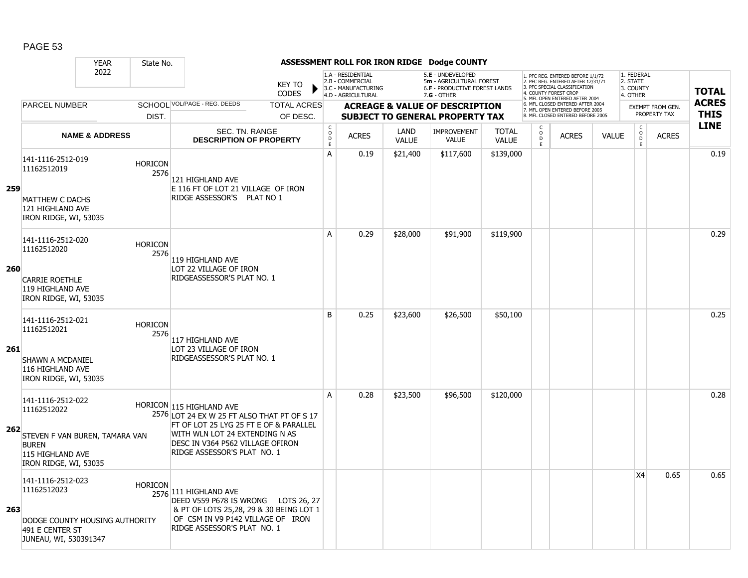**ASSESSMENT ROLL FOR IRON RIDGE Dodge COUNTY**

| YEAR | State No. | | |
|---|---|---|---|
| 2022 | | | |

KEY TO CODES:
- 1.A - RESIDENTIAL
- 2.B - COMMERCIAL
- 3.C - MANUFACTURING
- 4.D - AGRICULTURAL
- 5.E - UNDEVELOPED
- 5m - AGRICULTURAL FOREST
- 6.F - PRODUCTIVE FOREST LANDS
- 7.G - OTHER

- 1. PFC REG. ENTERED BEFORE 1/1/72
- 2. PFC REG. ENTERED AFTER 12/31/71
- 3. PFC SPECIAL CLASSIFICATION
- 4. COUNTY FOREST CROP
- 5. MFL OPEN ENTERED AFTER 2004
- 6. MFL CLOSED ENTERED AFTER 2004
- 7. MFL OPEN ENTERED BEFORE 2005
- 8. MFL CLOSED ENTERED BEFORE 2005

- 1. FEDERAL
- 2. STATE
- 3. COUNTY
- 4. OTHER

| | PARCEL NUMBER / NAME & ADDRESS | SCHOOL DIST. | VOL/PAGE - REG. DEEDS / SEC. TN. RANGE / DESCRIPTION OF PROPERTY | CODE | ACRES | LAND VALUE | IMPROVEMENT VALUE | TOTAL VALUE | CODE | ACRES | VALUE | CODE | EXEMPT FROM GEN. PROPERTY TAX ACRES | TOTAL ACRES THIS LINE |
|---|---|---|---|---|---|---|---|---|---|---|---|---|---|---|
| 259 | 141-1116-2512-019<br>11162512019<br><br>MATTHEW C DACHS<br>121 HIGHLAND AVE<br>IRON RIDGE, WI, 53035 | HORICON 2576 | 121 HIGHLAND AVE<br>E 116 FT OF LOT 21 VILLAGE OF IRON RIDGE ASSESSOR'S PLAT NO 1 | A | 0.19 | $21,400 | $117,600 | $139,000 | | | | | | 0.19 |
| 260 | 141-1116-2512-020<br>11162512020<br><br>CARRIE ROETHLE<br>119 HIGHLAND AVE<br>IRON RIDGE, WI, 53035 | HORICON 2576 | 119 HIGHLAND AVE<br>LOT 22 VILLAGE OF IRON RIDGEASSESSOR'S PLAT NO. 1 | A | 0.29 | $28,000 | $91,900 | $119,900 | | | | | | 0.29 |
| 261 | 141-1116-2512-021<br>11162512021<br><br>SHAWN A MCDANIEL<br>116 HIGHLAND AVE<br>IRON RIDGE, WI, 53035 | HORICON 2576 | 117 HIGHLAND AVE<br>LOT 23 VILLAGE OF IRON RIDGEASSESSOR'S PLAT NO. 1 | B | 0.25 | $23,600 | $26,500 | $50,100 | | | | | | 0.25 |
| 262 | 141-1116-2512-022<br>11162512022<br><br>STEVEN F VAN BUREN, TAMARA VAN BUREN<br>115 HIGHLAND AVE<br>IRON RIDGE, WI, 53035 | HORICON 2576 | 115 HIGHLAND AVE<br>LOT 24 EX W 25 FT ALSO THAT PT OF S 17 FT OF LOT 25 LYG 25 FT E OF & PARALLEL WITH WLN LOT 24 EXTENDING N AS DESC IN V364 P562 VILLAGE OFIRON RIDGE ASSESSOR'S PLAT NO. 1 | A | 0.28 | $23,500 | $96,500 | $120,000 | | | | | | 0.28 |
| 263 | 141-1116-2512-023<br>11162512023<br><br>DODGE COUNTY HOUSING AUTHORITY<br>491 E CENTER ST<br>JUNEAU, WI, 530391347 | HORICON 2576 | 111 HIGHLAND AVE<br>DEED V559 P678 IS WRONG LOTS 26, 27 & PT OF LOTS 25,28, 29 & 30 BEING LOT 1 OF CSM IN V9 P142 VILLAGE OF IRON RIDGE ASSESSOR'S PLAT NO. 1 | | | | | | | | | X4 | 0.65 | 0.65 |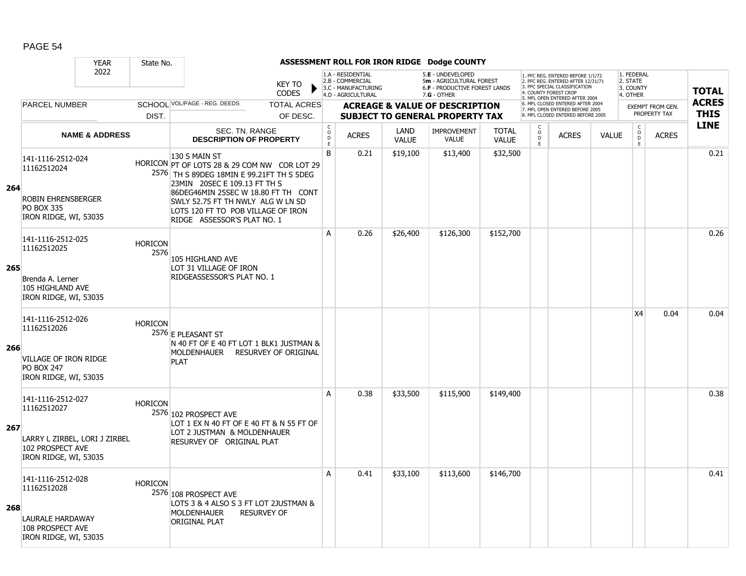# ASSESSMENT ROLL FOR IRON RIDGE Dodge COUNTY

YEAR: 2022 | State No.

KEY TO CODES:
- 1.A - RESIDENTIAL
- 2.B - COMMERCIAL
- 3.C - MANUFACTURING
- 4.D - AGRICULTURAL
- 5.E - UNDEVELOPED
- 5m - AGRICULTURAL FOREST
- 6.F - PRODUCTIVE FOREST LANDS
- 7.G - OTHER

- 1. PFC REG. ENTERED BEFORE 1/1/72
- 2. PFC REG. ENTERED AFTER 12/31/71
- 3. PFC SPECIAL CLASSIFICATION
- 4. COUNTY FOREST CROP
- 5. MFL OPEN ENTERED AFTER 2004
- 6. MFL CLOSED ENTERED AFTER 2004
- 7. MFL OPEN ENTERED BEFORE 2005
- 8. MFL CLOSED ENTERED BEFORE 2005

- 1. FEDERAL
- 2. STATE
- 3. COUNTY
- 4. OTHER

| Line | PARCEL NUMBER / NAME & ADDRESS | SCHOOL DIST. | VOL/PAGE - REG. DEEDS / SEC. TN. RANGE / DESCRIPTION OF PROPERTY | CODE | ACRES | LAND VALUE | IMPROVEMENT VALUE | TOTAL VALUE | CODE | ACRES | VALUE | CODE (EXEMPT) | ACRES (EXEMPT) | TOTAL ACRES THIS LINE |
|---|---|---|---|---|---|---|---|---|---|---|---|---|---|---|
| 264 | 141-1116-2512-024 11162512024 ROBIN EHRENSBERGER PO BOX 335 IRON RIDGE, WI, 53035 | HORICON 2576 | 130 S MAIN ST PT OF LOTS 28 & 29 COM NW COR LOT 29 TH S 89DEG 18MIN E 99.21FT TH S 5DEG 23MIN 20SEC E 109.13 FT TH S 86DEG46MIN 25SEC W 18.80 FT TH CONT SWLY 52.75 FT TH NWLY ALG W LN SD LOTS 120 FT TO POB VILLAGE OF IRON RIDGE ASSESSOR'S PLAT NO. 1 | B | 0.21 | $19,100 | $13,400 | $32,500 | | | | | | 0.21 |
| 265 | 141-1116-2512-025 11162512025 Brenda A. Lerner 105 HIGHLAND AVE IRON RIDGE, WI, 53035 | HORICON 2576 | 105 HIGHLAND AVE LOT 31 VILLAGE OF IRON RIDGEASSESSOR'S PLAT NO. 1 | A | 0.26 | $26,400 | $126,300 | $152,700 | | | | | | 0.26 |
| 266 | 141-1116-2512-026 11162512026 VILLAGE OF IRON RIDGE PO BOX 247 IRON RIDGE, WI, 53035 | HORICON 2576 | E PLEASANT ST N 40 FT OF E 40 FT LOT 1 BLK1 JUSTMAN & MOLDENHAUER RESURVEY OF ORIGINAL PLAT | | | | | | | | | X4 | 0.04 | 0.04 |
| 267 | 141-1116-2512-027 11162512027 LARRY L ZIRBEL, LORI J ZIRBEL 102 PROSPECT AVE IRON RIDGE, WI, 53035 | HORICON 2576 | 102 PROSPECT AVE LOT 1 EX N 40 FT OF E 40 FT & N 55 FT OF LOT 2 JUSTMAN & MOLDENHAUER RESURVEY OF ORIGINAL PLAT | A | 0.38 | $33,500 | $115,900 | $149,400 | | | | | | 0.38 |
| 268 | 141-1116-2512-028 11162512028 LAURALE HARDAWAY 108 PROSPECT AVE IRON RIDGE, WI, 53035 | HORICON 2576 | 108 PROSPECT AVE LOTS 3 & 4 ALSO S 3 FT LOT 2JUSTMAN & MOLDENHAUER RESURVEY OF ORIGINAL PLAT | A | 0.41 | $33,100 | $113,600 | $146,700 | | | | | | 0.41 |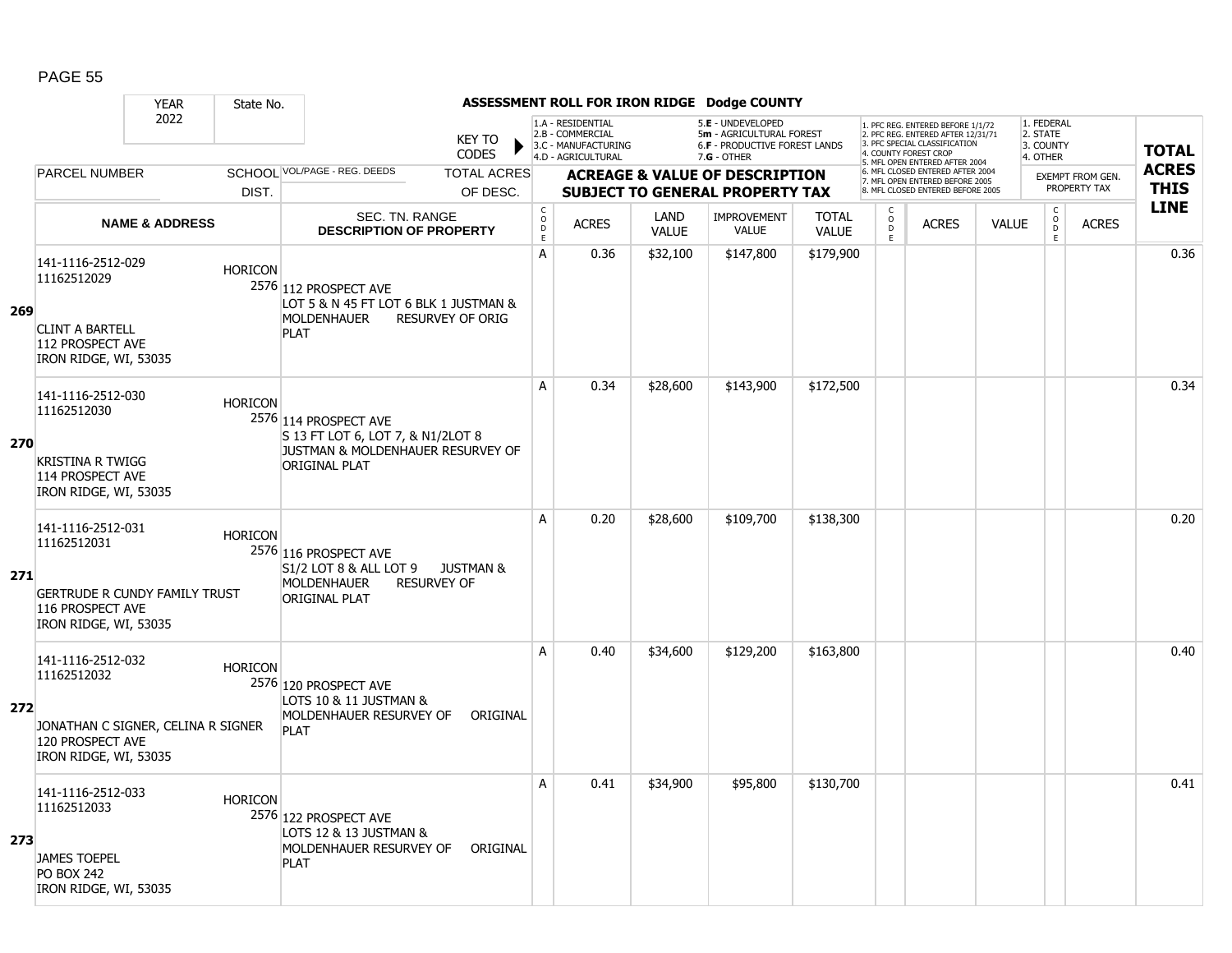# ASSESSMENT ROLL FOR IRON RIDGE Dodge COUNTY

YEAR: 2022 | State No.

KEY TO CODES: 1.A - RESIDENTIAL, 2.B - COMMERCIAL, 3.C - MANUFACTURING, 4.D - AGRICULTURAL, 5.E - UNDEVELOPED, 5m - AGRICULTURAL FOREST, 6.F - PRODUCTIVE FOREST LANDS, 7.G - OTHER

1. PFC REG. ENTERED BEFORE 1/1/72, 2. PFC REG. ENTERED AFTER 12/31/71, 3. PFC SPECIAL CLASSIFICATION, 4. COUNTY FOREST CROP, 5. MFL OPEN ENTERED AFTER 2004, 6. MFL CLOSED ENTERED AFTER 2004, 7. MFL OPEN ENTERED BEFORE 2005, 8. MFL CLOSED ENTERED BEFORE 2005

1. FEDERAL, 2. STATE, 3. COUNTY, 4. OTHER — EXEMPT FROM GEN. PROPERTY TAX

| LINE | PARCEL NUMBER / NAME & ADDRESS | SCHOOL DIST. | VOL/PAGE - REG. DEEDS / SEC. TN. RANGE / DESCRIPTION OF PROPERTY | CODE | ACRES | LAND VALUE | IMPROVEMENT VALUE | TOTAL VALUE | CODE | ACRES | VALUE | CODE | ACRES | TOTAL ACRES THIS LINE |
|---|---|---|---|---|---|---|---|---|---|---|---|---|---|---|
| 269 | 141-1116-2512-029<br>11162512029<br>CLINT A BARTELL<br>112 PROSPECT AVE<br>IRON RIDGE, WI, 53035 | HORICON 2576 | 112 PROSPECT AVE<br>LOT 5 & N 45 FT LOT 6 BLK 1 JUSTMAN & MOLDENHAUER RESURVEY OF ORIG PLAT | A | 0.36 | $32,100 | $147,800 | $179,900 | | | | | | 0.36 |
| 270 | 141-1116-2512-030<br>11162512030<br>KRISTINA R TWIGG<br>114 PROSPECT AVE<br>IRON RIDGE, WI, 53035 | HORICON 2576 | 114 PROSPECT AVE<br>S 13 FT LOT 6, LOT 7, & N1/2LOT 8 JUSTMAN & MOLDENHAUER RESURVEY OF ORIGINAL PLAT | A | 0.34 | $28,600 | $143,900 | $172,500 | | | | | | 0.34 |
| 271 | 141-1116-2512-031<br>11162512031<br>GERTRUDE R CUNDY FAMILY TRUST<br>116 PROSPECT AVE<br>IRON RIDGE, WI, 53035 | HORICON 2576 | 116 PROSPECT AVE<br>S1/2 LOT 8 & ALL LOT 9 JUSTMAN & MOLDENHAUER RESURVEY OF ORIGINAL PLAT | A | 0.20 | $28,600 | $109,700 | $138,300 | | | | | | 0.20 |
| 272 | 141-1116-2512-032<br>11162512032<br>JONATHAN C SIGNER, CELINA R SIGNER<br>120 PROSPECT AVE<br>IRON RIDGE, WI, 53035 | HORICON 2576 | 120 PROSPECT AVE<br>LOTS 10 & 11 JUSTMAN & MOLDENHAUER RESURVEY OF ORIGINAL PLAT | A | 0.40 | $34,600 | $129,200 | $163,800 | | | | | | 0.40 |
| 273 | 141-1116-2512-033<br>11162512033<br>JAMES TOEPEL<br>PO BOX 242<br>IRON RIDGE, WI, 53035 | HORICON 2576 | 122 PROSPECT AVE<br>LOTS 12 & 13 JUSTMAN & MOLDENHAUER RESURVEY OF ORIGINAL PLAT | A | 0.41 | $34,900 | $95,800 | $130,700 | | | | | | 0.41 |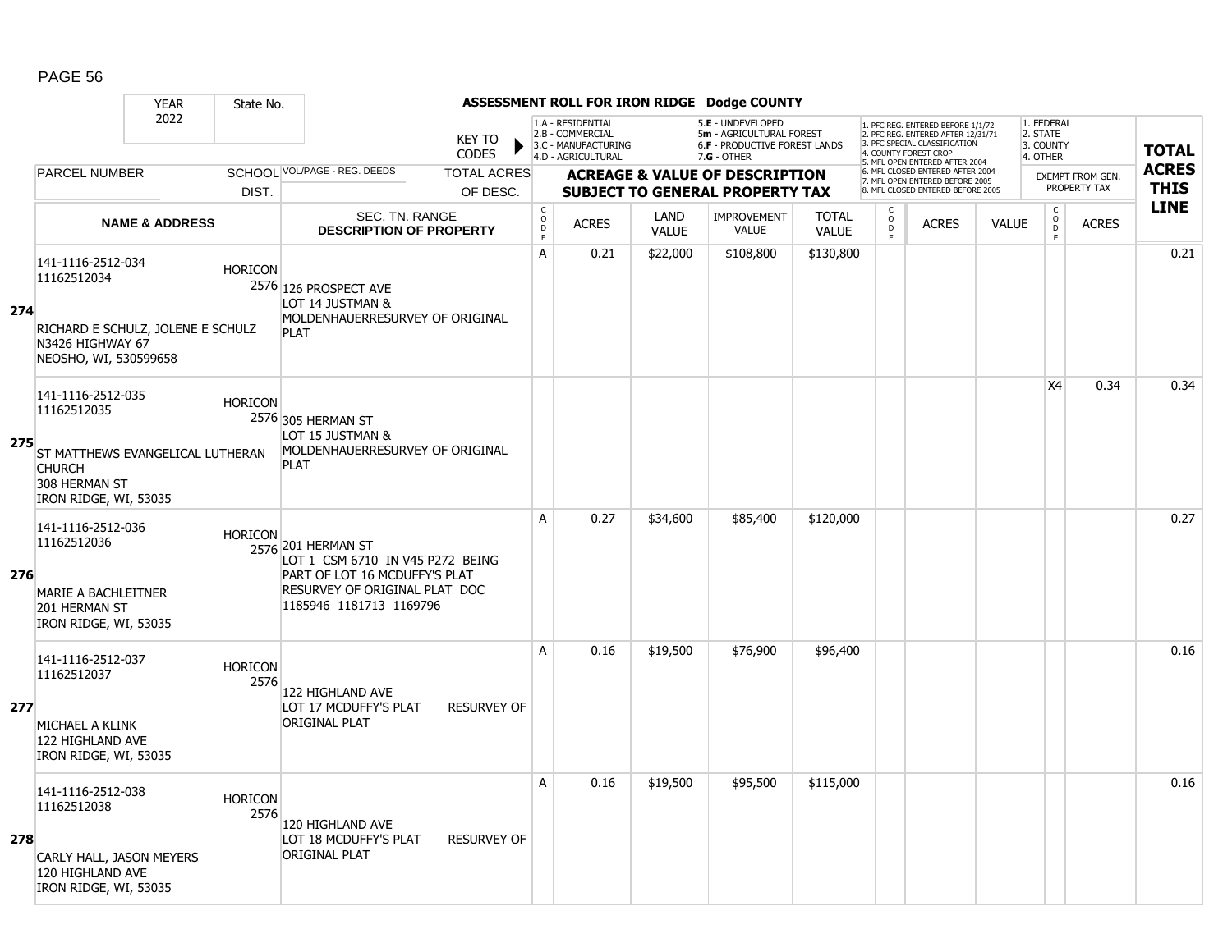**ASSESSMENT ROLL FOR IRON RIDGE Dodge COUNTY**

| YEAR 2022 | State No. | | KEY TO CODES | 1.A - RESIDENTIAL 2.B - COMMERCIAL 3.C - MANUFACTURING 4.D - AGRICULTURAL | | 5.E - UNDEVELOPED 5m - AGRICULTURAL FOREST 6.F - PRODUCTIVE FOREST LANDS 7.G - OTHER | | | 1. PFC REG. ENTERED BEFORE 1/1/72 2. PFC REG. ENTERED AFTER 12/31/71 3. PFC SPECIAL CLASSIFICATION 4. COUNTY FOREST CROP 5. MFL OPEN ENTERED AFTER 2004 6. MFL CLOSED ENTERED AFTER 2004 7. MFL OPEN ENTERED BEFORE 2005 8. MFL CLOSED ENTERED BEFORE 2005 | | | 1. FEDERAL 2. STATE 3. COUNTY 4. OTHER | | TOTAL ACRES THIS LINE |
|---|---|---|---|---|---|---|---|---|---|---|---|---|---|---|
| PARCEL NUMBER | SCHOOL DIST. | VOL/PAGE - REG. DEEDS | TOTAL ACRES OF DESC. | ACREAGE & VALUE OF DESCRIPTION SUBJECT TO GENERAL PROPERTY TAX | | | | | | | | EXEMPT FROM GEN. PROPERTY TAX | | |
| NAME & ADDRESS | | SEC. TN. RANGE DESCRIPTION OF PROPERTY | CODE | ACRES | LAND VALUE | IMPROVEMENT VALUE | TOTAL VALUE | CODE | ACRES | VALUE | CODE | ACRES | | |
| **274** 141-1116-2512-034 11162512034 RICHARD E SCHULZ, JOLENE E SCHULZ N3426 HIGHWAY 67 NEOSHO, WI, 530599658 | HORICON 2576 | 126 PROSPECT AVE LOT 14 JUSTMAN & MOLDENHAUERRESURVEY OF ORIGINAL PLAT | | A | 0.21 | $22,000 | $108,800 | $130,800 | | | | | | 0.21 |
| **275** 141-1116-2512-035 11162512035 ST MATTHEWS EVANGELICAL LUTHERAN CHURCH 308 HERMAN ST IRON RIDGE, WI, 53035 | HORICON 2576 | 305 HERMAN ST LOT 15 JUSTMAN & MOLDENHAUERRESURVEY OF ORIGINAL PLAT | | | | | | | | | | X4 | 0.34 | 0.34 |
| **276** 141-1116-2512-036 11162512036 MARIE A BACHLEITNER 201 HERMAN ST IRON RIDGE, WI, 53035 | HORICON 2576 | 201 HERMAN ST LOT 1 CSM 6710 IN V45 P272 BEING PART OF LOT 16 MCDUFFY'S PLAT RESURVEY OF ORIGINAL PLAT DOC 1185946 1181713 1169796 | | A | 0.27 | $34,600 | $85,400 | $120,000 | | | | | | 0.27 |
| **277** 141-1116-2512-037 11162512037 MICHAEL A KLINK 122 HIGHLAND AVE IRON RIDGE, WI, 53035 | HORICON 2576 | 122 HIGHLAND AVE LOT 17 MCDUFFY'S PLAT RESURVEY OF ORIGINAL PLAT | | A | 0.16 | $19,500 | $76,900 | $96,400 | | | | | | 0.16 |
| **278** 141-1116-2512-038 11162512038 CARLY HALL, JASON MEYERS 120 HIGHLAND AVE IRON RIDGE, WI, 53035 | HORICON 2576 | 120 HIGHLAND AVE LOT 18 MCDUFFY'S PLAT RESURVEY OF ORIGINAL PLAT | | A | 0.16 | $19,500 | $95,500 | $115,000 | | | | | | 0.16 |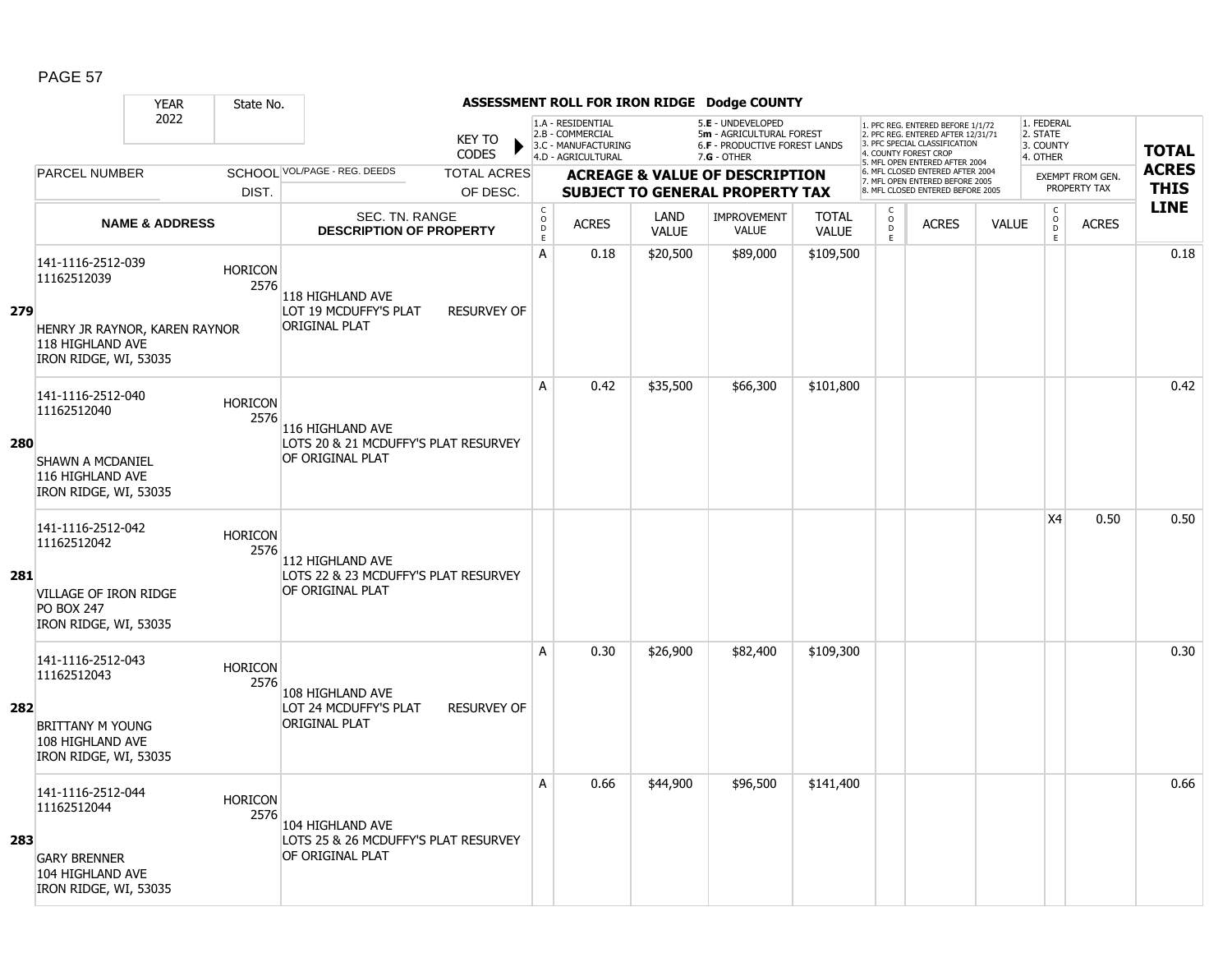**ASSESSMENT ROLL FOR IRON RIDGE Dodge COUNTY**

| YEAR 2022 | State No. | KEY TO CODES | | 1.A - RESIDENTIAL 2.B - COMMERCIAL 3.C - MANUFACTURING 4.D - AGRICULTURAL | | 5.E - UNDEVELOPED 5m - AGRICULTURAL FOREST 6.F - PRODUCTIVE FOREST LANDS 7.G - OTHER | | | 1. PFC REG. ENTERED BEFORE 1/1/72 2. PFC REG. ENTERED AFTER 12/31/71 3. PFC SPECIAL CLASSIFICATION 4. COUNTY FOREST CROP 5. MFL OPEN ENTERED AFTER 2004 6. MFL CLOSED ENTERED AFTER 2004 7. MFL OPEN ENTERED BEFORE 2005 8. MFL CLOSED ENTERED BEFORE 2005 | | | 1. FEDERAL 2. STATE 3. COUNTY 4. OTHER | | |
|---|---|---|---|---|---|---|---|---|---|---|---|---|---|---|
| PARCEL NUMBER | SCHOOL DIST. | VOL/PAGE - REG. DEEDS | TOTAL ACRES OF DESC. | ACREAGE & VALUE OF DESCRIPTION SUBJECT TO GENERAL PROPERTY TAX | | | | | | | | EXEMPT FROM GEN. PROPERTY TAX | | TOTAL ACRES THIS LINE |
| NAME & ADDRESS | | SEC. TN. RANGE DESCRIPTION OF PROPERTY | | CODE | ACRES | LAND VALUE | IMPROVEMENT VALUE | TOTAL VALUE | CODE | ACRES | VALUE | CODE | ACRES | |
| **279** 141-1116-2512-039 11162512039 HENRY JR RAYNOR, KAREN RAYNOR 118 HIGHLAND AVE IRON RIDGE, WI, 53035 | HORICON 2576 | 118 HIGHLAND AVE LOT 19 MCDUFFY'S PLAT RESURVEY OF ORIGINAL PLAT | | A | 0.18 | $20,500 | $89,000 | $109,500 | | | | | | 0.18 |
| **280** 141-1116-2512-040 11162512040 SHAWN A MCDANIEL 116 HIGHLAND AVE IRON RIDGE, WI, 53035 | HORICON 2576 | 116 HIGHLAND AVE LOTS 20 & 21 MCDUFFY'S PLAT RESURVEY OF ORIGINAL PLAT | | A | 0.42 | $35,500 | $66,300 | $101,800 | | | | | | 0.42 |
| **281** 141-1116-2512-042 11162512042 VILLAGE OF IRON RIDGE PO BOX 247 IRON RIDGE, WI, 53035 | HORICON 2576 | 112 HIGHLAND AVE LOTS 22 & 23 MCDUFFY'S PLAT RESURVEY OF ORIGINAL PLAT | | | | | | | | | | X4 | 0.50 | 0.50 |
| **282** 141-1116-2512-043 11162512043 BRITTANY M YOUNG 108 HIGHLAND AVE IRON RIDGE, WI, 53035 | HORICON 2576 | 108 HIGHLAND AVE LOT 24 MCDUFFY'S PLAT RESURVEY OF ORIGINAL PLAT | | A | 0.30 | $26,900 | $82,400 | $109,300 | | | | | | 0.30 |
| **283** 141-1116-2512-044 11162512044 GARY BRENNER 104 HIGHLAND AVE IRON RIDGE, WI, 53035 | HORICON 2576 | 104 HIGHLAND AVE LOTS 25 & 26 MCDUFFY'S PLAT RESURVEY OF ORIGINAL PLAT | | A | 0.66 | $44,900 | $96,500 | $141,400 | | | | | | 0.66 |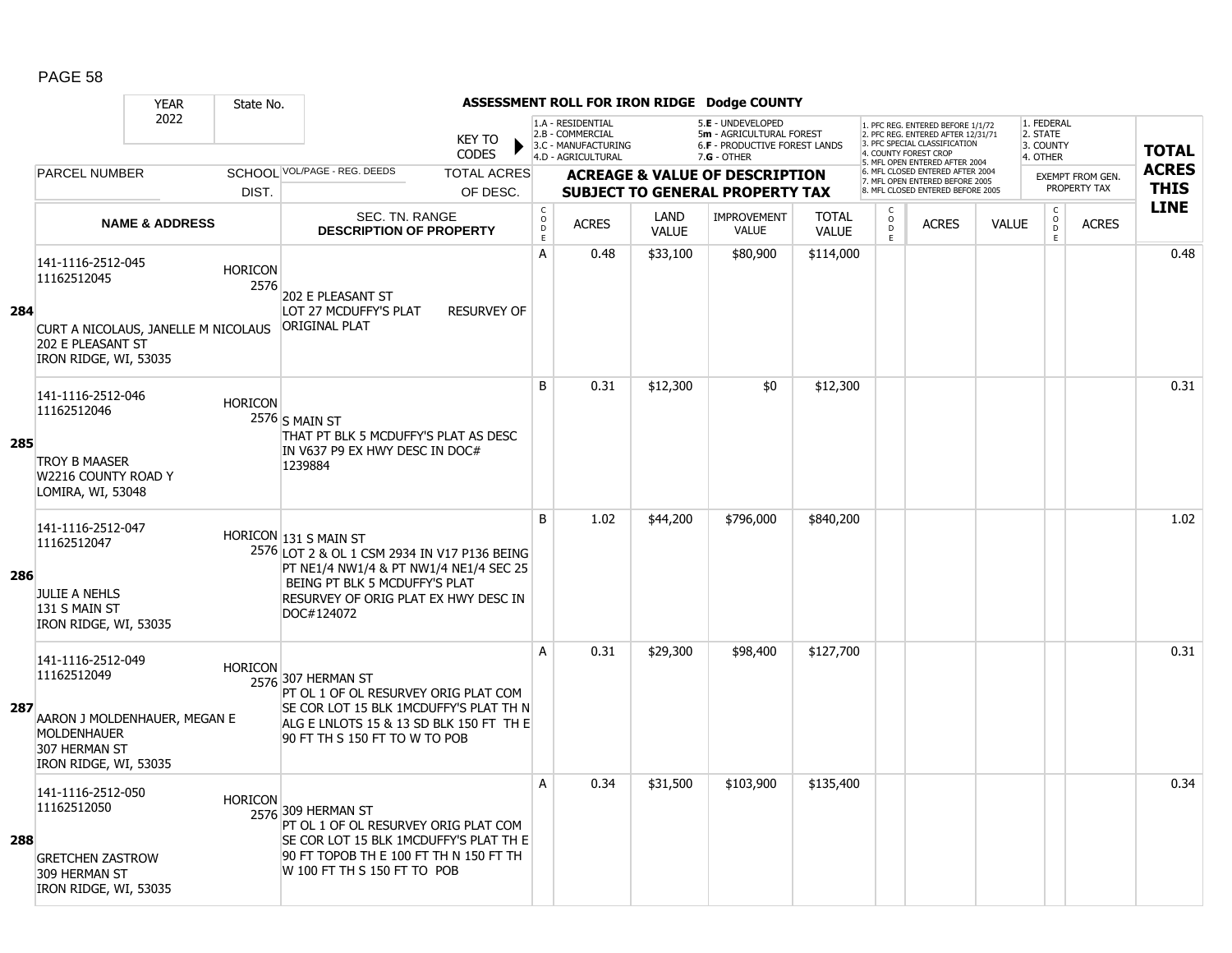# ASSESSMENT ROLL FOR IRON RIDGE Dodge COUNTY

YEAR 2022 | State No.

KEY TO CODES:
1.A - RESIDENTIAL, 2.B - COMMERCIAL, 3.C - MANUFACTURING, 4.D - AGRICULTURAL, 5.E - UNDEVELOPED, 5m - AGRICULTURAL FOREST, 6.F - PRODUCTIVE FOREST LANDS, 7.G - OTHER

1. PFC REG. ENTERED BEFORE 1/1/72, 2. PFC REG. ENTERED AFTER 12/31/71, 3. PFC SPECIAL CLASSIFICATION, 4. COUNTY FOREST CROP, 5. MFL OPEN ENTERED AFTER 2004, 6. MFL CLOSED ENTERED AFTER 2004, 7. MFL OPEN ENTERED BEFORE 2005, 8. MFL CLOSED ENTERED BEFORE 2005

1. FEDERAL, 2. STATE, 3. COUNTY, 4. OTHER

| LINE | PARCEL NUMBER / NAME & ADDRESS | SCHOOL DIST. | VOL/PAGE - REG. DEEDS / SEC. TN. RANGE / DESCRIPTION OF PROPERTY | TOTAL ACRES OF DESC. | CODE | ACRES | LAND VALUE | IMPROVEMENT VALUE | TOTAL VALUE | CODE | ACRES | VALUE | CODE (EXEMPT) | ACRES (EXEMPT) | TOTAL ACRES THIS LINE |
|---|---|---|---|---|---|---|---|---|---|---|---|---|---|---|---|
| 284 | 141-1116-2512-045<br>11162512045<br>CURT A NICOLAUS, JANELLE M NICOLAUS<br>202 E PLEASANT ST<br>IRON RIDGE, WI, 53035 | HORICON 2576 | 202 E PLEASANT ST<br>LOT 27 MCDUFFY'S PLAT RESURVEY OF ORIGINAL PLAT | | A | 0.48 | $33,100 | $80,900 | $114,000 | | | | | | 0.48 |
| 285 | 141-1116-2512-046<br>11162512046<br>TROY B MAASER<br>W2216 COUNTY ROAD Y<br>LOMIRA, WI, 53048 | HORICON 2576 | S MAIN ST<br>THAT PT BLK 5 MCDUFFY'S PLAT AS DESC IN V637 P9 EX HWY DESC IN DOC# 1239884 | | B | 0.31 | $12,300 | $0 | $12,300 | | | | | | 0.31 |
| 286 | 141-1116-2512-047<br>11162512047<br>JULIE A NEHLS<br>131 S MAIN ST<br>IRON RIDGE, WI, 53035 | HORICON 2576 | 131 S MAIN ST<br>LOT 2 & OL 1 CSM 2934 IN V17 P136 BEING PT NE1/4 NW1/4 & PT NW1/4 NE1/4 SEC 25 BEING PT BLK 5 MCDUFFY'S PLAT RESURVEY OF ORIG PLAT EX HWY DESC IN DOC#124072 | | B | 1.02 | $44,200 | $796,000 | $840,200 | | | | | | 1.02 |
| 287 | 141-1116-2512-049<br>11162512049<br>AARON J MOLDENHAUER, MEGAN E MOLDENHAUER<br>307 HERMAN ST<br>IRON RIDGE, WI, 53035 | HORICON 2576 | 307 HERMAN ST<br>PT OL 1 OF OL RESURVEY ORIG PLAT COM SE COR LOT 15 BLK 1MCDUFFY'S PLAT TH N ALG E LNLOTS 15 & 13 SD BLK 150 FT TH E 90 FT TH S 150 FT TO W TO POB | | A | 0.31 | $29,300 | $98,400 | $127,700 | | | | | | 0.31 |
| 288 | 141-1116-2512-050<br>11162512050<br>GRETCHEN ZASTROW<br>309 HERMAN ST<br>IRON RIDGE, WI, 53035 | HORICON 2576 | 309 HERMAN ST<br>PT OL 1 OF OL RESURVEY ORIG PLAT COM SE COR LOT 15 BLK 1MCDUFFY'S PLAT TH E 90 FT TOPOB TH E 100 FT TH N 150 FT TH W 100 FT TH S 150 FT TO POB | | A | 0.34 | $31,500 | $103,900 | $135,400 | | | | | | 0.34 |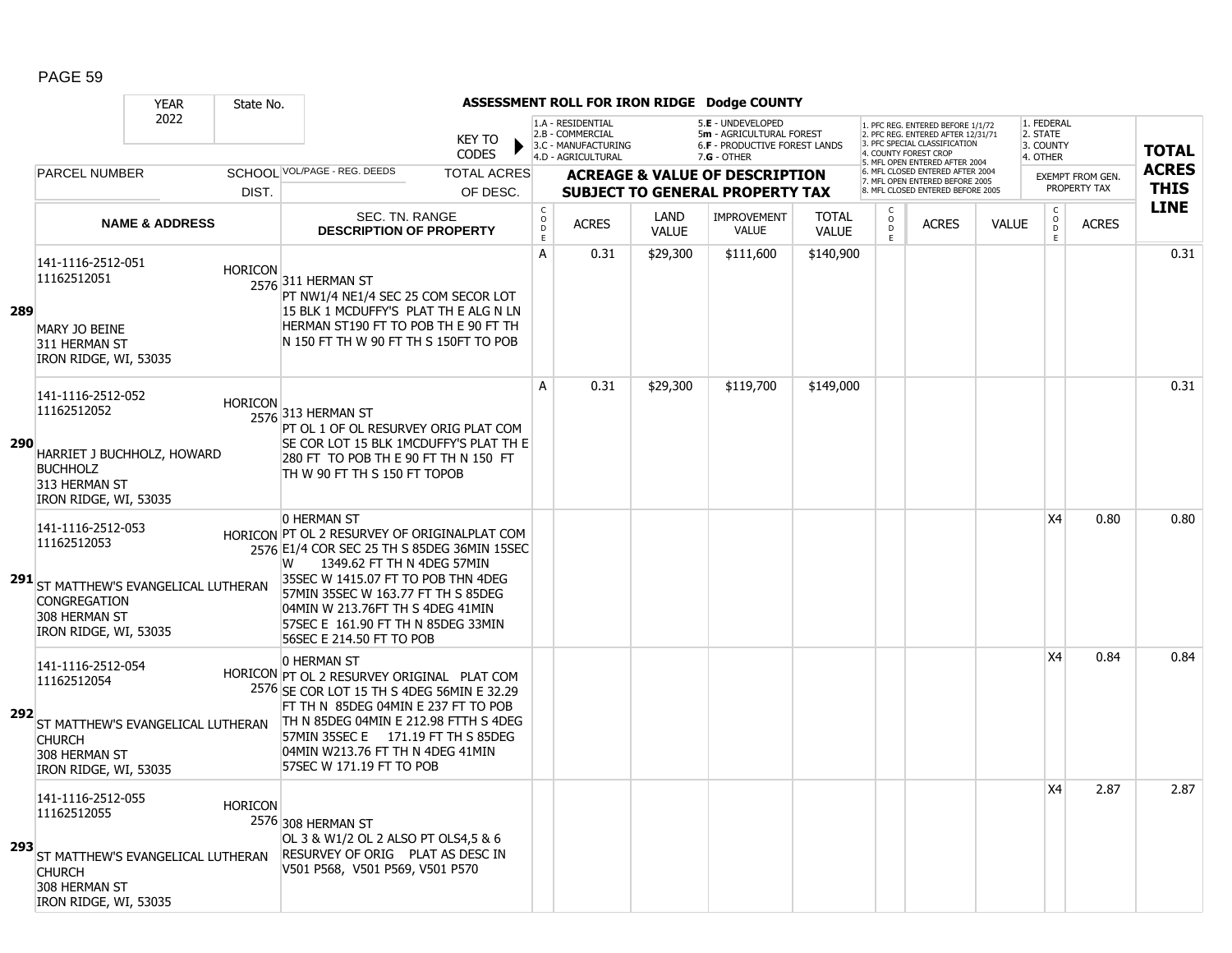## ASSESSMENT ROLL FOR IRON RIDGE Dodge COUNTY

YEAR 2022 | State No.

KEY TO CODES:
- 1.A - RESIDENTIAL
- 2.B - COMMERCIAL
- 3.C - MANUFACTURING
- 4.D - AGRICULTURAL
- 5.E - UNDEVELOPED
- 5m - AGRICULTURAL FOREST
- 6.F - PRODUCTIVE FOREST LANDS
- 7.G - OTHER

1. PFC REG. ENTERED BEFORE 1/1/72
2. PFC REG. ENTERED AFTER 12/31/71
3. PFC SPECIAL CLASSIFICATION
4. COUNTY FOREST CROP
5. MFL OPEN ENTERED AFTER 2004
6. MFL CLOSED ENTERED AFTER 2004
7. MFL OPEN ENTERED BEFORE 2005
8. MFL CLOSED ENTERED BEFORE 2005

1. FEDERAL
2. STATE
3. COUNTY
4. OTHER

| LINE | PARCEL NUMBER / NAME & ADDRESS | SCHOOL DIST. | VOL/PAGE - REG. DEEDS / SEC. TN. RANGE / DESCRIPTION OF PROPERTY | CODE | ACRES | LAND VALUE | IMPROVEMENT VALUE | TOTAL VALUE | CODE | ACRES | VALUE | CODE (EXEMPT) | ACRES (EXEMPT) | TOTAL ACRES THIS LINE |
|---|---|---|---|---|---|---|---|---|---|---|---|---|---|---|
| 289 | 141-1116-2512-051<br>11162512051<br><br>MARY JO BEINE<br>311 HERMAN ST<br>IRON RIDGE, WI, 53035 | HORICON 2576 | 311 HERMAN ST<br>PT NW1/4 NE1/4 SEC 25 COM SECOR LOT 15 BLK 1 MCDUFFY'S PLAT TH E ALG N LN HERMAN ST190 FT TO POB TH E 90 FT TH N 150 FT TH W 90 FT TH S 150FT TO POB | A | 0.31 | $29,300 | $111,600 | $140,900 | | | | | | 0.31 |
| 290 | 141-1116-2512-052<br>11162512052<br><br>HARRIET J BUCHHOLZ, HOWARD BUCHHOLZ<br>313 HERMAN ST<br>IRON RIDGE, WI, 53035 | HORICON 2576 | 313 HERMAN ST<br>PT OL 1 OF OL RESURVEY ORIG PLAT COM SE COR LOT 15 BLK 1MCDUFFY'S PLAT TH E 280 FT TO POB TH E 90 FT TH N 150 FT TH W 90 FT TH S 150 FT TOPOB | A | 0.31 | $29,300 | $119,700 | $149,000 | | | | | | 0.31 |
| 291 | 141-1116-2512-053<br>11162512053<br><br>ST MATTHEW'S EVANGELICAL LUTHERAN CONGREGATION<br>308 HERMAN ST<br>IRON RIDGE, WI, 53035 | HORICON 2576 | 0 HERMAN ST<br>PT OL 2 RESURVEY OF ORIGINALPLAT COM E1/4 COR SEC 25 TH S 85DEG 36MIN 15SEC W 1349.62 FT TH N 4DEG 57MIN 35SEC W 1415.07 FT TO POB THN 4DEG 57MIN 35SEC W 163.77 FT TH S 85DEG 04MIN W 213.76FT TH S 4DEG 41MIN 57SEC E 161.90 FT TH N 85DEG 33MIN 56SEC E 214.50 FT TO POB | | | | | | | | | X4 | 0.80 | 0.80 |
| 292 | 141-1116-2512-054<br>11162512054<br><br>ST MATTHEW'S EVANGELICAL LUTHERAN CHURCH<br>308 HERMAN ST<br>IRON RIDGE, WI, 53035 | HORICON 2576 | 0 HERMAN ST<br>PT OL 2 RESURVEY ORIGINAL PLAT COM SE COR LOT 15 TH S 4DEG 56MIN E 32.29 FT TH N 85DEG 04MIN E 237 FT TO POB TH N 85DEG 04MIN E 212.98 FTTH S 4DEG 57MIN 35SEC E 171.19 FT TH S 85DEG 04MIN W213.76 FT TH N 4DEG 41MIN 57SEC W 171.19 FT TO POB | | | | | | | | | X4 | 0.84 | 0.84 |
| 293 | 141-1116-2512-055<br>11162512055<br><br>ST MATTHEW'S EVANGELICAL LUTHERAN CHURCH<br>308 HERMAN ST<br>IRON RIDGE, WI, 53035 | HORICON 2576 | 308 HERMAN ST<br>OL 3 & W1/2 OL 2 ALSO PT OLS4,5 & 6 RESURVEY OF ORIG PLAT AS DESC IN V501 P568, V501 P569, V501 P570 | | | | | | | | | X4 | 2.87 | 2.87 |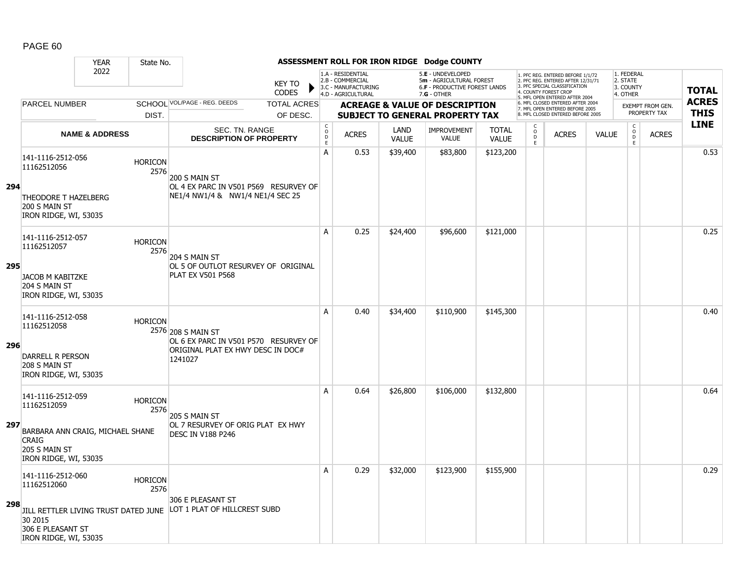## ASSESSMENT ROLL FOR IRON RIDGE Dodge COUNTY

YEAR: 2022 | State No.

KEY TO CODES:
- 1.A - RESIDENTIAL
- 2.B - COMMERCIAL
- 3.C - MANUFACTURING
- 4.D - AGRICULTURAL
- 5.E - UNDEVELOPED
- 5m - AGRICULTURAL FOREST
- 6.F - PRODUCTIVE FOREST LANDS
- 7.G - OTHER

- 1. PFC REG. ENTERED BEFORE 1/1/72
- 2. PFC REG. ENTERED AFTER 12/31/71
- 3. PFC SPECIAL CLASSIFICATION
- 4. COUNTY FOREST CROP
- 5. MFL OPEN ENTERED AFTER 2004
- 6. MFL CLOSED ENTERED AFTER 2004
- 7. MFL OPEN ENTERED BEFORE 2005
- 8. MFL CLOSED ENTERED BEFORE 2005

- 1. FEDERAL
- 2. STATE
- 3. COUNTY
- 4. OTHER

| LINE | PARCEL NUMBER / NAME & ADDRESS | SCHOOL DIST. | VOL/PAGE - REG. DEEDS / SEC. TN. RANGE / DESCRIPTION OF PROPERTY | TOTAL ACRES OF DESC. | CODE | ACRES | LAND VALUE | IMPROVEMENT VALUE | TOTAL VALUE | CODE | ACRES | VALUE | CODE | EXEMPT ACRES | TOTAL ACRES THIS LINE |
|---|---|---|---|---|---|---|---|---|---|---|---|---|---|---|---|
| 294 | 141-1116-2512-056<br>11162512056<br>THEODORE T HAZELBERG<br>200 S MAIN ST<br>IRON RIDGE, WI, 53035 | HORICON 2576 | 200 S MAIN ST<br>OL 4 EX PARC IN V501 P569 RESURVEY OF NE1/4 NW1/4 & NW1/4 NE1/4 SEC 25 | | A | 0.53 | $39,400 | $83,800 | $123,200 | | | | | | 0.53 |
| 295 | 141-1116-2512-057<br>11162512057<br>JACOB M KABITZKE<br>204 S MAIN ST<br>IRON RIDGE, WI, 53035 | HORICON 2576 | 204 S MAIN ST<br>OL 5 OF OUTLOT RESURVEY OF ORIGINAL PLAT EX V501 P568 | | A | 0.25 | $24,400 | $96,600 | $121,000 | | | | | | 0.25 |
| 296 | 141-1116-2512-058<br>11162512058<br>DARRELL R PERSON<br>208 S MAIN ST<br>IRON RIDGE, WI, 53035 | HORICON 2576 | 208 S MAIN ST<br>OL 6 EX PARC IN V501 P570 RESURVEY OF ORIGINAL PLAT EX HWY DESC IN DOC# 1241027 | | A | 0.40 | $34,400 | $110,900 | $145,300 | | | | | | 0.40 |
| 297 | 141-1116-2512-059<br>11162512059<br>BARBARA ANN CRAIG, MICHAEL SHANE CRAIG<br>205 S MAIN ST<br>IRON RIDGE, WI, 53035 | HORICON 2576 | 205 S MAIN ST<br>OL 7 RESURVEY OF ORIG PLAT EX HWY DESC IN V188 P246 | | A | 0.64 | $26,800 | $106,000 | $132,800 | | | | | | 0.64 |
| 298 | 141-1116-2512-060<br>11162512060<br>JILL RETTLER LIVING TRUST DATED JUNE 30 2015<br>306 E PLEASANT ST<br>IRON RIDGE, WI, 53035 | HORICON 2576 | 306 E PLEASANT ST<br>LOT 1 PLAT OF HILLCREST SUBD | | A | 0.29 | $32,000 | $123,900 | $155,900 | | | | | | 0.29 |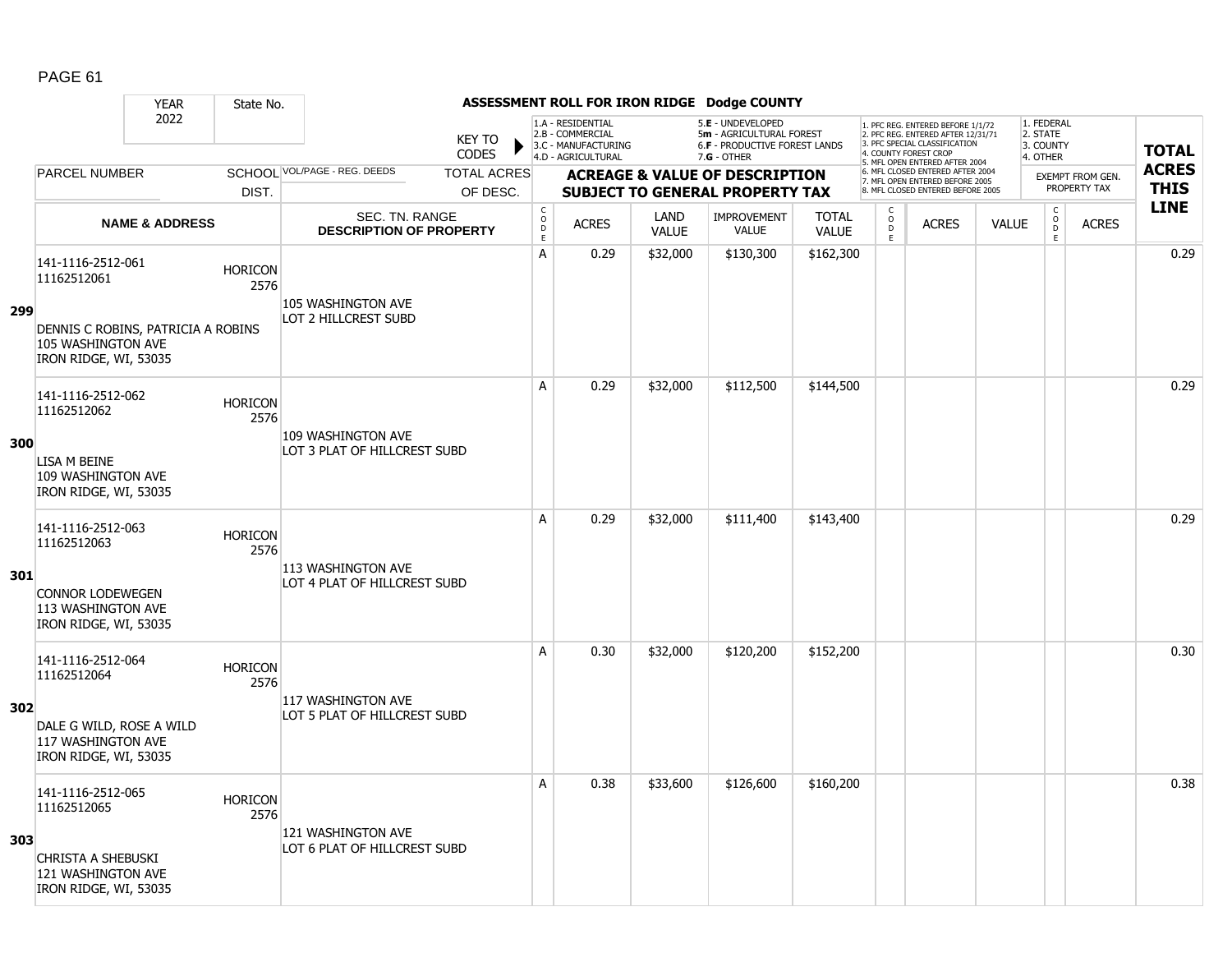## ASSESSMENT ROLL FOR IRON RIDGE Dodge COUNTY

YEAR 2022 | State No.

KEY TO CODES:
- 1.A - RESIDENTIAL
- 2.B - COMMERCIAL
- 3.C - MANUFACTURING
- 4.D - AGRICULTURAL
- 5.E - UNDEVELOPED
- 5m - AGRICULTURAL FOREST
- 6.F - PRODUCTIVE FOREST LANDS
- 7.G - OTHER

- 1. PFC REG. ENTERED BEFORE 1/1/72
- 2. PFC REG. ENTERED AFTER 12/31/71
- 3. PFC SPECIAL CLASSIFICATION
- 4. COUNTY FOREST CROP
- 5. MFL OPEN ENTERED AFTER 2004
- 6. MFL CLOSED ENTERED AFTER 2004
- 7. MFL OPEN ENTERED BEFORE 2005
- 8. MFL CLOSED ENTERED BEFORE 2005

- 1. FEDERAL
- 2. STATE
- 3. COUNTY
- 4. OTHER

| Line | PARCEL NUMBER / NAME & ADDRESS | SCHOOL DIST. | VOL/PAGE - REG. DEEDS / SEC. TN. RANGE / DESCRIPTION OF PROPERTY | TOTAL ACRES OF DESC. | CODE | ACRES | LAND VALUE | IMPROVEMENT VALUE | TOTAL VALUE | CODE | ACRES | VALUE | CODE | EXEMPT FROM GEN. PROPERTY TAX ACRES | TOTAL ACRES THIS LINE |
|---|---|---|---|---|---|---|---|---|---|---|---|---|---|---|---|
| 299 | 141-1116-2512-061<br>11162512061<br>DENNIS C ROBINS, PATRICIA A ROBINS<br>105 WASHINGTON AVE<br>IRON RIDGE, WI, 53035 | HORICON 2576 | 105 WASHINGTON AVE<br>LOT 2 HILLCREST SUBD | | A | 0.29 | $32,000 | $130,300 | $162,300 | | | | | | 0.29 |
| 300 | 141-1116-2512-062<br>11162512062<br>LISA M BEINE<br>109 WASHINGTON AVE<br>IRON RIDGE, WI, 53035 | HORICON 2576 | 109 WASHINGTON AVE<br>LOT 3 PLAT OF HILLCREST SUBD | | A | 0.29 | $32,000 | $112,500 | $144,500 | | | | | | 0.29 |
| 301 | 141-1116-2512-063<br>11162512063<br>CONNOR LODEWEGEN<br>113 WASHINGTON AVE<br>IRON RIDGE, WI, 53035 | HORICON 2576 | 113 WASHINGTON AVE<br>LOT 4 PLAT OF HILLCREST SUBD | | A | 0.29 | $32,000 | $111,400 | $143,400 | | | | | | 0.29 |
| 302 | 141-1116-2512-064<br>11162512064<br>DALE G WILD, ROSE A WILD<br>117 WASHINGTON AVE<br>IRON RIDGE, WI, 53035 | HORICON 2576 | 117 WASHINGTON AVE<br>LOT 5 PLAT OF HILLCREST SUBD | | A | 0.30 | $32,000 | $120,200 | $152,200 | | | | | | 0.30 |
| 303 | 141-1116-2512-065<br>11162512065<br>CHRISTA A SHEBUSKI<br>121 WASHINGTON AVE<br>IRON RIDGE, WI, 53035 | HORICON 2576 | 121 WASHINGTON AVE<br>LOT 6 PLAT OF HILLCREST SUBD | | A | 0.38 | $33,600 | $126,600 | $160,200 | | | | | | 0.38 |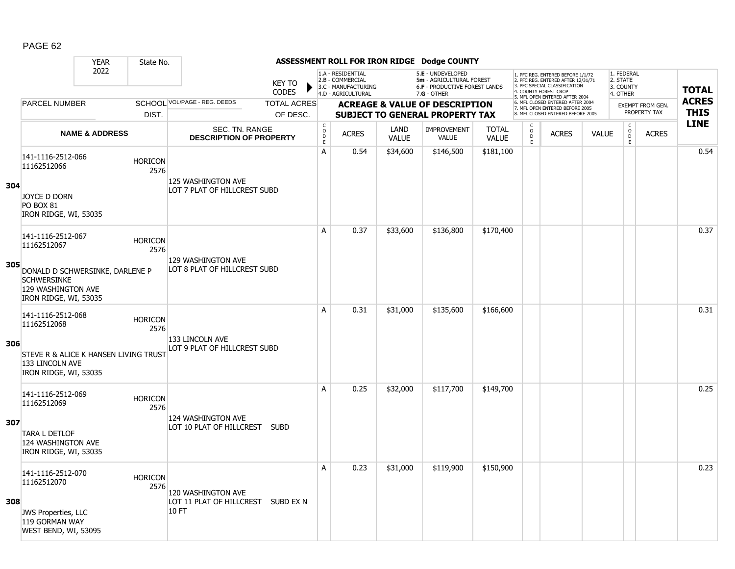# ASSESSMENT ROLL FOR IRON RIDGE Dodge COUNTY

YEAR 2022 | State No.

KEY TO CODES: 1.A - RESIDENTIAL, 2.B - COMMERCIAL, 3.C - MANUFACTURING, 4.D - AGRICULTURAL, 5.E - UNDEVELOPED, 5m - AGRICULTURAL FOREST, 6.F - PRODUCTIVE FOREST LANDS, 7.G - OTHER

1. PFC REG. ENTERED BEFORE 1/1/72, 2. PFC REG. ENTERED AFTER 12/31/71, 3. PFC SPECIAL CLASSIFICATION, 4. COUNTY FOREST CROP, 5. MFL OPEN ENTERED AFTER 2004, 6. MFL CLOSED ENTERED AFTER 2004, 7. MFL OPEN ENTERED BEFORE 2005, 8. MFL CLOSED ENTERED BEFORE 2005

1. FEDERAL, 2. STATE, 3. COUNTY, 4. OTHER

| | PARCEL NUMBER / NAME & ADDRESS | SCHOOL DIST. | VOL/PAGE - REG. DEEDS / SEC. TN. RANGE / DESCRIPTION OF PROPERTY | CODE | ACRES | LAND VALUE | IMPROVEMENT VALUE | TOTAL VALUE | CODE | ACRES | VALUE | CODE | ACRES (EXEMPT FROM GEN. PROPERTY TAX) | TOTAL ACRES THIS LINE |
|---|---|---|---|---|---|---|---|---|---|---|---|---|---|---|
| 304 | 141-1116-2512-066 11162512066 JOYCE D DORN PO BOX 81 IRON RIDGE, WI, 53035 | HORICON 2576 | 125 WASHINGTON AVE LOT 7 PLAT OF HILLCREST SUBD | A | 0.54 | $34,600 | $146,500 | $181,100 | | | | | | 0.54 |
| 305 | 141-1116-2512-067 11162512067 DONALD D SCHWERSINKE, DARLENE P SCHWERSINKE 129 WASHINGTON AVE IRON RIDGE, WI, 53035 | HORICON 2576 | 129 WASHINGTON AVE LOT 8 PLAT OF HILLCREST SUBD | A | 0.37 | $33,600 | $136,800 | $170,400 | | | | | | 0.37 |
| 306 | 141-1116-2512-068 11162512068 STEVE R & ALICE K HANSEN LIVING TRUST 133 LINCOLN AVE IRON RIDGE, WI, 53035 | HORICON 2576 | 133 LINCOLN AVE LOT 9 PLAT OF HILLCREST SUBD | A | 0.31 | $31,000 | $135,600 | $166,600 | | | | | | 0.31 |
| 307 | 141-1116-2512-069 11162512069 TARA L DETLOF 124 WASHINGTON AVE IRON RIDGE, WI, 53035 | HORICON 2576 | 124 WASHINGTON AVE LOT 10 PLAT OF HILLCREST SUBD | A | 0.25 | $32,000 | $117,700 | $149,700 | | | | | | 0.25 |
| 308 | 141-1116-2512-070 11162512070 JWS Properties, LLC 119 GORMAN WAY WEST BEND, WI, 53095 | HORICON 2576 | 120 WASHINGTON AVE LOT 11 PLAT OF HILLCREST SUBD EX N 10 FT | A | 0.23 | $31,000 | $119,900 | $150,900 | | | | | | 0.23 |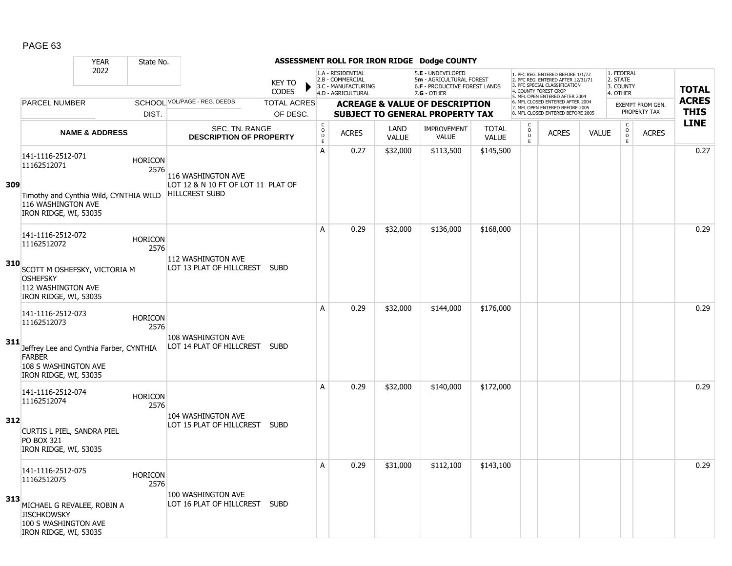# ASSESSMENT ROLL FOR IRON RIDGE Dodge COUNTY

| YEAR | State No. |
|---|---|
| 2022 | |

KEY TO CODES: 1.A - RESIDENTIAL; 2.B - COMMERCIAL; 3.C - MANUFACTURING; 4.D - AGRICULTURAL; 5.E - UNDEVELOPED; 5m - AGRICULTURAL FOREST; 6.F - PRODUCTIVE FOREST LANDS; 7.G - OTHER

1. PFC REG. ENTERED BEFORE 1/1/72; 2. PFC REG. ENTERED AFTER 12/31/71; 3. PFC SPECIAL CLASSIFICATION; 4. COUNTY FOREST CROP; 5. MFL OPEN ENTERED AFTER 2004; 6. MFL CLOSED ENTERED AFTER 2004; 7. MFL OPEN ENTERED BEFORE 2005; 8. MFL CLOSED ENTERED BEFORE 2005

1. FEDERAL; 2. STATE; 3. COUNTY; 4. OTHER

| | PARCEL NUMBER / NAME & ADDRESS | SCHOOL DIST. | VOL/PAGE - REG. DEEDS / SEC. TN. RANGE / DESCRIPTION OF PROPERTY | CODE | ACRES | LAND VALUE | IMPROVEMENT VALUE | TOTAL VALUE | CODE | ACRES | VALUE | CODE | ACRES (EXEMPT FROM GEN. PROPERTY TAX) | TOTAL ACRES THIS LINE |
|---|---|---|---|---|---|---|---|---|---|---|---|---|---|---|
| 309 | 141-1116-2512-071<br>11162512071<br>Timothy and Cynthia Wild, CYNTHIA WILD<br>116 WASHINGTON AVE<br>IRON RIDGE, WI, 53035 | HORICON 2576 | 116 WASHINGTON AVE<br>LOT 12 & N 10 FT OF LOT 11 PLAT OF HILLCREST SUBD | A | 0.27 | $32,000 | $113,500 | $145,500 | | | | | | 0.27 |
| 310 | 141-1116-2512-072<br>11162512072<br>SCOTT M OSHEFSKY, VICTORIA M OSHEFSKY<br>112 WASHINGTON AVE<br>IRON RIDGE, WI, 53035 | HORICON 2576 | 112 WASHINGTON AVE<br>LOT 13 PLAT OF HILLCREST SUBD | A | 0.29 | $32,000 | $136,000 | $168,000 | | | | | | 0.29 |
| 311 | 141-1116-2512-073<br>11162512073<br>Jeffrey Lee and Cynthia Farber, CYNTHIA FARBER<br>108 S WASHINGTON AVE<br>IRON RIDGE, WI, 53035 | HORICON 2576 | 108 WASHINGTON AVE<br>LOT 14 PLAT OF HILLCREST SUBD | A | 0.29 | $32,000 | $144,000 | $176,000 | | | | | | 0.29 |
| 312 | 141-1116-2512-074<br>11162512074<br>CURTIS L PIEL, SANDRA PIEL<br>PO BOX 321<br>IRON RIDGE, WI, 53035 | HORICON 2576 | 104 WASHINGTON AVE<br>LOT 15 PLAT OF HILLCREST SUBD | A | 0.29 | $32,000 | $140,000 | $172,000 | | | | | | 0.29 |
| 313 | 141-1116-2512-075<br>11162512075<br>MICHAEL G REVALEE, ROBIN A JISCHKOWSKY<br>100 S WASHINGTON AVE<br>IRON RIDGE, WI, 53035 | HORICON 2576 | 100 WASHINGTON AVE<br>LOT 16 PLAT OF HILLCREST SUBD | A | 0.29 | $31,000 | $112,100 | $143,100 | | | | | | 0.29 |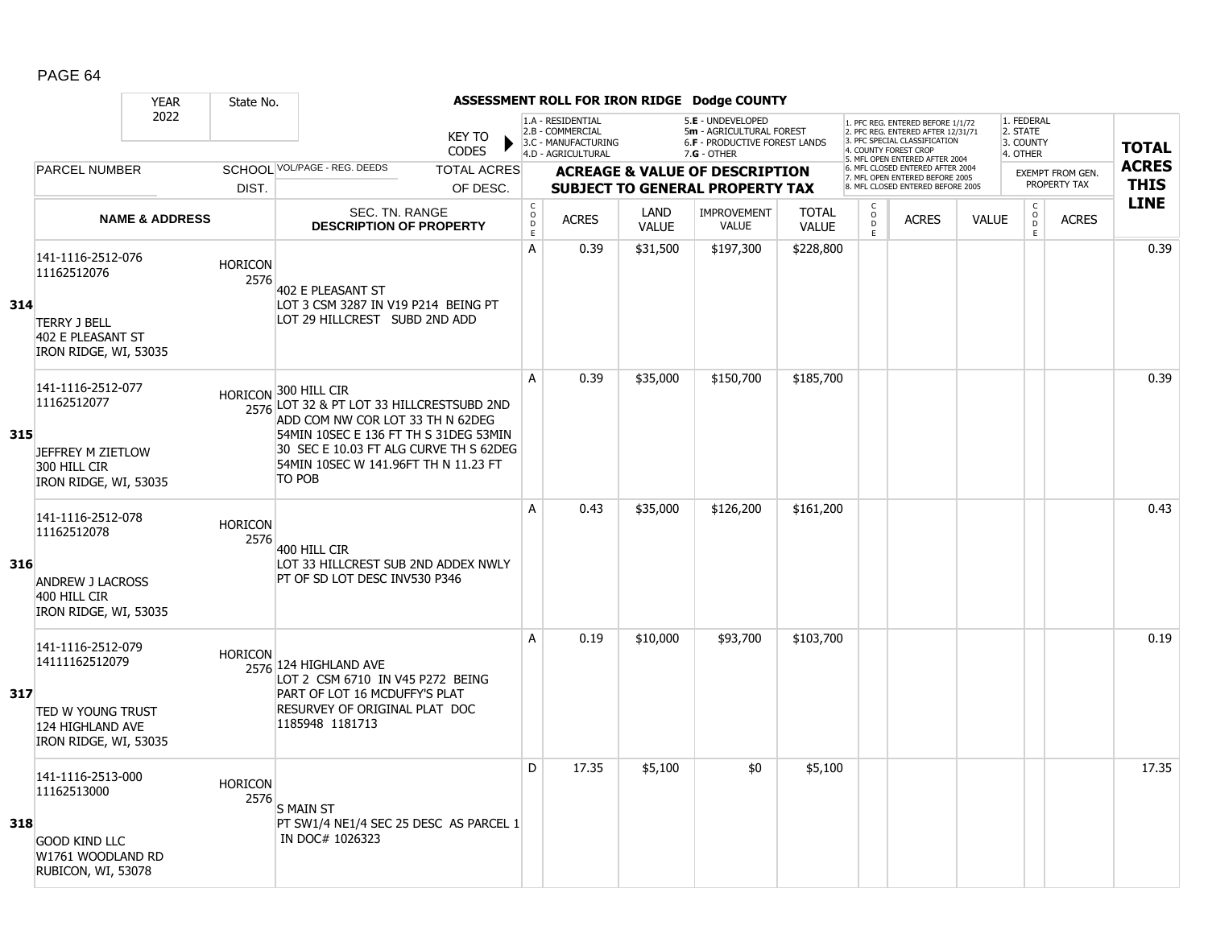## ASSESSMENT ROLL FOR IRON RIDGE Dodge COUNTY

YEAR: 2022 | State No.

KEY TO CODES: 1.A - RESIDENTIAL, 2.B - COMMERCIAL, 3.C - MANUFACTURING, 4.D - AGRICULTURAL, 5.E - UNDEVELOPED, 5m - AGRICULTURAL FOREST, 6.F - PRODUCTIVE FOREST LANDS, 7.G - OTHER

1. PFC REG. ENTERED BEFORE 1/1/72, 2. PFC REG. ENTERED AFTER 12/31/71, 3. PFC SPECIAL CLASSIFICATION, 4. COUNTY FOREST CROP, 5. MFL OPEN ENTERED AFTER 2004, 6. MFL CLOSED ENTERED AFTER 2004, 7. MFL OPEN ENTERED BEFORE 2005, 8. MFL CLOSED ENTERED BEFORE 2005

1. FEDERAL, 2. STATE, 3. COUNTY, 4. OTHER

| LINE | PARCEL NUMBER / NAME & ADDRESS | SCHOOL DIST. | VOL/PAGE - REG. DEEDS / SEC. TN. RANGE / DESCRIPTION OF PROPERTY | CODE | ACRES | LAND VALUE | IMPROVEMENT VALUE | TOTAL VALUE | CODE | ACRES | VALUE | CODE | ACRES (EXEMPT FROM GEN. PROPERTY TAX) | TOTAL ACRES THIS LINE |
|---|---|---|---|---|---|---|---|---|---|---|---|---|---|---|
| 314 | 141-1116-2512-076<br>11162512076<br><br>TERRY J BELL<br>402 E PLEASANT ST<br>IRON RIDGE, WI, 53035 | HORICON 2576 | 402 E PLEASANT ST<br>LOT 3 CSM 3287 IN V19 P214 BEING PT LOT 29 HILLCREST SUBD 2ND ADD | A | 0.39 | $31,500 | $197,300 | $228,800 | | | | | | 0.39 |
| 315 | 141-1116-2512-077<br>11162512077<br><br>JEFFREY M ZIETLOW<br>300 HILL CIR<br>IRON RIDGE, WI, 53035 | HORICON 2576 | 300 HILL CIR<br>LOT 32 & PT LOT 33 HILLCRESTSUBD 2ND ADD COM NW COR LOT 33 TH N 62DEG 54MIN 10SEC E 136 FT TH S 31DEG 53MIN 30 SEC E 10.03 FT ALG CURVE TH S 62DEG 54MIN 10SEC W 141.96FT TH N 11.23 FT TO POB | A | 0.39 | $35,000 | $150,700 | $185,700 | | | | | | 0.39 |
| 316 | 141-1116-2512-078<br>11162512078<br><br>ANDREW J LACROSS<br>400 HILL CIR<br>IRON RIDGE, WI, 53035 | HORICON 2576 | 400 HILL CIR<br>LOT 33 HILLCREST SUB 2ND ADDEX NWLY PT OF SD LOT DESC INV530 P346 | A | 0.43 | $35,000 | $126,200 | $161,200 | | | | | | 0.43 |
| 317 | 141-1116-2512-079<br>14111162512079<br><br>TED W YOUNG TRUST<br>124 HIGHLAND AVE<br>IRON RIDGE, WI, 53035 | HORICON 2576 | 124 HIGHLAND AVE<br>LOT 2 CSM 6710 IN V45 P272 BEING PART OF LOT 16 MCDUFFY'S PLAT RESURVEY OF ORIGINAL PLAT DOC 1185948 1181713 | A | 0.19 | $10,000 | $93,700 | $103,700 | | | | | | 0.19 |
| 318 | 141-1116-2513-000<br>11162513000<br><br>GOOD KIND LLC<br>W1761 WOODLAND RD<br>RUBICON, WI, 53078 | HORICON 2576 | S MAIN ST<br>PT SW1/4 NE1/4 SEC 25 DESC AS PARCEL 1 IN DOC# 1026323 | D | 17.35 | $5,100 | $0 | $5,100 | | | | | | 17.35 |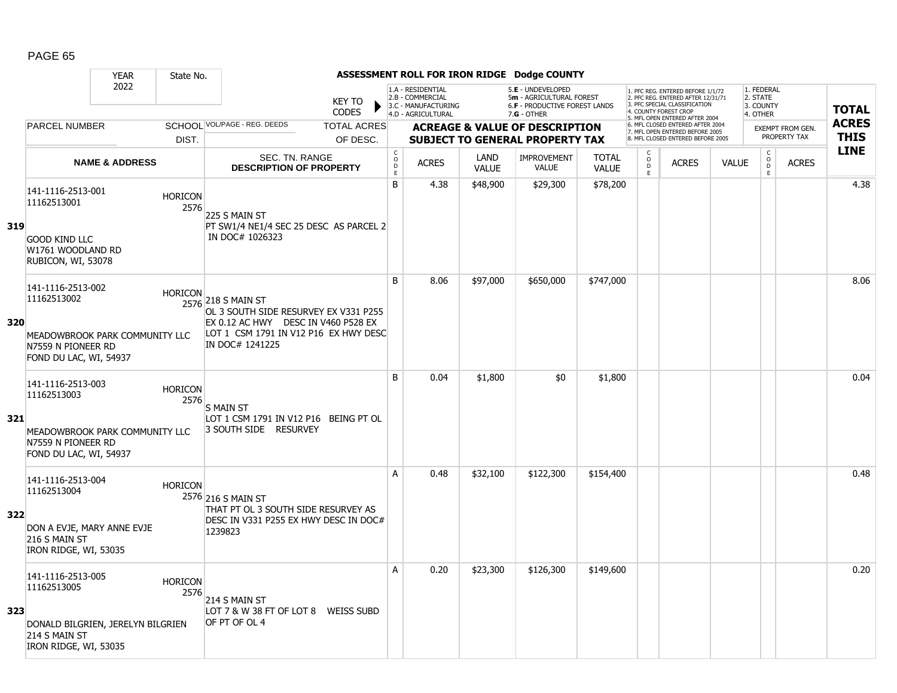**ASSESSMENT ROLL FOR IRON RIDGE Dodge COUNTY**

YEAR 2022 | State No.

KEY TO CODES:
1.A - RESIDENTIAL, 2.B - COMMERCIAL, 3.C - MANUFACTURING, 4.D - AGRICULTURAL, 5.E - UNDEVELOPED, 5m - AGRICULTURAL FOREST, 6.F - PRODUCTIVE FOREST LANDS, 7.G - OTHER

1. PFC REG. ENTERED BEFORE 1/1/72, 2. PFC REG. ENTERED AFTER 12/31/71, 3. PFC SPECIAL CLASSIFICATION, 4. COUNTY FOREST CROP, 5. MFL OPEN ENTERED AFTER 2004, 6. MFL CLOSED ENTERED AFTER 2004, 7. MFL OPEN ENTERED BEFORE 2005, 8. MFL CLOSED ENTERED BEFORE 2005

1. FEDERAL, 2. STATE, 3. COUNTY, 4. OTHER

| Line | PARCEL NUMBER / NAME & ADDRESS | SCHOOL DIST. | VOL/PAGE - REG. DEEDS / SEC. TN. RANGE / DESCRIPTION OF PROPERTY | CODE | ACRES | LAND VALUE | IMPROVEMENT VALUE | TOTAL VALUE | CODE | ACRES | VALUE | CODE | ACRES (EXEMPT) | TOTAL ACRES THIS LINE |
|---|---|---|---|---|---|---|---|---|---|---|---|---|---|---|
| 319 | 141-1116-2513-001 11162513001 GOOD KIND LLC W1761 WOODLAND RD RUBICON, WI, 53078 | HORICON 2576 | 225 S MAIN ST PT SW1/4 NE1/4 SEC 25 DESC AS PARCEL 2 IN DOC# 1026323 | B | 4.38 | $48,900 | $29,300 | $78,200 | | | | | | 4.38 |
| 320 | 141-1116-2513-002 11162513002 MEADOWBROOK PARK COMMUNITY LLC N7559 N PIONEER RD FOND DU LAC, WI, 54937 | HORICON 2576 | 218 S MAIN ST OL 3 SOUTH SIDE RESURVEY EX V331 P255 EX 0.12 AC HWY DESC IN V460 P528 EX LOT 1 CSM 1791 IN V12 P16 EX HWY DESC IN DOC# 1241225 | B | 8.06 | $97,000 | $650,000 | $747,000 | | | | | | 8.06 |
| 321 | 141-1116-2513-003 11162513003 MEADOWBROOK PARK COMMUNITY LLC N7559 N PIONEER RD FOND DU LAC, WI, 54937 | HORICON 2576 | S MAIN ST LOT 1 CSM 1791 IN V12 P16 BEING PT OL 3 SOUTH SIDE RESURVEY | B | 0.04 | $1,800 | $0 | $1,800 | | | | | | 0.04 |
| 322 | 141-1116-2513-004 11162513004 DON A EVJE, MARY ANNE EVJE 216 S MAIN ST IRON RIDGE, WI, 53035 | HORICON 2576 | 216 S MAIN ST THAT PT OL 3 SOUTH SIDE RESURVEY AS DESC IN V331 P255 EX HWY DESC IN DOC# 1239823 | A | 0.48 | $32,100 | $122,300 | $154,400 | | | | | | 0.48 |
| 323 | 141-1116-2513-005 11162513005 DONALD BILGRIEN, JERELYN BILGRIEN 214 S MAIN ST IRON RIDGE, WI, 53035 | HORICON 2576 | 214 S MAIN ST LOT 7 & W 38 FT OF LOT 8 WEISS SUBD OF PT OF OL 4 | A | 0.20 | $23,300 | $126,300 | $149,600 | | | | | | 0.20 |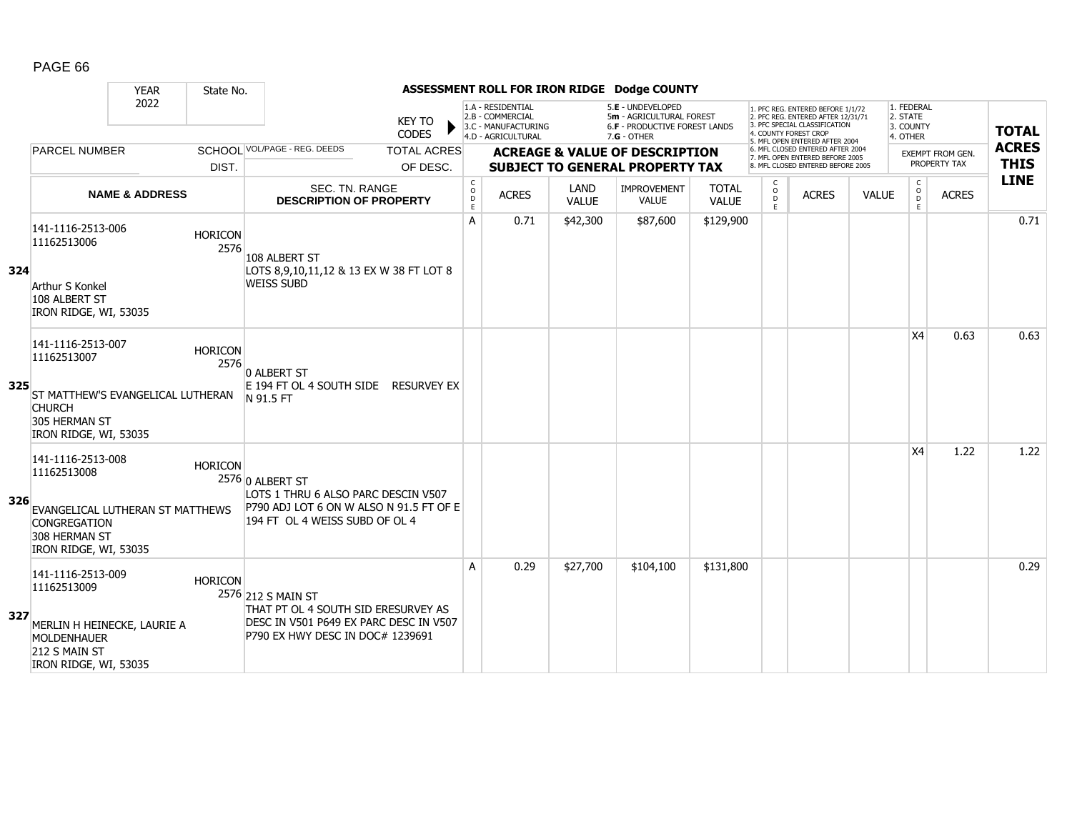# ASSESSMENT ROLL FOR IRON RIDGE Dodge COUNTY

YEAR 2022 | State No.

KEY TO CODES: 1.A - RESIDENTIAL, 2.B - COMMERCIAL, 3.C - MANUFACTURING, 4.D - AGRICULTURAL, 5.E - UNDEVELOPED, 5m - AGRICULTURAL FOREST, 6.F - PRODUCTIVE FOREST LANDS, 7.G - OTHER

1. PFC REG. ENTERED BEFORE 1/1/72, 2. PFC REG. ENTERED AFTER 12/31/71, 3. PFC SPECIAL CLASSIFICATION, 4. COUNTY FOREST CROP, 5. MFL OPEN ENTERED AFTER 2004, 6. MFL CLOSED ENTERED AFTER 2004, 7. MFL OPEN ENTERED BEFORE 2005, 8. MFL CLOSED ENTERED BEFORE 2005

1. FEDERAL, 2. STATE, 3. COUNTY, 4. OTHER

| LINE | PARCEL NUMBER / NAME & ADDRESS | SCHOOL DIST. | VOL/PAGE - REG. DEEDS / SEC. TN. RANGE / DESCRIPTION OF PROPERTY | CODE | ACRES | LAND VALUE | IMPROVEMENT VALUE | TOTAL VALUE | CODE | ACRES | VALUE | CODE (EXEMPT) | ACRES (EXEMPT FROM GEN. PROPERTY TAX) | TOTAL ACRES THIS LINE |
|---|---|---|---|---|---|---|---|---|---|---|---|---|---|---|
| 324 | 141-1116-2513-006<br>11162513006<br>Arthur S Konkel<br>108 ALBERT ST<br>IRON RIDGE, WI, 53035 | HORICON 2576 | 108 ALBERT ST<br>LOTS 8,9,10,11,12 & 13 EX W 38 FT LOT 8 WEISS SUBD | A | 0.71 | $42,300 | $87,600 | $129,900 | | | | | | 0.71 |
| 325 | 141-1116-2513-007<br>11162513007<br>ST MATTHEW'S EVANGELICAL LUTHERAN CHURCH<br>305 HERMAN ST<br>IRON RIDGE, WI, 53035 | HORICON 2576 | 0 ALBERT ST<br>E 194 FT OL 4 SOUTH SIDE RESURVEY EX N 91.5 FT | | | | | | | | | X4 | 0.63 | 0.63 |
| 326 | 141-1116-2513-008<br>11162513008<br>EVANGELICAL LUTHERAN ST MATTHEWS CONGREGATION<br>308 HERMAN ST<br>IRON RIDGE, WI, 53035 | HORICON 2576 | 0 ALBERT ST<br>LOTS 1 THRU 6 ALSO PARC DESCIN V507 P790 ADJ LOT 6 ON W ALSO N 91.5 FT OF E 194 FT OL 4 WEISS SUBD OF OL 4 | | | | | | | | | X4 | 1.22 | 1.22 |
| 327 | 141-1116-2513-009<br>11162513009<br>MERLIN H HEINECKE, LAURIE A MOLDENHAUER<br>212 S MAIN ST<br>IRON RIDGE, WI, 53035 | HORICON 2576 | 212 S MAIN ST<br>THAT PT OL 4 SOUTH SID ERESURVEY AS DESC IN V501 P649 EX PARC DESC IN V507 P790 EX HWY DESC IN DOC# 1239691 | A | 0.29 | $27,700 | $104,100 | $131,800 | | | | | | 0.29 |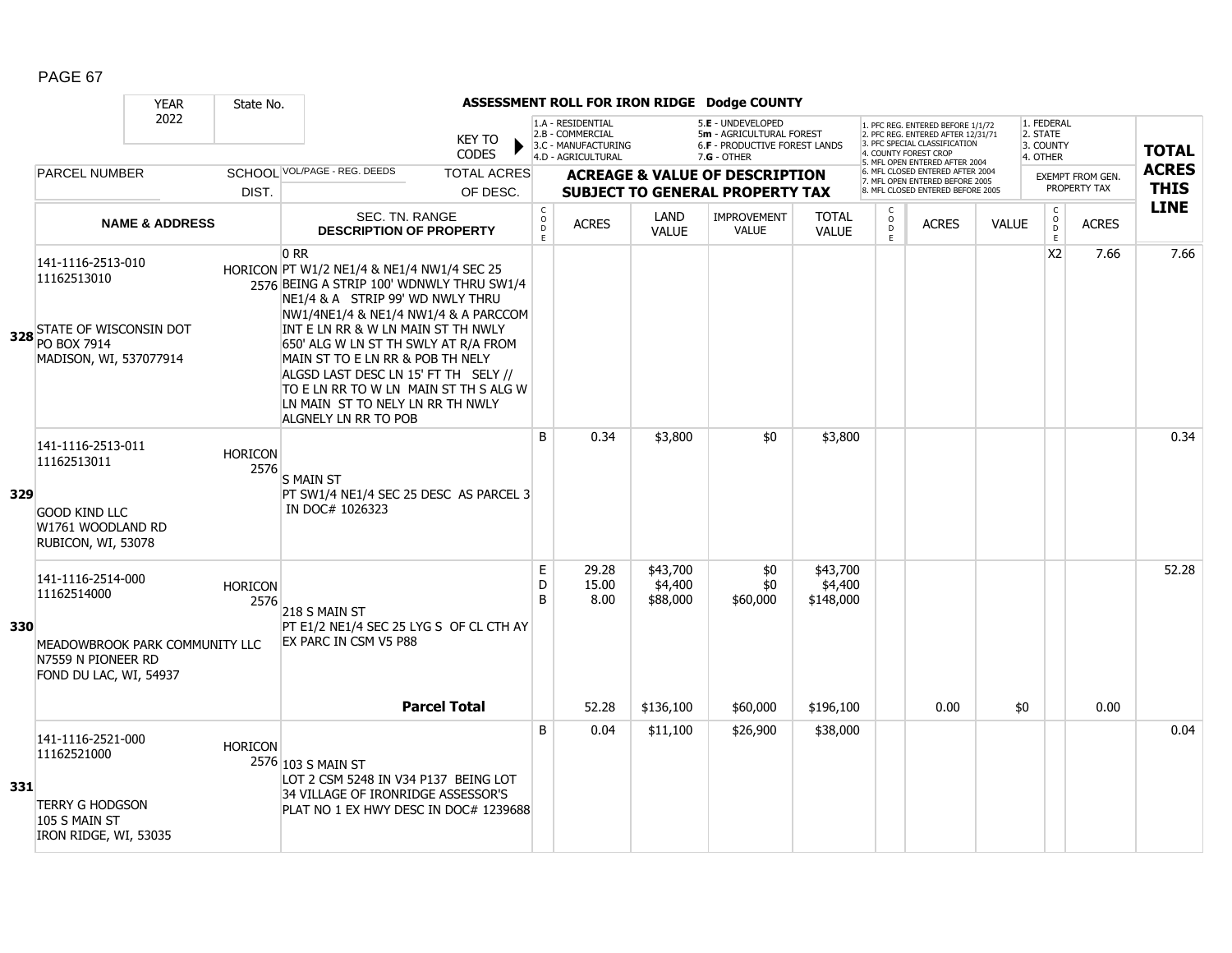**ASSESSMENT ROLL FOR IRON RIDGE Dodge COUNTY**

YEAR 2022 | State No.

KEY TO CODES: 1.A - RESIDENTIAL, 2.B - COMMERCIAL, 3.C - MANUFACTURING, 4.D - AGRICULTURAL, 5.E - UNDEVELOPED, 5m - AGRICULTURAL FOREST, 6.F - PRODUCTIVE FOREST LANDS, 7.G - OTHER

1. PFC REG. ENTERED BEFORE 1/1/72, 2. PFC REG. ENTERED AFTER 12/31/71, 3. PFC SPECIAL CLASSIFICATION, 4. COUNTY FOREST CROP, 5. MFL OPEN ENTERED AFTER 2004, 6. MFL CLOSED ENTERED AFTER 2004, 7. MFL OPEN ENTERED BEFORE 2005, 8. MFL CLOSED ENTERED BEFORE 2005

1. FEDERAL, 2. STATE, 3. COUNTY, 4. OTHER

| LINE | PARCEL NUMBER / NAME & ADDRESS | SCHOOL DIST. | VOL/PAGE - REG. DEEDS / SEC. TN. RANGE / DESCRIPTION OF PROPERTY | CODE | ACRES | LAND VALUE | IMPROVEMENT VALUE | TOTAL VALUE | CODE | ACRES | VALUE | CODE | EXEMPT ACRES | TOTAL ACRES THIS LINE |
|---|---|---|---|---|---|---|---|---|---|---|---|---|---|---|
| 328 | 141-1116-2513-010<br>11162513010<br>STATE OF WISCONSIN DOT<br>PO BOX 7914<br>MADISON, WI, 537077914 | HORICON 2576 | 0 RR<br>PT W1/2 NE1/4 & NE1/4 NW1/4 SEC 25 BEING A STRIP 100' WDNWLY THRU SW1/4 NE1/4 & A STRIP 99' WD NWLY THRU NW1/4NE1/4 & NE1/4 NW1/4 & A PARCCOM INT E LN RR & W LN MAIN ST TH NWLY 650' ALG W LN ST TH SWLY AT R/A FROM MAIN ST TO E LN RR & POB TH NELY ALGSD LAST DESC LN 15' FT TH SELY // TO E LN RR TO W LN MAIN ST TH S ALG W LN MAIN ST TO NELY LN RR TH NWLY ALGNELY LN RR TO POB | | | | | | | | | X2 | 7.66 | 7.66 |
| 329 | 141-1116-2513-011<br>11162513011<br>GOOD KIND LLC<br>W1761 WOODLAND RD<br>RUBICON, WI, 53078 | HORICON 2576 | S MAIN ST<br>PT SW1/4 NE1/4 SEC 25 DESC AS PARCEL 3 IN DOC# 1026323 | B | 0.34 | $3,800 | $0 | $3,800 | | | | | | 0.34 |
| 330 | 141-1116-2514-000<br>11162514000<br>MEADOWBROOK PARK COMMUNITY LLC<br>N7559 PIONEER RD<br>FOND DU LAC, WI, 54937 | HORICON 2576 | 218 S MAIN ST<br>PT E1/2 NE1/4 SEC 25 LYG S OF CL CTH AY EX PARC IN CSM V5 P88 | E<br>D<br>B | 29.28<br>15.00<br>8.00 | $43,700<br>$4,400<br>$88,000 | $0<br>$0<br>$60,000 | $43,700<br>$4,400<br>$148,000 | | | | | | 52.28 |
| | | | **Parcel Total** | | 52.28 | $136,100 | $60,000 | $196,100 | | 0.00 | $0 | | 0.00 | |
| 331 | 141-1116-2521-000<br>11162521000<br>TERRY G HODGSON<br>105 S MAIN ST<br>IRON RIDGE, WI, 53035 | HORICON 2576 | 103 S MAIN ST<br>LOT 2 CSM 5248 IN V34 P137 BEING LOT 34 VILLAGE OF IRONRIDGE ASSESSOR'S PLAT NO 1 EX HWY DESC IN DOC# 1239688 | B | 0.04 | $11,100 | $26,900 | $38,000 | | | | | | 0.04 |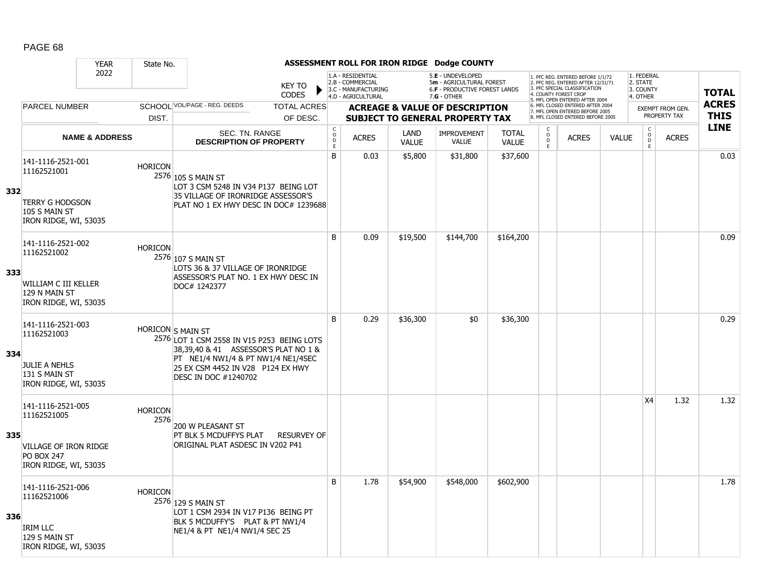## ASSESSMENT ROLL FOR IRON RIDGE Dodge COUNTY

| YEAR 2022 | State No. | | KEY TO CODES | 1.A - RESIDENTIAL 2.B - COMMERCIAL 3.C - MANUFACTURING 4.D - AGRICULTURAL | | 5.E - UNDEVELOPED 5m - AGRICULTURAL FOREST 6.F - PRODUCTIVE FOREST LANDS 7.G - OTHER | | | 1. PFC REG. ENTERED BEFORE 1/1/72 2. PFC REG. ENTERED AFTER 12/31/71 3. PFC SPECIAL CLASSIFICATION 4. COUNTY FOREST CROP 5. MFL OPEN ENTERED AFTER 2004 6. MFL CLOSED ENTERED AFTER 2004 7. MFL OPEN ENTERED BEFORE 2005 8. MFL CLOSED ENTERED BEFORE 2005 | | | 1. FEDERAL 2. STATE 3. COUNTY 4. OTHER | | TOTAL ACRES THIS LINE |
|---|---|---|---|---|---|---|---|---|---|---|---|---|---|---|
| PARCEL NUMBER | SCHOOL DIST. | VOL/PAGE - REG. DEEDS | TOTAL ACRES OF DESC. | ACREAGE & VALUE OF DESCRIPTION SUBJECT TO GENERAL PROPERTY TAX | | | | | | | | EXEMPT FROM GEN. PROPERTY TAX | | |
| NAME & ADDRESS | | SEC. TN. RANGE DESCRIPTION OF PROPERTY | | CODE | ACRES | LAND VALUE | IMPROVEMENT VALUE | TOTAL VALUE | CODE | ACRES | VALUE | CODE | ACRES | |
| **332** 141-1116-2521-001 11162521001 TERRY G HODGSON 105 S MAIN ST IRON RIDGE, WI, 53035 | HORICON 2576 | 105 S MAIN ST LOT 3 CSM 5248 IN V34 P137 BEING LOT 35 VILLAGE OF IRONRIDGE ASSESSOR'S PLAT NO 1 EX HWY DESC IN DOC# 1239688 | | B | 0.03 | $5,800 | $31,800 | $37,600 | | | | | | 0.03 |
| **333** 141-1116-2521-002 11162521002 WILLIAM C III KELLER 129 N MAIN ST IRON RIDGE, WI, 53035 | HORICON 2576 | 107 S MAIN ST LOTS 36 & 37 VILLAGE OF IRONRIDGE ASSESSOR'S PLAT NO. 1 EX HWY DESC IN DOC# 1242377 | | B | 0.09 | $19,500 | $144,700 | $164,200 | | | | | | 0.09 |
| **334** 141-1116-2521-003 11162521003 JULIE A NEHLS 131 S MAIN ST IRON RIDGE, WI, 53035 | HORICON 2576 | S MAIN ST LOT 1 CSM 2558 IN V15 P253 BEING LOTS 38,39,40 & 41 ASSESSOR'S PLAT NO 1 & PT NE1/4 NW1/4 & PT NW1/4 NE1/4SEC 25 EX CSM 4452 IN V28 P124 EX HWY DESC IN DOC #1240702 | | B | 0.29 | $36,300 | $0 | $36,300 | | | | | | 0.29 |
| **335** 141-1116-2521-005 11162521005 VILLAGE OF IRON RIDGE PO BOX 247 IRON RIDGE, WI, 53035 | HORICON 2576 | 200 W PLEASANT ST PT BLK 5 MCDUFFYS PLAT RESURVEY OF ORIGINAL PLAT ASDESC IN V202 P41 | | | | | | | | | | X4 | 1.32 | 1.32 |
| **336** 141-1116-2521-006 11162521006 IRIM LLC 129 S MAIN ST IRON RIDGE, WI, 53035 | HORICON 2576 | 129 S MAIN ST LOT 1 CSM 2934 IN V17 P136 BEING PT BLK 5 MCDUFFY'S PLAT & PT NW1/4 NE1/4 & PT NE1/4 NW1/4 SEC 25 | | B | 1.78 | $54,900 | $548,000 | $602,900 | | | | | | 1.78 |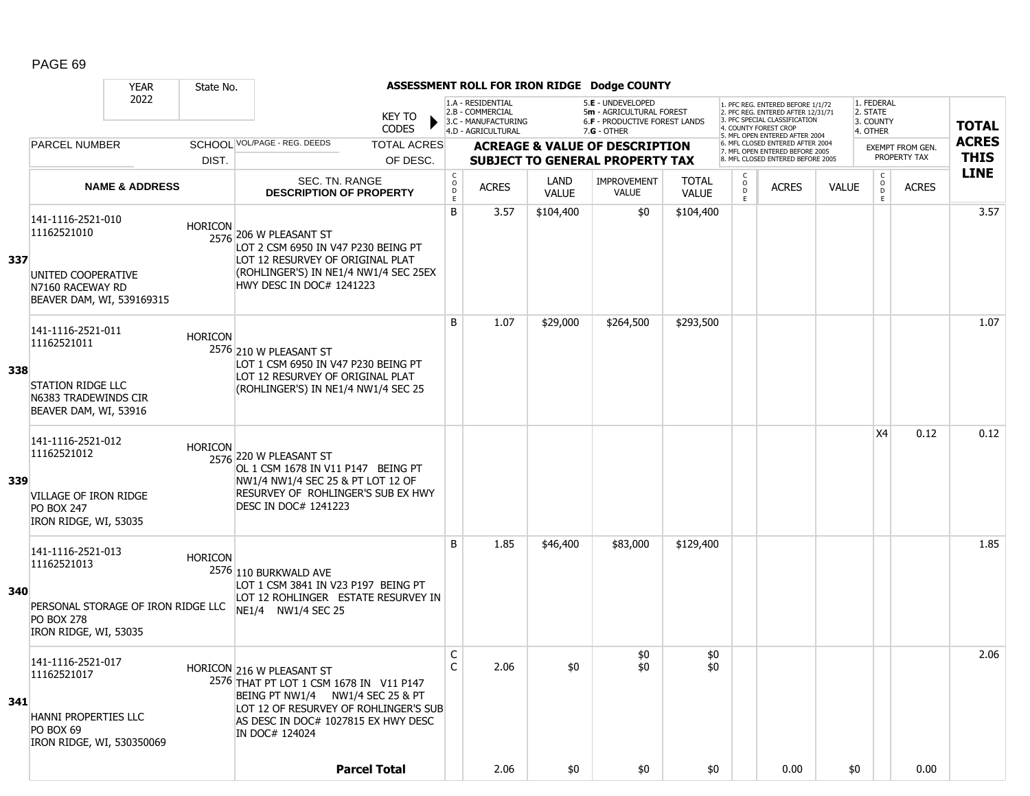# ASSESSMENT ROLL FOR IRON RIDGE Dodge COUNTY

| YEAR | State No. | | |
|---|---|---|---|
| 2022 | | | |

KEY TO CODES: 1.A - RESIDENTIAL, 2.B - COMMERCIAL, 3.C - MANUFACTURING, 4.D - AGRICULTURAL, 5.E - UNDEVELOPED, 5m - AGRICULTURAL FOREST, 6.F - PRODUCTIVE FOREST LANDS, 7.G - OTHER

1. PFC REG. ENTERED BEFORE 1/1/72, 2. PFC REG. ENTERED AFTER 12/31/71, 3. PFC SPECIAL CLASSIFICATION, 4. COUNTY FOREST CROP, 5. MFL OPEN ENTERED AFTER 2004, 6. MFL CLOSED ENTERED AFTER 2004, 7. MFL OPEN ENTERED BEFORE 2005, 8. MFL CLOSED ENTERED BEFORE 2005

1. FEDERAL, 2. STATE, 3. COUNTY, 4. OTHER — EXEMPT FROM GEN. PROPERTY TAX

| | PARCEL NUMBER / NAME & ADDRESS | SCHOOL DIST. | VOL/PAGE - REG. DEEDS / SEC. TN. RANGE / DESCRIPTION OF PROPERTY | CODE | ACRES | LAND VALUE | IMPROVEMENT VALUE | TOTAL VALUE | CODE | ACRES | VALUE | CODE | ACRES | TOTAL ACRES THIS LINE |
|---|---|---|---|---|---|---|---|---|---|---|---|---|---|---|
| 337 | 141-1116-2521-010<br>11162521010<br><br>UNITED COOPERATIVE<br>N7160 RACEWAY RD<br>BEAVER DAM, WI, 539169315 | HORICON 2576 | 206 W PLEASANT ST<br>LOT 2 CSM 6950 IN V47 P230 BEING PT LOT 12 RESURVEY OF ORIGINAL PLAT (ROHLINGER'S) IN NE1/4 NW1/4 SEC 25EX HWY DESC IN DOC# 1241223 | B | 3.57 | $104,400 | $0 | $104,400 | | | | | | 3.57 |
| 338 | 141-1116-2521-011<br>11162521011<br><br>STATION RIDGE LLC<br>N6383 TRADEWINDS CIR<br>BEAVER DAM, WI, 53916 | HORICON 2576 | 210 W PLEASANT ST<br>LOT 1 CSM 6950 IN V47 P230 BEING PT LOT 12 RESURVEY OF ORIGINAL PLAT (ROHLINGER'S) IN NE1/4 NW1/4 SEC 25 | B | 1.07 | $29,000 | $264,500 | $293,500 | | | | | | 1.07 |
| 339 | 141-1116-2521-012<br>11162521012<br><br>VILLAGE OF IRON RIDGE<br>PO BOX 247<br>IRON RIDGE, WI, 53035 | HORICON 2576 | 220 W PLEASANT ST<br>OL 1 CSM 1678 IN V11 P147 BEING PT NW1/4 NW1/4 SEC 25 & PT LOT 12 OF RESURVEY OF ROHLINGER'S SUB EX HWY DESC IN DOC# 1241223 | | | | | | | | | X4 | 0.12 | 0.12 |
| 340 | 141-1116-2521-013<br>11162521013<br><br>PERSONAL STORAGE OF IRON RIDGE LLC<br>PO BOX 278<br>IRON RIDGE, WI, 53035 | HORICON 2576 | 110 BURKWALD AVE<br>LOT 1 CSM 3841 IN V23 P197 BEING PT LOT 12 ROHLINGER ESTATE RESURVEY IN NE1/4 NW1/4 SEC 25 | B | 1.85 | $46,400 | $83,000 | $129,400 | | | | | | 1.85 |
| 341 | 141-1116-2521-017<br>11162521017<br><br>HANNI PROPERTIES LLC<br>PO BOX 69<br>IRON RIDGE, WI, 530350069 | HORICON 2576 | 216 W PLEASANT ST<br>THAT PT LOT 1 CSM 1678 IN V11 P147 BEING PT NW1/4 NW1/4 SEC 25 & PT LOT 12 OF RESURVEY OF ROHLINGER'S SUB AS DESC IN DOC# 1027815 EX HWY DESC IN DOC# 124024 | C<br>C | 2.06 | $0 | $0<br>$0 | $0<br>$0 | | | | | | 2.06 |
| | | | **Parcel Total** | | 2.06 | $0 | $0 | $0 | | 0.00 | $0 | | 0.00 | |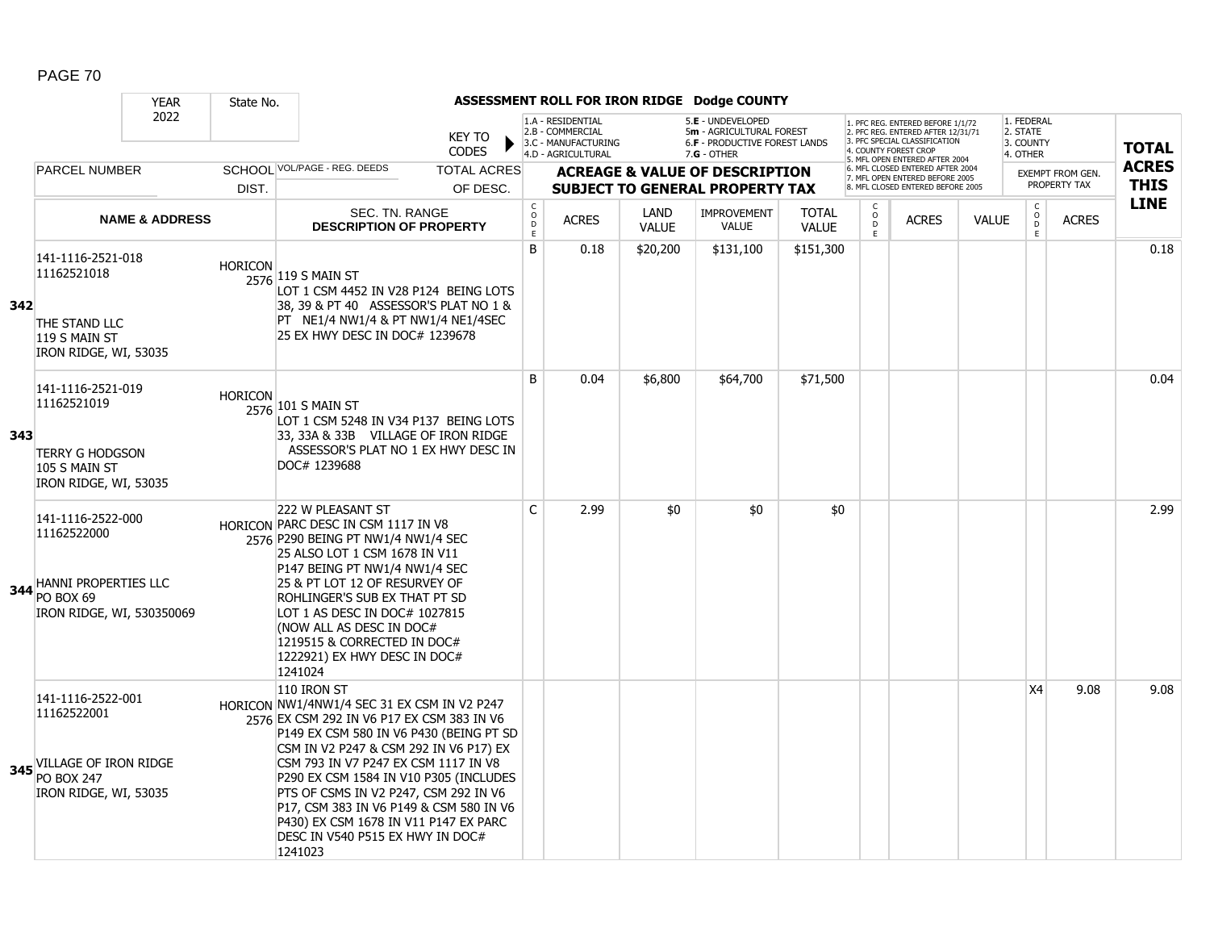## ASSESSMENT ROLL FOR IRON RIDGE Dodge COUNTY

| YEAR 2022 | State No. | | KEY TO CODES | 1.A - RESIDENTIAL 2.B - COMMERCIAL 3.C - MANUFACTURING 4.D - AGRICULTURAL | | 5.E - UNDEVELOPED 5m - AGRICULTURAL FOREST 6.F - PRODUCTIVE FOREST LANDS 7.G - OTHER | | | 1. PFC REG. ENTERED BEFORE 1/1/72 2. PFC REG. ENTERED AFTER 12/31/71 3. PFC SPECIAL CLASSIFICATION 4. COUNTY FOREST CROP 5. MFL OPEN ENTERED AFTER 2004 6. MFL CLOSED ENTERED AFTER 2004 7. MFL OPEN ENTERED BEFORE 2005 8. MFL CLOSED ENTERED BEFORE 2005 | | | 1. FEDERAL 2. STATE 3. COUNTY 4. OTHER | | TOTAL ACRES THIS LINE |
|---|---|---|---|---|---|---|---|---|---|---|---|---|---|---|
| PARCEL NUMBER | SCHOOL DIST. | VOL/PAGE - REG. DEEDS | TOTAL ACRES OF DESC. | ACREAGE & VALUE OF DESCRIPTION SUBJECT TO GENERAL PROPERTY TAX | | | | | | | | EXEMPT FROM GEN. PROPERTY TAX | | |
| NAME & ADDRESS | | SEC. TN. RANGE DESCRIPTION OF PROPERTY | | CODE | ACRES | LAND VALUE | IMPROVEMENT VALUE | TOTAL VALUE | CODE | ACRES | VALUE | CODE | ACRES | |
| **342** 141-1116-2521-018 11162521018 THE STAND LLC 119 S MAIN ST IRON RIDGE, WI, 53035 | HORICON 2576 | 119 S MAIN ST LOT 1 CSM 4452 IN V28 P124 BEING LOTS 38, 39 & PT 40 ASSESSOR'S PLAT NO 1 & PT NE1/4 NW1/4 & PT NW1/4 NE1/4SEC 25 EX HWY DESC IN DOC# 1239678 | | B | 0.18 | $20,200 | $131,100 | $151,300 | | | | | | 0.18 |
| **343** 141-1116-2521-019 11162521019 TERRY G HODGSON 105 S MAIN ST IRON RIDGE, WI, 53035 | HORICON 2576 | 101 S MAIN ST LOT 1 CSM 5248 IN V34 P137 BEING LOTS 33, 33A & 33B VILLAGE OF IRON RIDGE ASSESSOR'S PLAT NO 1 EX HWY DESC IN DOC# 1239688 | | B | 0.04 | $6,800 | $64,700 | $71,500 | | | | | | 0.04 |
| **344** 141-1116-2522-000 11162522000 HANNI PROPERTIES LLC PO BOX 69 IRON RIDGE, WI, 530350069 | HORICON 2576 | 222 W PLEASANT ST PARC DESC IN CSM 1117 IN V8 P290 BEING PT NW1/4 NW1/4 SEC 25 ALSO LOT 1 CSM 1678 IN V11 P147 BEING PT NW1/4 NW1/4 SEC 25 & PT LOT 12 OF RESURVEY OF ROHLINGER'S SUB EX THAT PT SD LOT 1 AS DESC IN DOC# 1027815 (NOW ALL AS DESC IN DOC# 1219515 & CORRECTED IN DOC# 1222921) EX HWY DESC IN DOC# 1241024 | | C | 2.99 | $0 | $0 | $0 | | | | | | 2.99 |
| **345** 141-1116-2522-001 11162522001 VILLAGE OF IRON RIDGE PO BOX 247 IRON RIDGE, WI, 53035 | HORICON 2576 | 110 IRON ST NW1/4NW1/4 SEC 31 EX CSM IN V2 P247 EX CSM 292 IN V6 P17 EX CSM 383 IN V6 P149 EX CSM 580 IN V6 P430 (BEING PT SD CSM IN V2 P247 & CSM 292 IN V6 P17) EX CSM 793 IN V7 P247 EX CSM 1117 IN V8 P290 EX CSM 1584 IN V10 P305 (INCLUDES PTS OF CSMS IN V2 P247, CSM 292 IN V6 P17, CSM 383 IN V6 P149 & CSM 580 IN V6 P430) EX CSM 1678 IN V11 P147 EX PARC DESC IN V540 P515 EX HWY IN DOC# 1241023 | | | | | | | | | | X4 | 9.08 | 9.08 |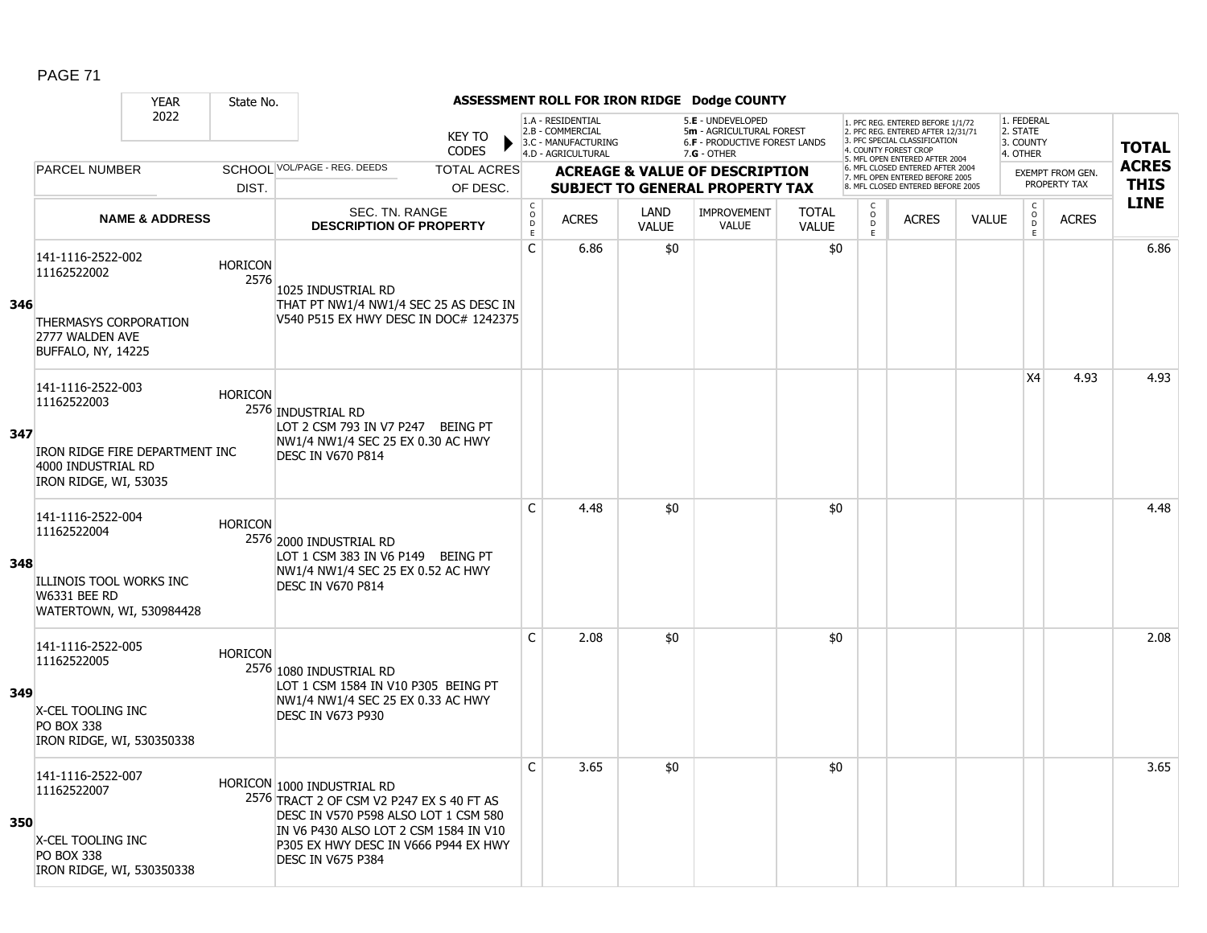# ASSESSMENT ROLL FOR IRON RIDGE Dodge COUNTY

| YEAR | State No. |
|---|---|
| 2022 | |

KEY TO CODES:
- 1.A - RESIDENTIAL
- 2.B - COMMERCIAL
- 3.C - MANUFACTURING
- 4.D - AGRICULTURAL
- 5.E - UNDEVELOPED
- 5m - AGRICULTURAL FOREST
- 6.F - PRODUCTIVE FOREST LANDS
- 7.G - OTHER

PFC/MFL CODES:
1. PFC REG. ENTERED BEFORE 1/1/72
2. PFC REG. ENTERED AFTER 12/31/71
3. PFC SPECIAL CLASSIFICATION
4. COUNTY FOREST CROP
5. MFL OPEN ENTERED AFTER 2004
6. MFL CLOSED ENTERED AFTER 2004
7. MFL OPEN ENTERED BEFORE 2005
8. MFL CLOSED ENTERED BEFORE 2005

EXEMPT CODES:
1. FEDERAL
2. STATE
3. COUNTY
4. OTHER

| LINE | PARCEL NUMBER / NAME & ADDRESS | SCHOOL DIST. | VOL/PAGE - REG. DEEDS / SEC. TN. RANGE / DESCRIPTION OF PROPERTY | CODE | ACRES | LAND VALUE | IMPROVEMENT VALUE | TOTAL VALUE | PFC/MFL CODE | PFC/MFL ACRES | PFC/MFL VALUE | EXEMPT CODE | EXEMPT ACRES | TOTAL ACRES THIS LINE |
|---|---|---|---|---|---|---|---|---|---|---|---|---|---|---|
| 346 | 141-1116-2522-002<br>11162522002<br>THERMASYS CORPORATION<br>2777 WALDEN AVE<br>BUFFALO, NY, 14225 | HORICON 2576 | 1025 INDUSTRIAL RD<br>THAT PT NW1/4 NW1/4 SEC 25 AS DESC IN V540 P515 EX HWY DESC IN DOC# 1242375 | C | 6.86 | $0 | | $0 | | | | | | 6.86 |
| 347 | 141-1116-2522-003<br>11162522003<br>IRON RIDGE FIRE DEPARTMENT INC<br>4000 INDUSTRIAL RD<br>IRON RIDGE, WI, 53035 | HORICON 2576 | INDUSTRIAL RD<br>LOT 2 CSM 793 IN V7 P247 BEING PT NW1/4 NW1/4 SEC 25 EX 0.30 AC HWY DESC IN V670 P814 | | | | | | | | | X4 | 4.93 | 4.93 |
| 348 | 141-1116-2522-004<br>11162522004<br>ILLINOIS TOOL WORKS INC<br>W6331 BEE RD<br>WATERTOWN, WI, 530984428 | HORICON 2576 | 2000 INDUSTRIAL RD<br>LOT 1 CSM 383 IN V6 P149 BEING PT NW1/4 NW1/4 SEC 25 EX 0.52 AC HWY DESC IN V670 P814 | C | 4.48 | $0 | | $0 | | | | | | 4.48 |
| 349 | 141-1116-2522-005<br>11162522005<br>X-CEL TOOLING INC<br>PO BOX 338<br>IRON RIDGE, WI, 530350338 | HORICON 2576 | 1080 INDUSTRIAL RD<br>LOT 1 CSM 1584 IN V10 P305 BEING PT NW1/4 NW1/4 SEC 25 EX 0.33 AC HWY DESC IN V673 P930 | C | 2.08 | $0 | | $0 | | | | | | 2.08 |
| 350 | 141-1116-2522-007<br>11162522007<br>X-CEL TOOLING INC<br>PO BOX 338<br>IRON RIDGE, WI, 530350338 | HORICON 2576 | 1000 INDUSTRIAL RD<br>TRACT 2 OF CSM V2 P247 EX S 40 FT AS DESC IN V570 P598 ALSO LOT 1 CSM 580 IN V6 P430 ALSO LOT 2 CSM 1584 IN V10 P305 EX HWY DESC IN V666 P944 EX HWY DESC IN V675 P384 | C | 3.65 | $0 | | $0 | | | | | | 3.65 |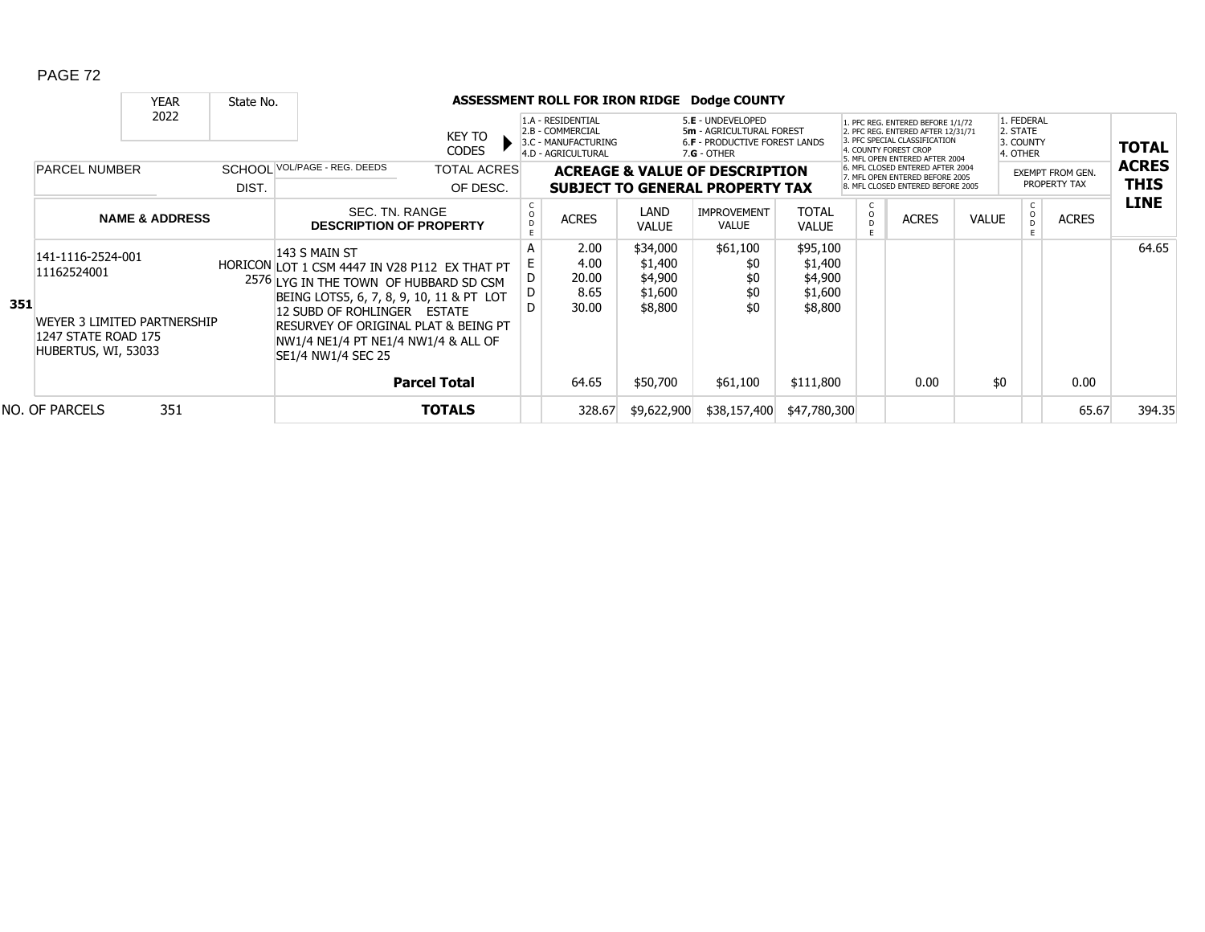## ASSESSMENT ROLL FOR IRON RIDGE Dodge COUNTY

| YEAR | State No. |
|---|---|
| 2022 | |

**KEY TO CODES**

- 1.A - RESIDENTIAL
- 2.B - COMMERCIAL
- 3.C - MANUFACTURING
- 4.D - AGRICULTURAL
- 5.E - UNDEVELOPED
- 5m - AGRICULTURAL FOREST
- 6.F - PRODUCTIVE FOREST LANDS
- 7.G - OTHER

- 1. PFC REG. ENTERED BEFORE 1/1/72
- 2. PFC REG. ENTERED AFTER 12/31/71
- 3. PFC SPECIAL CLASSIFICATION
- 4. COUNTY FOREST CROP
- 5. MFL OPEN ENTERED AFTER 2004
- 6. MFL CLOSED ENTERED AFTER 2004
- 7. MFL OPEN ENTERED BEFORE 2005
- 8. MFL CLOSED ENTERED BEFORE 2005

- 1. FEDERAL
- 2. STATE
- 3. COUNTY
- 4. OTHER

| | PARCEL NUMBER / NAME & ADDRESS | SCHOOL DIST. | VOL/PAGE - REG. DEEDS / SEC. TN. RANGE DESCRIPTION OF PROPERTY | TOTAL ACRES OF DESC. | CODE | ACRES | LAND VALUE | IMPROVEMENT VALUE | TOTAL VALUE | CODE | ACRES | VALUE | CODE | EXEMPT FROM GEN. PROPERTY TAX ACRES | TOTAL ACRES THIS LINE |
|---|---|---|---|---|---|---|---|---|---|---|---|---|---|---|---|
| 351 | 141-1116-2524-001<br>11162524001<br><br>WEYER 3 LIMITED PARTNERSHIP<br>1247 STATE ROAD 175<br>HUBERTUS, WI, 53033 | HORICON 2576 | 143 S MAIN ST<br>LOT 1 CSM 4447 IN V28 P112 EX THAT PT LYG IN THE TOWN OF HUBBARD SD CSM BEING LOTS5, 6, 7, 8, 9, 10, 11 & PT LOT 12 SUBD OF ROHLINGER ESTATE RESURVEY OF ORIGINAL PLAT & BEING PT NW1/4 NE1/4 PT NE1/4 NW1/4 & ALL OF SE1/4 NW1/4 SEC 25 | | A<br>E<br>D<br>D<br>D | 2.00<br>4.00<br>20.00<br>8.65<br>30.00 | $34,000<br>$1,400<br>$4,900<br>$1,600<br>$8,800 | $61,100<br>$0<br>$0<br>$0<br>$0 | $95,100<br>$1,400<br>$4,900<br>$1,600<br>$8,800 | | | | | | 64.65 |
| | | | | **Parcel Total** | | 64.65 | $50,700 | $61,100 | $111,800 | | 0.00 | $0 | | 0.00 | |
| NO. OF PARCELS | 351 | | | **TOTALS** | | 328.67 | $9,622,900 | $38,157,400 | $47,780,300 | | | | | 65.67 | 394.35 |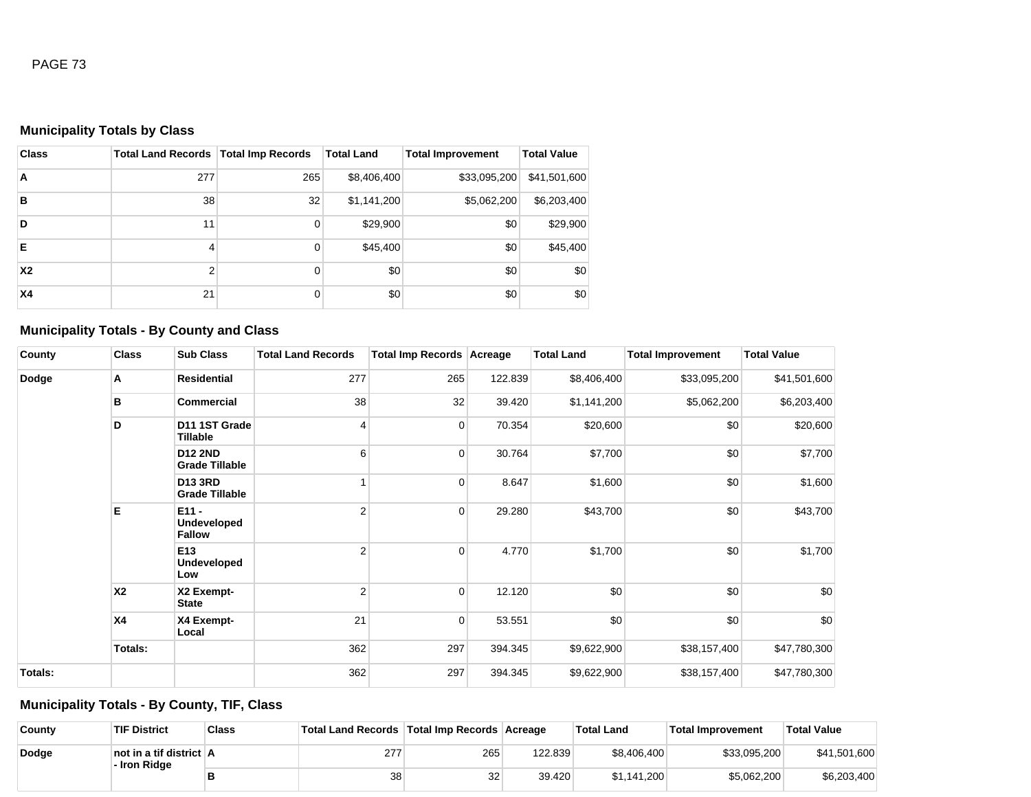### Municipality Totals by Class

| Class | Total Land Records | Total Imp Records | Total Land | Total Improvement | Total Value |
|---|---|---|---|---|---|
| A | 277 | 265 | $8,406,400 | $33,095,200 | $41,501,600 |
| B | 38 | 32 | $1,141,200 | $5,062,200 | $6,203,400 |
| D | 11 | 0 | $29,900 | $0 | $29,900 |
| E | 4 | 0 | $45,400 | $0 | $45,400 |
| X2 | 2 | 0 | $0 | $0 | $0 |
| X4 | 21 | 0 | $0 | $0 | $0 |

### Municipality Totals - By County and Class

| County | Class | Sub Class | Total Land Records | Total Imp Records | Acreage | Total Land | Total Improvement | Total Value |
|---|---|---|---|---|---|---|---|---|
| Dodge | A | Residential | 277 | 265 | 122.839 | $8,406,400 | $33,095,200 | $41,501,600 |
| | B | Commercial | 38 | 32 | 39.420 | $1,141,200 | $5,062,200 | $6,203,400 |
| | D | D11 1ST Grade Tillable | 4 | 0 | 70.354 | $20,600 | $0 | $20,600 |
| | | D12 2ND Grade Tillable | 6 | 0 | 30.764 | $7,700 | $0 | $7,700 |
| | | D13 3RD Grade Tillable | 1 | 0 | 8.647 | $1,600 | $0 | $1,600 |
| | E | E11 - Undeveloped Fallow | 2 | 0 | 29.280 | $43,700 | $0 | $43,700 |
| | | E13 Undeveloped Low | 2 | 0 | 4.770 | $1,700 | $0 | $1,700 |
| | X2 | X2 Exempt-State | 2 | 0 | 12.120 | $0 | $0 | $0 |
| | X4 | X4 Exempt-Local | 21 | 0 | 53.551 | $0 | $0 | $0 |
| | Totals: | | 362 | 297 | 394.345 | $9,622,900 | $38,157,400 | $47,780,300 |
| Totals: | | | 362 | 297 | 394.345 | $9,622,900 | $38,157,400 | $47,780,300 |

### Municipality Totals - By County, TIF, Class

| County | TIF District | Class | Total Land Records | Total Imp Records | Acreage | Total Land | Total Improvement | Total Value |
|---|---|---|---|---|---|---|---|---|
| Dodge | not in a tif district - Iron Ridge | A | 277 | 265 | 122.839 | $8,406,400 | $33,095,200 | $41,501,600 |
| | | B | 38 | 32 | 39.420 | $1,141,200 | $5,062,200 | $6,203,400 |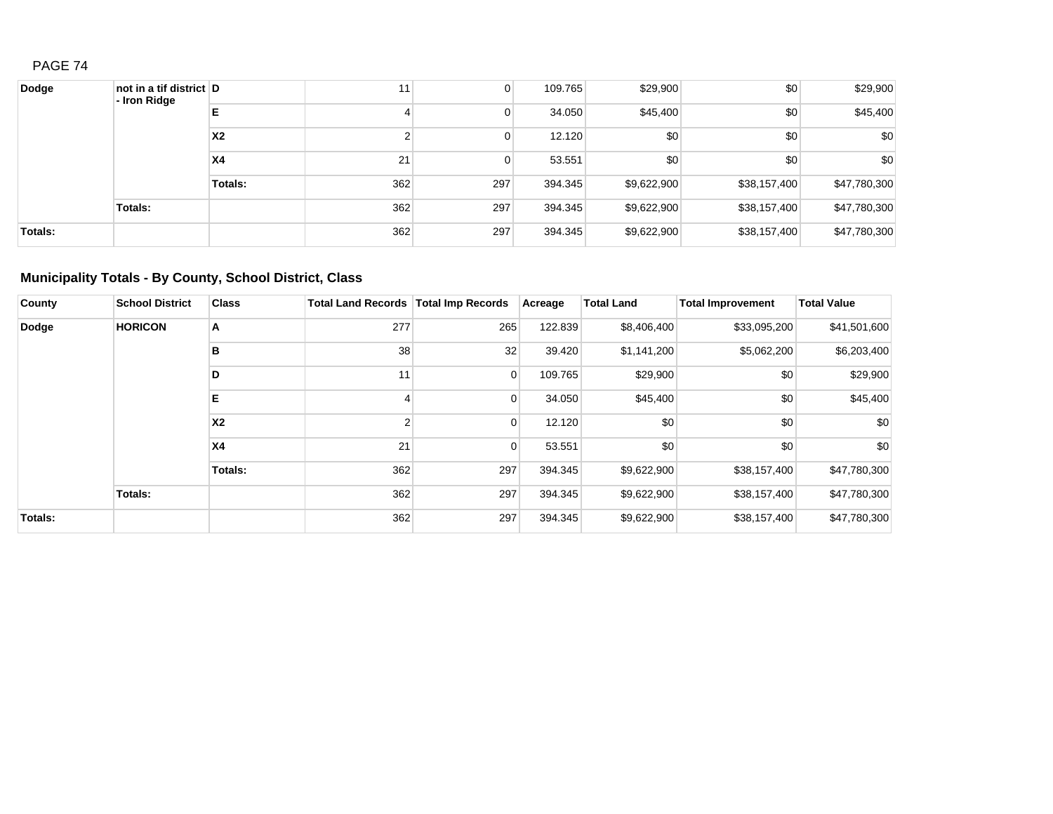| | | | | | | | | |
|---|---|---|---|---|---|---|---|---|
| **Dodge** | **not in a tif district - Iron Ridge** | **D** | 11 | 0 | 109.765 | $29,900 | $0 | $29,900 |
| | | **E** | 4 | 0 | 34.050 | $45,400 | $0 | $45,400 |
| | | **X2** | 2 | 0 | 12.120 | $0 | $0 | $0 |
| | | **X4** | 21 | 0 | 53.551 | $0 | $0 | $0 |
| | | **Totals:** | 362 | 297 | 394.345 | $9,622,900 | $38,157,400 | $47,780,300 |
| | **Totals:** | | 362 | 297 | 394.345 | $9,622,900 | $38,157,400 | $47,780,300 |
| **Totals:** | | | 362 | 297 | 394.345 | $9,622,900 | $38,157,400 | $47,780,300 |

### Municipality Totals - By County, School District, Class

| County | School District | Class | Total Land Records | Total Imp Records | Acreage | Total Land | Total Improvement | Total Value |
|---|---|---|---|---|---|---|---|---|
| **Dodge** | **HORICON** | **A** | 277 | 265 | 122.839 | $8,406,400 | $33,095,200 | $41,501,600 |
| | | **B** | 38 | 32 | 39.420 | $1,141,200 | $5,062,200 | $6,203,400 |
| | | **D** | 11 | 0 | 109.765 | $29,900 | $0 | $29,900 |
| | | **E** | 4 | 0 | 34.050 | $45,400 | $0 | $45,400 |
| | | **X2** | 2 | 0 | 12.120 | $0 | $0 | $0 |
| | | **X4** | 21 | 0 | 53.551 | $0 | $0 | $0 |
| | | **Totals:** | 362 | 297 | 394.345 | $9,622,900 | $38,157,400 | $47,780,300 |
| | **Totals:** | | 362 | 297 | 394.345 | $9,622,900 | $38,157,400 | $47,780,300 |
| **Totals:** | | | 362 | 297 | 394.345 | $9,622,900 | $38,157,400 | $47,780,300 |